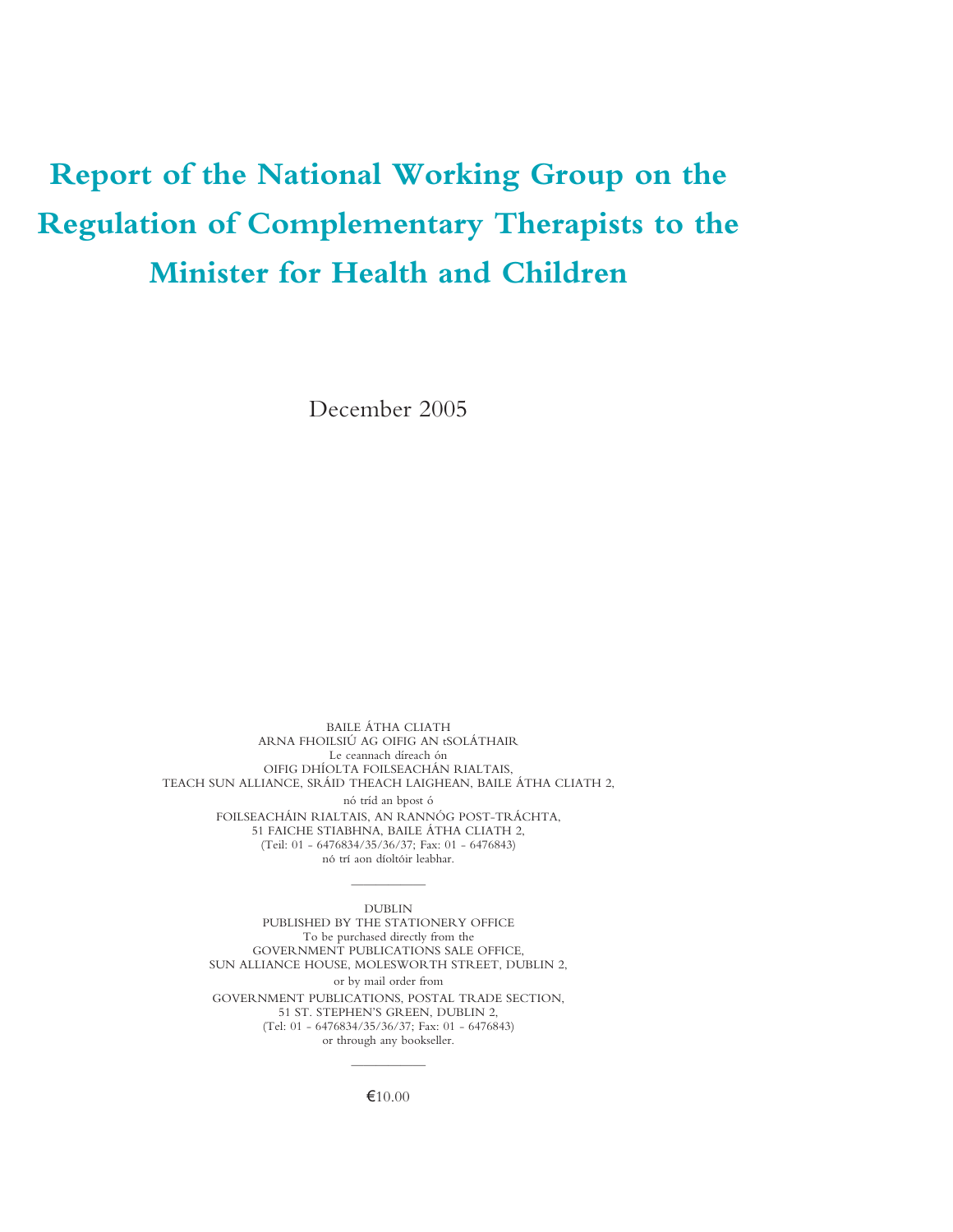# Report of the National Working Group on the Regulation of Complementary Therapists to the Minister for Health and Children

December 2005

BAILE ÁTHA CLIATH
ARNA FHOILSIÚ AG OIFIG AN tSOLÁTHAIR
Le ceannach díreach ón
OIFIG DHÍOLTA FOILSEACHÁN RIALTAIS,
TEACH SUN ALLIANCE, SRÁID THEACH LAIGHEAN, BAILE ÁTHA CLIATH 2,
nó tríd an bpost ó
FOILSEACHÁIN RIALTAIS, AN RANNÓG POST-TRÁCHTA,
51 FAICHE STIABHNA, BAILE ÁTHA CLIATH 2,
(Teil: 01 - 6476834/35/36/37; Fax: 01 - 6476843)
nó trí aon díoltóir leabhar.

---

DUBLIN
PUBLISHED BY THE STATIONERY OFFICE
To be purchased directly from the
GOVERNMENT PUBLICATIONS SALE OFFICE,
SUN ALLIANCE HOUSE, MOLESWORTH STREET, DUBLIN 2,
or by mail order from
GOVERNMENT PUBLICATIONS, POSTAL TRADE SECTION,
51 ST. STEPHEN'S GREEN, DUBLIN 2,
(Tel: 01 - 6476834/35/36/37; Fax: 01 - 6476843)
or through any bookseller.

---

€10.00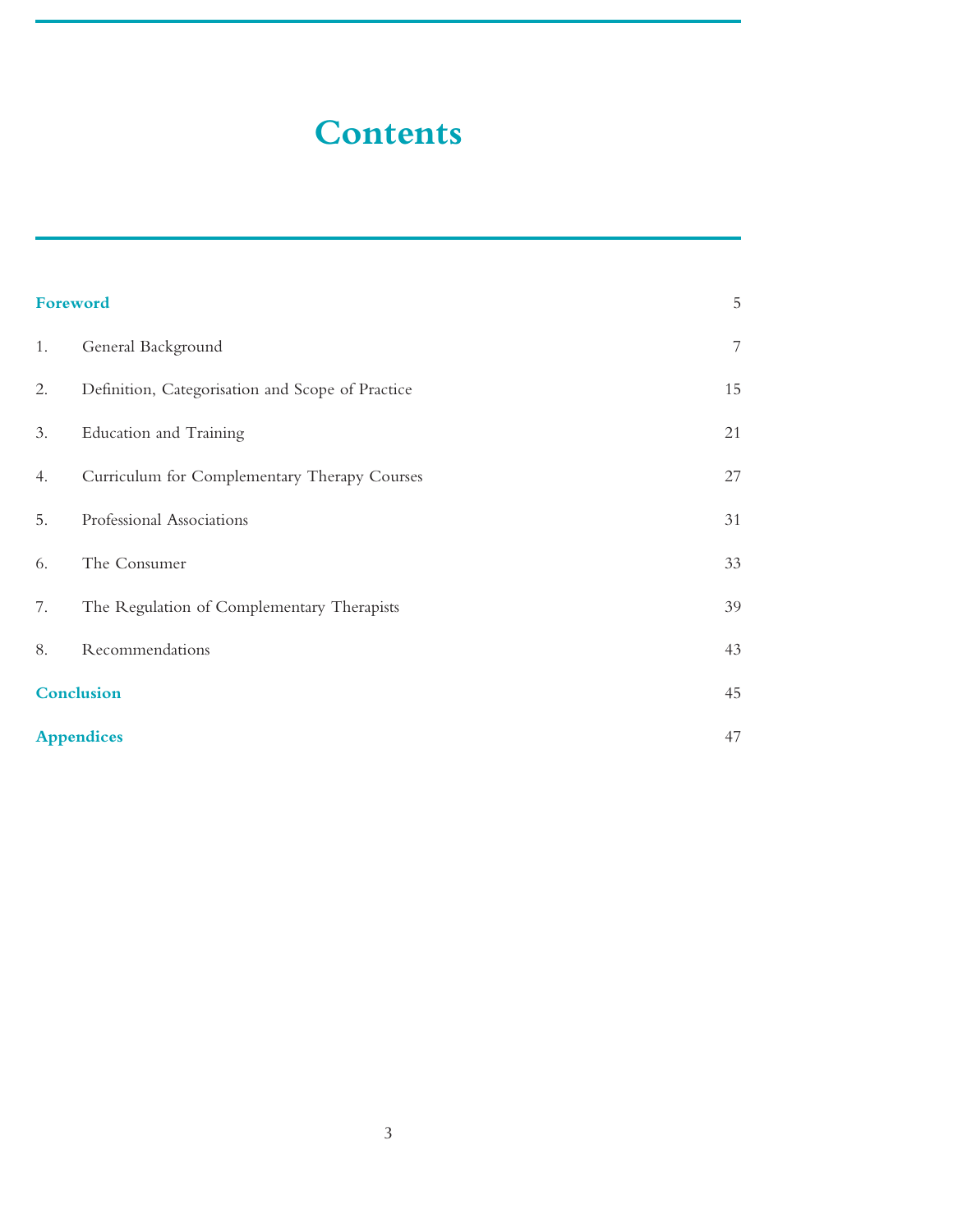# Contents

| | | |
|---|---|---|
| **Foreword** | | 5 |
| 1. | General Background | 7 |
| 2. | Definition, Categorisation and Scope of Practice | 15 |
| 3. | Education and Training | 21 |
| 4. | Curriculum for Complementary Therapy Courses | 27 |
| 5. | Professional Associations | 31 |
| 6. | The Consumer | 33 |
| 7. | The Regulation of Complementary Therapists | 39 |
| 8. | Recommendations | 43 |
| **Conclusion** | | 45 |
| **Appendices** | | 47 |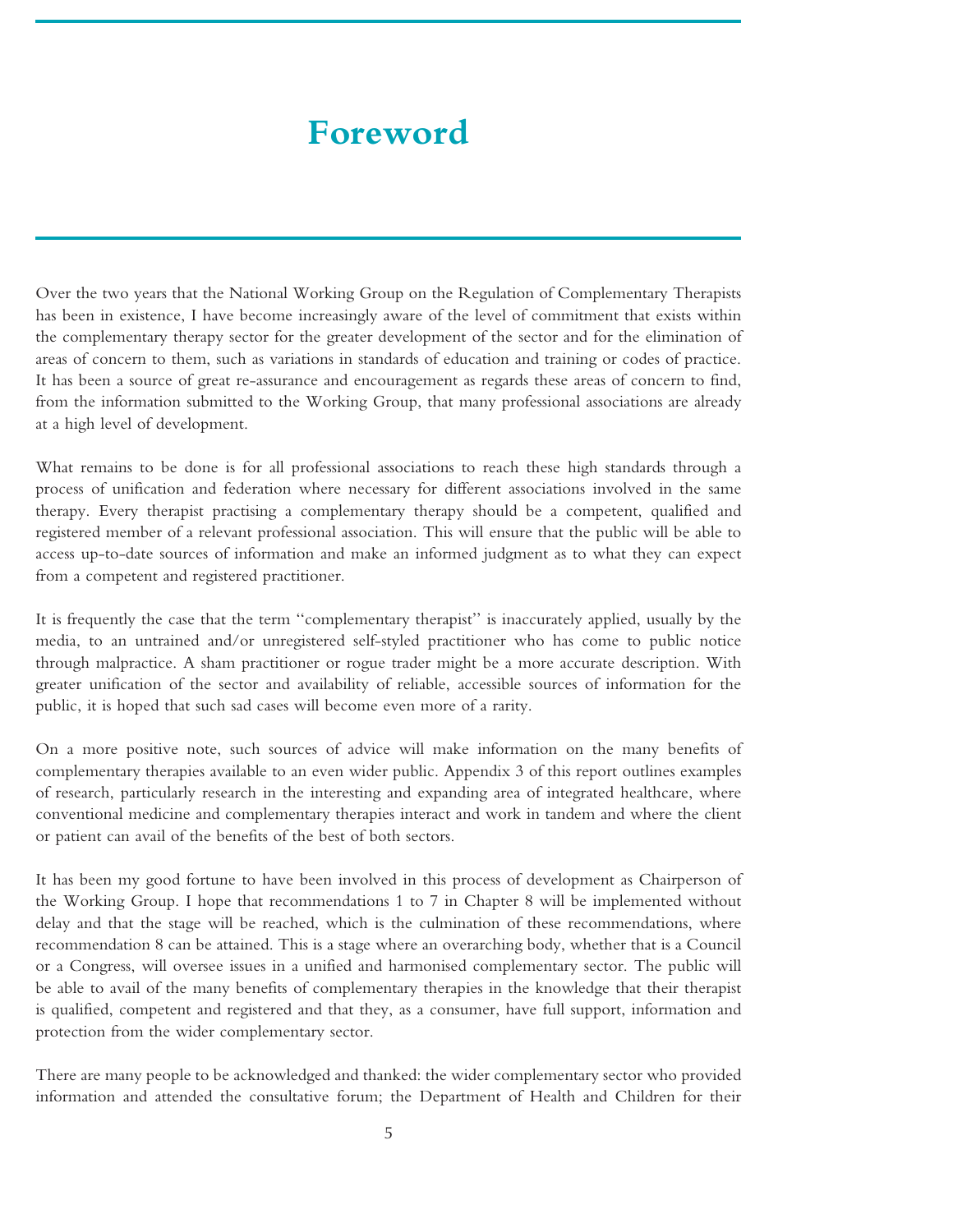# Foreword

Over the two years that the National Working Group on the Regulation of Complementary Therapists has been in existence, I have become increasingly aware of the level of commitment that exists within the complementary therapy sector for the greater development of the sector and for the elimination of areas of concern to them, such as variations in standards of education and training or codes of practice. It has been a source of great re-assurance and encouragement as regards these areas of concern to find, from the information submitted to the Working Group, that many professional associations are already at a high level of development.

What remains to be done is for all professional associations to reach these high standards through a process of unification and federation where necessary for different associations involved in the same therapy. Every therapist practising a complementary therapy should be a competent, qualified and registered member of a relevant professional association. This will ensure that the public will be able to access up-to-date sources of information and make an informed judgment as to what they can expect from a competent and registered practitioner.

It is frequently the case that the term "complementary therapist" is inaccurately applied, usually by the media, to an untrained and/or unregistered self-styled practitioner who has come to public notice through malpractice. A sham practitioner or rogue trader might be a more accurate description. With greater unification of the sector and availability of reliable, accessible sources of information for the public, it is hoped that such sad cases will become even more of a rarity.

On a more positive note, such sources of advice will make information on the many benefits of complementary therapies available to an even wider public. Appendix 3 of this report outlines examples of research, particularly research in the interesting and expanding area of integrated healthcare, where conventional medicine and complementary therapies interact and work in tandem and where the client or patient can avail of the benefits of the best of both sectors.

It has been my good fortune to have been involved in this process of development as Chairperson of the Working Group. I hope that recommendations 1 to 7 in Chapter 8 will be implemented without delay and that the stage will be reached, which is the culmination of these recommendations, where recommendation 8 can be attained. This is a stage where an overarching body, whether that is a Council or a Congress, will oversee issues in a unified and harmonised complementary sector. The public will be able to avail of the many benefits of complementary therapies in the knowledge that their therapist is qualified, competent and registered and that they, as a consumer, have full support, information and protection from the wider complementary sector.

There are many people to be acknowledged and thanked: the wider complementary sector who provided information and attended the consultative forum; the Department of Health and Children for their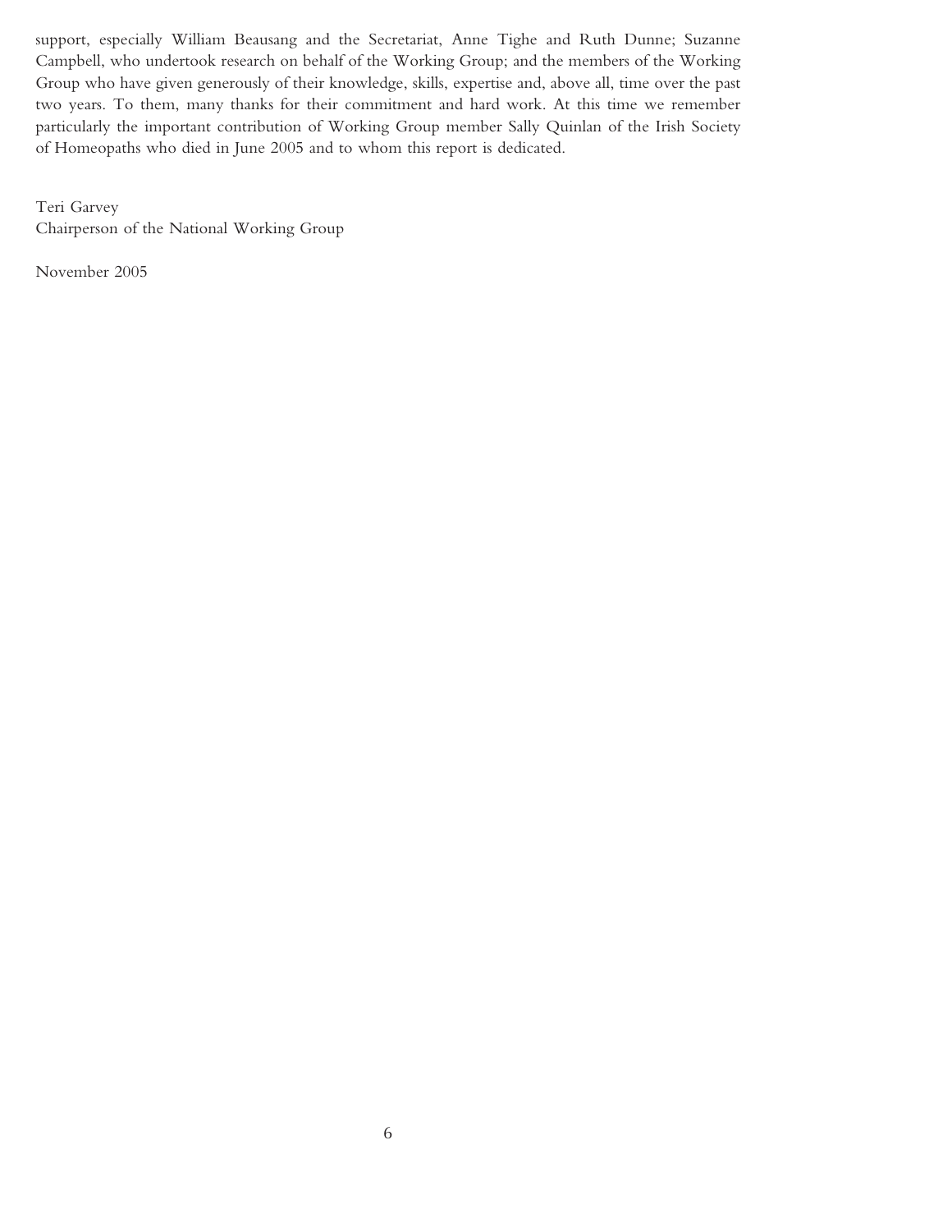support, especially William Beausang and the Secretariat, Anne Tighe and Ruth Dunne; Suzanne Campbell, who undertook research on behalf of the Working Group; and the members of the Working Group who have given generously of their knowledge, skills, expertise and, above all, time over the past two years. To them, many thanks for their commitment and hard work. At this time we remember particularly the important contribution of Working Group member Sally Quinlan of the Irish Society of Homeopaths who died in June 2005 and to whom this report is dedicated.

Teri Garvey
Chairperson of the National Working Group

November 2005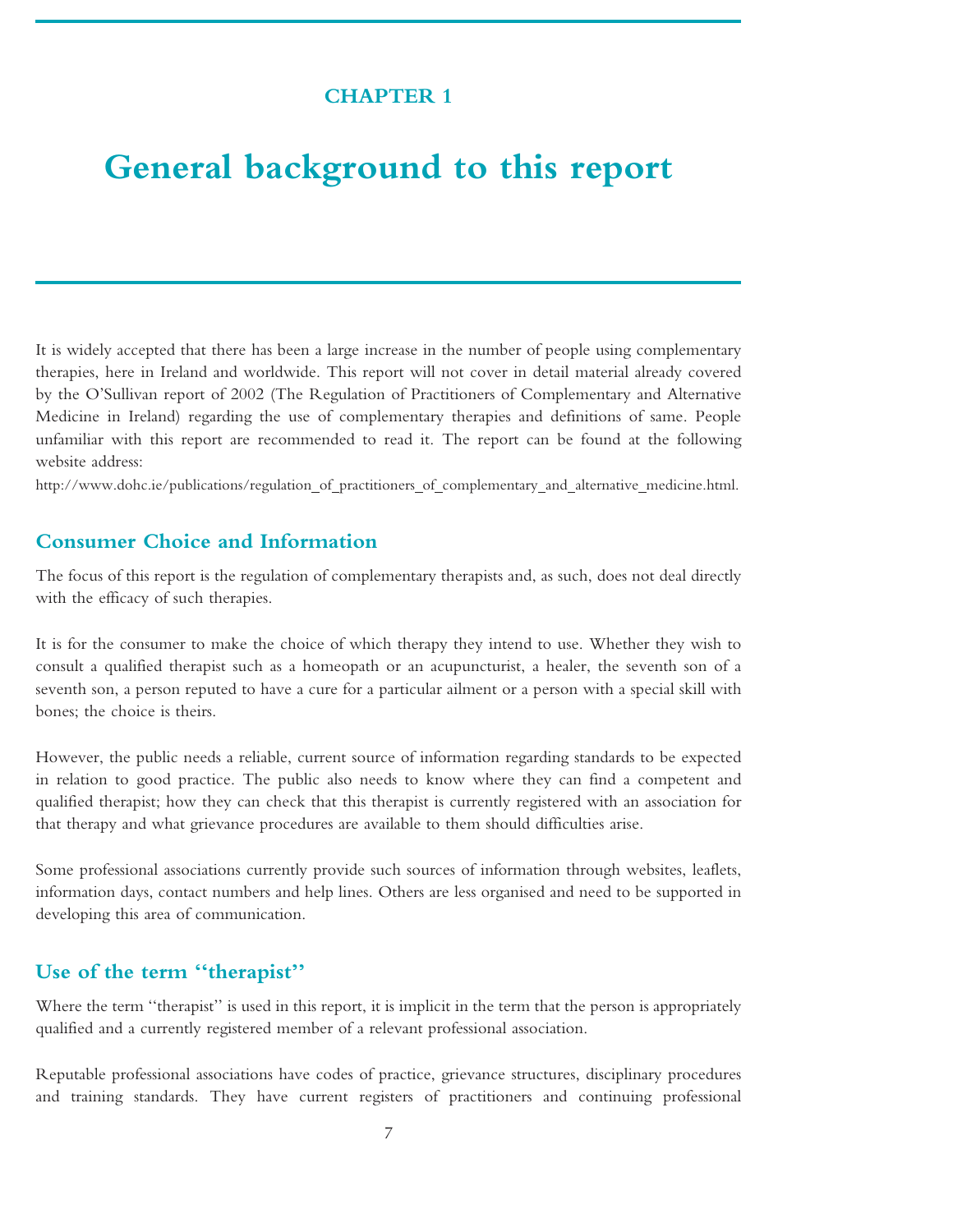# CHAPTER 1

# General background to this report

It is widely accepted that there has been a large increase in the number of people using complementary therapies, here in Ireland and worldwide. This report will not cover in detail material already covered by the O'Sullivan report of 2002 (The Regulation of Practitioners of Complementary and Alternative Medicine in Ireland) regarding the use of complementary therapies and definitions of same. People unfamiliar with this report are recommended to read it. The report can be found at the following website address:

http://www.dohc.ie/publications/regulation_of_practitioners_of_complementary_and_alternative_medicine.html.

## Consumer Choice and Information

The focus of this report is the regulation of complementary therapists and, as such, does not deal directly with the efficacy of such therapies.

It is for the consumer to make the choice of which therapy they intend to use. Whether they wish to consult a qualified therapist such as a homeopath or an acupuncturist, a healer, the seventh son of a seventh son, a person reputed to have a cure for a particular ailment or a person with a special skill with bones; the choice is theirs.

However, the public needs a reliable, current source of information regarding standards to be expected in relation to good practice. The public also needs to know where they can find a competent and qualified therapist; how they can check that this therapist is currently registered with an association for that therapy and what grievance procedures are available to them should difficulties arise.

Some professional associations currently provide such sources of information through websites, leaflets, information days, contact numbers and help lines. Others are less organised and need to be supported in developing this area of communication.

## Use of the term "therapist"

Where the term "therapist" is used in this report, it is implicit in the term that the person is appropriately qualified and a currently registered member of a relevant professional association.

Reputable professional associations have codes of practice, grievance structures, disciplinary procedures and training standards. They have current registers of practitioners and continuing professional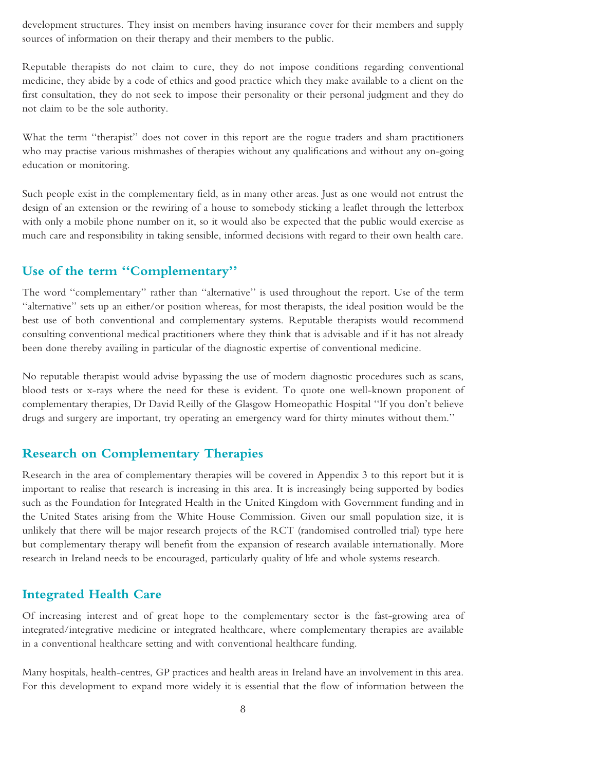development structures. They insist on members having insurance cover for their members and supply sources of information on their therapy and their members to the public.

Reputable therapists do not claim to cure, they do not impose conditions regarding conventional medicine, they abide by a code of ethics and good practice which they make available to a client on the first consultation, they do not seek to impose their personality or their personal judgment and they do not claim to be the sole authority.

What the term "therapist" does not cover in this report are the rogue traders and sham practitioners who may practise various mishmashes of therapies without any qualifications and without any on-going education or monitoring.

Such people exist in the complementary field, as in many other areas. Just as one would not entrust the design of an extension or the rewiring of a house to somebody sticking a leaflet through the letterbox with only a mobile phone number on it, so it would also be expected that the public would exercise as much care and responsibility in taking sensible, informed decisions with regard to their own health care.

## Use of the term "Complementary"

The word "complementary" rather than "alternative" is used throughout the report. Use of the term "alternative" sets up an either/or position whereas, for most therapists, the ideal position would be the best use of both conventional and complementary systems. Reputable therapists would recommend consulting conventional medical practitioners where they think that is advisable and if it has not already been done thereby availing in particular of the diagnostic expertise of conventional medicine.

No reputable therapist would advise bypassing the use of modern diagnostic procedures such as scans, blood tests or x-rays where the need for these is evident. To quote one well-known proponent of complementary therapies, Dr David Reilly of the Glasgow Homeopathic Hospital "If you don't believe drugs and surgery are important, try operating an emergency ward for thirty minutes without them."

## Research on Complementary Therapies

Research in the area of complementary therapies will be covered in Appendix 3 to this report but it is important to realise that research is increasing in this area. It is increasingly being supported by bodies such as the Foundation for Integrated Health in the United Kingdom with Government funding and in the United States arising from the White House Commission. Given our small population size, it is unlikely that there will be major research projects of the RCT (randomised controlled trial) type here but complementary therapy will benefit from the expansion of research available internationally. More research in Ireland needs to be encouraged, particularly quality of life and whole systems research.

## Integrated Health Care

Of increasing interest and of great hope to the complementary sector is the fast-growing area of integrated/integrative medicine or integrated healthcare, where complementary therapies are available in a conventional healthcare setting and with conventional healthcare funding.

Many hospitals, health-centres, GP practices and health areas in Ireland have an involvement in this area. For this development to expand more widely it is essential that the flow of information between the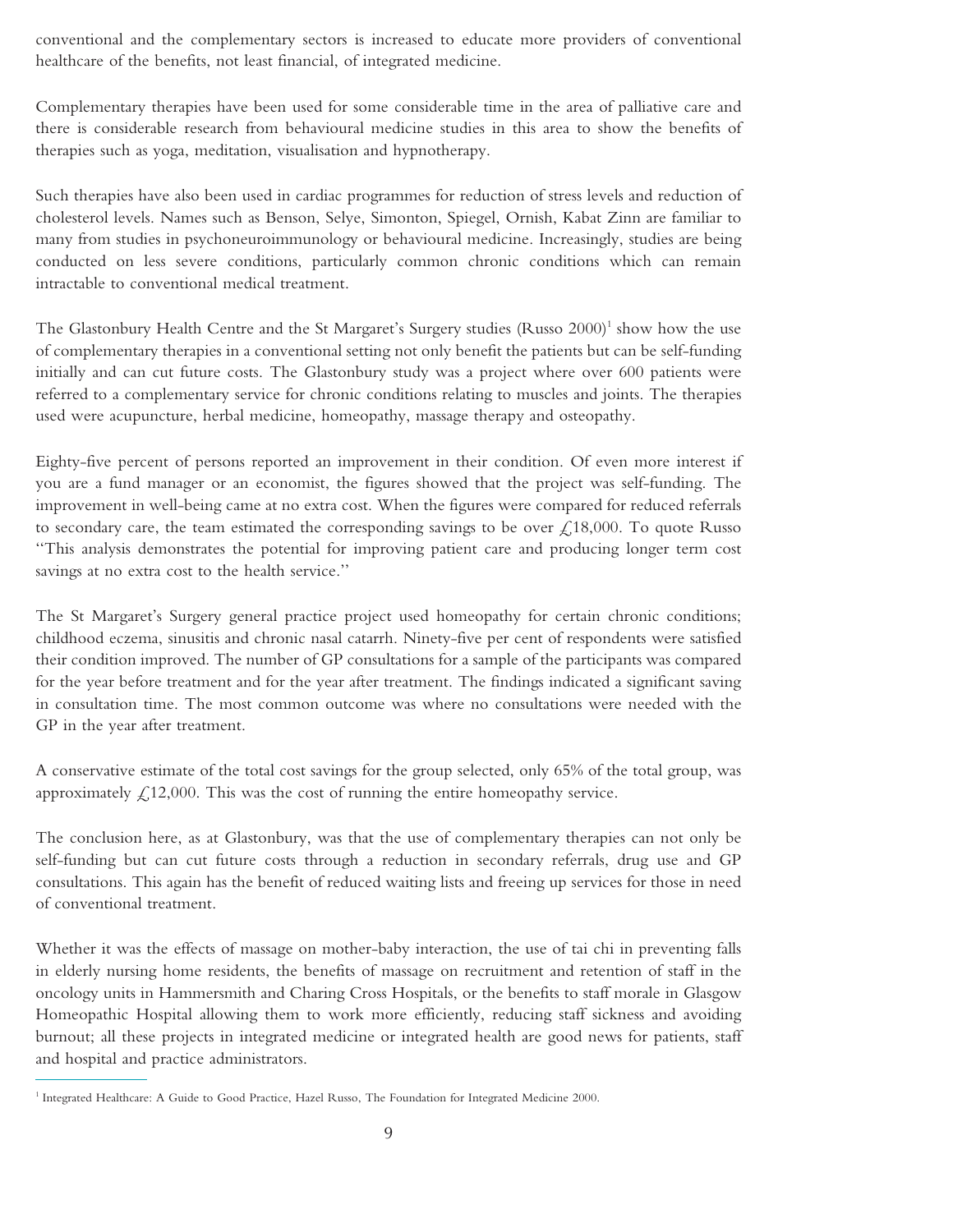conventional and the complementary sectors is increased to educate more providers of conventional healthcare of the benefits, not least financial, of integrated medicine.

Complementary therapies have been used for some considerable time in the area of palliative care and there is considerable research from behavioural medicine studies in this area to show the benefits of therapies such as yoga, meditation, visualisation and hypnotherapy.

Such therapies have also been used in cardiac programmes for reduction of stress levels and reduction of cholesterol levels. Names such as Benson, Selye, Simonton, Spiegel, Ornish, Kabat Zinn are familiar to many from studies in psychoneuroimmunology or behavioural medicine. Increasingly, studies are being conducted on less severe conditions, particularly common chronic conditions which can remain intractable to conventional medical treatment.

The Glastonbury Health Centre and the St Margaret's Surgery studies (Russo 2000)[1] show how the use of complementary therapies in a conventional setting not only benefit the patients but can be self-funding initially and can cut future costs. The Glastonbury study was a project where over 600 patients were referred to a complementary service for chronic conditions relating to muscles and joints. The therapies used were acupuncture, herbal medicine, homeopathy, massage therapy and osteopathy.

Eighty-five percent of persons reported an improvement in their condition. Of even more interest if you are a fund manager or an economist, the figures showed that the project was self-funding. The improvement in well-being came at no extra cost. When the figures were compared for reduced referrals to secondary care, the team estimated the corresponding savings to be over £18,000. To quote Russo "This analysis demonstrates the potential for improving patient care and producing longer term cost savings at no extra cost to the health service."

The St Margaret's Surgery general practice project used homeopathy for certain chronic conditions; childhood eczema, sinusitis and chronic nasal catarrh. Ninety-five per cent of respondents were satisfied their condition improved. The number of GP consultations for a sample of the participants was compared for the year before treatment and for the year after treatment. The findings indicated a significant saving in consultation time. The most common outcome was where no consultations were needed with the GP in the year after treatment.

A conservative estimate of the total cost savings for the group selected, only 65% of the total group, was approximately £12,000. This was the cost of running the entire homeopathy service.

The conclusion here, as at Glastonbury, was that the use of complementary therapies can not only be self-funding but can cut future costs through a reduction in secondary referrals, drug use and GP consultations. This again has the benefit of reduced waiting lists and freeing up services for those in need of conventional treatment.

Whether it was the effects of massage on mother-baby interaction, the use of tai chi in preventing falls in elderly nursing home residents, the benefits of massage on recruitment and retention of staff in the oncology units in Hammersmith and Charing Cross Hospitals, or the benefits to staff morale in Glasgow Homeopathic Hospital allowing them to work more efficiently, reducing staff sickness and avoiding burnout; all these projects in integrated medicine or integrated health are good news for patients, staff and hospital and practice administrators.

---

[1] Integrated Healthcare: A Guide to Good Practice, Hazel Russo, The Foundation for Integrated Medicine 2000.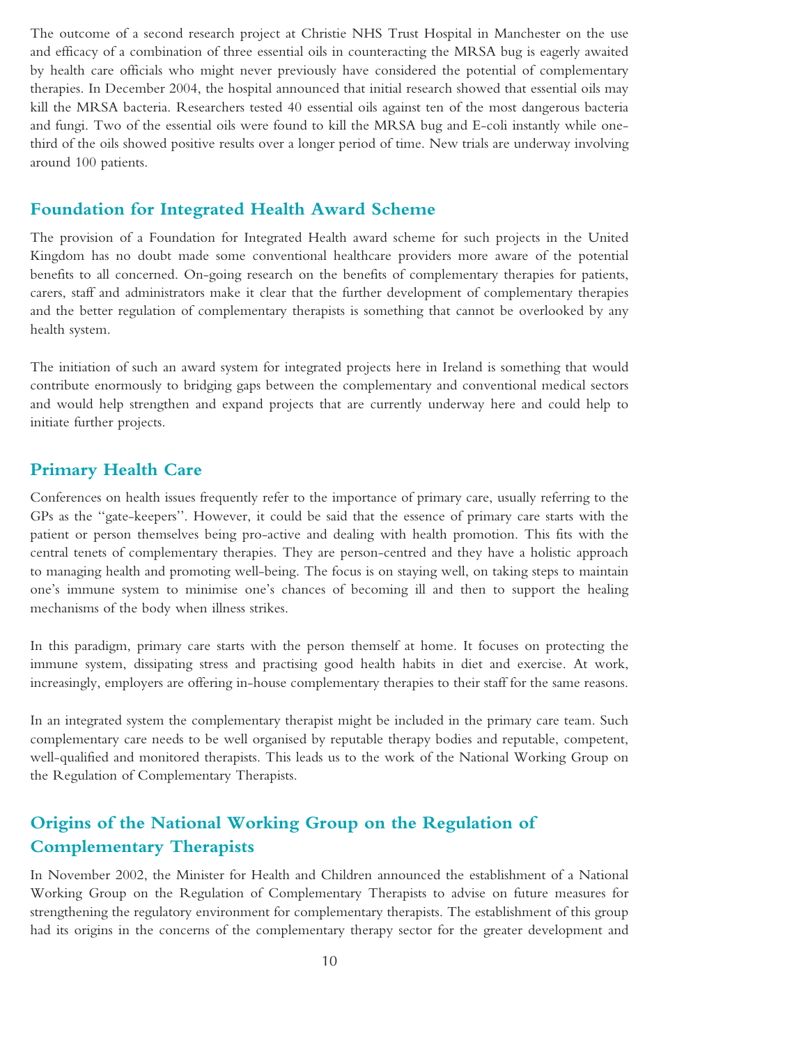The outcome of a second research project at Christie NHS Trust Hospital in Manchester on the use and efficacy of a combination of three essential oils in counteracting the MRSA bug is eagerly awaited by health care officials who might never previously have considered the potential of complementary therapies. In December 2004, the hospital announced that initial research showed that essential oils may kill the MRSA bacteria. Researchers tested 40 essential oils against ten of the most dangerous bacteria and fungi. Two of the essential oils were found to kill the MRSA bug and E-coli instantly while one-third of the oils showed positive results over a longer period of time. New trials are underway involving around 100 patients.

## Foundation for Integrated Health Award Scheme

The provision of a Foundation for Integrated Health award scheme for such projects in the United Kingdom has no doubt made some conventional healthcare providers more aware of the potential benefits to all concerned. On-going research on the benefits of complementary therapies for patients, carers, staff and administrators make it clear that the further development of complementary therapies and the better regulation of complementary therapists is something that cannot be overlooked by any health system.

The initiation of such an award system for integrated projects here in Ireland is something that would contribute enormously to bridging gaps between the complementary and conventional medical sectors and would help strengthen and expand projects that are currently underway here and could help to initiate further projects.

## Primary Health Care

Conferences on health issues frequently refer to the importance of primary care, usually referring to the GPs as the "gate-keepers". However, it could be said that the essence of primary care starts with the patient or person themselves being pro-active and dealing with health promotion. This fits with the central tenets of complementary therapies. They are person-centred and they have a holistic approach to managing health and promoting well-being. The focus is on staying well, on taking steps to maintain one's immune system to minimise one's chances of becoming ill and then to support the healing mechanisms of the body when illness strikes.

In this paradigm, primary care starts with the person themself at home. It focuses on protecting the immune system, dissipating stress and practising good health habits in diet and exercise. At work, increasingly, employers are offering in-house complementary therapies to their staff for the same reasons.

In an integrated system the complementary therapist might be included in the primary care team. Such complementary care needs to be well organised by reputable therapy bodies and reputable, competent, well-qualified and monitored therapists. This leads us to the work of the National Working Group on the Regulation of Complementary Therapists.

## Origins of the National Working Group on the Regulation of Complementary Therapists

In November 2002, the Minister for Health and Children announced the establishment of a National Working Group on the Regulation of Complementary Therapists to advise on future measures for strengthening the regulatory environment for complementary therapists. The establishment of this group had its origins in the concerns of the complementary therapy sector for the greater development and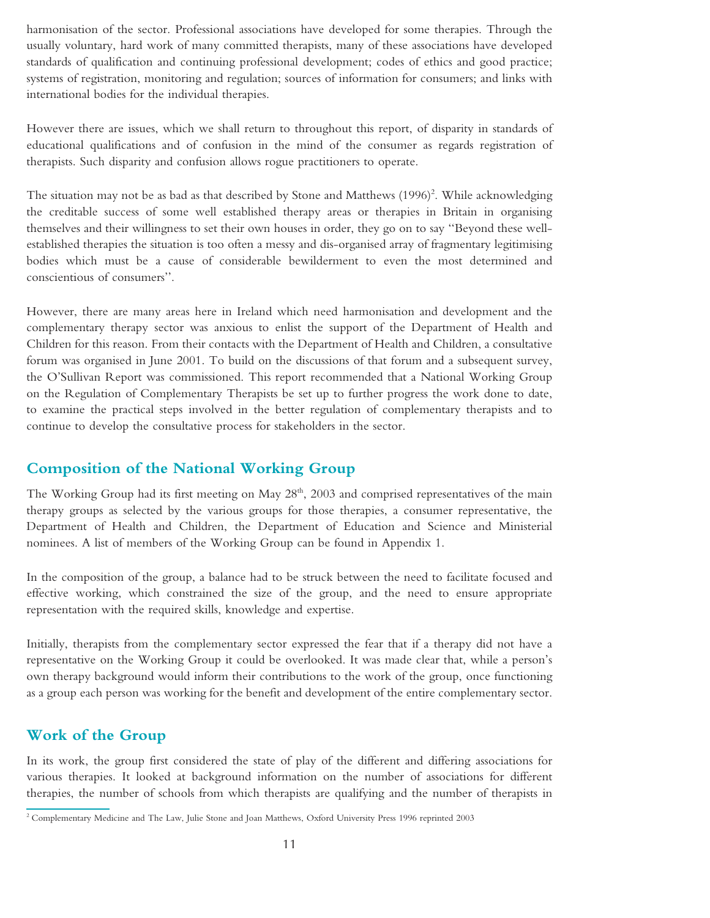harmonisation of the sector. Professional associations have developed for some therapies. Through the usually voluntary, hard work of many committed therapists, many of these associations have developed standards of qualification and continuing professional development; codes of ethics and good practice; systems of registration, monitoring and regulation; sources of information for consumers; and links with international bodies for the individual therapies.

However there are issues, which we shall return to throughout this report, of disparity in standards of educational qualifications and of confusion in the mind of the consumer as regards registration of therapists. Such disparity and confusion allows rogue practitioners to operate.

The situation may not be as bad as that described by Stone and Matthews (1996)[2]. While acknowledging the creditable success of some well established therapy areas or therapies in Britain in organising themselves and their willingness to set their own houses in order, they go on to say "Beyond these well-established therapies the situation is too often a messy and dis-organised array of fragmentary legitimising bodies which must be a cause of considerable bewilderment to even the most determined and conscientious of consumers".

However, there are many areas here in Ireland which need harmonisation and development and the complementary therapy sector was anxious to enlist the support of the Department of Health and Children for this reason. From their contacts with the Department of Health and Children, a consultative forum was organised in June 2001. To build on the discussions of that forum and a subsequent survey, the O'Sullivan Report was commissioned. This report recommended that a National Working Group on the Regulation of Complementary Therapists be set up to further progress the work done to date, to examine the practical steps involved in the better regulation of complementary therapists and to continue to develop the consultative process for stakeholders in the sector.

## Composition of the National Working Group

The Working Group had its first meeting on May 28th, 2003 and comprised representatives of the main therapy groups as selected by the various groups for those therapies, a consumer representative, the Department of Health and Children, the Department of Education and Science and Ministerial nominees. A list of members of the Working Group can be found in Appendix 1.

In the composition of the group, a balance had to be struck between the need to facilitate focused and effective working, which constrained the size of the group, and the need to ensure appropriate representation with the required skills, knowledge and expertise.

Initially, therapists from the complementary sector expressed the fear that if a therapy did not have a representative on the Working Group it could be overlooked. It was made clear that, while a person's own therapy background would inform their contributions to the work of the group, once functioning as a group each person was working for the benefit and development of the entire complementary sector.

## Work of the Group

In its work, the group first considered the state of play of the different and differing associations for various therapies. It looked at background information on the number of associations for different therapies, the number of schools from which therapists are qualifying and the number of therapists in

[2] Complementary Medicine and The Law, Julie Stone and Joan Matthews, Oxford University Press 1996 reprinted 2003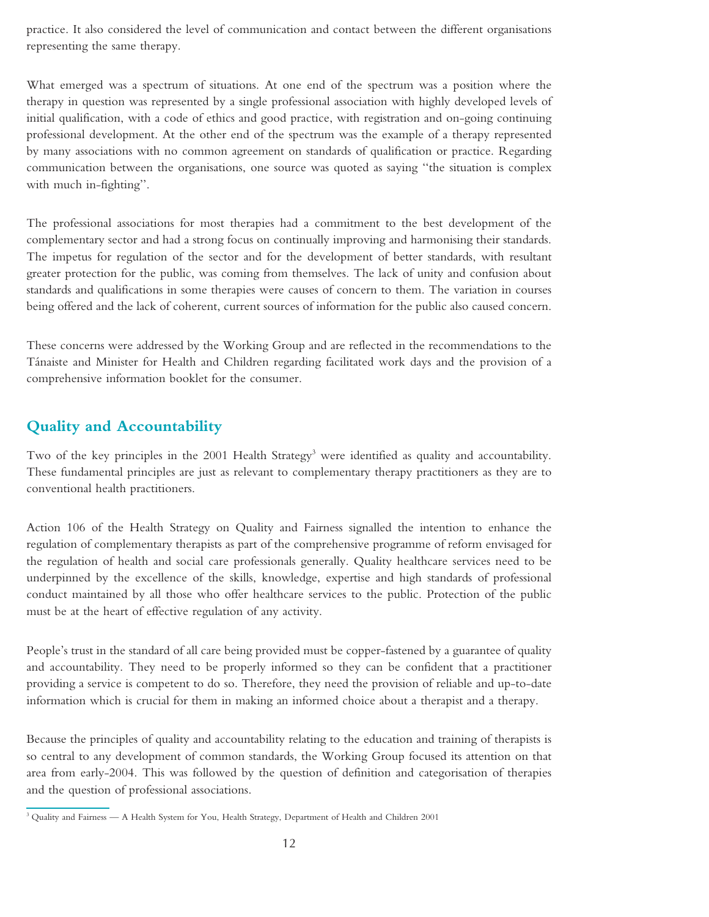practice. It also considered the level of communication and contact between the different organisations representing the same therapy.

What emerged was a spectrum of situations. At one end of the spectrum was a position where the therapy in question was represented by a single professional association with highly developed levels of initial qualification, with a code of ethics and good practice, with registration and on-going continuing professional development. At the other end of the spectrum was the example of a therapy represented by many associations with no common agreement on standards of qualification or practice. Regarding communication between the organisations, one source was quoted as saying "the situation is complex with much in-fighting".

The professional associations for most therapies had a commitment to the best development of the complementary sector and had a strong focus on continually improving and harmonising their standards. The impetus for regulation of the sector and for the development of better standards, with resultant greater protection for the public, was coming from themselves. The lack of unity and confusion about standards and qualifications in some therapies were causes of concern to them. The variation in courses being offered and the lack of coherent, current sources of information for the public also caused concern.

These concerns were addressed by the Working Group and are reflected in the recommendations to the Tánaiste and Minister for Health and Children regarding facilitated work days and the provision of a comprehensive information booklet for the consumer.

## Quality and Accountability

Two of the key principles in the 2001 Health Strategy[3] were identified as quality and accountability. These fundamental principles are just as relevant to complementary therapy practitioners as they are to conventional health practitioners.

Action 106 of the Health Strategy on Quality and Fairness signalled the intention to enhance the regulation of complementary therapists as part of the comprehensive programme of reform envisaged for the regulation of health and social care professionals generally. Quality healthcare services need to be underpinned by the excellence of the skills, knowledge, expertise and high standards of professional conduct maintained by all those who offer healthcare services to the public. Protection of the public must be at the heart of effective regulation of any activity.

People's trust in the standard of all care being provided must be copper-fastened by a guarantee of quality and accountability. They need to be properly informed so they can be confident that a practitioner providing a service is competent to do so. Therefore, they need the provision of reliable and up-to-date information which is crucial for them in making an informed choice about a therapist and a therapy.

Because the principles of quality and accountability relating to the education and training of therapists is so central to any development of common standards, the Working Group focused its attention on that area from early-2004. This was followed by the question of definition and categorisation of therapies and the question of professional associations.

[3] Quality and Fairness — A Health System for You, Health Strategy, Department of Health and Children 2001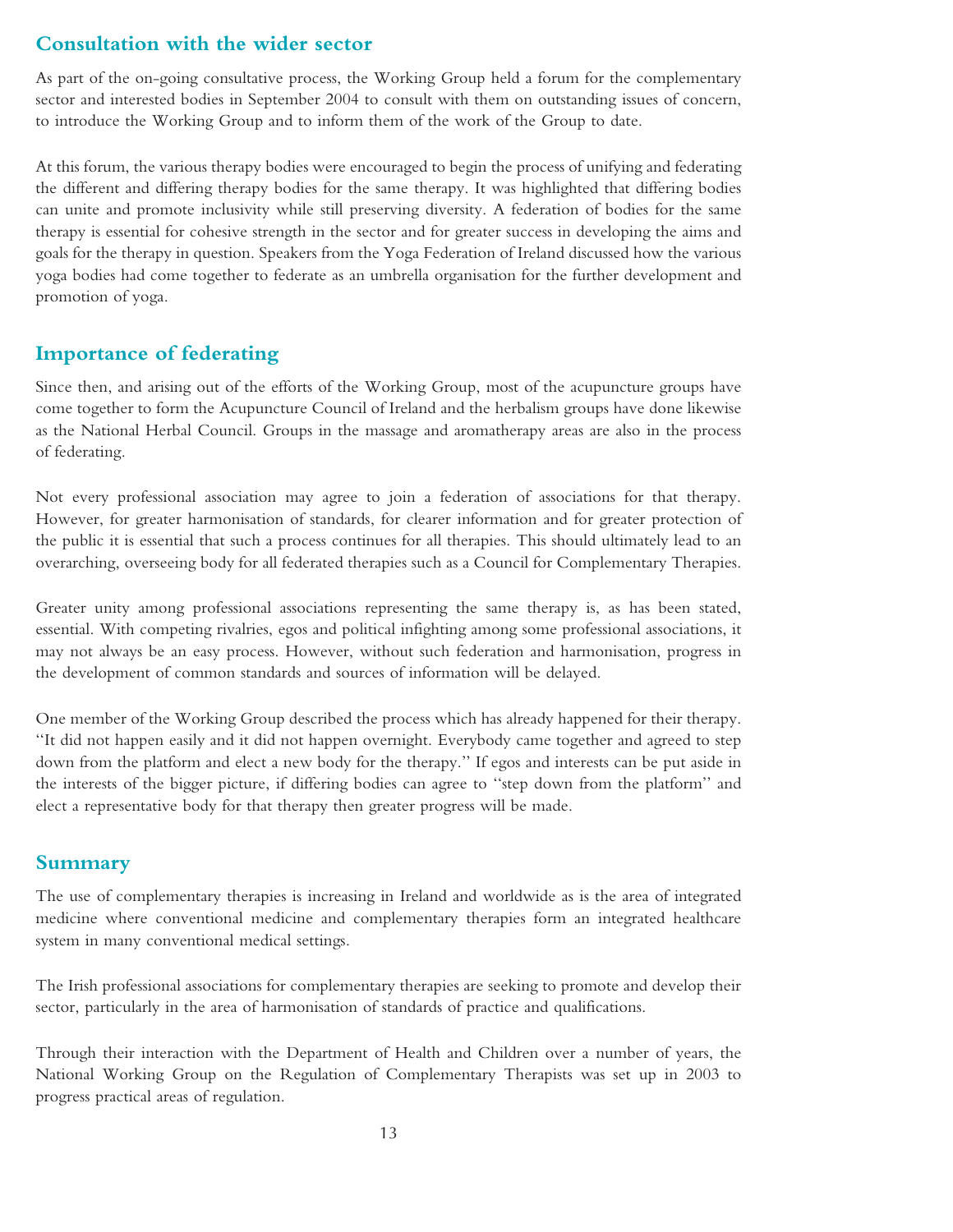## Consultation with the wider sector

As part of the on-going consultative process, the Working Group held a forum for the complementary sector and interested bodies in September 2004 to consult with them on outstanding issues of concern, to introduce the Working Group and to inform them of the work of the Group to date.

At this forum, the various therapy bodies were encouraged to begin the process of unifying and federating the different and differing therapy bodies for the same therapy. It was highlighted that differing bodies can unite and promote inclusivity while still preserving diversity. A federation of bodies for the same therapy is essential for cohesive strength in the sector and for greater success in developing the aims and goals for the therapy in question. Speakers from the Yoga Federation of Ireland discussed how the various yoga bodies had come together to federate as an umbrella organisation for the further development and promotion of yoga.

## Importance of federating

Since then, and arising out of the efforts of the Working Group, most of the acupuncture groups have come together to form the Acupuncture Council of Ireland and the herbalism groups have done likewise as the National Herbal Council. Groups in the massage and aromatherapy areas are also in the process of federating.

Not every professional association may agree to join a federation of associations for that therapy. However, for greater harmonisation of standards, for clearer information and for greater protection of the public it is essential that such a process continues for all therapies. This should ultimately lead to an overarching, overseeing body for all federated therapies such as a Council for Complementary Therapies.

Greater unity among professional associations representing the same therapy is, as has been stated, essential. With competing rivalries, egos and political infighting among some professional associations, it may not always be an easy process. However, without such federation and harmonisation, progress in the development of common standards and sources of information will be delayed.

One member of the Working Group described the process which has already happened for their therapy. "It did not happen easily and it did not happen overnight. Everybody came together and agreed to step down from the platform and elect a new body for the therapy." If egos and interests can be put aside in the interests of the bigger picture, if differing bodies can agree to "step down from the platform" and elect a representative body for that therapy then greater progress will be made.

## Summary

The use of complementary therapies is increasing in Ireland and worldwide as is the area of integrated medicine where conventional medicine and complementary therapies form an integrated healthcare system in many conventional medical settings.

The Irish professional associations for complementary therapies are seeking to promote and develop their sector, particularly in the area of harmonisation of standards of practice and qualifications.

Through their interaction with the Department of Health and Children over a number of years, the National Working Group on the Regulation of Complementary Therapists was set up in 2003 to progress practical areas of regulation.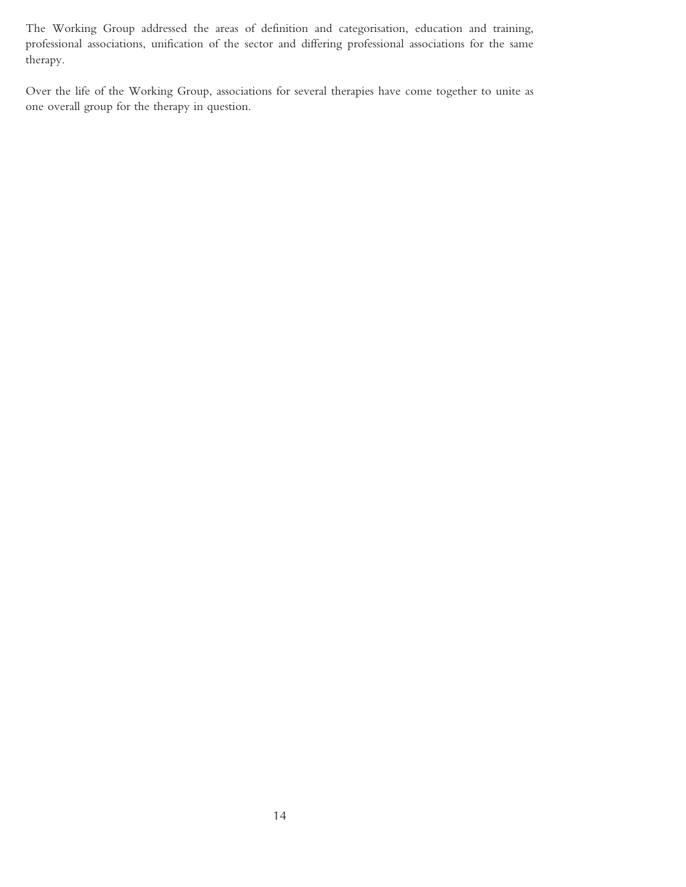The Working Group addressed the areas of definition and categorisation, education and training, professional associations, unification of the sector and differing professional associations for the same therapy.

Over the life of the Working Group, associations for several therapies have come together to unite as one overall group for the therapy in question.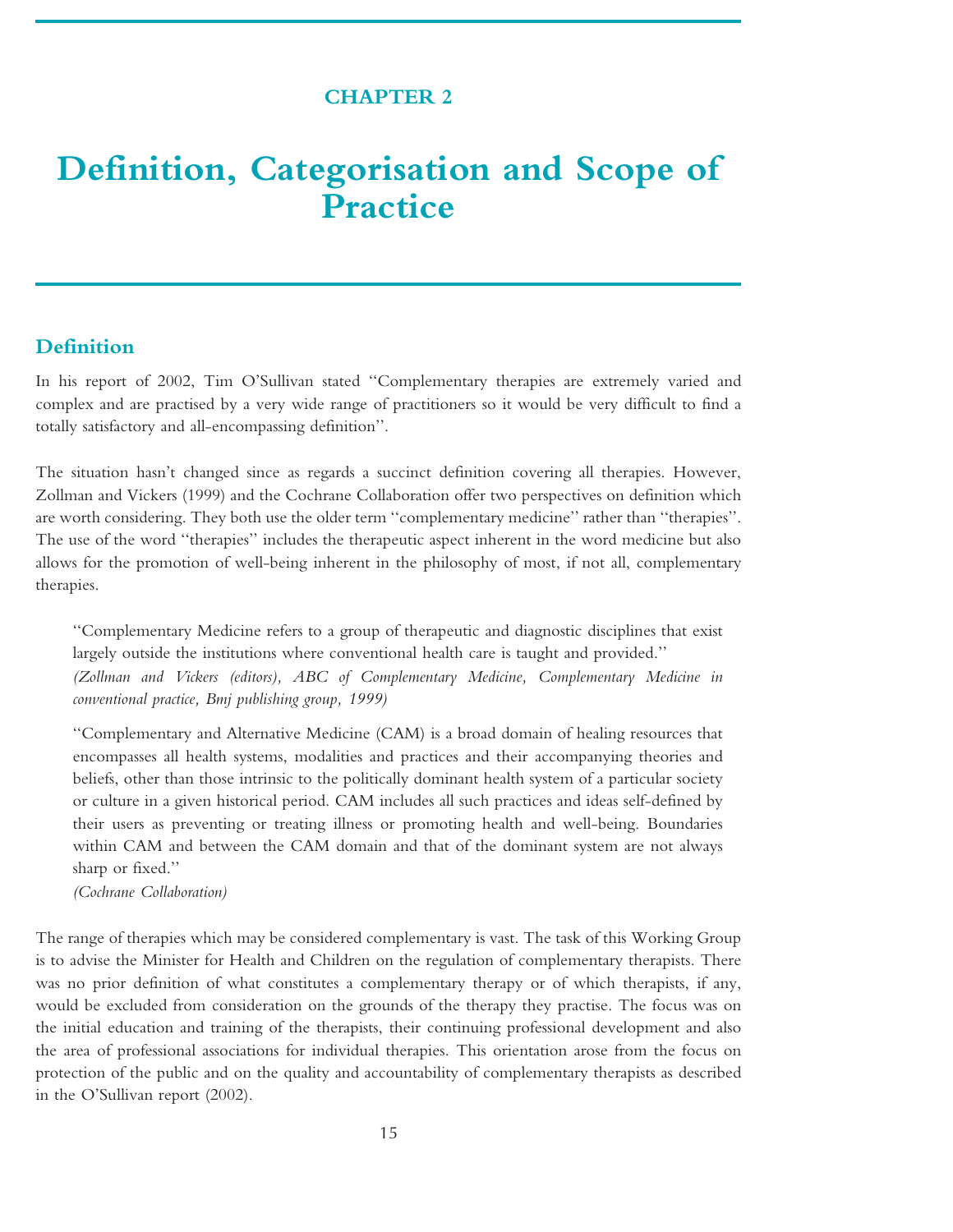CHAPTER 2

# Definition, Categorisation and Scope of Practice

## Definition

In his report of 2002, Tim O'Sullivan stated "Complementary therapies are extremely varied and complex and are practised by a very wide range of practitioners so it would be very difficult to find a totally satisfactory and all-encompassing definition".

The situation hasn't changed since as regards a succinct definition covering all therapies. However, Zollman and Vickers (1999) and the Cochrane Collaboration offer two perspectives on definition which are worth considering. They both use the older term "complementary medicine" rather than "therapies". The use of the word "therapies" includes the therapeutic aspect inherent in the word medicine but also allows for the promotion of well-being inherent in the philosophy of most, if not all, complementary therapies.

> "Complementary Medicine refers to a group of therapeutic and diagnostic disciplines that exist largely outside the institutions where conventional health care is taught and provided."
> *(Zollman and Vickers (editors), ABC of Complementary Medicine, Complementary Medicine in conventional practice, Bmj publishing group, 1999)*

> "Complementary and Alternative Medicine (CAM) is a broad domain of healing resources that encompasses all health systems, modalities and practices and their accompanying theories and beliefs, other than those intrinsic to the politically dominant health system of a particular society or culture in a given historical period. CAM includes all such practices and ideas self-defined by their users as preventing or treating illness or promoting health and well-being. Boundaries within CAM and between the CAM domain and that of the dominant system are not always sharp or fixed."
> *(Cochrane Collaboration)*

The range of therapies which may be considered complementary is vast. The task of this Working Group is to advise the Minister for Health and Children on the regulation of complementary therapists. There was no prior definition of what constitutes a complementary therapy or of which therapists, if any, would be excluded from consideration on the grounds of the therapy they practise. The focus was on the initial education and training of the therapists, their continuing professional development and also the area of professional associations for individual therapies. This orientation arose from the focus on protection of the public and on the quality and accountability of complementary therapists as described in the O'Sullivan report (2002).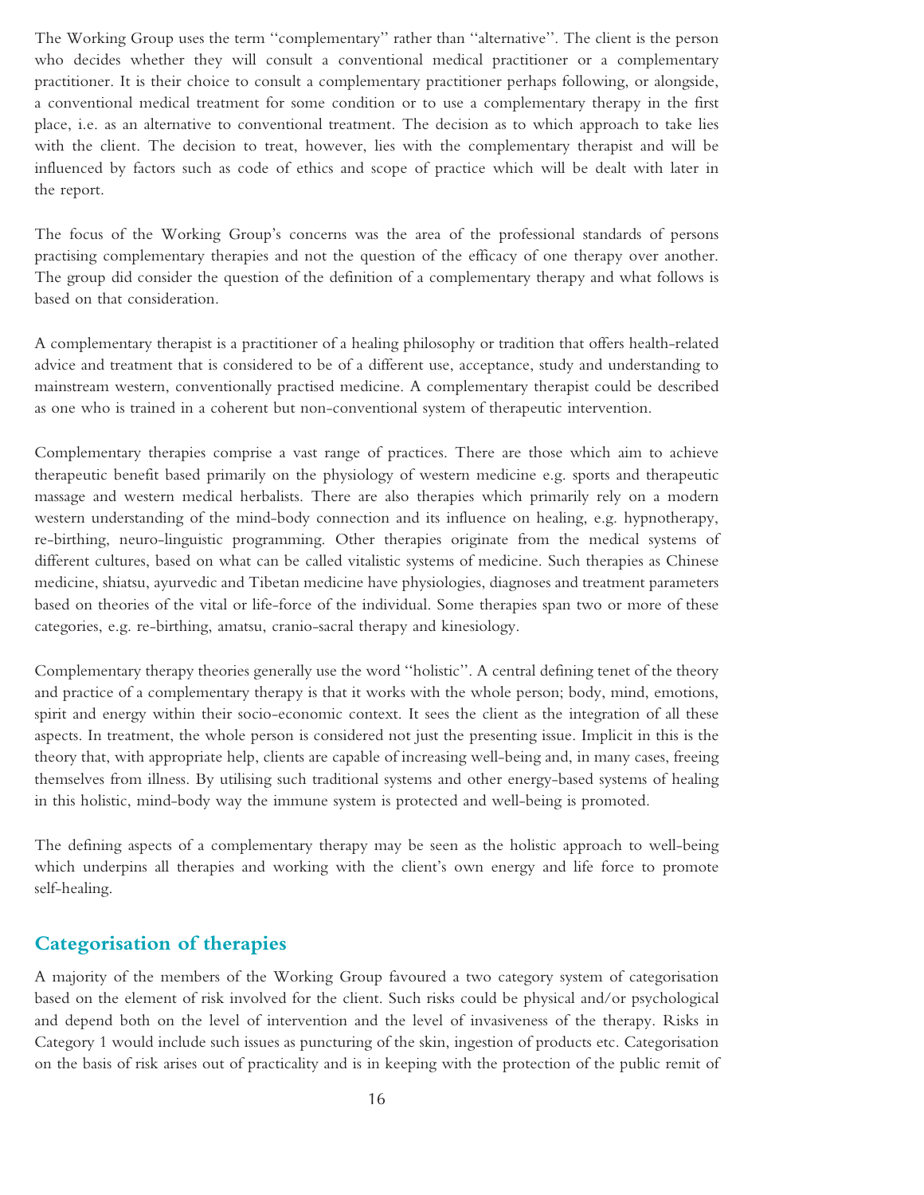The Working Group uses the term "complementary" rather than "alternative". The client is the person who decides whether they will consult a conventional medical practitioner or a complementary practitioner. It is their choice to consult a complementary practitioner perhaps following, or alongside, a conventional medical treatment for some condition or to use a complementary therapy in the first place, i.e. as an alternative to conventional treatment. The decision as to which approach to take lies with the client. The decision to treat, however, lies with the complementary therapist and will be influenced by factors such as code of ethics and scope of practice which will be dealt with later in the report.

The focus of the Working Group's concerns was the area of the professional standards of persons practising complementary therapies and not the question of the efficacy of one therapy over another. The group did consider the question of the definition of a complementary therapy and what follows is based on that consideration.

A complementary therapist is a practitioner of a healing philosophy or tradition that offers health-related advice and treatment that is considered to be of a different use, acceptance, study and understanding to mainstream western, conventionally practised medicine. A complementary therapist could be described as one who is trained in a coherent but non-conventional system of therapeutic intervention.

Complementary therapies comprise a vast range of practices. There are those which aim to achieve therapeutic benefit based primarily on the physiology of western medicine e.g. sports and therapeutic massage and western medical herbalists. There are also therapies which primarily rely on a modern western understanding of the mind-body connection and its influence on healing, e.g. hypnotherapy, re-birthing, neuro-linguistic programming. Other therapies originate from the medical systems of different cultures, based on what can be called vitalistic systems of medicine. Such therapies as Chinese medicine, shiatsu, ayurvedic and Tibetan medicine have physiologies, diagnoses and treatment parameters based on theories of the vital or life-force of the individual. Some therapies span two or more of these categories, e.g. re-birthing, amatsu, cranio-sacral therapy and kinesiology.

Complementary therapy theories generally use the word "holistic". A central defining tenet of the theory and practice of a complementary therapy is that it works with the whole person; body, mind, emotions, spirit and energy within their socio-economic context. It sees the client as the integration of all these aspects. In treatment, the whole person is considered not just the presenting issue. Implicit in this is the theory that, with appropriate help, clients are capable of increasing well-being and, in many cases, freeing themselves from illness. By utilising such traditional systems and other energy-based systems of healing in this holistic, mind-body way the immune system is protected and well-being is promoted.

The defining aspects of a complementary therapy may be seen as the holistic approach to well-being which underpins all therapies and working with the client's own energy and life force to promote self-healing.

## Categorisation of therapies

A majority of the members of the Working Group favoured a two category system of categorisation based on the element of risk involved for the client. Such risks could be physical and/or psychological and depend both on the level of intervention and the level of invasiveness of the therapy. Risks in Category 1 would include such issues as puncturing of the skin, ingestion of products etc. Categorisation on the basis of risk arises out of practicality and is in keeping with the protection of the public remit of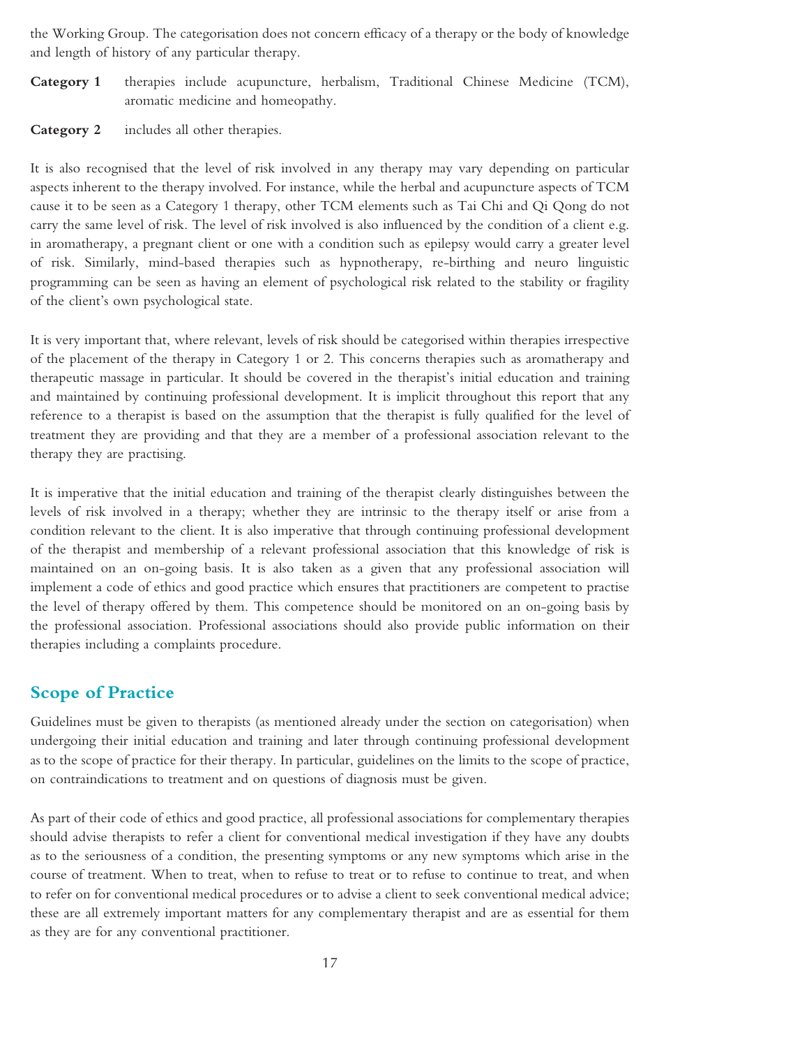the Working Group. The categorisation does not concern efficacy of a therapy or the body of knowledge and length of history of any particular therapy.

**Category 1** therapies include acupuncture, herbalism, Traditional Chinese Medicine (TCM), aromatic medicine and homeopathy.

**Category 2** includes all other therapies.

It is also recognised that the level of risk involved in any therapy may vary depending on particular aspects inherent to the therapy involved. For instance, while the herbal and acupuncture aspects of TCM cause it to be seen as a Category 1 therapy, other TCM elements such as Tai Chi and Qi Qong do not carry the same level of risk. The level of risk involved is also influenced by the condition of a client e.g. in aromatherapy, a pregnant client or one with a condition such as epilepsy would carry a greater level of risk. Similarly, mind-based therapies such as hypnotherapy, re-birthing and neuro linguistic programming can be seen as having an element of psychological risk related to the stability or fragility of the client's own psychological state.

It is very important that, where relevant, levels of risk should be categorised within therapies irrespective of the placement of the therapy in Category 1 or 2. This concerns therapies such as aromatherapy and therapeutic massage in particular. It should be covered in the therapist's initial education and training and maintained by continuing professional development. It is implicit throughout this report that any reference to a therapist is based on the assumption that the therapist is fully qualified for the level of treatment they are providing and that they are a member of a professional association relevant to the therapy they are practising.

It is imperative that the initial education and training of the therapist clearly distinguishes between the levels of risk involved in a therapy; whether they are intrinsic to the therapy itself or arise from a condition relevant to the client. It is also imperative that through continuing professional development of the therapist and membership of a relevant professional association that this knowledge of risk is maintained on an on-going basis. It is also taken as a given that any professional association will implement a code of ethics and good practice which ensures that practitioners are competent to practise the level of therapy offered by them. This competence should be monitored on an on-going basis by the professional association. Professional associations should also provide public information on their therapies including a complaints procedure.

## Scope of Practice

Guidelines must be given to therapists (as mentioned already under the section on categorisation) when undergoing their initial education and training and later through continuing professional development as to the scope of practice for their therapy. In particular, guidelines on the limits to the scope of practice, on contraindications to treatment and on questions of diagnosis must be given.

As part of their code of ethics and good practice, all professional associations for complementary therapies should advise therapists to refer a client for conventional medical investigation if they have any doubts as to the seriousness of a condition, the presenting symptoms or any new symptoms which arise in the course of treatment. When to treat, when to refuse to treat or to refuse to continue to treat, and when to refer on for conventional medical procedures or to advise a client to seek conventional medical advice; these are all extremely important matters for any complementary therapist and are as essential for them as they are for any conventional practitioner.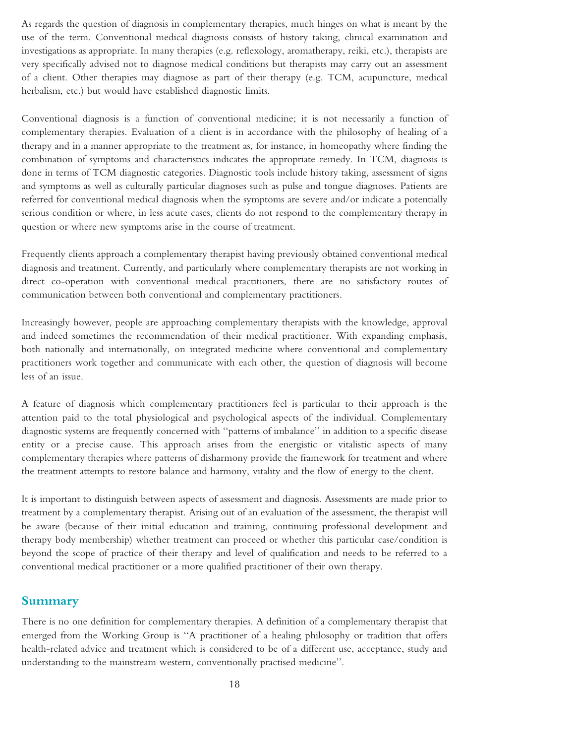As regards the question of diagnosis in complementary therapies, much hinges on what is meant by the use of the term. Conventional medical diagnosis consists of history taking, clinical examination and investigations as appropriate. In many therapies (e.g. reflexology, aromatherapy, reiki, etc.), therapists are very specifically advised not to diagnose medical conditions but therapists may carry out an assessment of a client. Other therapies may diagnose as part of their therapy (e.g. TCM, acupuncture, medical herbalism, etc.) but would have established diagnostic limits.

Conventional diagnosis is a function of conventional medicine; it is not necessarily a function of complementary therapies. Evaluation of a client is in accordance with the philosophy of healing of a therapy and in a manner appropriate to the treatment as, for instance, in homeopathy where finding the combination of symptoms and characteristics indicates the appropriate remedy. In TCM, diagnosis is done in terms of TCM diagnostic categories. Diagnostic tools include history taking, assessment of signs and symptoms as well as culturally particular diagnoses such as pulse and tongue diagnoses. Patients are referred for conventional medical diagnosis when the symptoms are severe and/or indicate a potentially serious condition or where, in less acute cases, clients do not respond to the complementary therapy in question or where new symptoms arise in the course of treatment.

Frequently clients approach a complementary therapist having previously obtained conventional medical diagnosis and treatment. Currently, and particularly where complementary therapists are not working in direct co-operation with conventional medical practitioners, there are no satisfactory routes of communication between both conventional and complementary practitioners.

Increasingly however, people are approaching complementary therapists with the knowledge, approval and indeed sometimes the recommendation of their medical practitioner. With expanding emphasis, both nationally and internationally, on integrated medicine where conventional and complementary practitioners work together and communicate with each other, the question of diagnosis will become less of an issue.

A feature of diagnosis which complementary practitioners feel is particular to their approach is the attention paid to the total physiological and psychological aspects of the individual. Complementary diagnostic systems are frequently concerned with ''patterns of imbalance'' in addition to a specific disease entity or a precise cause. This approach arises from the energistic or vitalistic aspects of many complementary therapies where patterns of disharmony provide the framework for treatment and where the treatment attempts to restore balance and harmony, vitality and the flow of energy to the client.

It is important to distinguish between aspects of assessment and diagnosis. Assessments are made prior to treatment by a complementary therapist. Arising out of an evaluation of the assessment, the therapist will be aware (because of their initial education and training, continuing professional development and therapy body membership) whether treatment can proceed or whether this particular case/condition is beyond the scope of practice of their therapy and level of qualification and needs to be referred to a conventional medical practitioner or a more qualified practitioner of their own therapy.

## Summary

There is no one definition for complementary therapies. A definition of a complementary therapist that emerged from the Working Group is ''A practitioner of a healing philosophy or tradition that offers health-related advice and treatment which is considered to be of a different use, acceptance, study and understanding to the mainstream western, conventionally practised medicine''.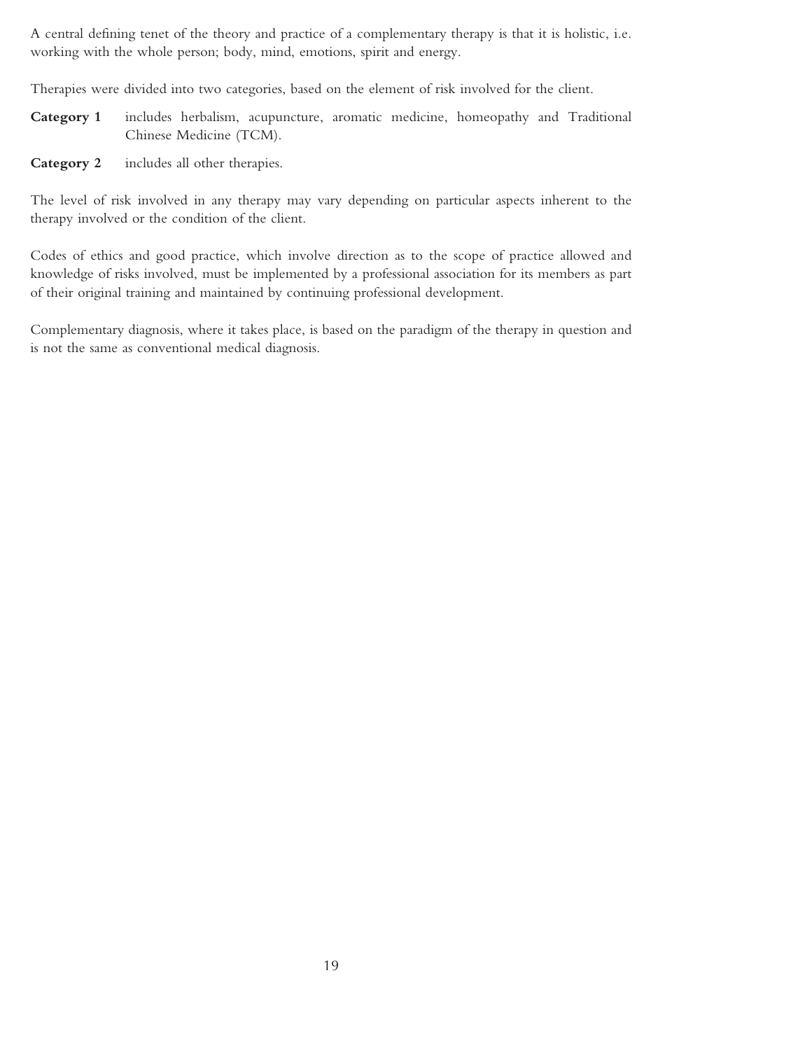A central defining tenet of the theory and practice of a complementary therapy is that it is holistic, i.e. working with the whole person; body, mind, emotions, spirit and energy.

Therapies were divided into two categories, based on the element of risk involved for the client.

**Category 1** includes herbalism, acupuncture, aromatic medicine, homeopathy and Traditional Chinese Medicine (TCM).

**Category 2** includes all other therapies.

The level of risk involved in any therapy may vary depending on particular aspects inherent to the therapy involved or the condition of the client.

Codes of ethics and good practice, which involve direction as to the scope of practice allowed and knowledge of risks involved, must be implemented by a professional association for its members as part of their original training and maintained by continuing professional development.

Complementary diagnosis, where it takes place, is based on the paradigm of the therapy in question and is not the same as conventional medical diagnosis.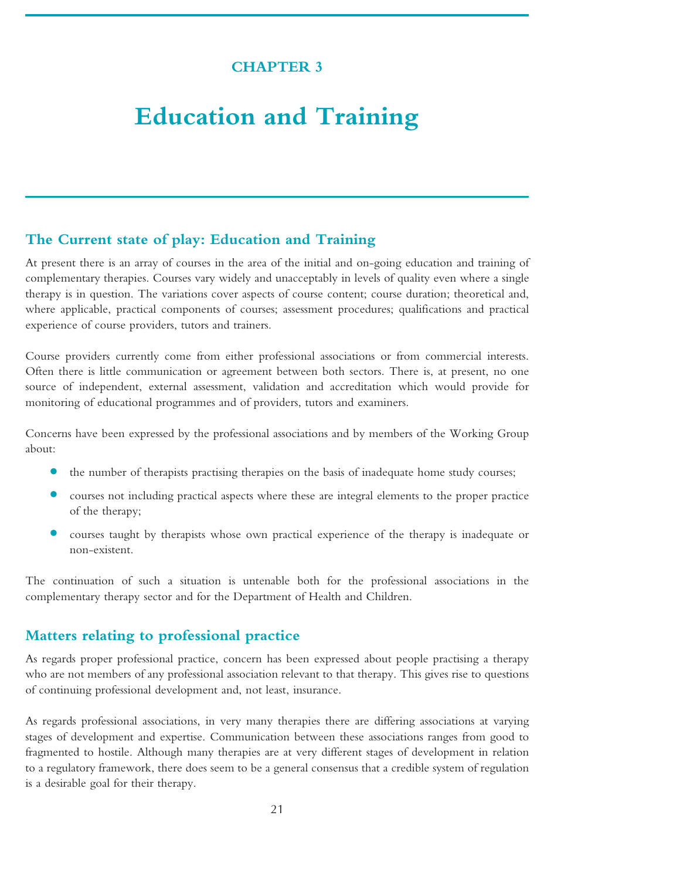CHAPTER 3

# Education and Training

## The Current state of play: Education and Training

At present there is an array of courses in the area of the initial and on-going education and training of complementary therapies. Courses vary widely and unacceptably in levels of quality even where a single therapy is in question. The variations cover aspects of course content; course duration; theoretical and, where applicable, practical components of courses; assessment procedures; qualifications and practical experience of course providers, tutors and trainers.

Course providers currently come from either professional associations or from commercial interests. Often there is little communication or agreement between both sectors. There is, at present, no one source of independent, external assessment, validation and accreditation which would provide for monitoring of educational programmes and of providers, tutors and examiners.

Concerns have been expressed by the professional associations and by members of the Working Group about:

- the number of therapists practising therapies on the basis of inadequate home study courses;
- courses not including practical aspects where these are integral elements to the proper practice of the therapy;
- courses taught by therapists whose own practical experience of the therapy is inadequate or non-existent.

The continuation of such a situation is untenable both for the professional associations in the complementary therapy sector and for the Department of Health and Children.

## Matters relating to professional practice

As regards proper professional practice, concern has been expressed about people practising a therapy who are not members of any professional association relevant to that therapy. This gives rise to questions of continuing professional development and, not least, insurance.

As regards professional associations, in very many therapies there are differing associations at varying stages of development and expertise. Communication between these associations ranges from good to fragmented to hostile. Although many therapies are at very different stages of development in relation to a regulatory framework, there does seem to be a general consensus that a credible system of regulation is a desirable goal for their therapy.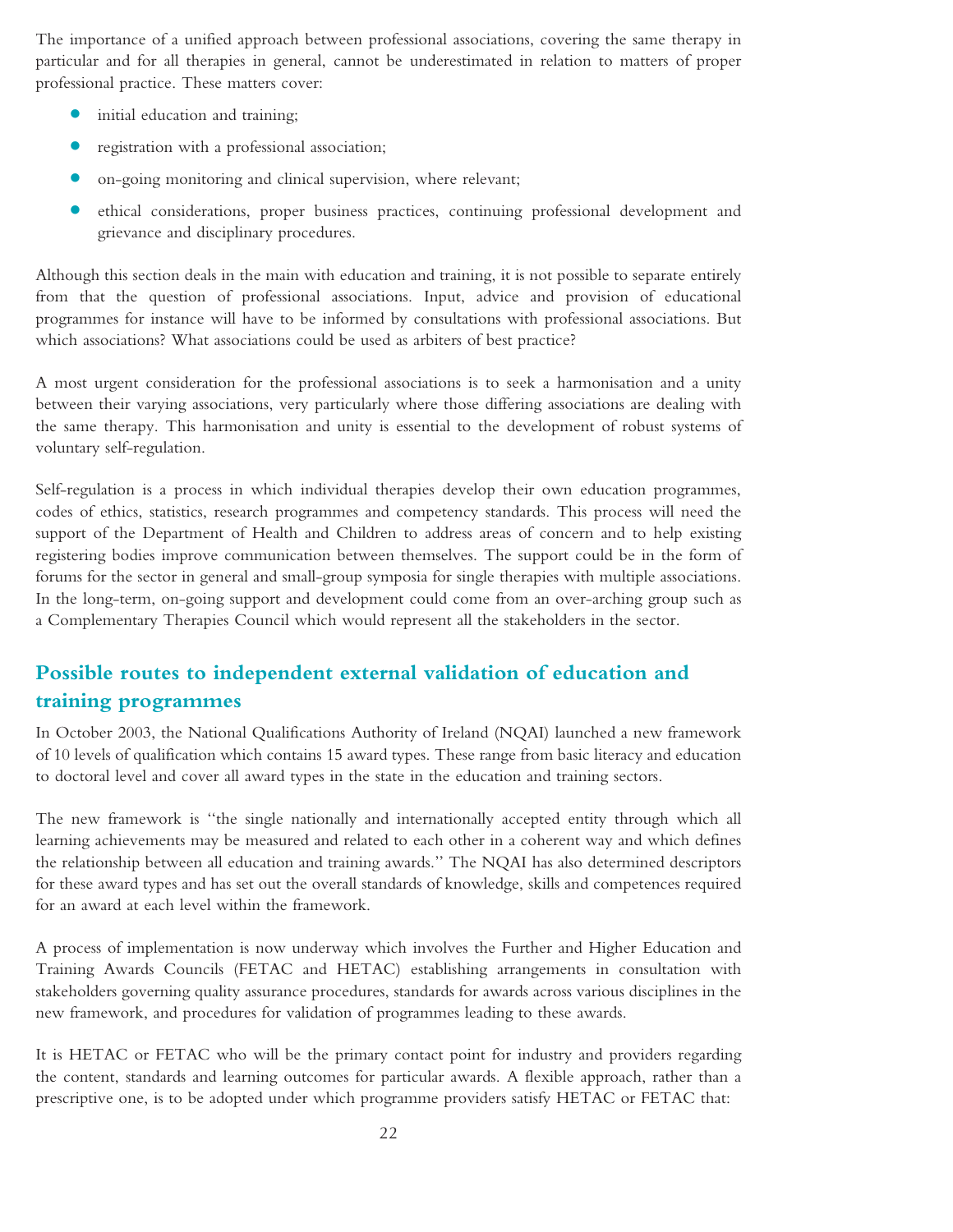The importance of a unified approach between professional associations, covering the same therapy in particular and for all therapies in general, cannot be underestimated in relation to matters of proper professional practice. These matters cover:

- initial education and training;
- registration with a professional association;
- on-going monitoring and clinical supervision, where relevant;
- ethical considerations, proper business practices, continuing professional development and grievance and disciplinary procedures.

Although this section deals in the main with education and training, it is not possible to separate entirely from that the question of professional associations. Input, advice and provision of educational programmes for instance will have to be informed by consultations with professional associations. But which associations? What associations could be used as arbiters of best practice?

A most urgent consideration for the professional associations is to seek a harmonisation and a unity between their varying associations, very particularly where those differing associations are dealing with the same therapy. This harmonisation and unity is essential to the development of robust systems of voluntary self-regulation.

Self-regulation is a process in which individual therapies develop their own education programmes, codes of ethics, statistics, research programmes and competency standards. This process will need the support of the Department of Health and Children to address areas of concern and to help existing registering bodies improve communication between themselves. The support could be in the form of forums for the sector in general and small-group symposia for single therapies with multiple associations. In the long-term, on-going support and development could come from an over-arching group such as a Complementary Therapies Council which would represent all the stakeholders in the sector.

## Possible routes to independent external validation of education and training programmes

In October 2003, the National Qualifications Authority of Ireland (NQAI) launched a new framework of 10 levels of qualification which contains 15 award types. These range from basic literacy and education to doctoral level and cover all award types in the state in the education and training sectors.

The new framework is "the single nationally and internationally accepted entity through which all learning achievements may be measured and related to each other in a coherent way and which defines the relationship between all education and training awards." The NQAI has also determined descriptors for these award types and has set out the overall standards of knowledge, skills and competences required for an award at each level within the framework.

A process of implementation is now underway which involves the Further and Higher Education and Training Awards Councils (FETAC and HETAC) establishing arrangements in consultation with stakeholders governing quality assurance procedures, standards for awards across various disciplines in the new framework, and procedures for validation of programmes leading to these awards.

It is HETAC or FETAC who will be the primary contact point for industry and providers regarding the content, standards and learning outcomes for particular awards. A flexible approach, rather than a prescriptive one, is to be adopted under which programme providers satisfy HETAC or FETAC that: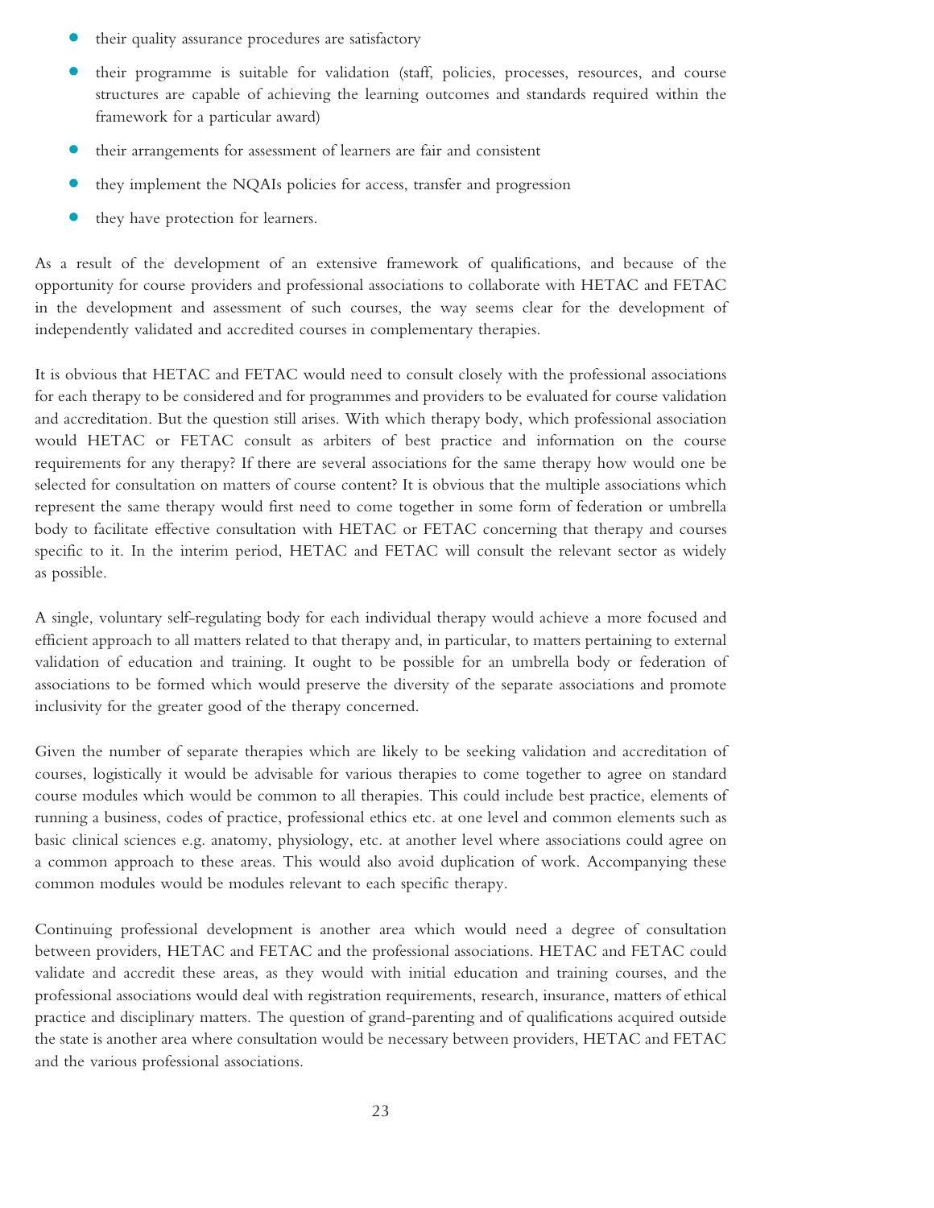- their quality assurance procedures are satisfactory
- their programme is suitable for validation (staff, policies, processes, resources, and course structures are capable of achieving the learning outcomes and standards required within the framework for a particular award)
- their arrangements for assessment of learners are fair and consistent
- they implement the NQAIs policies for access, transfer and progression
- they have protection for learners.

As a result of the development of an extensive framework of qualifications, and because of the opportunity for course providers and professional associations to collaborate with HETAC and FETAC in the development and assessment of such courses, the way seems clear for the development of independently validated and accredited courses in complementary therapies.

It is obvious that HETAC and FETAC would need to consult closely with the professional associations for each therapy to be considered and for programmes and providers to be evaluated for course validation and accreditation. But the question still arises. With which therapy body, which professional association would HETAC or FETAC consult as arbiters of best practice and information on the course requirements for any therapy? If there are several associations for the same therapy how would one be selected for consultation on matters of course content? It is obvious that the multiple associations which represent the same therapy would first need to come together in some form of federation or umbrella body to facilitate effective consultation with HETAC or FETAC concerning that therapy and courses specific to it. In the interim period, HETAC and FETAC will consult the relevant sector as widely as possible.

A single, voluntary self-regulating body for each individual therapy would achieve a more focused and efficient approach to all matters related to that therapy and, in particular, to matters pertaining to external validation of education and training. It ought to be possible for an umbrella body or federation of associations to be formed which would preserve the diversity of the separate associations and promote inclusivity for the greater good of the therapy concerned.

Given the number of separate therapies which are likely to be seeking validation and accreditation of courses, logistically it would be advisable for various therapies to come together to agree on standard course modules which would be common to all therapies. This could include best practice, elements of running a business, codes of practice, professional ethics etc. at one level and common elements such as basic clinical sciences e.g. anatomy, physiology, etc. at another level where associations could agree on a common approach to these areas. This would also avoid duplication of work. Accompanying these common modules would be modules relevant to each specific therapy.

Continuing professional development is another area which would need a degree of consultation between providers, HETAC and FETAC and the professional associations. HETAC and FETAC could validate and accredit these areas, as they would with initial education and training courses, and the professional associations would deal with registration requirements, research, insurance, matters of ethical practice and disciplinary matters. The question of grand-parenting and of qualifications acquired outside the state is another area where consultation would be necessary between providers, HETAC and FETAC and the various professional associations.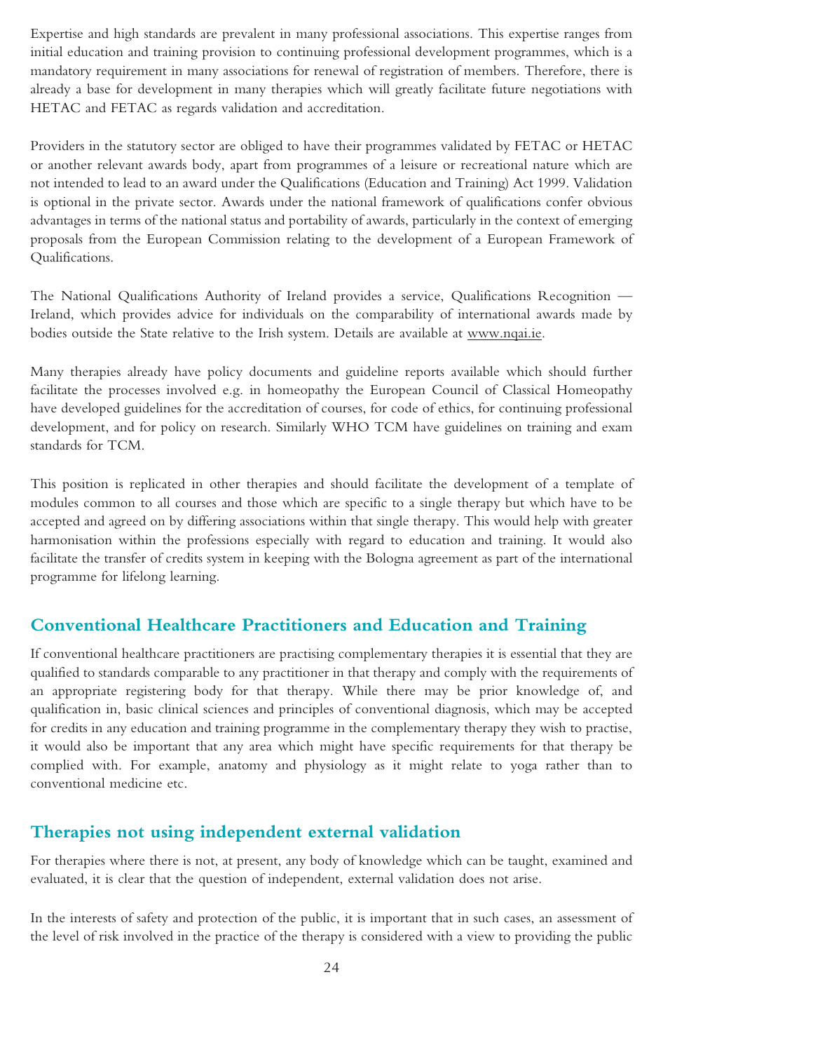Expertise and high standards are prevalent in many professional associations. This expertise ranges from initial education and training provision to continuing professional development programmes, which is a mandatory requirement in many associations for renewal of registration of members. Therefore, there is already a base for development in many therapies which will greatly facilitate future negotiations with HETAC and FETAC as regards validation and accreditation.

Providers in the statutory sector are obliged to have their programmes validated by FETAC or HETAC or another relevant awards body, apart from programmes of a leisure or recreational nature which are not intended to lead to an award under the Qualifications (Education and Training) Act 1999. Validation is optional in the private sector. Awards under the national framework of qualifications confer obvious advantages in terms of the national status and portability of awards, particularly in the context of emerging proposals from the European Commission relating to the development of a European Framework of Qualifications.

The National Qualifications Authority of Ireland provides a service, Qualifications Recognition — Ireland, which provides advice for individuals on the comparability of international awards made by bodies outside the State relative to the Irish system. Details are available at www.nqai.ie.

Many therapies already have policy documents and guideline reports available which should further facilitate the processes involved e.g. in homeopathy the European Council of Classical Homeopathy have developed guidelines for the accreditation of courses, for code of ethics, for continuing professional development, and for policy on research. Similarly WHO TCM have guidelines on training and exam standards for TCM.

This position is replicated in other therapies and should facilitate the development of a template of modules common to all courses and those which are specific to a single therapy but which have to be accepted and agreed on by differing associations within that single therapy. This would help with greater harmonisation within the professions especially with regard to education and training. It would also facilitate the transfer of credits system in keeping with the Bologna agreement as part of the international programme for lifelong learning.

## Conventional Healthcare Practitioners and Education and Training

If conventional healthcare practitioners are practising complementary therapies it is essential that they are qualified to standards comparable to any practitioner in that therapy and comply with the requirements of an appropriate registering body for that therapy. While there may be prior knowledge of, and qualification in, basic clinical sciences and principles of conventional diagnosis, which may be accepted for credits in any education and training programme in the complementary therapy they wish to practise, it would also be important that any area which might have specific requirements for that therapy be complied with. For example, anatomy and physiology as it might relate to yoga rather than to conventional medicine etc.

## Therapies not using independent external validation

For therapies where there is not, at present, any body of knowledge which can be taught, examined and evaluated, it is clear that the question of independent, external validation does not arise.

In the interests of safety and protection of the public, it is important that in such cases, an assessment of the level of risk involved in the practice of the therapy is considered with a view to providing the public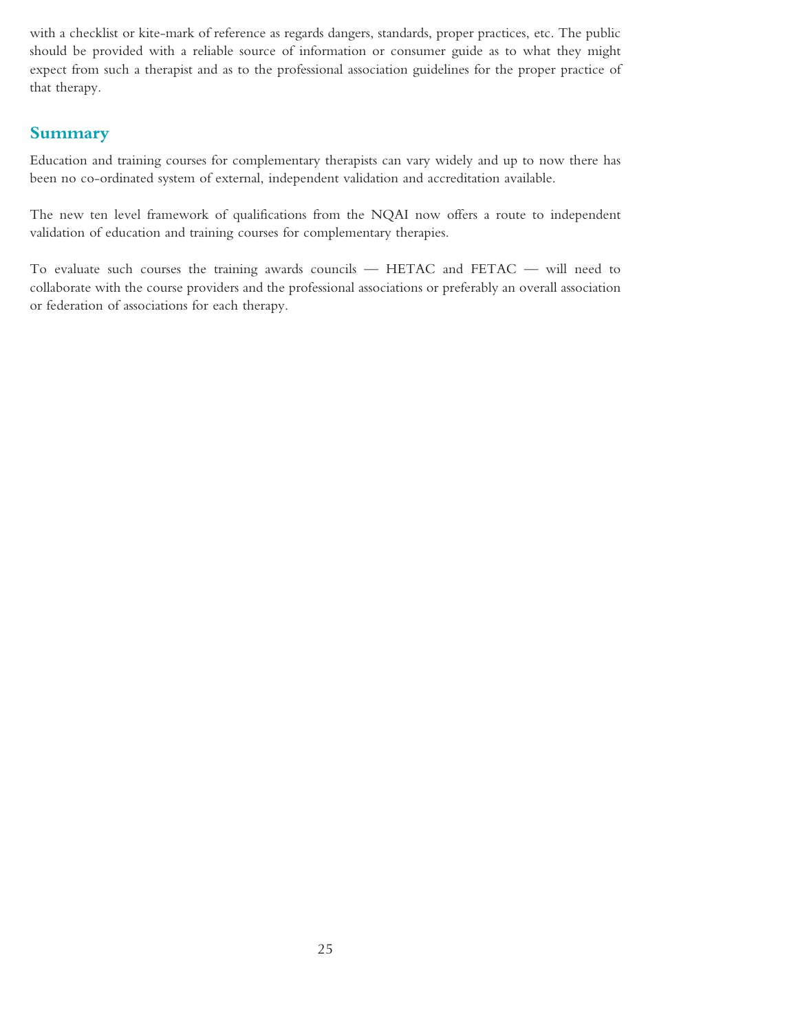with a checklist or kite-mark of reference as regards dangers, standards, proper practices, etc. The public should be provided with a reliable source of information or consumer guide as to what they might expect from such a therapist and as to the professional association guidelines for the proper practice of that therapy.

## Summary

Education and training courses for complementary therapists can vary widely and up to now there has been no co-ordinated system of external, independent validation and accreditation available.

The new ten level framework of qualifications from the NQAI now offers a route to independent validation of education and training courses for complementary therapies.

To evaluate such courses the training awards councils — HETAC and FETAC — will need to collaborate with the course providers and the professional associations or preferably an overall association or federation of associations for each therapy.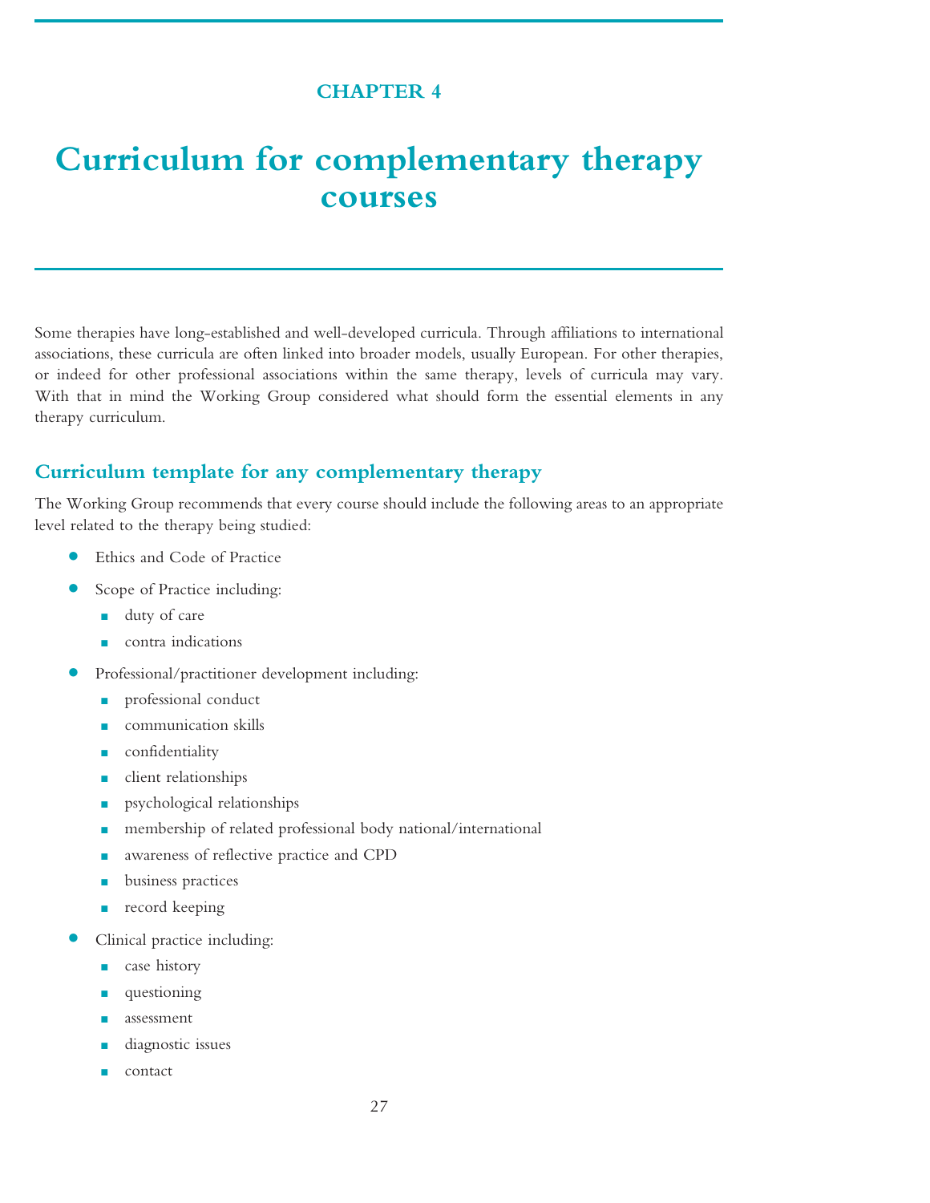# CHAPTER 4

# Curriculum for complementary therapy courses

Some therapies have long-established and well-developed curricula. Through affiliations to international associations, these curricula are often linked into broader models, usually European. For other therapies, or indeed for other professional associations within the same therapy, levels of curricula may vary. With that in mind the Working Group considered what should form the essential elements in any therapy curriculum.

## Curriculum template for any complementary therapy

The Working Group recommends that every course should include the following areas to an appropriate level related to the therapy being studied:

- Ethics and Code of Practice
- Scope of Practice including:
  - duty of care
  - contra indications
- Professional/practitioner development including:
  - professional conduct
  - communication skills
  - confidentiality
  - client relationships
  - psychological relationships
  - membership of related professional body national/international
  - awareness of reflective practice and CPD
  - business practices
  - record keeping
- Clinical practice including:
  - case history
  - questioning
  - assessment
  - diagnostic issues
  - contact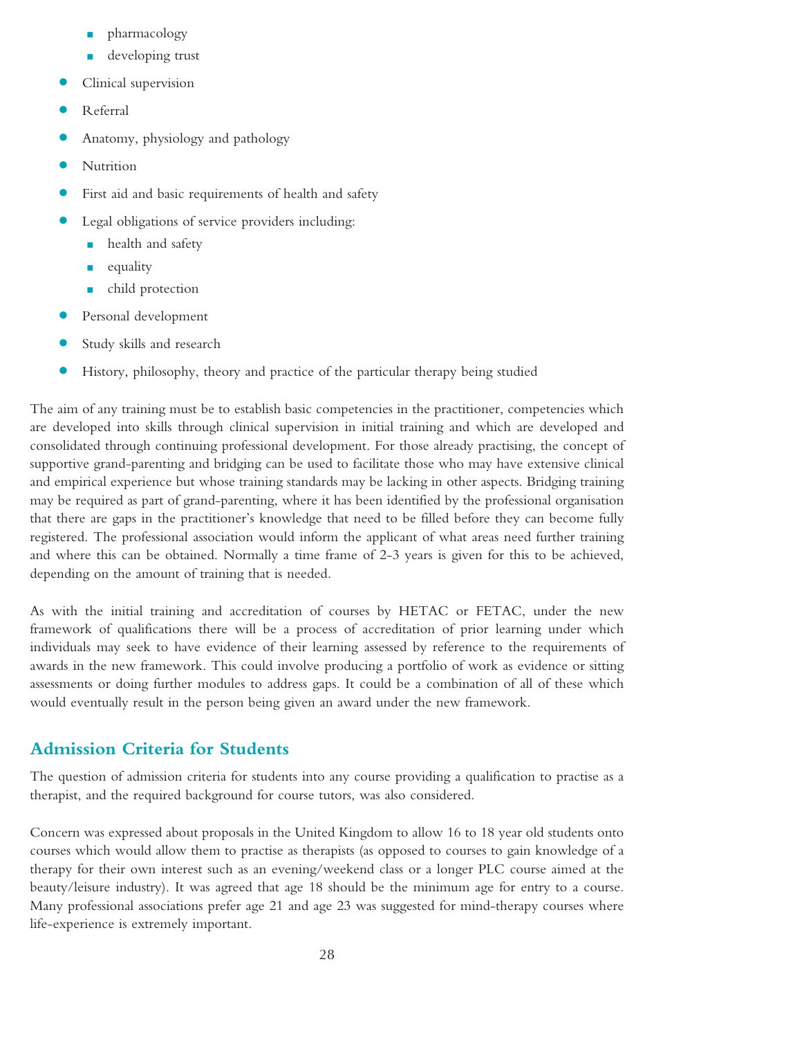- pharmacology
    - developing trust
- Clinical supervision
- Referral
- Anatomy, physiology and pathology
- Nutrition
- First aid and basic requirements of health and safety
- Legal obligations of service providers including:
    - health and safety
    - equality
    - child protection
- Personal development
- Study skills and research
- History, philosophy, theory and practice of the particular therapy being studied

The aim of any training must be to establish basic competencies in the practitioner, competencies which are developed into skills through clinical supervision in initial training and which are developed and consolidated through continuing professional development. For those already practising, the concept of supportive grand-parenting and bridging can be used to facilitate those who may have extensive clinical and empirical experience but whose training standards may be lacking in other aspects. Bridging training may be required as part of grand-parenting, where it has been identified by the professional organisation that there are gaps in the practitioner's knowledge that need to be filled before they can become fully registered. The professional association would inform the applicant of what areas need further training and where this can be obtained. Normally a time frame of 2-3 years is given for this to be achieved, depending on the amount of training that is needed.

As with the initial training and accreditation of courses by HETAC or FETAC, under the new framework of qualifications there will be a process of accreditation of prior learning under which individuals may seek to have evidence of their learning assessed by reference to the requirements of awards in the new framework. This could involve producing a portfolio of work as evidence or sitting assessments or doing further modules to address gaps. It could be a combination of all of these which would eventually result in the person being given an award under the new framework.

## Admission Criteria for Students

The question of admission criteria for students into any course providing a qualification to practise as a therapist, and the required background for course tutors, was also considered.

Concern was expressed about proposals in the United Kingdom to allow 16 to 18 year old students onto courses which would allow them to practise as therapists (as opposed to courses to gain knowledge of a therapy for their own interest such as an evening/weekend class or a longer PLC course aimed at the beauty/leisure industry). It was agreed that age 18 should be the minimum age for entry to a course. Many professional associations prefer age 21 and age 23 was suggested for mind-therapy courses where life-experience is extremely important.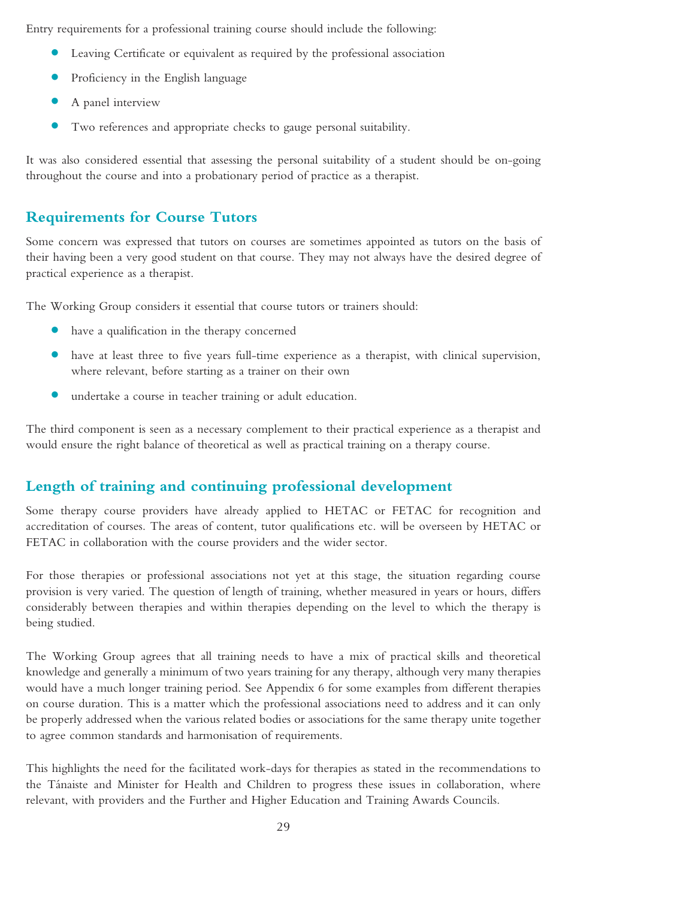Entry requirements for a professional training course should include the following:

- Leaving Certificate or equivalent as required by the professional association
- Proficiency in the English language
- A panel interview
- Two references and appropriate checks to gauge personal suitability.

It was also considered essential that assessing the personal suitability of a student should be on-going throughout the course and into a probationary period of practice as a therapist.

## Requirements for Course Tutors

Some concern was expressed that tutors on courses are sometimes appointed as tutors on the basis of their having been a very good student on that course. They may not always have the desired degree of practical experience as a therapist.

The Working Group considers it essential that course tutors or trainers should:

- have a qualification in the therapy concerned
- have at least three to five years full-time experience as a therapist, with clinical supervision, where relevant, before starting as a trainer on their own
- undertake a course in teacher training or adult education.

The third component is seen as a necessary complement to their practical experience as a therapist and would ensure the right balance of theoretical as well as practical training on a therapy course.

## Length of training and continuing professional development

Some therapy course providers have already applied to HETAC or FETAC for recognition and accreditation of courses. The areas of content, tutor qualifications etc. will be overseen by HETAC or FETAC in collaboration with the course providers and the wider sector.

For those therapies or professional associations not yet at this stage, the situation regarding course provision is very varied. The question of length of training, whether measured in years or hours, differs considerably between therapies and within therapies depending on the level to which the therapy is being studied.

The Working Group agrees that all training needs to have a mix of practical skills and theoretical knowledge and generally a minimum of two years training for any therapy, although very many therapies would have a much longer training period. See Appendix 6 for some examples from different therapies on course duration. This is a matter which the professional associations need to address and it can only be properly addressed when the various related bodies or associations for the same therapy unite together to agree common standards and harmonisation of requirements.

This highlights the need for the facilitated work-days for therapies as stated in the recommendations to the Tánaiste and Minister for Health and Children to progress these issues in collaboration, where relevant, with providers and the Further and Higher Education and Training Awards Councils.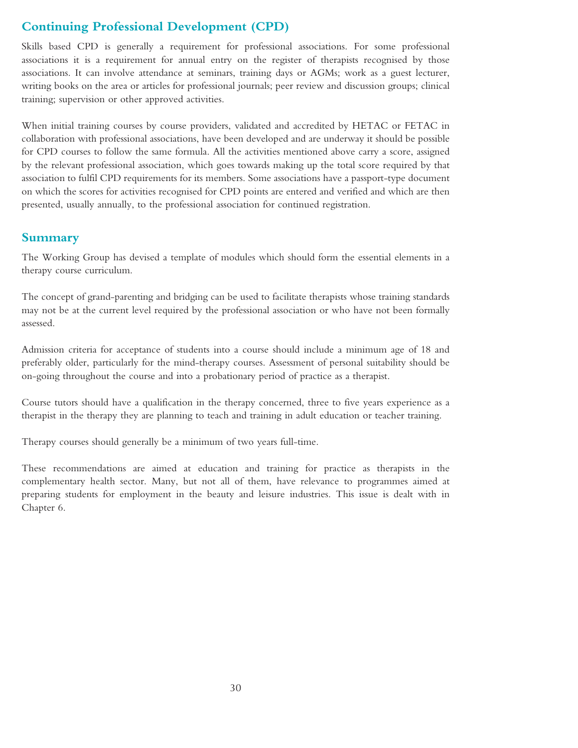## Continuing Professional Development (CPD)

Skills based CPD is generally a requirement for professional associations. For some professional associations it is a requirement for annual entry on the register of therapists recognised by those associations. It can involve attendance at seminars, training days or AGMs; work as a guest lecturer, writing books on the area or articles for professional journals; peer review and discussion groups; clinical training; supervision or other approved activities.

When initial training courses by course providers, validated and accredited by HETAC or FETAC in collaboration with professional associations, have been developed and are underway it should be possible for CPD courses to follow the same formula. All the activities mentioned above carry a score, assigned by the relevant professional association, which goes towards making up the total score required by that association to fulfil CPD requirements for its members. Some associations have a passport-type document on which the scores for activities recognised for CPD points are entered and verified and which are then presented, usually annually, to the professional association for continued registration.

## Summary

The Working Group has devised a template of modules which should form the essential elements in a therapy course curriculum.

The concept of grand-parenting and bridging can be used to facilitate therapists whose training standards may not be at the current level required by the professional association or who have not been formally assessed.

Admission criteria for acceptance of students into a course should include a minimum age of 18 and preferably older, particularly for the mind-therapy courses. Assessment of personal suitability should be on-going throughout the course and into a probationary period of practice as a therapist.

Course tutors should have a qualification in the therapy concerned, three to five years experience as a therapist in the therapy they are planning to teach and training in adult education or teacher training.

Therapy courses should generally be a minimum of two years full-time.

These recommendations are aimed at education and training for practice as therapists in the complementary health sector. Many, but not all of them, have relevance to programmes aimed at preparing students for employment in the beauty and leisure industries. This issue is dealt with in Chapter 6.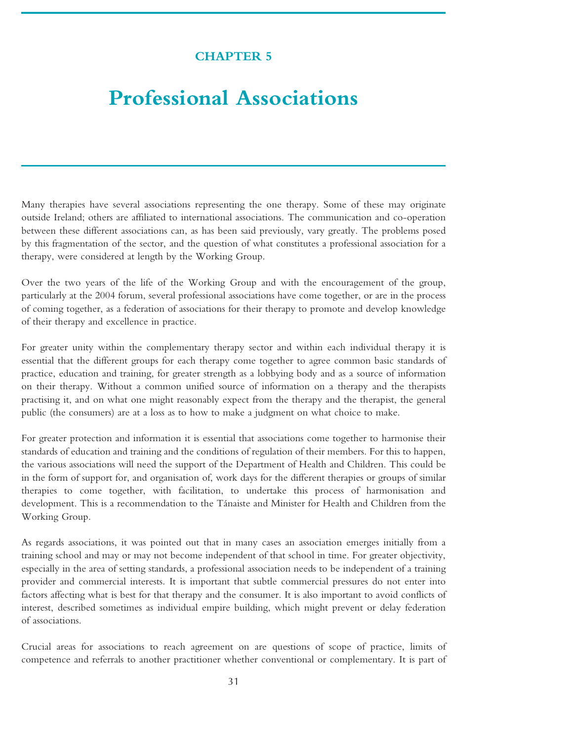# CHAPTER 5

# Professional Associations

Many therapies have several associations representing the one therapy. Some of these may originate outside Ireland; others are affiliated to international associations. The communication and co-operation between these different associations can, as has been said previously, vary greatly. The problems posed by this fragmentation of the sector, and the question of what constitutes a professional association for a therapy, were considered at length by the Working Group.

Over the two years of the life of the Working Group and with the encouragement of the group, particularly at the 2004 forum, several professional associations have come together, or are in the process of coming together, as a federation of associations for their therapy to promote and develop knowledge of their therapy and excellence in practice.

For greater unity within the complementary therapy sector and within each individual therapy it is essential that the different groups for each therapy come together to agree common basic standards of practice, education and training, for greater strength as a lobbying body and as a source of information on their therapy. Without a common unified source of information on a therapy and the therapists practising it, and on what one might reasonably expect from the therapy and the therapist, the general public (the consumers) are at a loss as to how to make a judgment on what choice to make.

For greater protection and information it is essential that associations come together to harmonise their standards of education and training and the conditions of regulation of their members. For this to happen, the various associations will need the support of the Department of Health and Children. This could be in the form of support for, and organisation of, work days for the different therapies or groups of similar therapies to come together, with facilitation, to undertake this process of harmonisation and development. This is a recommendation to the Tánaiste and Minister for Health and Children from the Working Group.

As regards associations, it was pointed out that in many cases an association emerges initially from a training school and may or may not become independent of that school in time. For greater objectivity, especially in the area of setting standards, a professional association needs to be independent of a training provider and commercial interests. It is important that subtle commercial pressures do not enter into factors affecting what is best for that therapy and the consumer. It is also important to avoid conflicts of interest, described sometimes as individual empire building, which might prevent or delay federation of associations.

Crucial areas for associations to reach agreement on are questions of scope of practice, limits of competence and referrals to another practitioner whether conventional or complementary. It is part of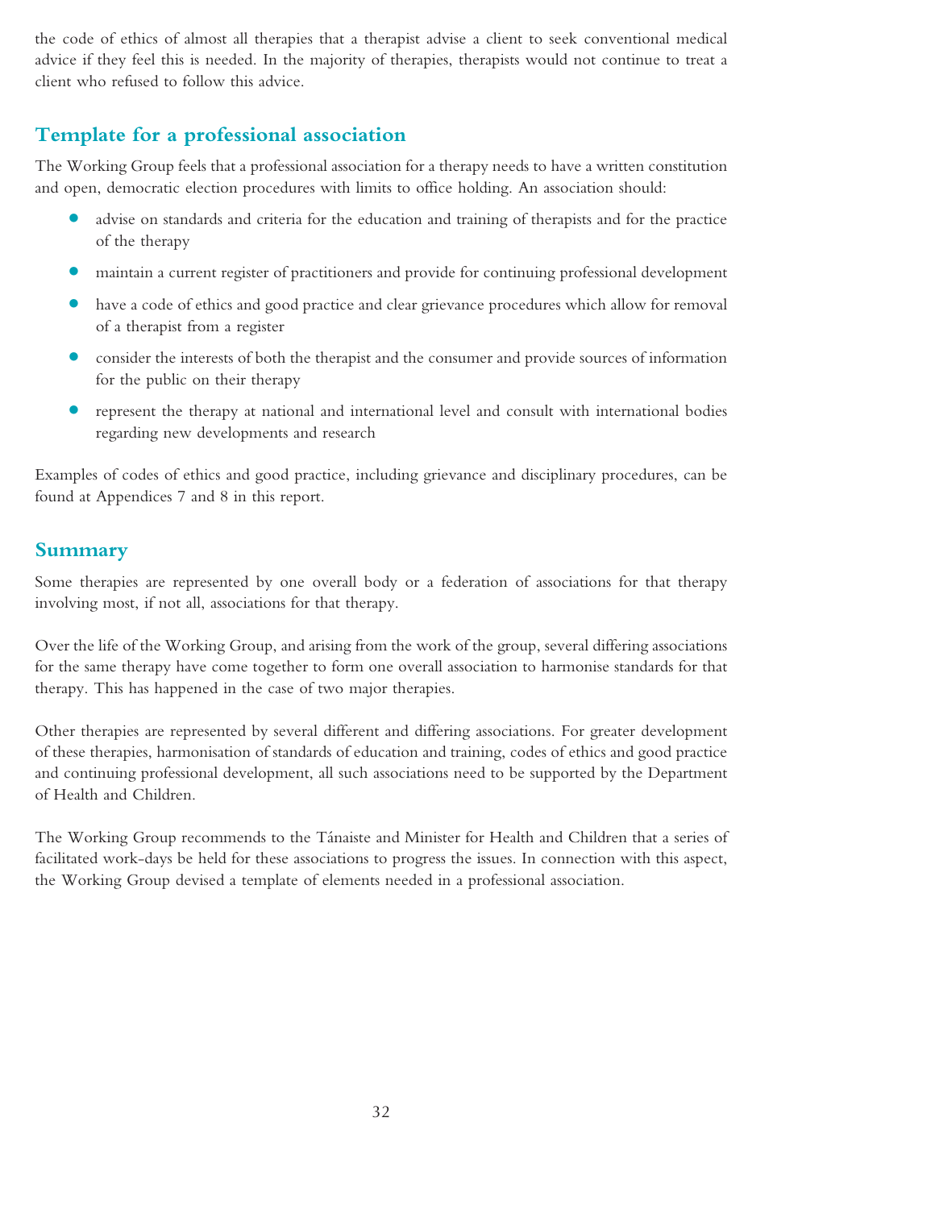the code of ethics of almost all therapies that a therapist advise a client to seek conventional medical advice if they feel this is needed. In the majority of therapies, therapists would not continue to treat a client who refused to follow this advice.

## Template for a professional association

The Working Group feels that a professional association for a therapy needs to have a written constitution and open, democratic election procedures with limits to office holding. An association should:

- advise on standards and criteria for the education and training of therapists and for the practice of the therapy
- maintain a current register of practitioners and provide for continuing professional development
- have a code of ethics and good practice and clear grievance procedures which allow for removal of a therapist from a register
- consider the interests of both the therapist and the consumer and provide sources of information for the public on their therapy
- represent the therapy at national and international level and consult with international bodies regarding new developments and research

Examples of codes of ethics and good practice, including grievance and disciplinary procedures, can be found at Appendices 7 and 8 in this report.

## Summary

Some therapies are represented by one overall body or a federation of associations for that therapy involving most, if not all, associations for that therapy.

Over the life of the Working Group, and arising from the work of the group, several differing associations for the same therapy have come together to form one overall association to harmonise standards for that therapy. This has happened in the case of two major therapies.

Other therapies are represented by several different and differing associations. For greater development of these therapies, harmonisation of standards of education and training, codes of ethics and good practice and continuing professional development, all such associations need to be supported by the Department of Health and Children.

The Working Group recommends to the Tánaiste and Minister for Health and Children that a series of facilitated work-days be held for these associations to progress the issues. In connection with this aspect, the Working Group devised a template of elements needed in a professional association.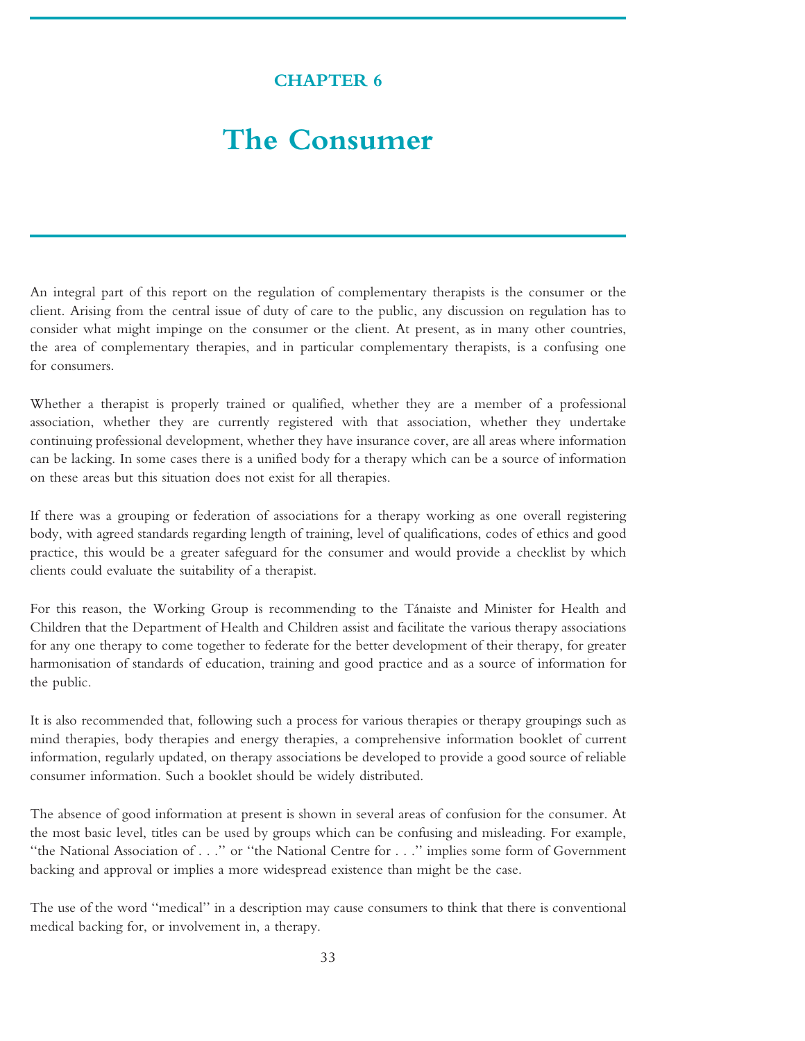# CHAPTER 6

# The Consumer

An integral part of this report on the regulation of complementary therapists is the consumer or the client. Arising from the central issue of duty of care to the public, any discussion on regulation has to consider what might impinge on the consumer or the client. At present, as in many other countries, the area of complementary therapies, and in particular complementary therapists, is a confusing one for consumers.

Whether a therapist is properly trained or qualified, whether they are a member of a professional association, whether they are currently registered with that association, whether they undertake continuing professional development, whether they have insurance cover, are all areas where information can be lacking. In some cases there is a unified body for a therapy which can be a source of information on these areas but this situation does not exist for all therapies.

If there was a grouping or federation of associations for a therapy working as one overall registering body, with agreed standards regarding length of training, level of qualifications, codes of ethics and good practice, this would be a greater safeguard for the consumer and would provide a checklist by which clients could evaluate the suitability of a therapist.

For this reason, the Working Group is recommending to the Tánaiste and Minister for Health and Children that the Department of Health and Children assist and facilitate the various therapy associations for any one therapy to come together to federate for the better development of their therapy, for greater harmonisation of standards of education, training and good practice and as a source of information for the public.

It is also recommended that, following such a process for various therapies or therapy groupings such as mind therapies, body therapies and energy therapies, a comprehensive information booklet of current information, regularly updated, on therapy associations be developed to provide a good source of reliable consumer information. Such a booklet should be widely distributed.

The absence of good information at present is shown in several areas of confusion for the consumer. At the most basic level, titles can be used by groups which can be confusing and misleading. For example, ''the National Association of . . .'' or ''the National Centre for . . .'' implies some form of Government backing and approval or implies a more widespread existence than might be the case.

The use of the word ''medical'' in a description may cause consumers to think that there is conventional medical backing for, or involvement in, a therapy.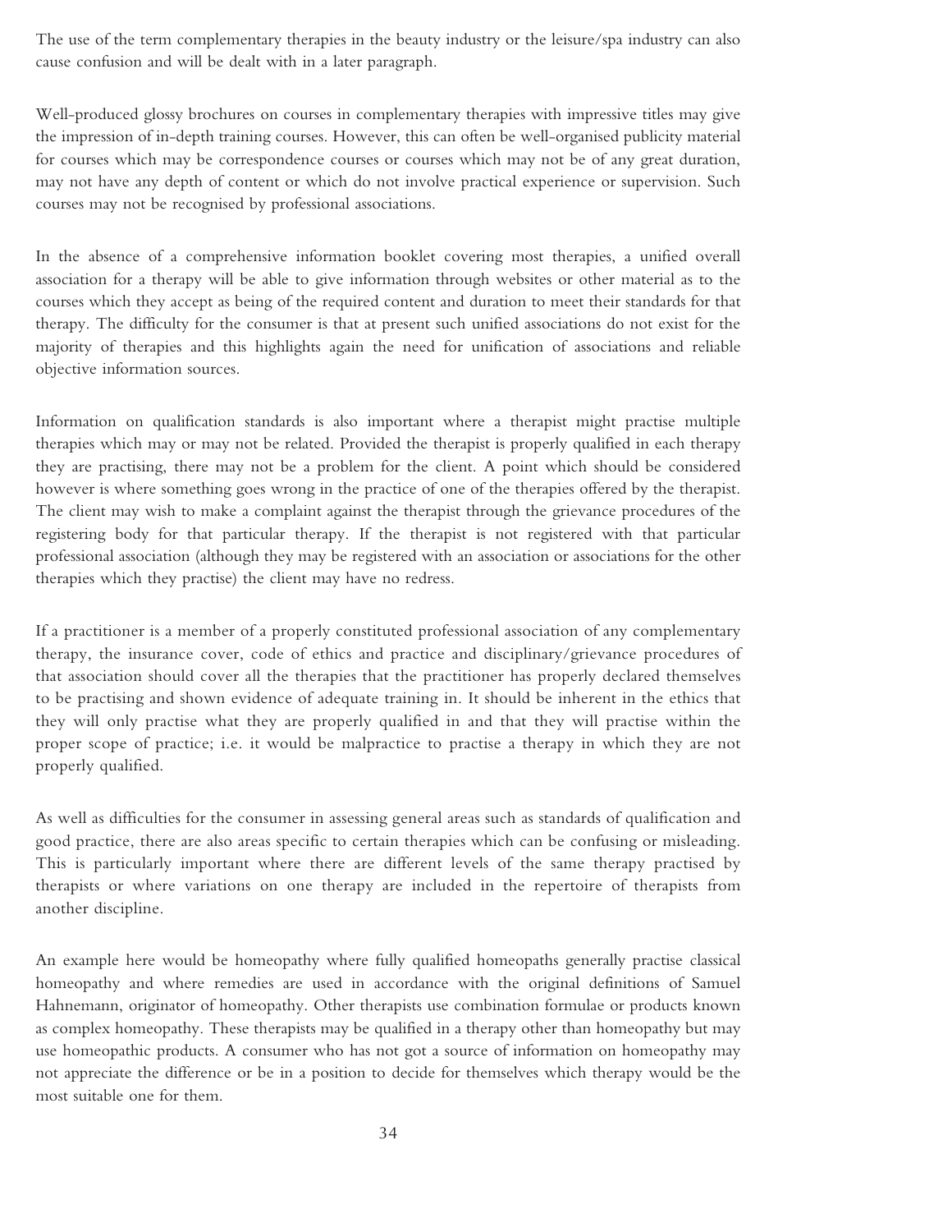The use of the term complementary therapies in the beauty industry or the leisure/spa industry can also cause confusion and will be dealt with in a later paragraph.

Well-produced glossy brochures on courses in complementary therapies with impressive titles may give the impression of in-depth training courses. However, this can often be well-organised publicity material for courses which may be correspondence courses or courses which may not be of any great duration, may not have any depth of content or which do not involve practical experience or supervision. Such courses may not be recognised by professional associations.

In the absence of a comprehensive information booklet covering most therapies, a unified overall association for a therapy will be able to give information through websites or other material as to the courses which they accept as being of the required content and duration to meet their standards for that therapy. The difficulty for the consumer is that at present such unified associations do not exist for the majority of therapies and this highlights again the need for unification of associations and reliable objective information sources.

Information on qualification standards is also important where a therapist might practise multiple therapies which may or may not be related. Provided the therapist is properly qualified in each therapy they are practising, there may not be a problem for the client. A point which should be considered however is where something goes wrong in the practice of one of the therapies offered by the therapist. The client may wish to make a complaint against the therapist through the grievance procedures of the registering body for that particular therapy. If the therapist is not registered with that particular professional association (although they may be registered with an association or associations for the other therapies which they practise) the client may have no redress.

If a practitioner is a member of a properly constituted professional association of any complementary therapy, the insurance cover, code of ethics and practice and disciplinary/grievance procedures of that association should cover all the therapies that the practitioner has properly declared themselves to be practising and shown evidence of adequate training in. It should be inherent in the ethics that they will only practise what they are properly qualified in and that they will practise within the proper scope of practice; i.e. it would be malpractice to practise a therapy in which they are not properly qualified.

As well as difficulties for the consumer in assessing general areas such as standards of qualification and good practice, there are also areas specific to certain therapies which can be confusing or misleading. This is particularly important where there are different levels of the same therapy practised by therapists or where variations on one therapy are included in the repertoire of therapists from another discipline.

An example here would be homeopathy where fully qualified homeopaths generally practise classical homeopathy and where remedies are used in accordance with the original definitions of Samuel Hahnemann, originator of homeopathy. Other therapists use combination formulae or products known as complex homeopathy. These therapists may be qualified in a therapy other than homeopathy but may use homeopathic products. A consumer who has not got a source of information on homeopathy may not appreciate the difference or be in a position to decide for themselves which therapy would be the most suitable one for them.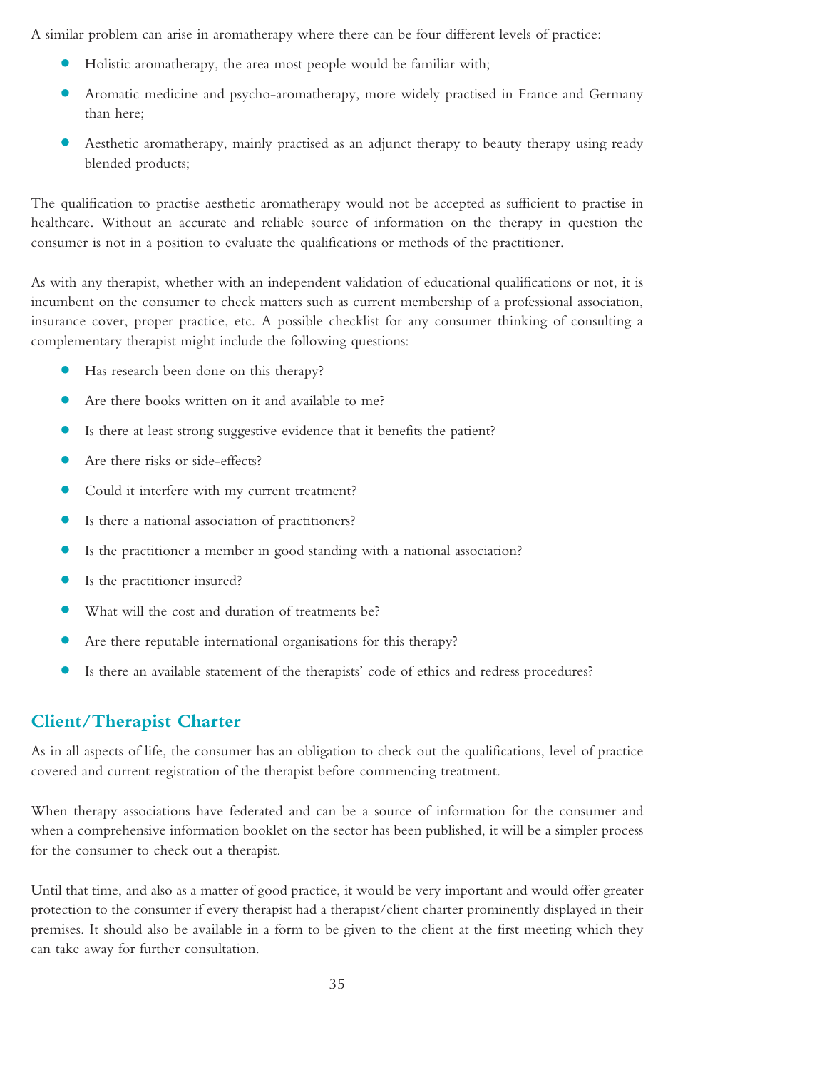A similar problem can arise in aromatherapy where there can be four different levels of practice:

- Holistic aromatherapy, the area most people would be familiar with;
- Aromatic medicine and psycho-aromatherapy, more widely practised in France and Germany than here;
- Aesthetic aromatherapy, mainly practised as an adjunct therapy to beauty therapy using ready blended products;

The qualification to practise aesthetic aromatherapy would not be accepted as sufficient to practise in healthcare. Without an accurate and reliable source of information on the therapy in question the consumer is not in a position to evaluate the qualifications or methods of the practitioner.

As with any therapist, whether with an independent validation of educational qualifications or not, it is incumbent on the consumer to check matters such as current membership of a professional association, insurance cover, proper practice, etc. A possible checklist for any consumer thinking of consulting a complementary therapist might include the following questions:

- Has research been done on this therapy?
- Are there books written on it and available to me?
- Is there at least strong suggestive evidence that it benefits the patient?
- Are there risks or side-effects?
- Could it interfere with my current treatment?
- Is there a national association of practitioners?
- Is the practitioner a member in good standing with a national association?
- Is the practitioner insured?
- What will the cost and duration of treatments be?
- Are there reputable international organisations for this therapy?
- Is there an available statement of the therapists' code of ethics and redress procedures?

## Client/Therapist Charter

As in all aspects of life, the consumer has an obligation to check out the qualifications, level of practice covered and current registration of the therapist before commencing treatment.

When therapy associations have federated and can be a source of information for the consumer and when a comprehensive information booklet on the sector has been published, it will be a simpler process for the consumer to check out a therapist.

Until that time, and also as a matter of good practice, it would be very important and would offer greater protection to the consumer if every therapist had a therapist/client charter prominently displayed in their premises. It should also be available in a form to be given to the client at the first meeting which they can take away for further consultation.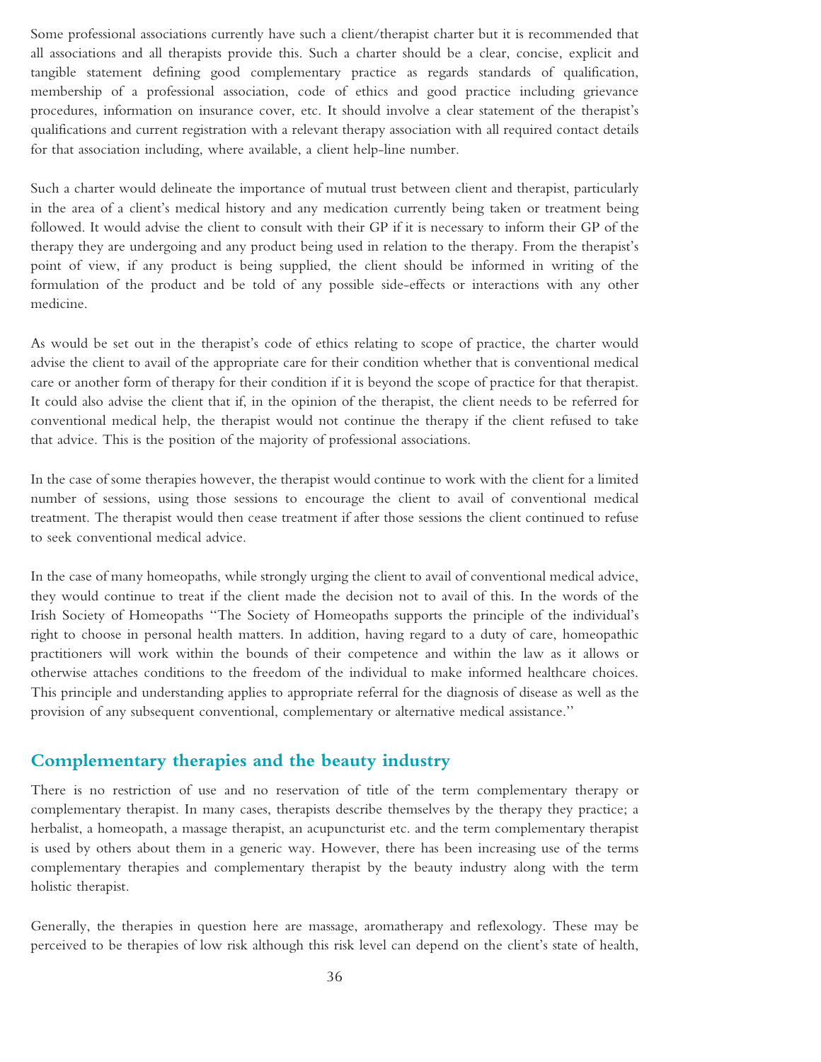Some professional associations currently have such a client/therapist charter but it is recommended that all associations and all therapists provide this. Such a charter should be a clear, concise, explicit and tangible statement defining good complementary practice as regards standards of qualification, membership of a professional association, code of ethics and good practice including grievance procedures, information on insurance cover, etc. It should involve a clear statement of the therapist's qualifications and current registration with a relevant therapy association with all required contact details for that association including, where available, a client help-line number.

Such a charter would delineate the importance of mutual trust between client and therapist, particularly in the area of a client's medical history and any medication currently being taken or treatment being followed. It would advise the client to consult with their GP if it is necessary to inform their GP of the therapy they are undergoing and any product being used in relation to the therapy. From the therapist's point of view, if any product is being supplied, the client should be informed in writing of the formulation of the product and be told of any possible side-effects or interactions with any other medicine.

As would be set out in the therapist's code of ethics relating to scope of practice, the charter would advise the client to avail of the appropriate care for their condition whether that is conventional medical care or another form of therapy for their condition if it is beyond the scope of practice for that therapist. It could also advise the client that if, in the opinion of the therapist, the client needs to be referred for conventional medical help, the therapist would not continue the therapy if the client refused to take that advice. This is the position of the majority of professional associations.

In the case of some therapies however, the therapist would continue to work with the client for a limited number of sessions, using those sessions to encourage the client to avail of conventional medical treatment. The therapist would then cease treatment if after those sessions the client continued to refuse to seek conventional medical advice.

In the case of many homeopaths, while strongly urging the client to avail of conventional medical advice, they would continue to treat if the client made the decision not to avail of this. In the words of the Irish Society of Homeopaths "The Society of Homeopaths supports the principle of the individual's right to choose in personal health matters. In addition, having regard to a duty of care, homeopathic practitioners will work within the bounds of their competence and within the law as it allows or otherwise attaches conditions to the freedom of the individual to make informed healthcare choices. This principle and understanding applies to appropriate referral for the diagnosis of disease as well as the provision of any subsequent conventional, complementary or alternative medical assistance."

## Complementary therapies and the beauty industry

There is no restriction of use and no reservation of title of the term complementary therapy or complementary therapist. In many cases, therapists describe themselves by the therapy they practice; a herbalist, a homeopath, a massage therapist, an acupuncturist etc. and the term complementary therapist is used by others about them in a generic way. However, there has been increasing use of the terms complementary therapies and complementary therapist by the beauty industry along with the term holistic therapist.

Generally, the therapies in question here are massage, aromatherapy and reflexology. These may be perceived to be therapies of low risk although this risk level can depend on the client's state of health,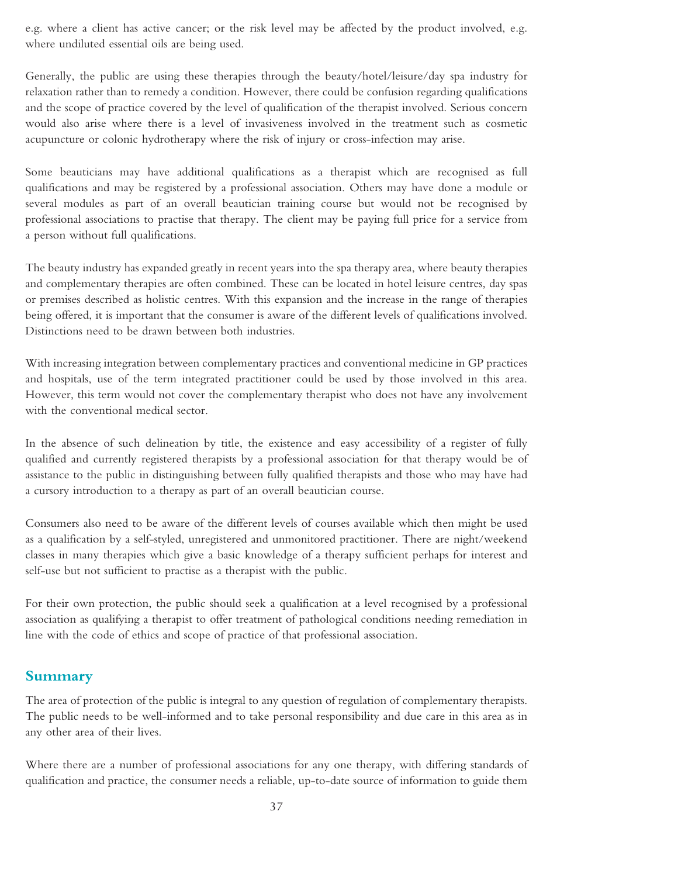e.g. where a client has active cancer; or the risk level may be affected by the product involved, e.g. where undiluted essential oils are being used.

Generally, the public are using these therapies through the beauty/hotel/leisure/day spa industry for relaxation rather than to remedy a condition. However, there could be confusion regarding qualifications and the scope of practice covered by the level of qualification of the therapist involved. Serious concern would also arise where there is a level of invasiveness involved in the treatment such as cosmetic acupuncture or colonic hydrotherapy where the risk of injury or cross-infection may arise.

Some beauticians may have additional qualifications as a therapist which are recognised as full qualifications and may be registered by a professional association. Others may have done a module or several modules as part of an overall beautician training course but would not be recognised by professional associations to practise that therapy. The client may be paying full price for a service from a person without full qualifications.

The beauty industry has expanded greatly in recent years into the spa therapy area, where beauty therapies and complementary therapies are often combined. These can be located in hotel leisure centres, day spas or premises described as holistic centres. With this expansion and the increase in the range of therapies being offered, it is important that the consumer is aware of the different levels of qualifications involved. Distinctions need to be drawn between both industries.

With increasing integration between complementary practices and conventional medicine in GP practices and hospitals, use of the term integrated practitioner could be used by those involved in this area. However, this term would not cover the complementary therapist who does not have any involvement with the conventional medical sector.

In the absence of such delineation by title, the existence and easy accessibility of a register of fully qualified and currently registered therapists by a professional association for that therapy would be of assistance to the public in distinguishing between fully qualified therapists and those who may have had a cursory introduction to a therapy as part of an overall beautician course.

Consumers also need to be aware of the different levels of courses available which then might be used as a qualification by a self-styled, unregistered and unmonitored practitioner. There are night/weekend classes in many therapies which give a basic knowledge of a therapy sufficient perhaps for interest and self-use but not sufficient to practise as a therapist with the public.

For their own protection, the public should seek a qualification at a level recognised by a professional association as qualifying a therapist to offer treatment of pathological conditions needing remediation in line with the code of ethics and scope of practice of that professional association.

## Summary

The area of protection of the public is integral to any question of regulation of complementary therapists. The public needs to be well-informed and to take personal responsibility and due care in this area as in any other area of their lives.

Where there are a number of professional associations for any one therapy, with differing standards of qualification and practice, the consumer needs a reliable, up-to-date source of information to guide them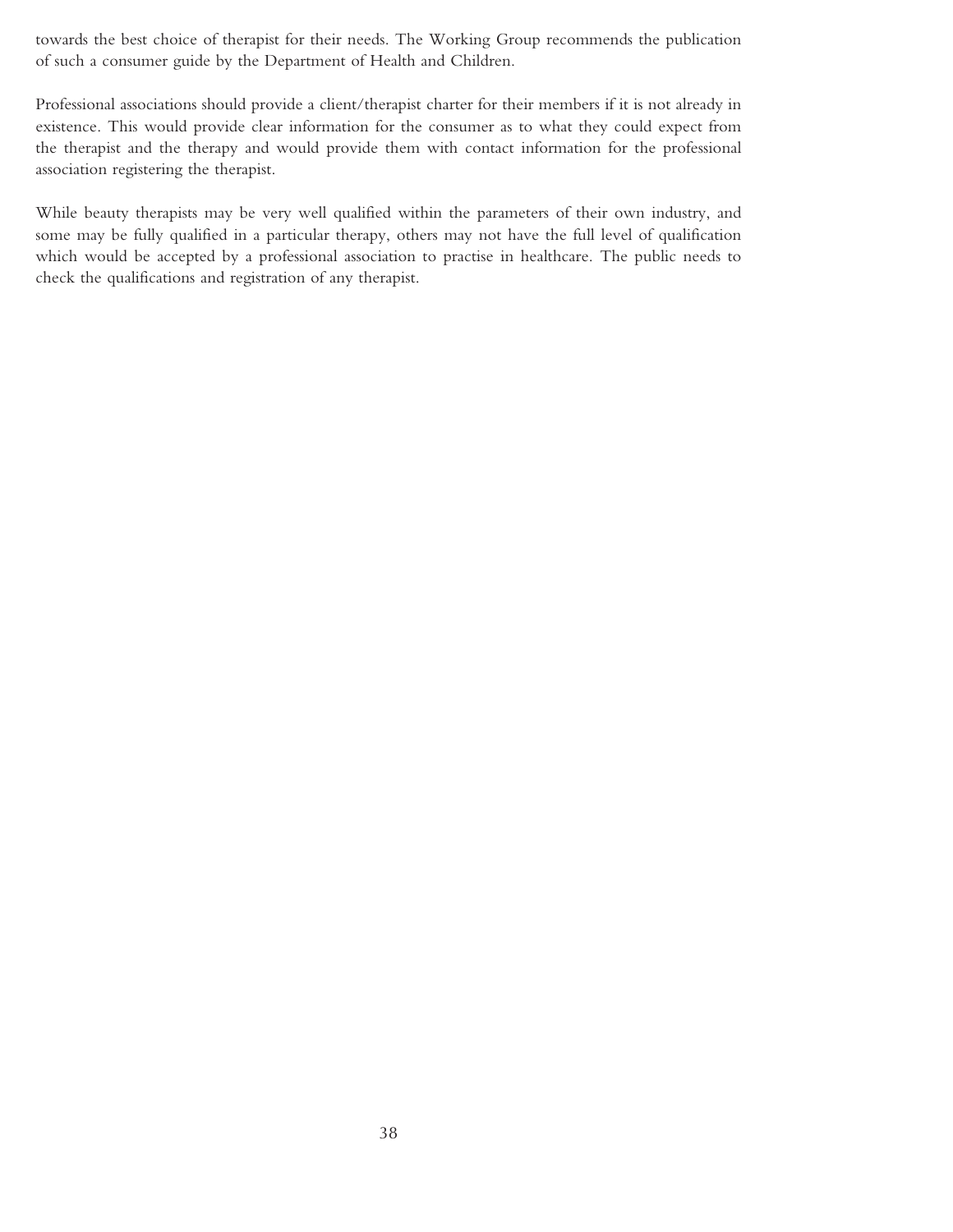towards the best choice of therapist for their needs. The Working Group recommends the publication of such a consumer guide by the Department of Health and Children.

Professional associations should provide a client/therapist charter for their members if it is not already in existence. This would provide clear information for the consumer as to what they could expect from the therapist and the therapy and would provide them with contact information for the professional association registering the therapist.

While beauty therapists may be very well qualified within the parameters of their own industry, and some may be fully qualified in a particular therapy, others may not have the full level of qualification which would be accepted by a professional association to practise in healthcare. The public needs to check the qualifications and registration of any therapist.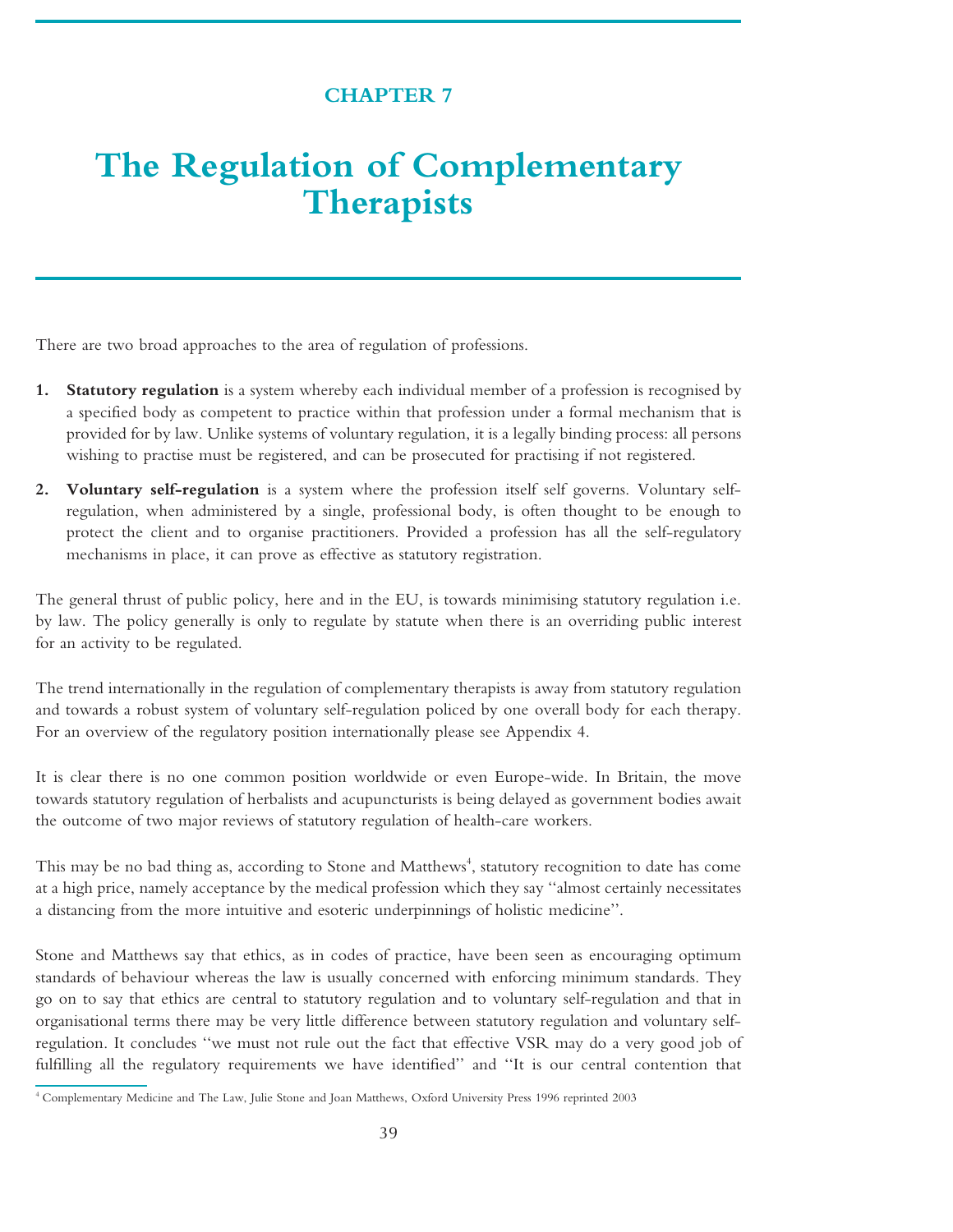# CHAPTER 7

# The Regulation of Complementary Therapists

There are two broad approaches to the area of regulation of professions.

1. **Statutory regulation** is a system whereby each individual member of a profession is recognised by a specified body as competent to practice within that profession under a formal mechanism that is provided for by law. Unlike systems of voluntary regulation, it is a legally binding process: all persons wishing to practise must be registered, and can be prosecuted for practising if not registered.

2. **Voluntary self-regulation** is a system where the profession itself self governs. Voluntary self-regulation, when administered by a single, professional body, is often thought to be enough to protect the client and to organise practitioners. Provided a profession has all the self-regulatory mechanisms in place, it can prove as effective as statutory registration.

The general thrust of public policy, here and in the EU, is towards minimising statutory regulation i.e. by law. The policy generally is only to regulate by statute when there is an overriding public interest for an activity to be regulated.

The trend internationally in the regulation of complementary therapists is away from statutory regulation and towards a robust system of voluntary self-regulation policed by one overall body for each therapy. For an overview of the regulatory position internationally please see Appendix 4.

It is clear there is no one common position worldwide or even Europe-wide. In Britain, the move towards statutory regulation of herbalists and acupuncturists is being delayed as government bodies await the outcome of two major reviews of statutory regulation of health-care workers.

This may be no bad thing as, according to Stone and Matthews[4], statutory recognition to date has come at a high price, namely acceptance by the medical profession which they say "almost certainly necessitates a distancing from the more intuitive and esoteric underpinnings of holistic medicine".

Stone and Matthews say that ethics, as in codes of practice, have been seen as encouraging optimum standards of behaviour whereas the law is usually concerned with enforcing minimum standards. They go on to say that ethics are central to statutory regulation and to voluntary self-regulation and that in organisational terms there may be very little difference between statutory regulation and voluntary self-regulation. It concludes "we must not rule out the fact that effective VSR may do a very good job of fulfilling all the regulatory requirements we have identified" and "It is our central contention that

[4] Complementary Medicine and The Law, Julie Stone and Joan Matthews, Oxford University Press 1996 reprinted 2003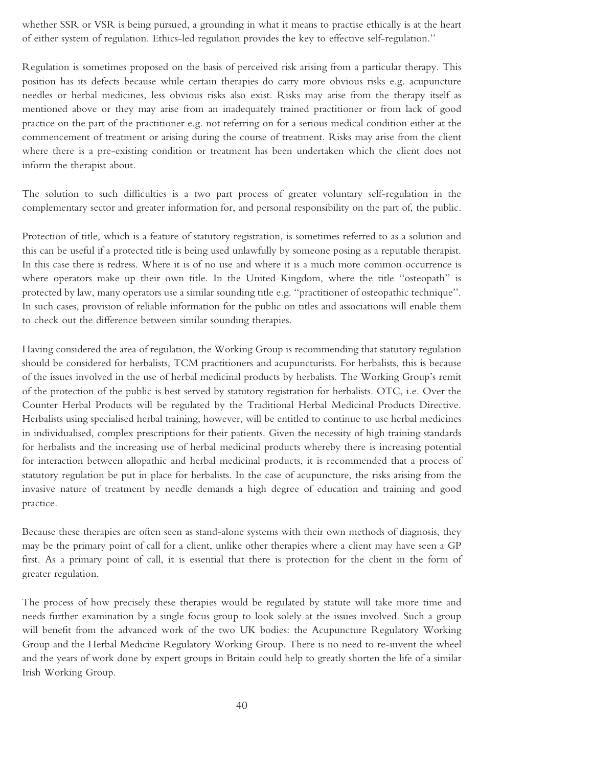whether SSR or VSR is being pursued, a grounding in what it means to practise ethically is at the heart of either system of regulation. Ethics-led regulation provides the key to effective self-regulation."

Regulation is sometimes proposed on the basis of perceived risk arising from a particular therapy. This position has its defects because while certain therapies do carry more obvious risks e.g. acupuncture needles or herbal medicines, less obvious risks also exist. Risks may arise from the therapy itself as mentioned above or they may arise from an inadequately trained practitioner or from lack of good practice on the part of the practitioner e.g. not referring on for a serious medical condition either at the commencement of treatment or arising during the course of treatment. Risks may arise from the client where there is a pre-existing condition or treatment has been undertaken which the client does not inform the therapist about.

The solution to such difficulties is a two part process of greater voluntary self-regulation in the complementary sector and greater information for, and personal responsibility on the part of, the public.

Protection of title, which is a feature of statutory registration, is sometimes referred to as a solution and this can be useful if a protected title is being used unlawfully by someone posing as a reputable therapist. In this case there is redress. Where it is of no use and where it is a much more common occurrence is where operators make up their own title. In the United Kingdom, where the title "osteopath" is protected by law, many operators use a similar sounding title e.g. "practitioner of osteopathic technique". In such cases, provision of reliable information for the public on titles and associations will enable them to check out the difference between similar sounding therapies.

Having considered the area of regulation, the Working Group is recommending that statutory regulation should be considered for herbalists, TCM practitioners and acupuncturists. For herbalists, this is because of the issues involved in the use of herbal medicinal products by herbalists. The Working Group's remit of the protection of the public is best served by statutory registration for herbalists. OTC, i.e. Over the Counter Herbal Products will be regulated by the Traditional Herbal Medicinal Products Directive. Herbalists using specialised herbal training, however, will be entitled to continue to use herbal medicines in individualised, complex prescriptions for their patients. Given the necessity of high training standards for herbalists and the increasing use of herbal medicinal products whereby there is increasing potential for interaction between allopathic and herbal medicinal products, it is recommended that a process of statutory regulation be put in place for herbalists. In the case of acupuncture, the risks arising from the invasive nature of treatment by needle demands a high degree of education and training and good practice.

Because these therapies are often seen as stand-alone systems with their own methods of diagnosis, they may be the primary point of call for a client, unlike other therapies where a client may have seen a GP first. As a primary point of call, it is essential that there is protection for the client in the form of greater regulation.

The process of how precisely these therapies would be regulated by statute will take more time and needs further examination by a single focus group to look solely at the issues involved. Such a group will benefit from the advanced work of the two UK bodies: the Acupuncture Regulatory Working Group and the Herbal Medicine Regulatory Working Group. There is no need to re-invent the wheel and the years of work done by expert groups in Britain could help to greatly shorten the life of a similar Irish Working Group.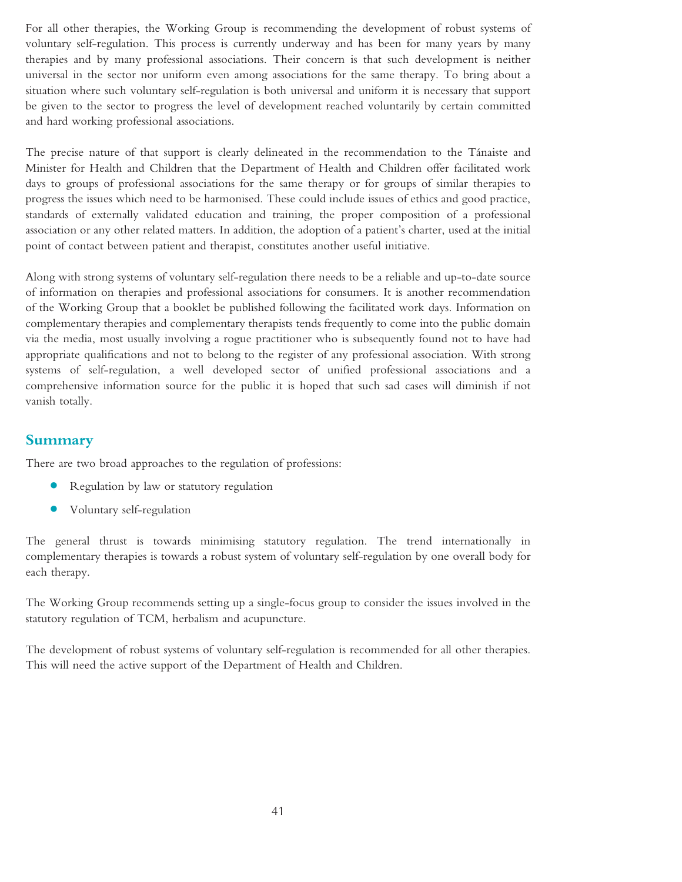For all other therapies, the Working Group is recommending the development of robust systems of voluntary self-regulation. This process is currently underway and has been for many years by many therapies and by many professional associations. Their concern is that such development is neither universal in the sector nor uniform even among associations for the same therapy. To bring about a situation where such voluntary self-regulation is both universal and uniform it is necessary that support be given to the sector to progress the level of development reached voluntarily by certain committed and hard working professional associations.

The precise nature of that support is clearly delineated in the recommendation to the Tánaiste and Minister for Health and Children that the Department of Health and Children offer facilitated work days to groups of professional associations for the same therapy or for groups of similar therapies to progress the issues which need to be harmonised. These could include issues of ethics and good practice, standards of externally validated education and training, the proper composition of a professional association or any other related matters. In addition, the adoption of a patient's charter, used at the initial point of contact between patient and therapist, constitutes another useful initiative.

Along with strong systems of voluntary self-regulation there needs to be a reliable and up-to-date source of information on therapies and professional associations for consumers. It is another recommendation of the Working Group that a booklet be published following the facilitated work days. Information on complementary therapies and complementary therapists tends frequently to come into the public domain via the media, most usually involving a rogue practitioner who is subsequently found not to have had appropriate qualifications and not to belong to the register of any professional association. With strong systems of self-regulation, a well developed sector of unified professional associations and a comprehensive information source for the public it is hoped that such sad cases will diminish if not vanish totally.

## Summary

There are two broad approaches to the regulation of professions:

- Regulation by law or statutory regulation
- Voluntary self-regulation

The general thrust is towards minimising statutory regulation. The trend internationally in complementary therapies is towards a robust system of voluntary self-regulation by one overall body for each therapy.

The Working Group recommends setting up a single-focus group to consider the issues involved in the statutory regulation of TCM, herbalism and acupuncture.

The development of robust systems of voluntary self-regulation is recommended for all other therapies. This will need the active support of the Department of Health and Children.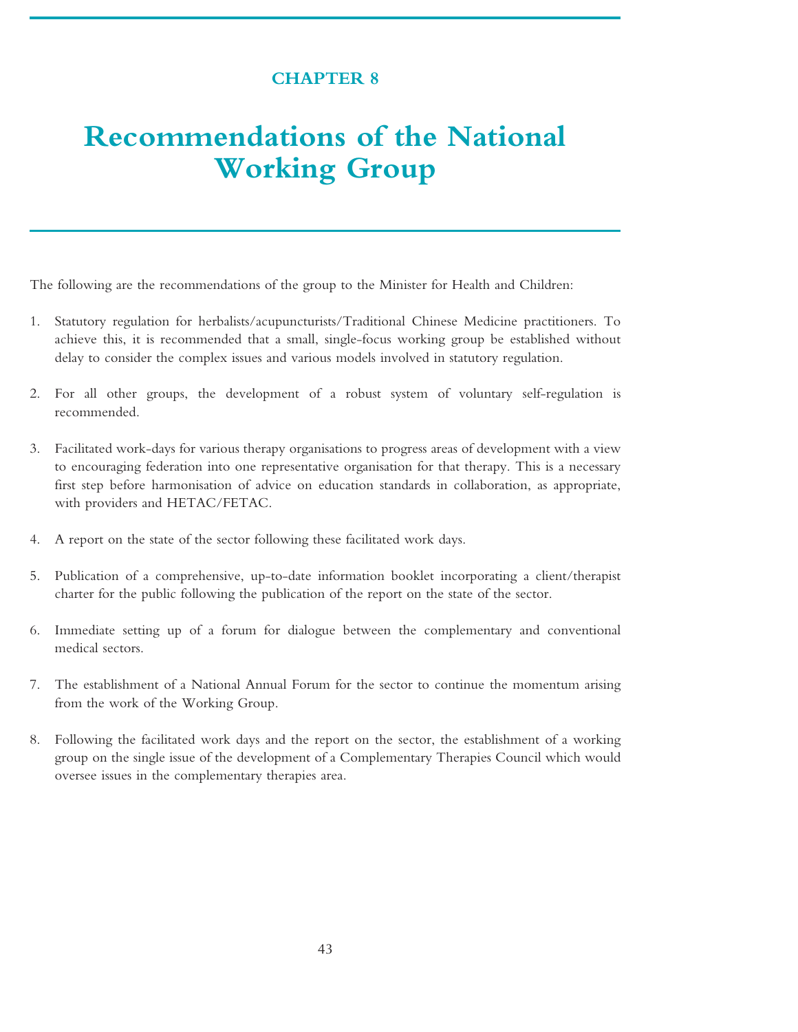# CHAPTER 8

# Recommendations of the National Working Group

The following are the recommendations of the group to the Minister for Health and Children:

1. Statutory regulation for herbalists/acupuncturists/Traditional Chinese Medicine practitioners. To achieve this, it is recommended that a small, single-focus working group be established without delay to consider the complex issues and various models involved in statutory regulation.

2. For all other groups, the development of a robust system of voluntary self-regulation is recommended.

3. Facilitated work-days for various therapy organisations to progress areas of development with a view to encouraging federation into one representative organisation for that therapy. This is a necessary first step before harmonisation of advice on education standards in collaboration, as appropriate, with providers and HETAC/FETAC.

4. A report on the state of the sector following these facilitated work days.

5. Publication of a comprehensive, up-to-date information booklet incorporating a client/therapist charter for the public following the publication of the report on the state of the sector.

6. Immediate setting up of a forum for dialogue between the complementary and conventional medical sectors.

7. The establishment of a National Annual Forum for the sector to continue the momentum arising from the work of the Working Group.

8. Following the facilitated work days and the report on the sector, the establishment of a working group on the single issue of the development of a Complementary Therapies Council which would oversee issues in the complementary therapies area.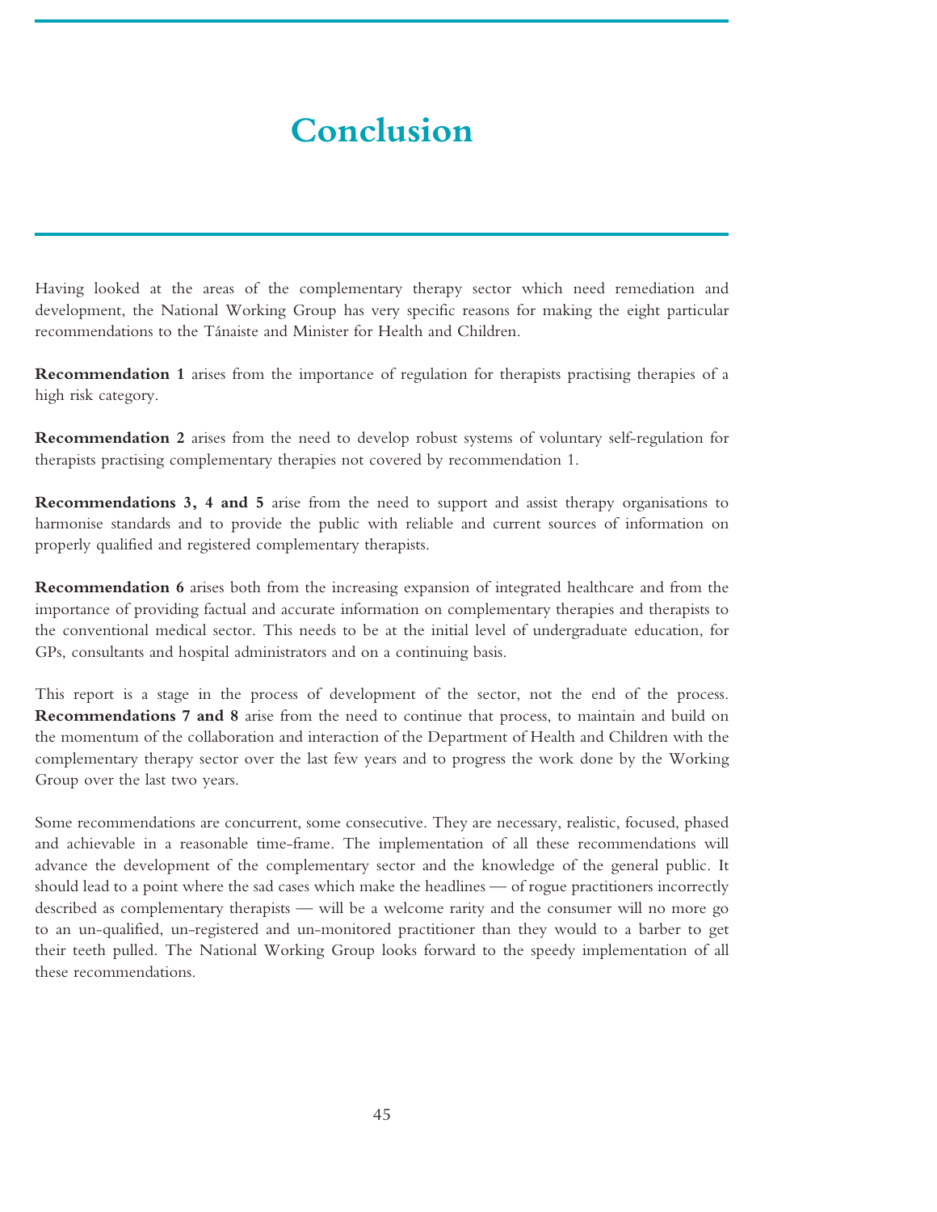# Conclusion

Having looked at the areas of the complementary therapy sector which need remediation and development, the National Working Group has very specific reasons for making the eight particular recommendations to the Tánaiste and Minister for Health and Children.

**Recommendation 1** arises from the importance of regulation for therapists practising therapies of a high risk category.

**Recommendation 2** arises from the need to develop robust systems of voluntary self-regulation for therapists practising complementary therapies not covered by recommendation 1.

**Recommendations 3, 4 and 5** arise from the need to support and assist therapy organisations to harmonise standards and to provide the public with reliable and current sources of information on properly qualified and registered complementary therapists.

**Recommendation 6** arises both from the increasing expansion of integrated healthcare and from the importance of providing factual and accurate information on complementary therapies and therapists to the conventional medical sector. This needs to be at the initial level of undergraduate education, for GPs, consultants and hospital administrators and on a continuing basis.

This report is a stage in the process of development of the sector, not the end of the process. **Recommendations 7 and 8** arise from the need to continue that process, to maintain and build on the momentum of the collaboration and interaction of the Department of Health and Children with the complementary therapy sector over the last few years and to progress the work done by the Working Group over the last two years.

Some recommendations are concurrent, some consecutive. They are necessary, realistic, focused, phased and achievable in a reasonable time-frame. The implementation of all these recommendations will advance the development of the complementary sector and the knowledge of the general public. It should lead to a point where the sad cases which make the headlines — of rogue practitioners incorrectly described as complementary therapists — will be a welcome rarity and the consumer will no more go to an un-qualified, un-registered and un-monitored practitioner than they would to a barber to get their teeth pulled. The National Working Group looks forward to the speedy implementation of all these recommendations.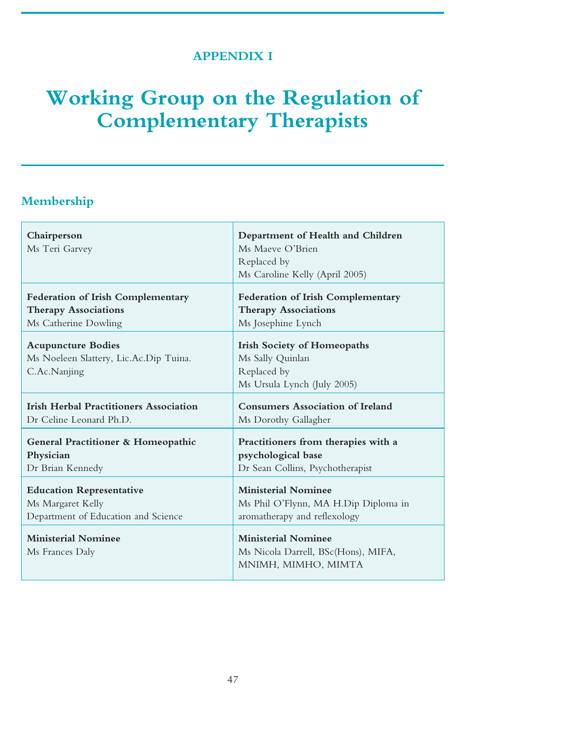APPENDIX I

# Working Group on the Regulation of Complementary Therapists

## Membership

| | |
|---|---|
| **Chairperson**<br>Ms Teri Garvey | **Department of Health and Children**<br>Ms Maeve O'Brien<br>Replaced by<br>Ms Caroline Kelly (April 2005) |
| **Federation of Irish Complementary Therapy Associations**<br>Ms Catherine Dowling | **Federation of Irish Complementary Therapy Associations**<br>Ms Josephine Lynch |
| **Acupuncture Bodies**<br>Ms Noeleen Slattery, Lic.Ac.Dip Tuina. C.Ac.Nanjing | **Irish Society of Homeopaths**<br>Ms Sally Quinlan<br>Replaced by<br>Ms Ursula Lynch (July 2005) |
| **Irish Herbal Practitioners Association**<br>Dr Celine Leonard Ph.D. | **Consumers Association of Ireland**<br>Ms Dorothy Gallagher |
| **General Practitioner & Homeopathic Physician**<br>Dr Brian Kennedy | **Practitioners from therapies with a psychological base**<br>Dr Sean Collins, Psychotherapist |
| **Education Representative**<br>Ms Margaret Kelly<br>Department of Education and Science | **Ministerial Nominee**<br>Ms Phil O'Flynn, MA H.Dip Diploma in aromatherapy and reflexology |
| **Ministerial Nominee**<br>Ms Frances Daly | **Ministerial Nominee**<br>Ms Nicola Darrell, BSc(Hons), MIFA, MNIMH, MIMHO, MIMTA |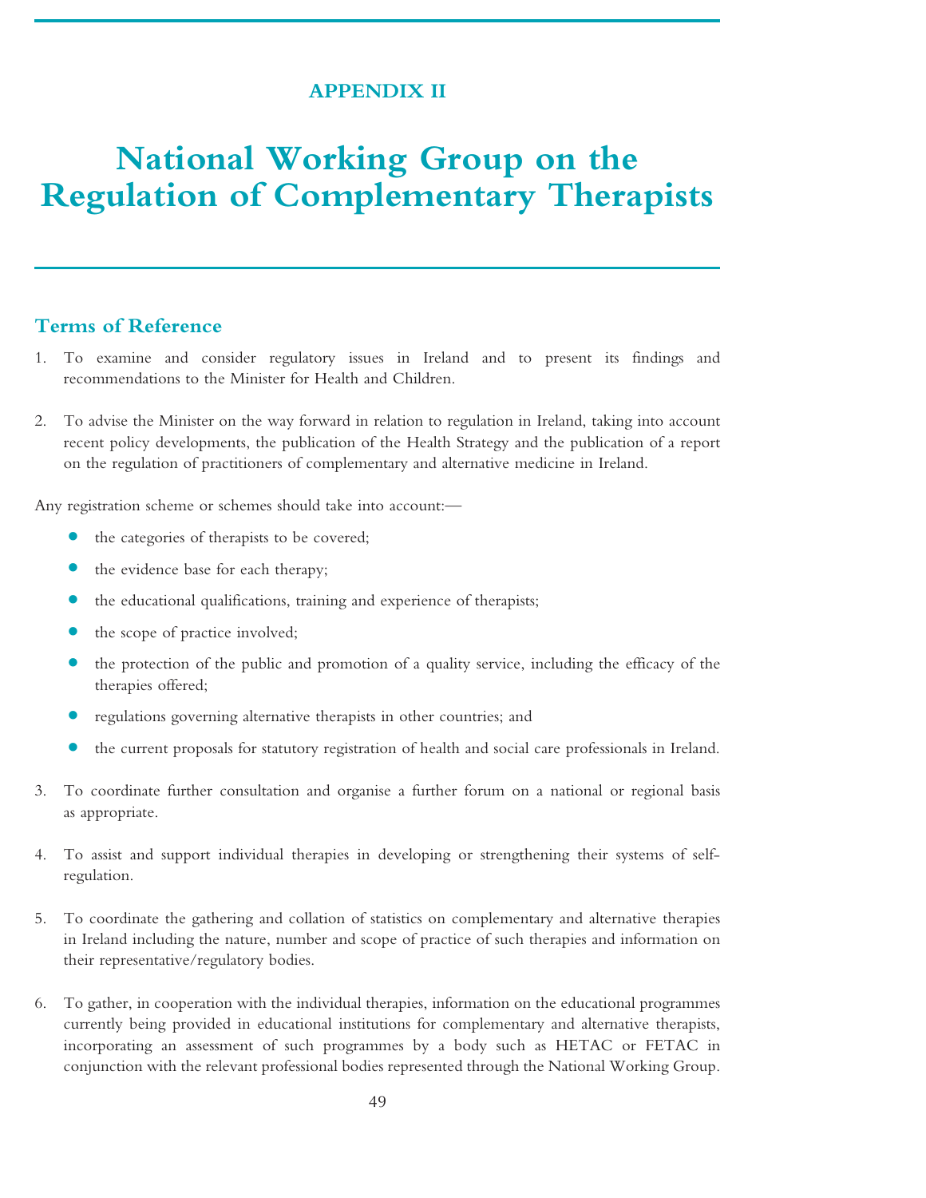APPENDIX II

# National Working Group on the Regulation of Complementary Therapists

## Terms of Reference

1. To examine and consider regulatory issues in Ireland and to present its findings and recommendations to the Minister for Health and Children.

2. To advise the Minister on the way forward in relation to regulation in Ireland, taking into account recent policy developments, the publication of the Health Strategy and the publication of a report on the regulation of practitioners of complementary and alternative medicine in Ireland.

Any registration scheme or schemes should take into account:—

- the categories of therapists to be covered;
- the evidence base for each therapy;
- the educational qualifications, training and experience of therapists;
- the scope of practice involved;
- the protection of the public and promotion of a quality service, including the efficacy of the therapies offered;
- regulations governing alternative therapists in other countries; and
- the current proposals for statutory registration of health and social care professionals in Ireland.

3. To coordinate further consultation and organise a further forum on a national or regional basis as appropriate.

4. To assist and support individual therapies in developing or strengthening their systems of self-regulation.

5. To coordinate the gathering and collation of statistics on complementary and alternative therapies in Ireland including the nature, number and scope of practice of such therapies and information on their representative/regulatory bodies.

6. To gather, in cooperation with the individual therapies, information on the educational programmes currently being provided in educational institutions for complementary and alternative therapists, incorporating an assessment of such programmes by a body such as HETAC or FETAC in conjunction with the relevant professional bodies represented through the National Working Group.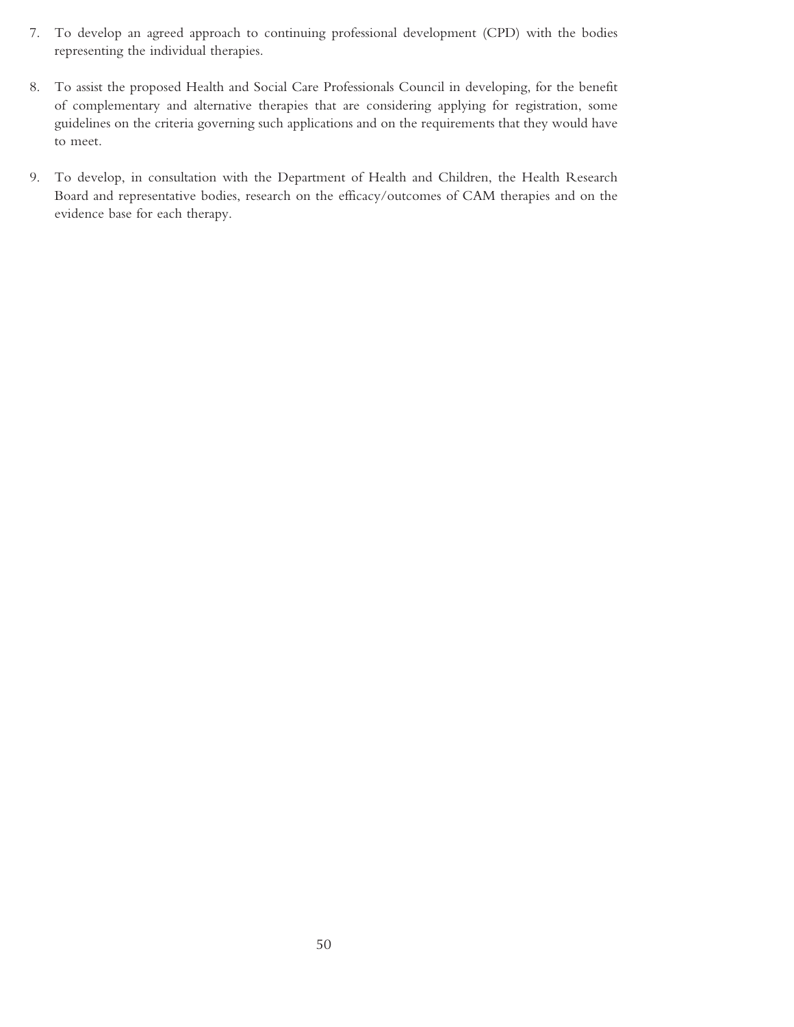7. To develop an agreed approach to continuing professional development (CPD) with the bodies representing the individual therapies.

8. To assist the proposed Health and Social Care Professionals Council in developing, for the benefit of complementary and alternative therapies that are considering applying for registration, some guidelines on the criteria governing such applications and on the requirements that they would have to meet.

9. To develop, in consultation with the Department of Health and Children, the Health Research Board and representative bodies, research on the efficacy/outcomes of CAM therapies and on the evidence base for each therapy.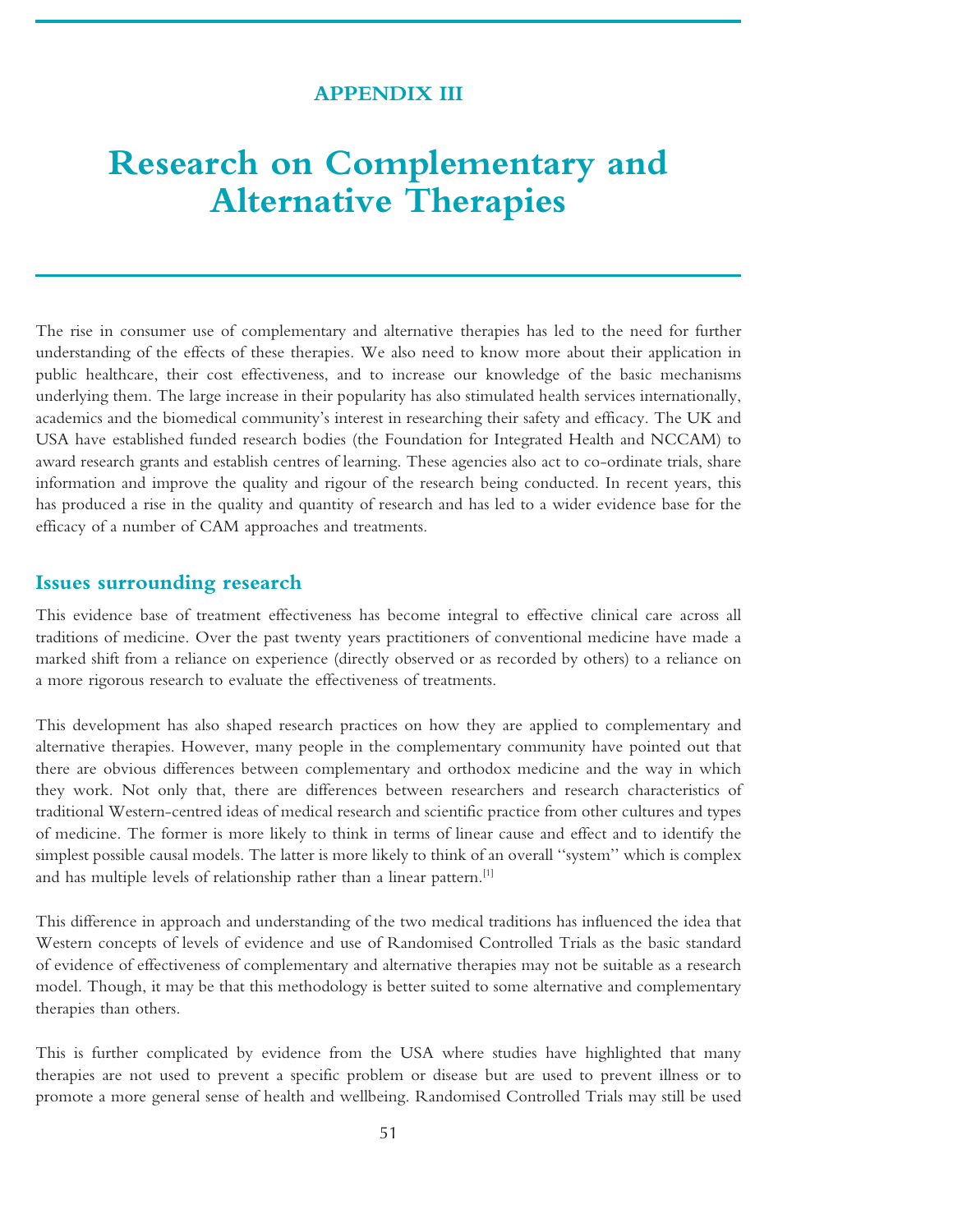## APPENDIX III

# Research on Complementary and Alternative Therapies

The rise in consumer use of complementary and alternative therapies has led to the need for further understanding of the effects of these therapies. We also need to know more about their application in public healthcare, their cost effectiveness, and to increase our knowledge of the basic mechanisms underlying them. The large increase in their popularity has also stimulated health services internationally, academics and the biomedical community's interest in researching their safety and efficacy. The UK and USA have established funded research bodies (the Foundation for Integrated Health and NCCAM) to award research grants and establish centres of learning. These agencies also act to co-ordinate trials, share information and improve the quality and rigour of the research being conducted. In recent years, this has produced a rise in the quality and quantity of research and has led to a wider evidence base for the efficacy of a number of CAM approaches and treatments.

## Issues surrounding research

This evidence base of treatment effectiveness has become integral to effective clinical care across all traditions of medicine. Over the past twenty years practitioners of conventional medicine have made a marked shift from a reliance on experience (directly observed or as recorded by others) to a reliance on a more rigorous research to evaluate the effectiveness of treatments.

This development has also shaped research practices on how they are applied to complementary and alternative therapies. However, many people in the complementary community have pointed out that there are obvious differences between complementary and orthodox medicine and the way in which they work. Not only that, there are differences between researchers and research characteristics of traditional Western-centred ideas of medical research and scientific practice from other cultures and types of medicine. The former is more likely to think in terms of linear cause and effect and to identify the simplest possible causal models. The latter is more likely to think of an overall "system" which is complex and has multiple levels of relationship rather than a linear pattern.[1]

This difference in approach and understanding of the two medical traditions has influenced the idea that Western concepts of levels of evidence and use of Randomised Controlled Trials as the basic standard of evidence of effectiveness of complementary and alternative therapies may not be suitable as a research model. Though, it may be that this methodology is better suited to some alternative and complementary therapies than others.

This is further complicated by evidence from the USA where studies have highlighted that many therapies are not used to prevent a specific problem or disease but are used to prevent illness or to promote a more general sense of health and wellbeing. Randomised Controlled Trials may still be used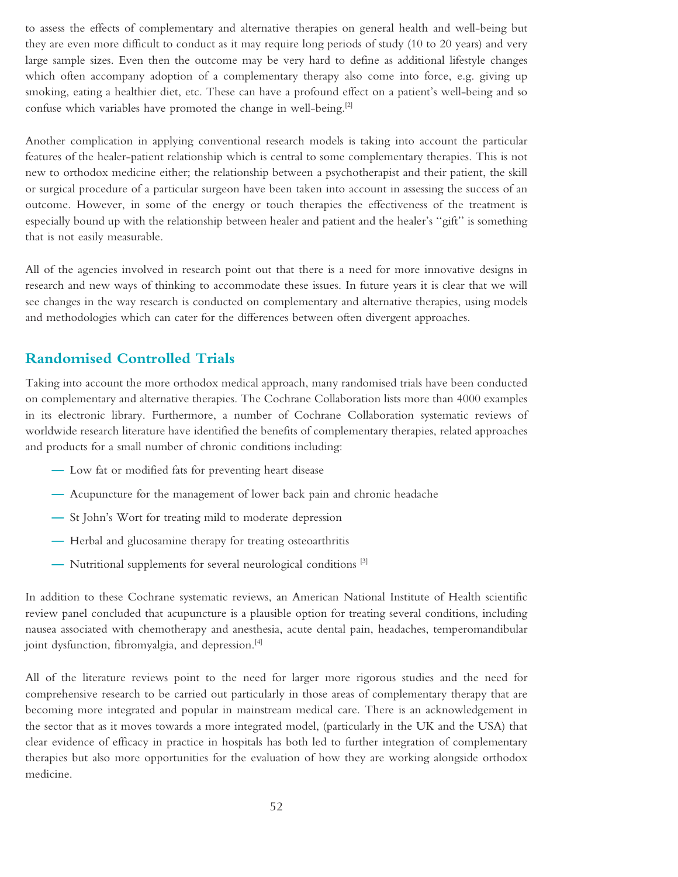to assess the effects of complementary and alternative therapies on general health and well-being but they are even more difficult to conduct as it may require long periods of study (10 to 20 years) and very large sample sizes. Even then the outcome may be very hard to define as additional lifestyle changes which often accompany adoption of a complementary therapy also come into force, e.g. giving up smoking, eating a healthier diet, etc. These can have a profound effect on a patient's well-being and so confuse which variables have promoted the change in well-being.[2]

Another complication in applying conventional research models is taking into account the particular features of the healer-patient relationship which is central to some complementary therapies. This is not new to orthodox medicine either; the relationship between a psychotherapist and their patient, the skill or surgical procedure of a particular surgeon have been taken into account in assessing the success of an outcome. However, in some of the energy or touch therapies the effectiveness of the treatment is especially bound up with the relationship between healer and patient and the healer's "gift" is something that is not easily measurable.

All of the agencies involved in research point out that there is a need for more innovative designs in research and new ways of thinking to accommodate these issues. In future years it is clear that we will see changes in the way research is conducted on complementary and alternative therapies, using models and methodologies which can cater for the differences between often divergent approaches.

## Randomised Controlled Trials

Taking into account the more orthodox medical approach, many randomised trials have been conducted on complementary and alternative therapies. The Cochrane Collaboration lists more than 4000 examples in its electronic library. Furthermore, a number of Cochrane Collaboration systematic reviews of worldwide research literature have identified the benefits of complementary therapies, related approaches and products for a small number of chronic conditions including:

- Low fat or modified fats for preventing heart disease
- Acupuncture for the management of lower back pain and chronic headache
- St John's Wort for treating mild to moderate depression
- Herbal and glucosamine therapy for treating osteoarthritis
- Nutritional supplements for several neurological conditions [3]

In addition to these Cochrane systematic reviews, an American National Institute of Health scientific review panel concluded that acupuncture is a plausible option for treating several conditions, including nausea associated with chemotherapy and anesthesia, acute dental pain, headaches, temperomandibular joint dysfunction, fibromyalgia, and depression.[4]

All of the literature reviews point to the need for larger more rigorous studies and the need for comprehensive research to be carried out particularly in those areas of complementary therapy that are becoming more integrated and popular in mainstream medical care. There is an acknowledgement in the sector that as it moves towards a more integrated model, (particularly in the UK and the USA) that clear evidence of efficacy in practice in hospitals has both led to further integration of complementary therapies but also more opportunities for the evaluation of how they are working alongside orthodox medicine.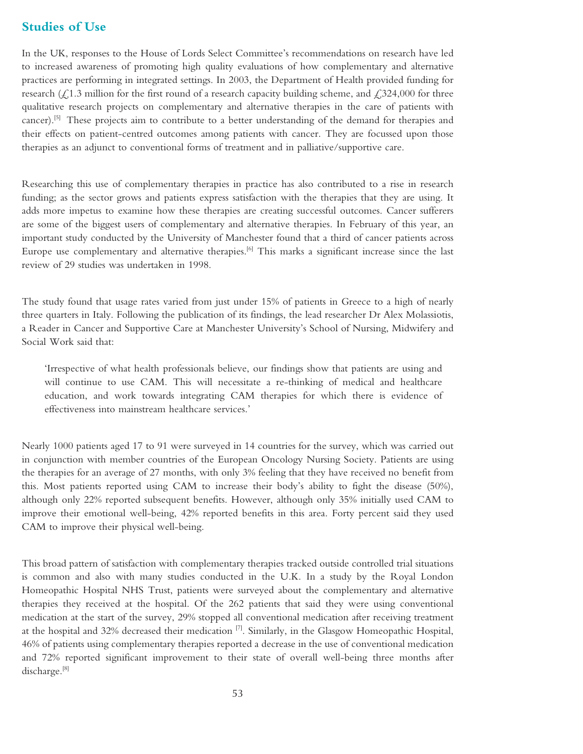## Studies of Use

In the UK, responses to the House of Lords Select Committee's recommendations on research have led to increased awareness of promoting high quality evaluations of how complementary and alternative practices are performing in integrated settings. In 2003, the Department of Health provided funding for research (£1.3 million for the first round of a research capacity building scheme, and £324,000 for three qualitative research projects on complementary and alternative therapies in the care of patients with cancer).[5] These projects aim to contribute to a better understanding of the demand for therapies and their effects on patient-centred outcomes among patients with cancer. They are focussed upon those therapies as an adjunct to conventional forms of treatment and in palliative/supportive care.

Researching this use of complementary therapies in practice has also contributed to a rise in research funding; as the sector grows and patients express satisfaction with the therapies that they are using. It adds more impetus to examine how these therapies are creating successful outcomes. Cancer sufferers are some of the biggest users of complementary and alternative therapies. In February of this year, an important study conducted by the University of Manchester found that a third of cancer patients across Europe use complementary and alternative therapies.[6] This marks a significant increase since the last review of 29 studies was undertaken in 1998.

The study found that usage rates varied from just under 15% of patients in Greece to a high of nearly three quarters in Italy. Following the publication of its findings, the lead researcher Dr Alex Molassiotis, a Reader in Cancer and Supportive Care at Manchester University's School of Nursing, Midwifery and Social Work said that:

> 'Irrespective of what health professionals believe, our findings show that patients are using and will continue to use CAM. This will necessitate a re-thinking of medical and healthcare education, and work towards integrating CAM therapies for which there is evidence of effectiveness into mainstream healthcare services.'

Nearly 1000 patients aged 17 to 91 were surveyed in 14 countries for the survey, which was carried out in conjunction with member countries of the European Oncology Nursing Society. Patients are using the therapies for an average of 27 months, with only 3% feeling that they have received no benefit from this. Most patients reported using CAM to increase their body's ability to fight the disease (50%), although only 22% reported subsequent benefits. However, although only 35% initially used CAM to improve their emotional well-being, 42% reported benefits in this area. Forty percent said they used CAM to improve their physical well-being.

This broad pattern of satisfaction with complementary therapies tracked outside controlled trial situations is common and also with many studies conducted in the U.K. In a study by the Royal London Homeopathic Hospital NHS Trust, patients were surveyed about the complementary and alternative therapies they received at the hospital. Of the 262 patients that said they were using conventional medication at the start of the survey, 29% stopped all conventional medication after receiving treatment at the hospital and 32% decreased their medication [7]. Similarly, in the Glasgow Homeopathic Hospital, 46% of patients using complementary therapies reported a decrease in the use of conventional medication and 72% reported significant improvement to their state of overall well-being three months after discharge.[8]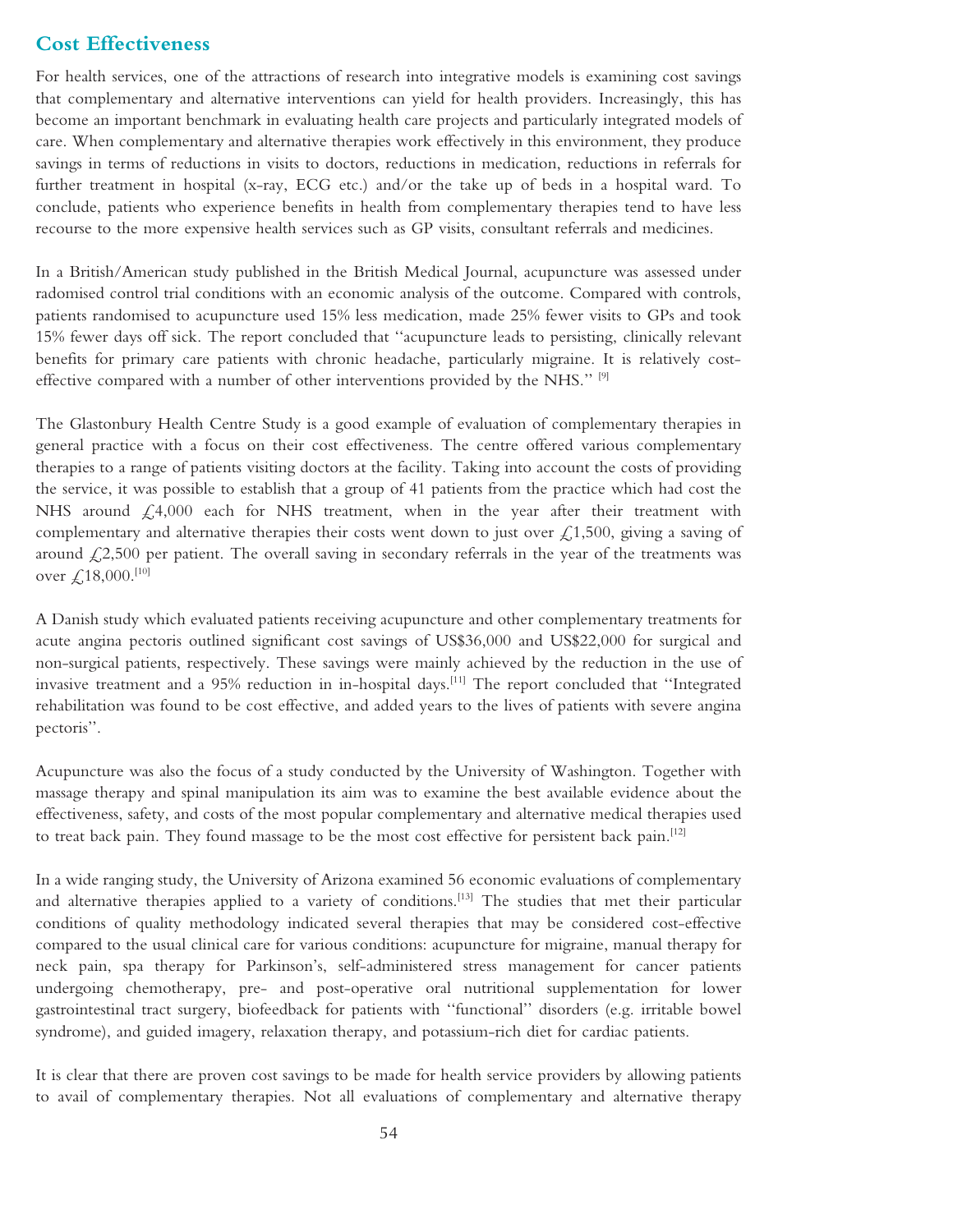## Cost Effectiveness

For health services, one of the attractions of research into integrative models is examining cost savings that complementary and alternative interventions can yield for health providers. Increasingly, this has become an important benchmark in evaluating health care projects and particularly integrated models of care. When complementary and alternative therapies work effectively in this environment, they produce savings in terms of reductions in visits to doctors, reductions in medication, reductions in referrals for further treatment in hospital (x-ray, ECG etc.) and/or the take up of beds in a hospital ward. To conclude, patients who experience benefits in health from complementary therapies tend to have less recourse to the more expensive health services such as GP visits, consultant referrals and medicines.

In a British/American study published in the British Medical Journal, acupuncture was assessed under radomised control trial conditions with an economic analysis of the outcome. Compared with controls, patients randomised to acupuncture used 15% less medication, made 25% fewer visits to GPs and took 15% fewer days off sick. The report concluded that "acupuncture leads to persisting, clinically relevant benefits for primary care patients with chronic headache, particularly migraine. It is relatively cost-effective compared with a number of other interventions provided by the NHS." [9]

The Glastonbury Health Centre Study is a good example of evaluation of complementary therapies in general practice with a focus on their cost effectiveness. The centre offered various complementary therapies to a range of patients visiting doctors at the facility. Taking into account the costs of providing the service, it was possible to establish that a group of 41 patients from the practice which had cost the NHS around £4,000 each for NHS treatment, when in the year after their treatment with complementary and alternative therapies their costs went down to just over £1,500, giving a saving of around £2,500 per patient. The overall saving in secondary referrals in the year of the treatments was over £18,000.[10]

A Danish study which evaluated patients receiving acupuncture and other complementary treatments for acute angina pectoris outlined significant cost savings of US$36,000 and US$22,000 for surgical and non-surgical patients, respectively. These savings were mainly achieved by the reduction in the use of invasive treatment and a 95% reduction in in-hospital days.[11] The report concluded that "Integrated rehabilitation was found to be cost effective, and added years to the lives of patients with severe angina pectoris".

Acupuncture was also the focus of a study conducted by the University of Washington. Together with massage therapy and spinal manipulation its aim was to examine the best available evidence about the effectiveness, safety, and costs of the most popular complementary and alternative medical therapies used to treat back pain. They found massage to be the most cost effective for persistent back pain.[12]

In a wide ranging study, the University of Arizona examined 56 economic evaluations of complementary and alternative therapies applied to a variety of conditions.[13] The studies that met their particular conditions of quality methodology indicated several therapies that may be considered cost-effective compared to the usual clinical care for various conditions: acupuncture for migraine, manual therapy for neck pain, spa therapy for Parkinson's, self-administered stress management for cancer patients undergoing chemotherapy, pre- and post-operative oral nutritional supplementation for lower gastrointestinal tract surgery, biofeedback for patients with "functional" disorders (e.g. irritable bowel syndrome), and guided imagery, relaxation therapy, and potassium-rich diet for cardiac patients.

It is clear that there are proven cost savings to be made for health service providers by allowing patients to avail of complementary therapies. Not all evaluations of complementary and alternative therapy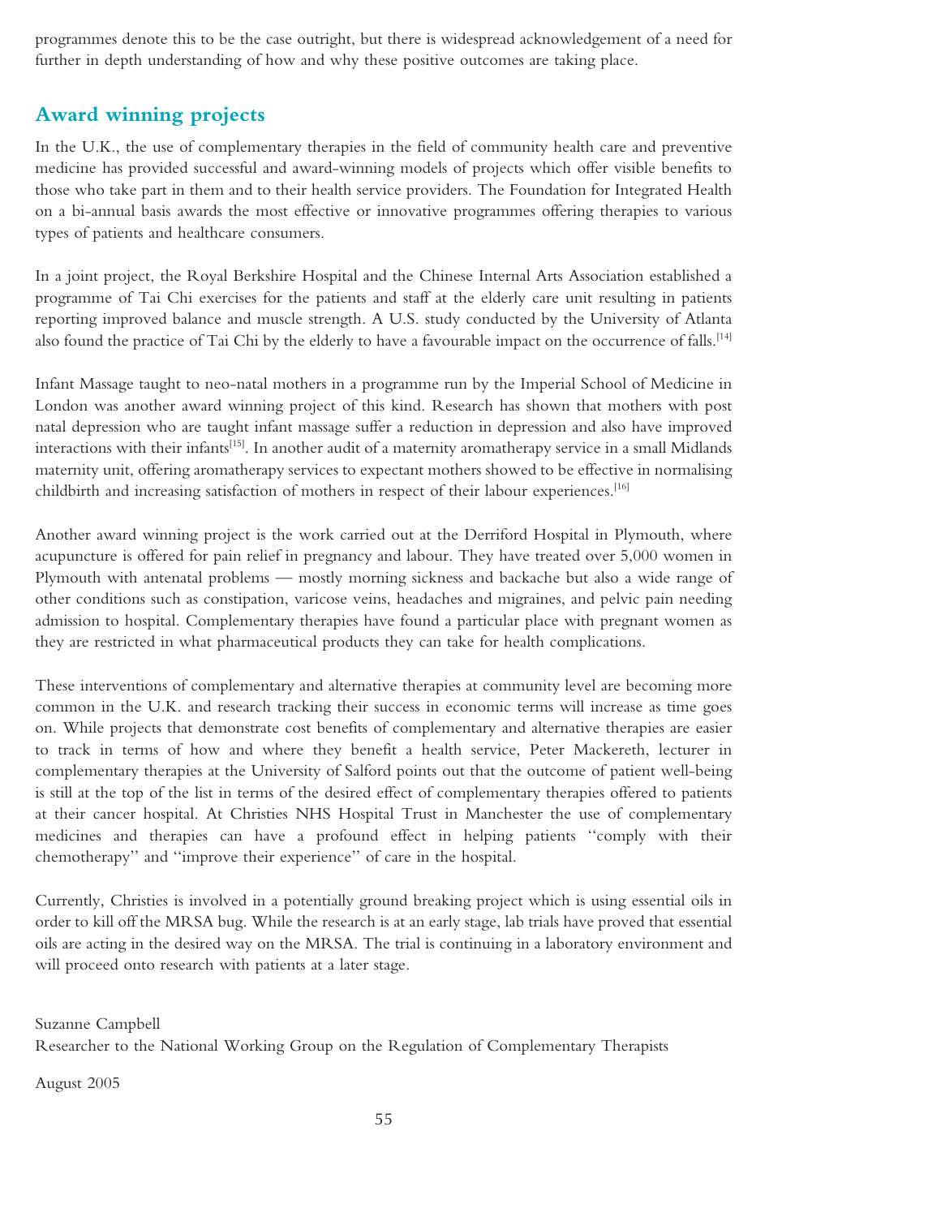programmes denote this to be the case outright, but there is widespread acknowledgement of a need for further in depth understanding of how and why these positive outcomes are taking place.

## Award winning projects

In the U.K., the use of complementary therapies in the field of community health care and preventive medicine has provided successful and award-winning models of projects which offer visible benefits to those who take part in them and to their health service providers. The Foundation for Integrated Health on a bi-annual basis awards the most effective or innovative programmes offering therapies to various types of patients and healthcare consumers.

In a joint project, the Royal Berkshire Hospital and the Chinese Internal Arts Association established a programme of Tai Chi exercises for the patients and staff at the elderly care unit resulting in patients reporting improved balance and muscle strength. A U.S. study conducted by the University of Atlanta also found the practice of Tai Chi by the elderly to have a favourable impact on the occurrence of falls.[14]

Infant Massage taught to neo-natal mothers in a programme run by the Imperial School of Medicine in London was another award winning project of this kind. Research has shown that mothers with post natal depression who are taught infant massage suffer a reduction in depression and also have improved interactions with their infants[15]. In another audit of a maternity aromatherapy service in a small Midlands maternity unit, offering aromatherapy services to expectant mothers showed to be effective in normalising childbirth and increasing satisfaction of mothers in respect of their labour experiences.[16]

Another award winning project is the work carried out at the Derriford Hospital in Plymouth, where acupuncture is offered for pain relief in pregnancy and labour. They have treated over 5,000 women in Plymouth with antenatal problems — mostly morning sickness and backache but also a wide range of other conditions such as constipation, varicose veins, headaches and migraines, and pelvic pain needing admission to hospital. Complementary therapies have found a particular place with pregnant women as they are restricted in what pharmaceutical products they can take for health complications.

These interventions of complementary and alternative therapies at community level are becoming more common in the U.K. and research tracking their success in economic terms will increase as time goes on. While projects that demonstrate cost benefits of complementary and alternative therapies are easier to track in terms of how and where they benefit a health service, Peter Mackereth, lecturer in complementary therapies at the University of Salford points out that the outcome of patient well-being is still at the top of the list in terms of the desired effect of complementary therapies offered to patients at their cancer hospital. At Christies NHS Hospital Trust in Manchester the use of complementary medicines and therapies can have a profound effect in helping patients "comply with their chemotherapy" and "improve their experience" of care in the hospital.

Currently, Christies is involved in a potentially ground breaking project which is using essential oils in order to kill off the MRSA bug. While the research is at an early stage, lab trials have proved that essential oils are acting in the desired way on the MRSA. The trial is continuing in a laboratory environment and will proceed onto research with patients at a later stage.

Suzanne Campbell
Researcher to the National Working Group on the Regulation of Complementary Therapists

August 2005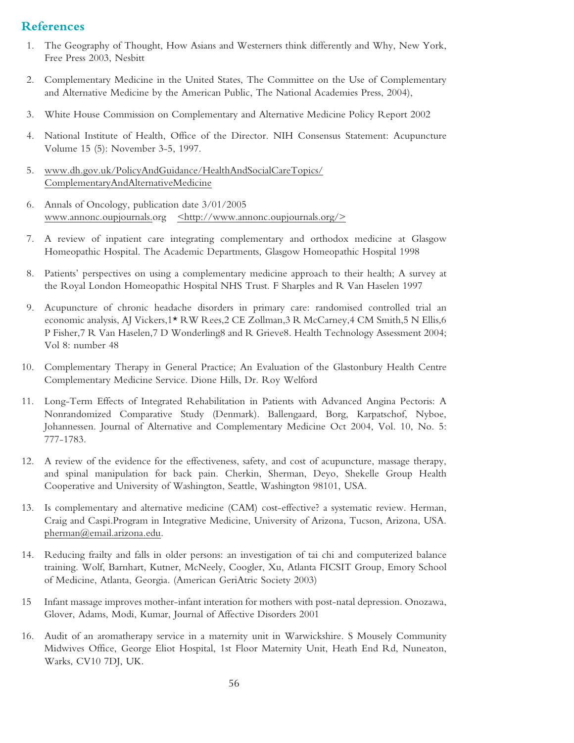## References

1. The Geography of Thought, How Asians and Westerners think differently and Why, New York, Free Press 2003, Nesbitt

2. Complementary Medicine in the United States, The Committee on the Use of Complementary and Alternative Medicine by the American Public, The National Academies Press, 2004),

3. White House Commission on Complementary and Alternative Medicine Policy Report 2002

4. National Institute of Health, Office of the Director. NIH Consensus Statement: Acupuncture Volume 15 (5): November 3-5, 1997.

5. www.dh.gov.uk/PolicyAndGuidance/HealthAndSocialCareTopics/ComplementaryAndAlternativeMedicine

6. Annals of Oncology, publication date 3/01/2005 www.annonc.oupjournals.org <http://www.annonc.oupjournals.org/>

7. A review of inpatient care integrating complementary and orthodox medicine at Glasgow Homeopathic Hospital. The Academic Departments, Glasgow Homeopathic Hospital 1998

8. Patients' perspectives on using a complementary medicine approach to their health; A survey at the Royal London Homeopathic Hospital NHS Trust. F Sharples and R Van Haselen 1997

9. Acupuncture of chronic headache disorders in primary care: randomised controlled trial an economic analysis, AJ Vickers,1* RW Rees,2 CE Zollman,3 R McCarney,4 CM Smith,5 N Ellis,6 P Fisher,7 R Van Haselen,7 D Wonderling8 and R Grieve8. Health Technology Assessment 2004; Vol 8: number 48

10. Complementary Therapy in General Practice; An Evaluation of the Glastonbury Health Centre Complementary Medicine Service. Dione Hills, Dr. Roy Welford

11. Long-Term Effects of Integrated Rehabilitation in Patients with Advanced Angina Pectoris: A Nonrandomized Comparative Study (Denmark). Ballengaard, Borg, Karpatschof, Nyboe, Johannessen. Journal of Alternative and Complementary Medicine Oct 2004, Vol. 10, No. 5: 777-1783.

12. A review of the evidence for the effectiveness, safety, and cost of acupuncture, massage therapy, and spinal manipulation for back pain. Cherkin, Sherman, Deyo, Shekelle Group Health Cooperative and University of Washington, Seattle, Washington 98101, USA.

13. Is complementary and alternative medicine (CAM) cost-effective? a systematic review. Herman, Craig and Caspi.Program in Integrative Medicine, University of Arizona, Tucson, Arizona, USA. pherman@email.arizona.edu.

14. Reducing frailty and falls in older persons: an investigation of tai chi and computerized balance training. Wolf, Barnhart, Kutner, McNeely, Coogler, Xu, Atlanta FICSIT Group, Emory School of Medicine, Atlanta, Georgia. (American GeriAtric Society 2003)

15 Infant massage improves mother-infant interation for mothers with post-natal depression. Onozawa, Glover, Adams, Modi, Kumar, Journal of Affective Disorders 2001

16. Audit of an aromatherapy service in a maternity unit in Warwickshire. S Mousely Community Midwives Office, George Eliot Hospital, 1st Floor Maternity Unit, Heath End Rd, Nuneaton, Warks, CV10 7DJ, UK.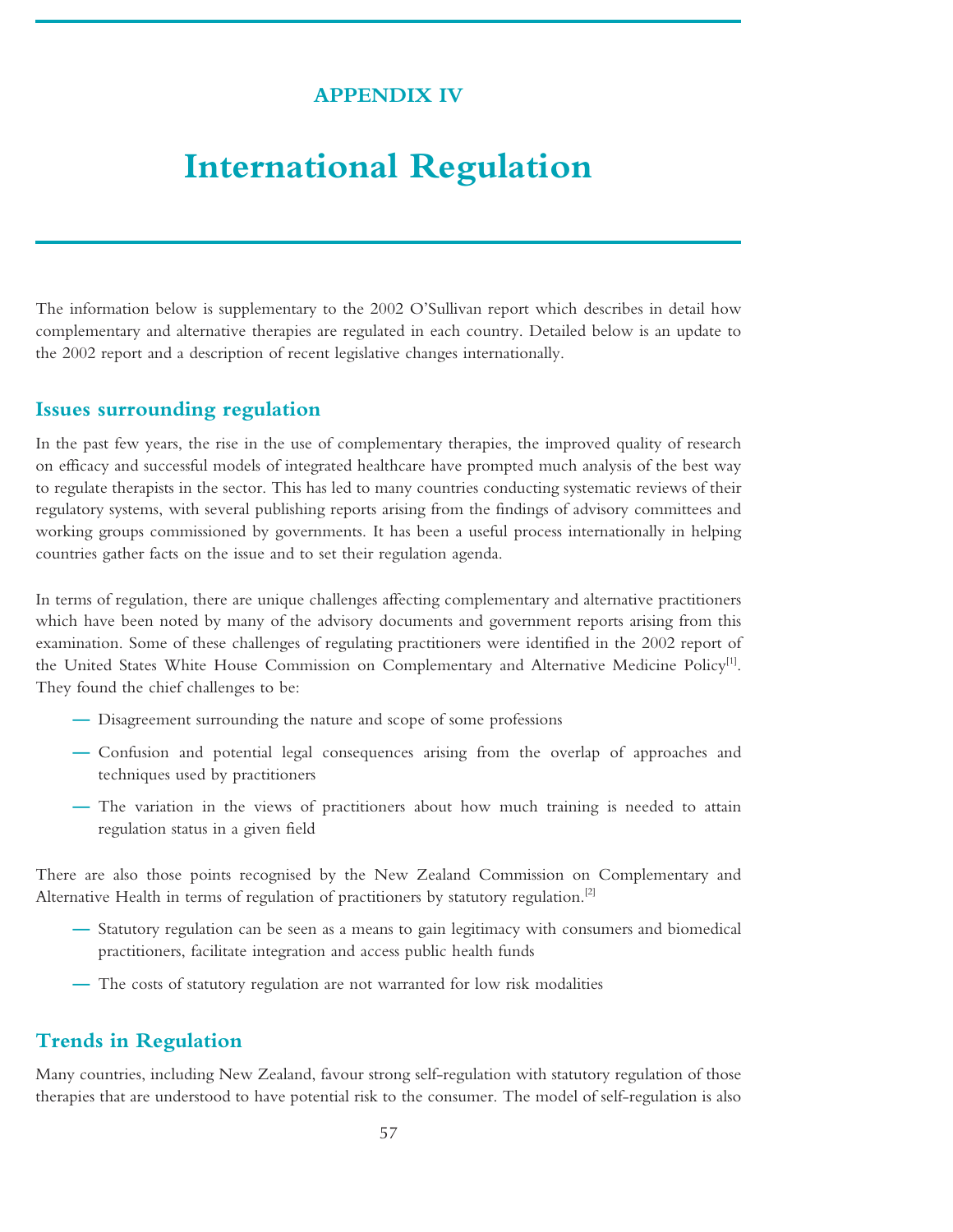## APPENDIX IV

# International Regulation

The information below is supplementary to the 2002 O'Sullivan report which describes in detail how complementary and alternative therapies are regulated in each country. Detailed below is an update to the 2002 report and a description of recent legislative changes internationally.

## Issues surrounding regulation

In the past few years, the rise in the use of complementary therapies, the improved quality of research on efficacy and successful models of integrated healthcare have prompted much analysis of the best way to regulate therapists in the sector. This has led to many countries conducting systematic reviews of their regulatory systems, with several publishing reports arising from the findings of advisory committees and working groups commissioned by governments. It has been a useful process internationally in helping countries gather facts on the issue and to set their regulation agenda.

In terms of regulation, there are unique challenges affecting complementary and alternative practitioners which have been noted by many of the advisory documents and government reports arising from this examination. Some of these challenges of regulating practitioners were identified in the 2002 report of the United States White House Commission on Complementary and Alternative Medicine Policy[1]. They found the chief challenges to be:

- Disagreement surrounding the nature and scope of some professions
- Confusion and potential legal consequences arising from the overlap of approaches and techniques used by practitioners
- The variation in the views of practitioners about how much training is needed to attain regulation status in a given field

There are also those points recognised by the New Zealand Commission on Complementary and Alternative Health in terms of regulation of practitioners by statutory regulation.[2]

- Statutory regulation can be seen as a means to gain legitimacy with consumers and biomedical practitioners, facilitate integration and access public health funds
- The costs of statutory regulation are not warranted for low risk modalities

## Trends in Regulation

Many countries, including New Zealand, favour strong self-regulation with statutory regulation of those therapies that are understood to have potential risk to the consumer. The model of self-regulation is also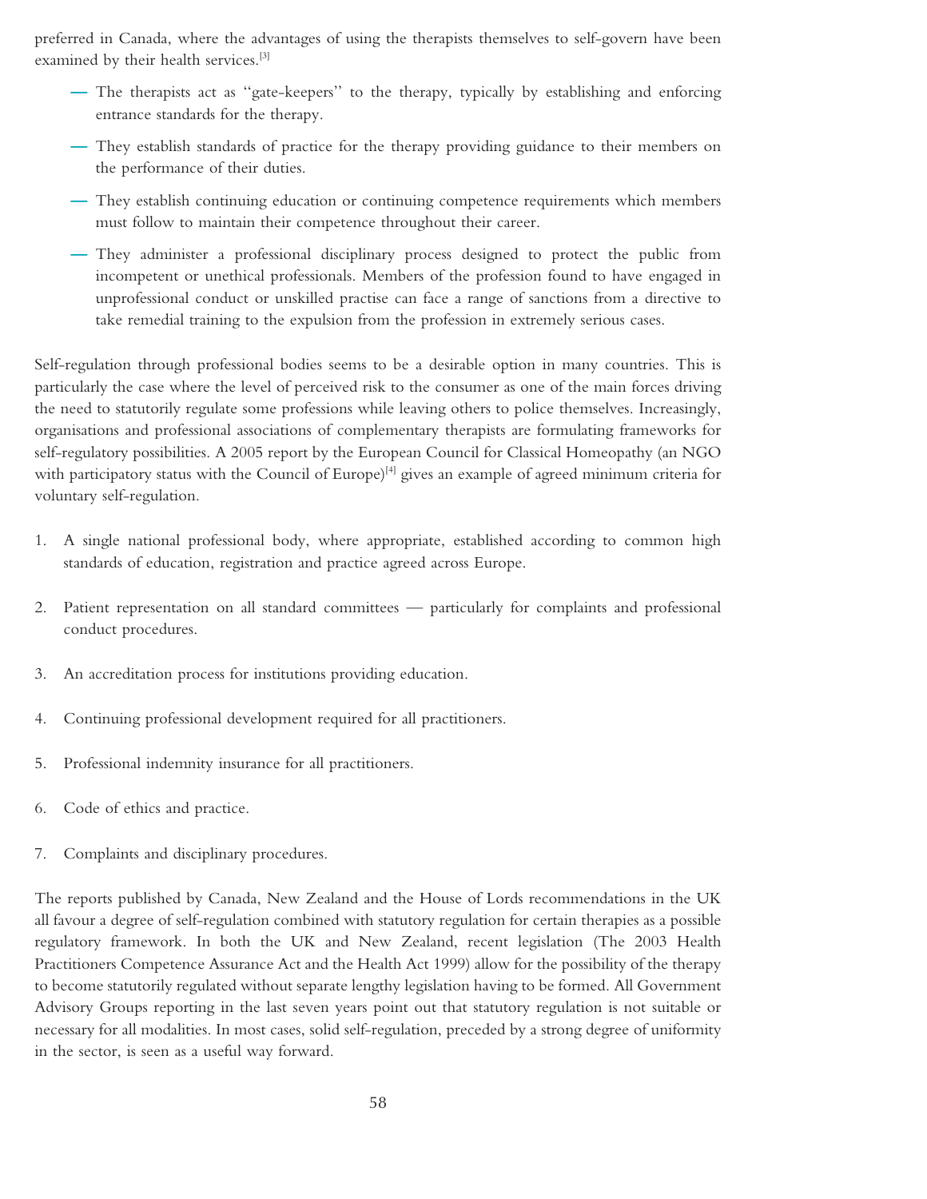preferred in Canada, where the advantages of using the therapists themselves to self-govern have been examined by their health services.[3]

- The therapists act as "gate-keepers" to the therapy, typically by establishing and enforcing entrance standards for the therapy.
- They establish standards of practice for the therapy providing guidance to their members on the performance of their duties.
- They establish continuing education or continuing competence requirements which members must follow to maintain their competence throughout their career.
- They administer a professional disciplinary process designed to protect the public from incompetent or unethical professionals. Members of the profession found to have engaged in unprofessional conduct or unskilled practise can face a range of sanctions from a directive to take remedial training to the expulsion from the profession in extremely serious cases.

Self-regulation through professional bodies seems to be a desirable option in many countries. This is particularly the case where the level of perceived risk to the consumer as one of the main forces driving the need to statutorily regulate some professions while leaving others to police themselves. Increasingly, organisations and professional associations of complementary therapists are formulating frameworks for self-regulatory possibilities. A 2005 report by the European Council for Classical Homeopathy (an NGO with participatory status with the Council of Europe)[4] gives an example of agreed minimum criteria for voluntary self-regulation.

1. A single national professional body, where appropriate, established according to common high standards of education, registration and practice agreed across Europe.

2. Patient representation on all standard committees — particularly for complaints and professional conduct procedures.

3. An accreditation process for institutions providing education.

4. Continuing professional development required for all practitioners.

5. Professional indemnity insurance for all practitioners.

6. Code of ethics and practice.

7. Complaints and disciplinary procedures.

The reports published by Canada, New Zealand and the House of Lords recommendations in the UK all favour a degree of self-regulation combined with statutory regulation for certain therapies as a possible regulatory framework. In both the UK and New Zealand, recent legislation (The 2003 Health Practitioners Competence Assurance Act and the Health Act 1999) allow for the possibility of the therapy to become statutorily regulated without separate lengthy legislation having to be formed. All Government Advisory Groups reporting in the last seven years point out that statutory regulation is not suitable or necessary for all modalities. In most cases, solid self-regulation, preceded by a strong degree of uniformity in the sector, is seen as a useful way forward.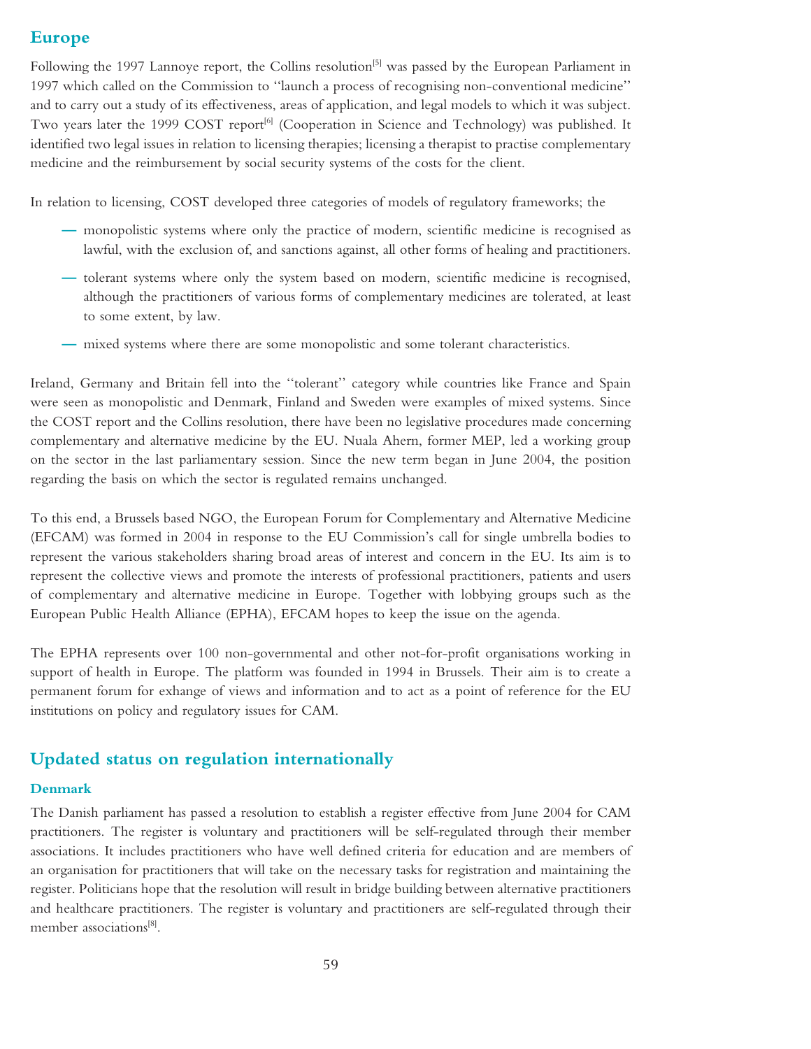## Europe

Following the 1997 Lannoye report, the Collins resolution[5] was passed by the European Parliament in 1997 which called on the Commission to ''launch a process of recognising non-conventional medicine'' and to carry out a study of its effectiveness, areas of application, and legal models to which it was subject. Two years later the 1999 COST report[6] (Cooperation in Science and Technology) was published. It identified two legal issues in relation to licensing therapies; licensing a therapist to practise complementary medicine and the reimbursement by social security systems of the costs for the client.

In relation to licensing, COST developed three categories of models of regulatory frameworks; the

- monopolistic systems where only the practice of modern, scientific medicine is recognised as lawful, with the exclusion of, and sanctions against, all other forms of healing and practitioners.
- tolerant systems where only the system based on modern, scientific medicine is recognised, although the practitioners of various forms of complementary medicines are tolerated, at least to some extent, by law.
- mixed systems where there are some monopolistic and some tolerant characteristics.

Ireland, Germany and Britain fell into the ''tolerant'' category while countries like France and Spain were seen as monopolistic and Denmark, Finland and Sweden were examples of mixed systems. Since the COST report and the Collins resolution, there have been no legislative procedures made concerning complementary and alternative medicine by the EU. Nuala Ahern, former MEP, led a working group on the sector in the last parliamentary session. Since the new term began in June 2004, the position regarding the basis on which the sector is regulated remains unchanged.

To this end, a Brussels based NGO, the European Forum for Complementary and Alternative Medicine (EFCAM) was formed in 2004 in response to the EU Commission's call for single umbrella bodies to represent the various stakeholders sharing broad areas of interest and concern in the EU. Its aim is to represent the collective views and promote the interests of professional practitioners, patients and users of complementary and alternative medicine in Europe. Together with lobbying groups such as the European Public Health Alliance (EPHA), EFCAM hopes to keep the issue on the agenda.

The EPHA represents over 100 non-governmental and other not-for-profit organisations working in support of health in Europe. The platform was founded in 1994 in Brussels. Their aim is to create a permanent forum for exhange of views and information and to act as a point of reference for the EU institutions on policy and regulatory issues for CAM.

## Updated status on regulation internationally

### Denmark

The Danish parliament has passed a resolution to establish a register effective from June 2004 for CAM practitioners. The register is voluntary and practitioners will be self-regulated through their member associations. It includes practitioners who have well defined criteria for education and are members of an organisation for practitioners that will take on the necessary tasks for registration and maintaining the register. Politicians hope that the resolution will result in bridge building between alternative practitioners and healthcare practitioners. The register is voluntary and practitioners are self-regulated through their member associations[8].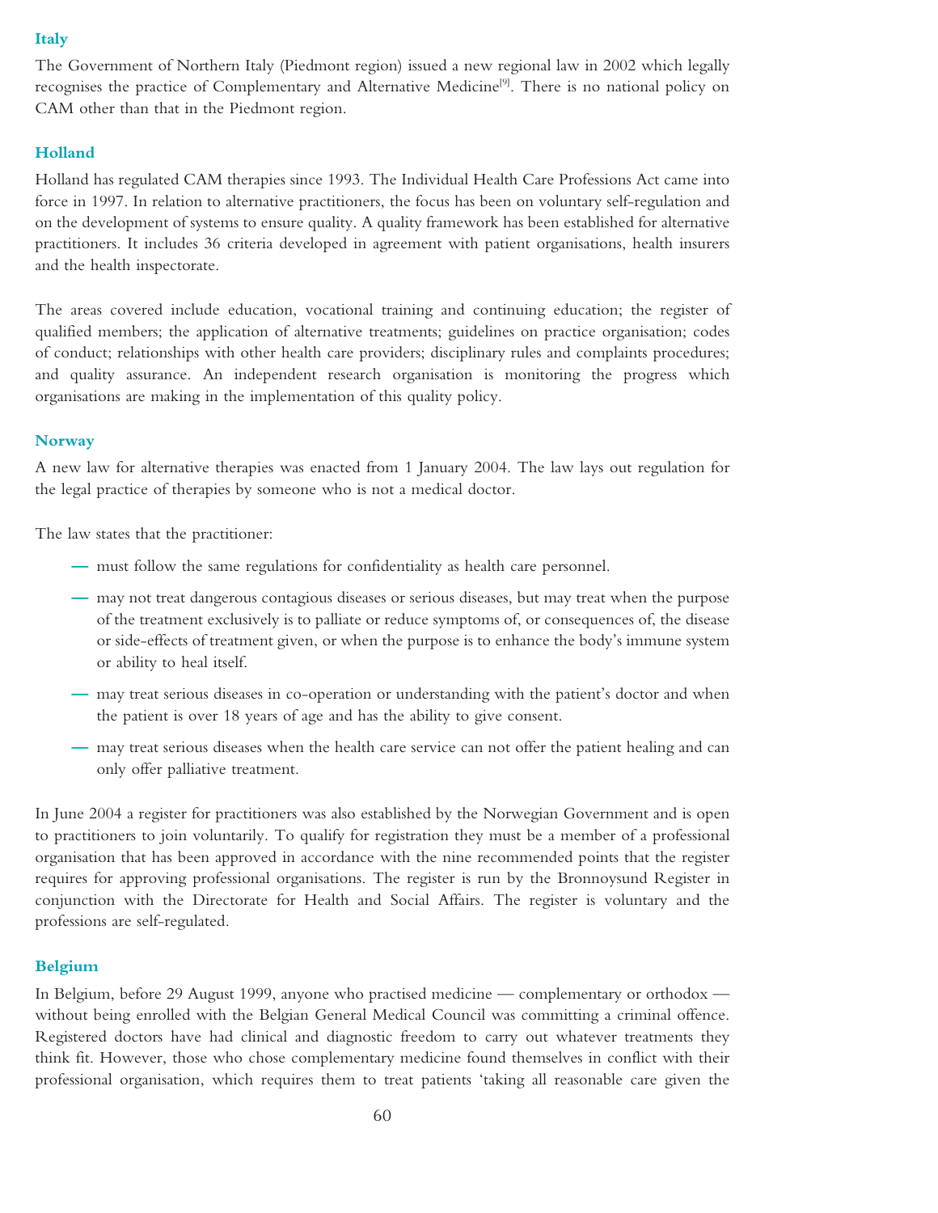### Italy

The Government of Northern Italy (Piedmont region) issued a new regional law in 2002 which legally recognises the practice of Complementary and Alternative Medicine[9]. There is no national policy on CAM other than that in the Piedmont region.

### Holland

Holland has regulated CAM therapies since 1993. The Individual Health Care Professions Act came into force in 1997. In relation to alternative practitioners, the focus has been on voluntary self-regulation and on the development of systems to ensure quality. A quality framework has been established for alternative practitioners. It includes 36 criteria developed in agreement with patient organisations, health insurers and the health inspectorate.

The areas covered include education, vocational training and continuing education; the register of qualified members; the application of alternative treatments; guidelines on practice organisation; codes of conduct; relationships with other health care providers; disciplinary rules and complaints procedures; and quality assurance. An independent research organisation is monitoring the progress which organisations are making in the implementation of this quality policy.

### Norway

A new law for alternative therapies was enacted from 1 January 2004. The law lays out regulation for the legal practice of therapies by someone who is not a medical doctor.

The law states that the practitioner:

- must follow the same regulations for confidentiality as health care personnel.
- may not treat dangerous contagious diseases or serious diseases, but may treat when the purpose of the treatment exclusively is to palliate or reduce symptoms of, or consequences of, the disease or side-effects of treatment given, or when the purpose is to enhance the body's immune system or ability to heal itself.
- may treat serious diseases in co-operation or understanding with the patient's doctor and when the patient is over 18 years of age and has the ability to give consent.
- may treat serious diseases when the health care service can not offer the patient healing and can only offer palliative treatment.

In June 2004 a register for practitioners was also established by the Norwegian Government and is open to practitioners to join voluntarily. To qualify for registration they must be a member of a professional organisation that has been approved in accordance with the nine recommended points that the register requires for approving professional organisations. The register is run by the Bronnoysund Register in conjunction with the Directorate for Health and Social Affairs. The register is voluntary and the professions are self-regulated.

### Belgium

In Belgium, before 29 August 1999, anyone who practised medicine — complementary or orthodox — without being enrolled with the Belgian General Medical Council was committing a criminal offence. Registered doctors have had clinical and diagnostic freedom to carry out whatever treatments they think fit. However, those who chose complementary medicine found themselves in conflict with their professional organisation, which requires them to treat patients 'taking all reasonable care given the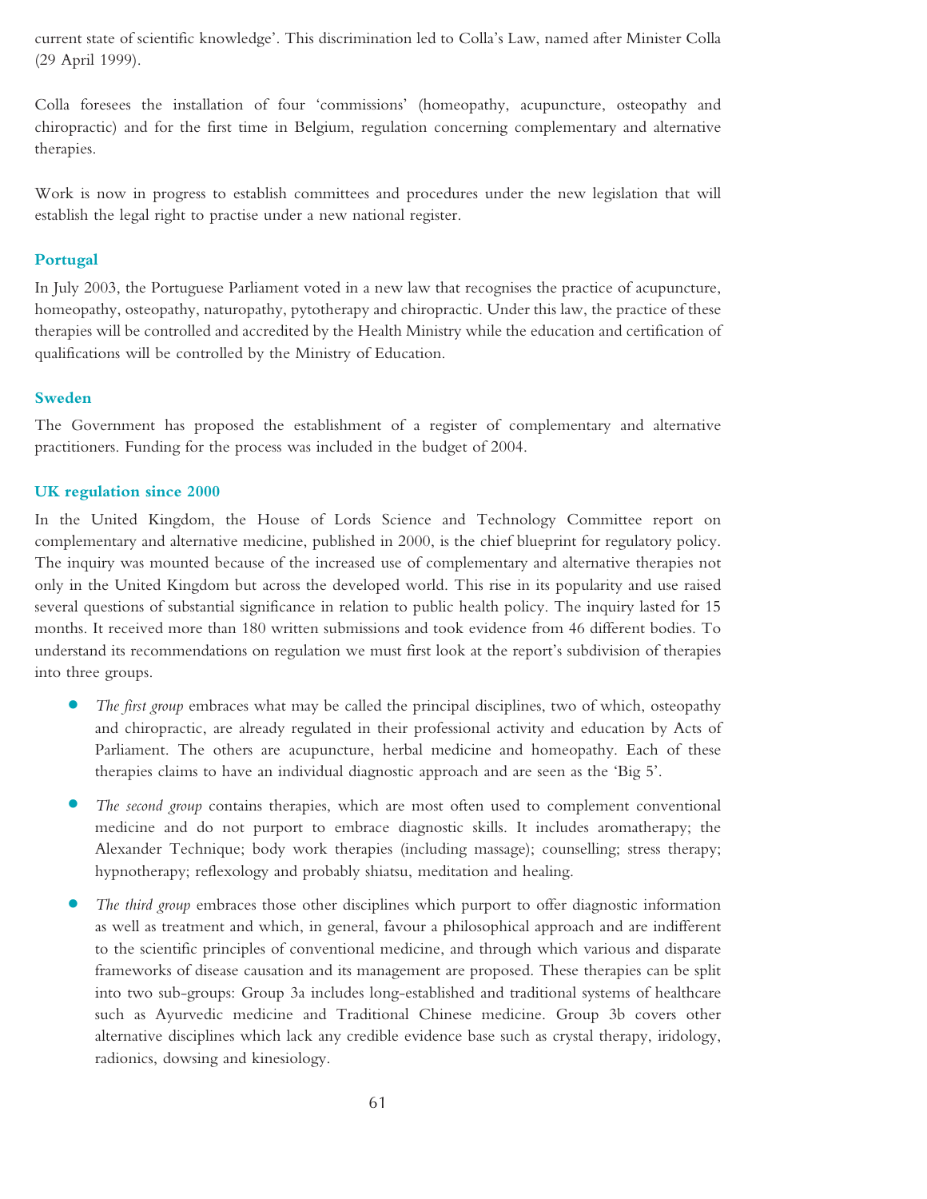current state of scientific knowledge'. This discrimination led to Colla's Law, named after Minister Colla (29 April 1999).

Colla foresees the installation of four 'commissions' (homeopathy, acupuncture, osteopathy and chiropractic) and for the first time in Belgium, regulation concerning complementary and alternative therapies.

Work is now in progress to establish committees and procedures under the new legislation that will establish the legal right to practise under a new national register.

### Portugal

In July 2003, the Portuguese Parliament voted in a new law that recognises the practice of acupuncture, homeopathy, osteopathy, naturopathy, pytotherapy and chiropractic. Under this law, the practice of these therapies will be controlled and accredited by the Health Ministry while the education and certification of qualifications will be controlled by the Ministry of Education.

### Sweden

The Government has proposed the establishment of a register of complementary and alternative practitioners. Funding for the process was included in the budget of 2004.

### UK regulation since 2000

In the United Kingdom, the House of Lords Science and Technology Committee report on complementary and alternative medicine, published in 2000, is the chief blueprint for regulatory policy. The inquiry was mounted because of the increased use of complementary and alternative therapies not only in the United Kingdom but across the developed world. This rise in its popularity and use raised several questions of substantial significance in relation to public health policy. The inquiry lasted for 15 months. It received more than 180 written submissions and took evidence from 46 different bodies. To understand its recommendations on regulation we must first look at the report's subdivision of therapies into three groups.

- *The first group* embraces what may be called the principal disciplines, two of which, osteopathy and chiropractic, are already regulated in their professional activity and education by Acts of Parliament. The others are acupuncture, herbal medicine and homeopathy. Each of these therapies claims to have an individual diagnostic approach and are seen as the 'Big 5'.

- *The second group* contains therapies, which are most often used to complement conventional medicine and do not purport to embrace diagnostic skills. It includes aromatherapy; the Alexander Technique; body work therapies (including massage); counselling; stress therapy; hypnotherapy; reflexology and probably shiatsu, meditation and healing.

- *The third group* embraces those other disciplines which purport to offer diagnostic information as well as treatment and which, in general, favour a philosophical approach and are indifferent to the scientific principles of conventional medicine, and through which various and disparate frameworks of disease causation and its management are proposed. These therapies can be split into two sub-groups: Group 3a includes long-established and traditional systems of healthcare such as Ayurvedic medicine and Traditional Chinese medicine. Group 3b covers other alternative disciplines which lack any credible evidence base such as crystal therapy, iridology, radionics, dowsing and kinesiology.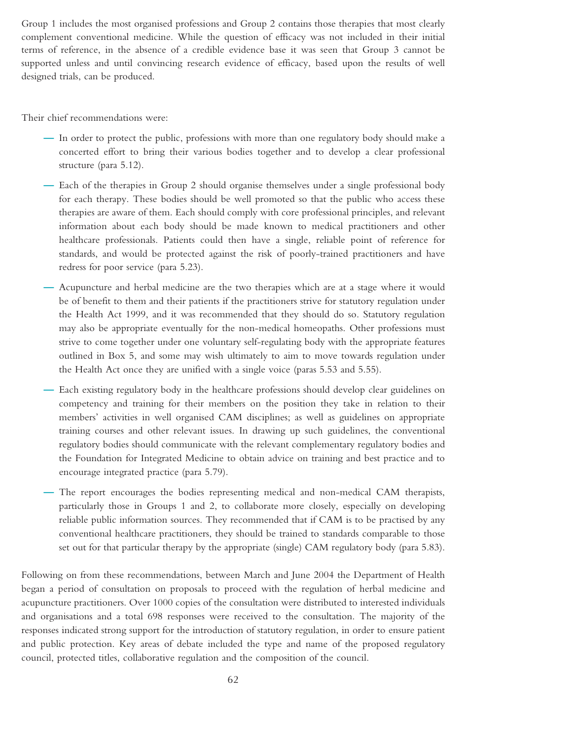Group 1 includes the most organised professions and Group 2 contains those therapies that most clearly complement conventional medicine. While the question of efficacy was not included in their initial terms of reference, in the absence of a credible evidence base it was seen that Group 3 cannot be supported unless and until convincing research evidence of efficacy, based upon the results of well designed trials, can be produced.

Their chief recommendations were:

- In order to protect the public, professions with more than one regulatory body should make a concerted effort to bring their various bodies together and to develop a clear professional structure (para 5.12).
- Each of the therapies in Group 2 should organise themselves under a single professional body for each therapy. These bodies should be well promoted so that the public who access these therapies are aware of them. Each should comply with core professional principles, and relevant information about each body should be made known to medical practitioners and other healthcare professionals. Patients could then have a single, reliable point of reference for standards, and would be protected against the risk of poorly-trained practitioners and have redress for poor service (para 5.23).
- Acupuncture and herbal medicine are the two therapies which are at a stage where it would be of benefit to them and their patients if the practitioners strive for statutory regulation under the Health Act 1999, and it was recommended that they should do so. Statutory regulation may also be appropriate eventually for the non-medical homeopaths. Other professions must strive to come together under one voluntary self-regulating body with the appropriate features outlined in Box 5, and some may wish ultimately to aim to move towards regulation under the Health Act once they are unified with a single voice (paras 5.53 and 5.55).
- Each existing regulatory body in the healthcare professions should develop clear guidelines on competency and training for their members on the position they take in relation to their members' activities in well organised CAM disciplines; as well as guidelines on appropriate training courses and other relevant issues. In drawing up such guidelines, the conventional regulatory bodies should communicate with the relevant complementary regulatory bodies and the Foundation for Integrated Medicine to obtain advice on training and best practice and to encourage integrated practice (para 5.79).
- The report encourages the bodies representing medical and non-medical CAM therapists, particularly those in Groups 1 and 2, to collaborate more closely, especially on developing reliable public information sources. They recommended that if CAM is to be practised by any conventional healthcare practitioners, they should be trained to standards comparable to those set out for that particular therapy by the appropriate (single) CAM regulatory body (para 5.83).

Following on from these recommendations, between March and June 2004 the Department of Health began a period of consultation on proposals to proceed with the regulation of herbal medicine and acupuncture practitioners. Over 1000 copies of the consultation were distributed to interested individuals and organisations and a total 698 responses were received to the consultation. The majority of the responses indicated strong support for the introduction of statutory regulation, in order to ensure patient and public protection. Key areas of debate included the type and name of the proposed regulatory council, protected titles, collaborative regulation and the composition of the council.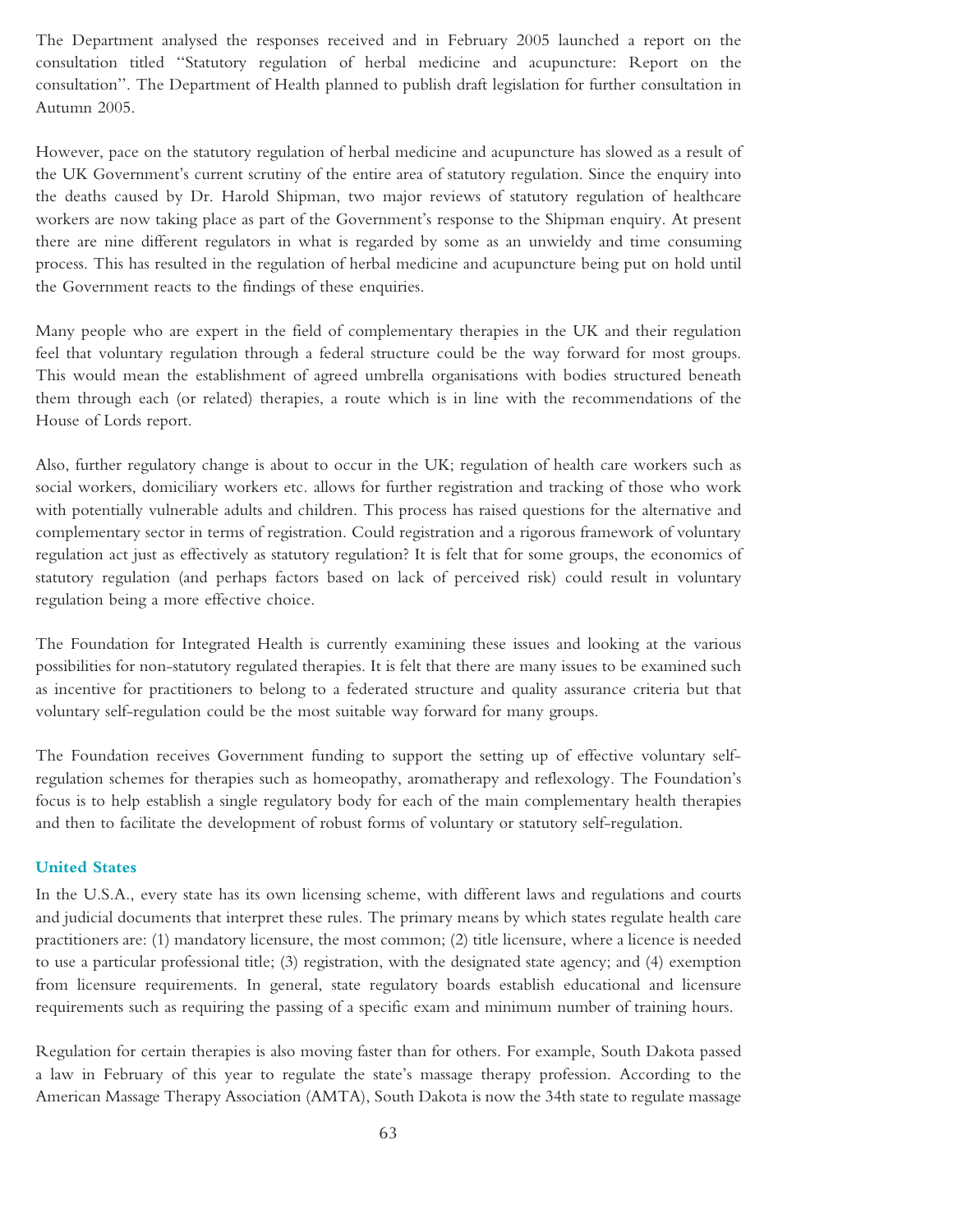The Department analysed the responses received and in February 2005 launched a report on the consultation titled "Statutory regulation of herbal medicine and acupuncture: Report on the consultation". The Department of Health planned to publish draft legislation for further consultation in Autumn 2005.

However, pace on the statutory regulation of herbal medicine and acupuncture has slowed as a result of the UK Government's current scrutiny of the entire area of statutory regulation. Since the enquiry into the deaths caused by Dr. Harold Shipman, two major reviews of statutory regulation of healthcare workers are now taking place as part of the Government's response to the Shipman enquiry. At present there are nine different regulators in what is regarded by some as an unwieldy and time consuming process. This has resulted in the regulation of herbal medicine and acupuncture being put on hold until the Government reacts to the findings of these enquiries.

Many people who are expert in the field of complementary therapies in the UK and their regulation feel that voluntary regulation through a federal structure could be the way forward for most groups. This would mean the establishment of agreed umbrella organisations with bodies structured beneath them through each (or related) therapies, a route which is in line with the recommendations of the House of Lords report.

Also, further regulatory change is about to occur in the UK; regulation of health care workers such as social workers, domiciliary workers etc. allows for further registration and tracking of those who work with potentially vulnerable adults and children. This process has raised questions for the alternative and complementary sector in terms of registration. Could registration and a rigorous framework of voluntary regulation act just as effectively as statutory regulation? It is felt that for some groups, the economics of statutory regulation (and perhaps factors based on lack of perceived risk) could result in voluntary regulation being a more effective choice.

The Foundation for Integrated Health is currently examining these issues and looking at the various possibilities for non-statutory regulated therapies. It is felt that there are many issues to be examined such as incentive for practitioners to belong to a federated structure and quality assurance criteria but that voluntary self-regulation could be the most suitable way forward for many groups.

The Foundation receives Government funding to support the setting up of effective voluntary self-regulation schemes for therapies such as homeopathy, aromatherapy and reflexology. The Foundation's focus is to help establish a single regulatory body for each of the main complementary health therapies and then to facilitate the development of robust forms of voluntary or statutory self-regulation.

### United States

In the U.S.A., every state has its own licensing scheme, with different laws and regulations and courts and judicial documents that interpret these rules. The primary means by which states regulate health care practitioners are: (1) mandatory licensure, the most common; (2) title licensure, where a licence is needed to use a particular professional title; (3) registration, with the designated state agency; and (4) exemption from licensure requirements. In general, state regulatory boards establish educational and licensure requirements such as requiring the passing of a specific exam and minimum number of training hours.

Regulation for certain therapies is also moving faster than for others. For example, South Dakota passed a law in February of this year to regulate the state's massage therapy profession. According to the American Massage Therapy Association (AMTA), South Dakota is now the 34th state to regulate massage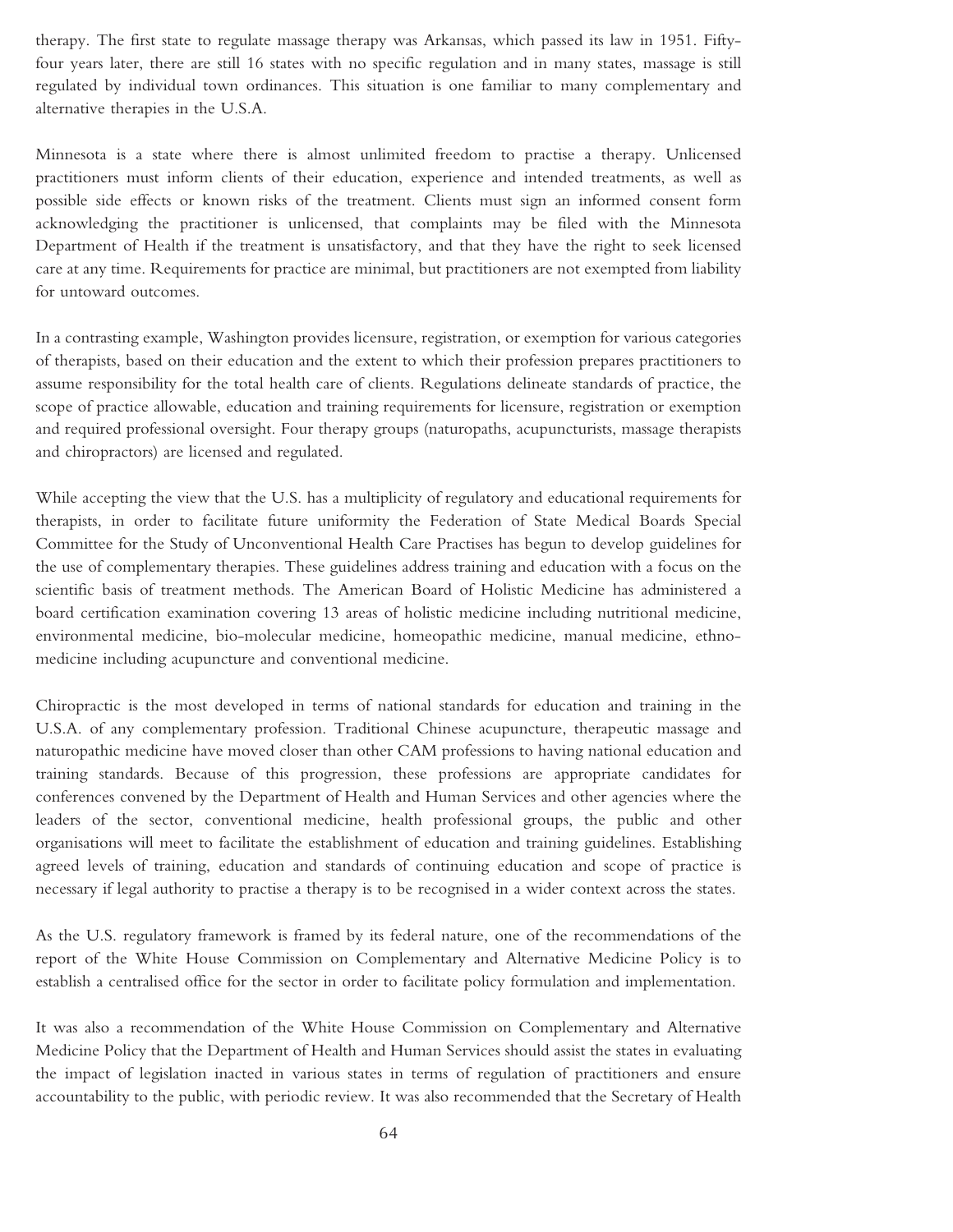therapy. The first state to regulate massage therapy was Arkansas, which passed its law in 1951. Fifty-four years later, there are still 16 states with no specific regulation and in many states, massage is still regulated by individual town ordinances. This situation is one familiar to many complementary and alternative therapies in the U.S.A.

Minnesota is a state where there is almost unlimited freedom to practise a therapy. Unlicensed practitioners must inform clients of their education, experience and intended treatments, as well as possible side effects or known risks of the treatment. Clients must sign an informed consent form acknowledging the practitioner is unlicensed, that complaints may be filed with the Minnesota Department of Health if the treatment is unsatisfactory, and that they have the right to seek licensed care at any time. Requirements for practice are minimal, but practitioners are not exempted from liability for untoward outcomes.

In a contrasting example, Washington provides licensure, registration, or exemption for various categories of therapists, based on their education and the extent to which their profession prepares practitioners to assume responsibility for the total health care of clients. Regulations delineate standards of practice, the scope of practice allowable, education and training requirements for licensure, registration or exemption and required professional oversight. Four therapy groups (naturopaths, acupuncturists, massage therapists and chiropractors) are licensed and regulated.

While accepting the view that the U.S. has a multiplicity of regulatory and educational requirements for therapists, in order to facilitate future uniformity the Federation of State Medical Boards Special Committee for the Study of Unconventional Health Care Practises has begun to develop guidelines for the use of complementary therapies. These guidelines address training and education with a focus on the scientific basis of treatment methods. The American Board of Holistic Medicine has administered a board certification examination covering 13 areas of holistic medicine including nutritional medicine, environmental medicine, bio-molecular medicine, homeopathic medicine, manual medicine, ethno-medicine including acupuncture and conventional medicine.

Chiropractic is the most developed in terms of national standards for education and training in the U.S.A. of any complementary profession. Traditional Chinese acupuncture, therapeutic massage and naturopathic medicine have moved closer than other CAM professions to having national education and training standards. Because of this progression, these professions are appropriate candidates for conferences convened by the Department of Health and Human Services and other agencies where the leaders of the sector, conventional medicine, health professional groups, the public and other organisations will meet to facilitate the establishment of education and training guidelines. Establishing agreed levels of training, education and standards of continuing education and scope of practice is necessary if legal authority to practise a therapy is to be recognised in a wider context across the states.

As the U.S. regulatory framework is framed by its federal nature, one of the recommendations of the report of the White House Commission on Complementary and Alternative Medicine Policy is to establish a centralised office for the sector in order to facilitate policy formulation and implementation.

It was also a recommendation of the White House Commission on Complementary and Alternative Medicine Policy that the Department of Health and Human Services should assist the states in evaluating the impact of legislation inacted in various states in terms of regulation of practitioners and ensure accountability to the public, with periodic review. It was also recommended that the Secretary of Health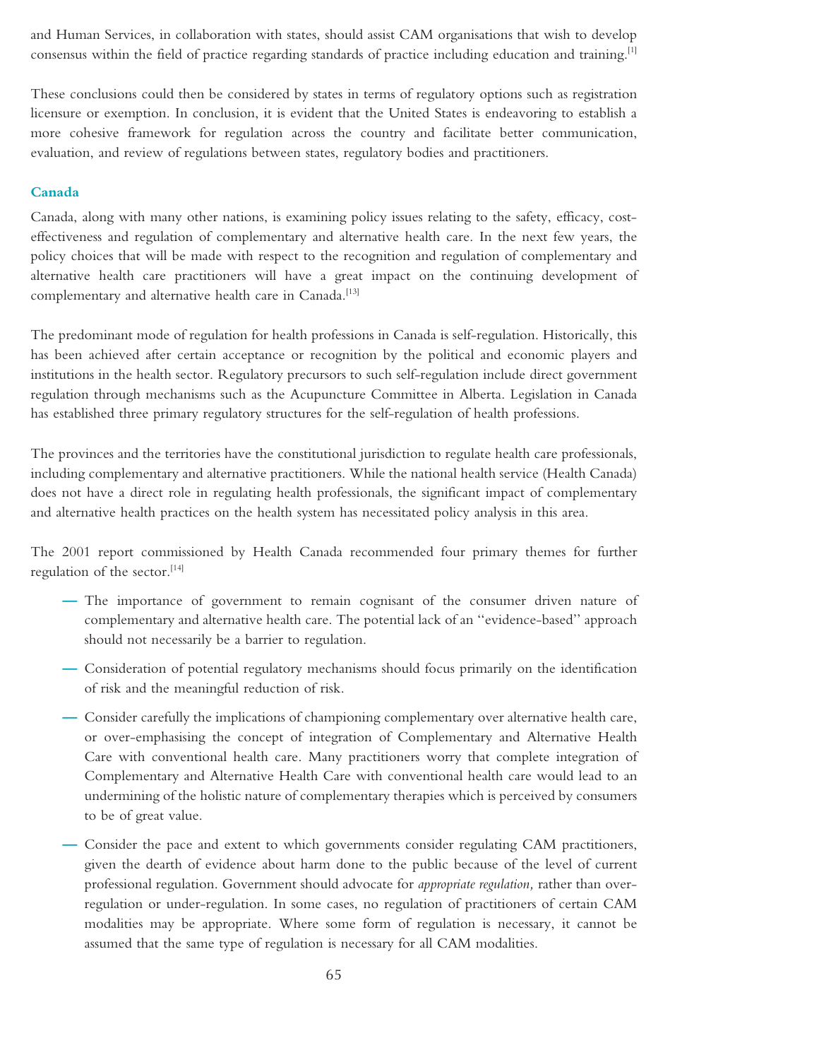and Human Services, in collaboration with states, should assist CAM organisations that wish to develop consensus within the field of practice regarding standards of practice including education and training.[1]

These conclusions could then be considered by states in terms of regulatory options such as registration licensure or exemption. In conclusion, it is evident that the United States is endeavoring to establish a more cohesive framework for regulation across the country and facilitate better communication, evaluation, and review of regulations between states, regulatory bodies and practitioners.

### Canada

Canada, along with many other nations, is examining policy issues relating to the safety, efficacy, cost-effectiveness and regulation of complementary and alternative health care. In the next few years, the policy choices that will be made with respect to the recognition and regulation of complementary and alternative health care practitioners will have a great impact on the continuing development of complementary and alternative health care in Canada.[13]

The predominant mode of regulation for health professions in Canada is self-regulation. Historically, this has been achieved after certain acceptance or recognition by the political and economic players and institutions in the health sector. Regulatory precursors to such self-regulation include direct government regulation through mechanisms such as the Acupuncture Committee in Alberta. Legislation in Canada has established three primary regulatory structures for the self-regulation of health professions.

The provinces and the territories have the constitutional jurisdiction to regulate health care professionals, including complementary and alternative practitioners. While the national health service (Health Canada) does not have a direct role in regulating health professionals, the significant impact of complementary and alternative health practices on the health system has necessitated policy analysis in this area.

The 2001 report commissioned by Health Canada recommended four primary themes for further regulation of the sector.[14]

- The importance of government to remain cognisant of the consumer driven nature of complementary and alternative health care. The potential lack of an "evidence-based" approach should not necessarily be a barrier to regulation.
- Consideration of potential regulatory mechanisms should focus primarily on the identification of risk and the meaningful reduction of risk.
- Consider carefully the implications of championing complementary over alternative health care, or over-emphasising the concept of integration of Complementary and Alternative Health Care with conventional health care. Many practitioners worry that complete integration of Complementary and Alternative Health Care with conventional health care would lead to an undermining of the holistic nature of complementary therapies which is perceived by consumers to be of great value.
- Consider the pace and extent to which governments consider regulating CAM practitioners, given the dearth of evidence about harm done to the public because of the level of current professional regulation. Government should advocate for *appropriate regulation,* rather than over-regulation or under-regulation. In some cases, no regulation of practitioners of certain CAM modalities may be appropriate. Where some form of regulation is necessary, it cannot be assumed that the same type of regulation is necessary for all CAM modalities.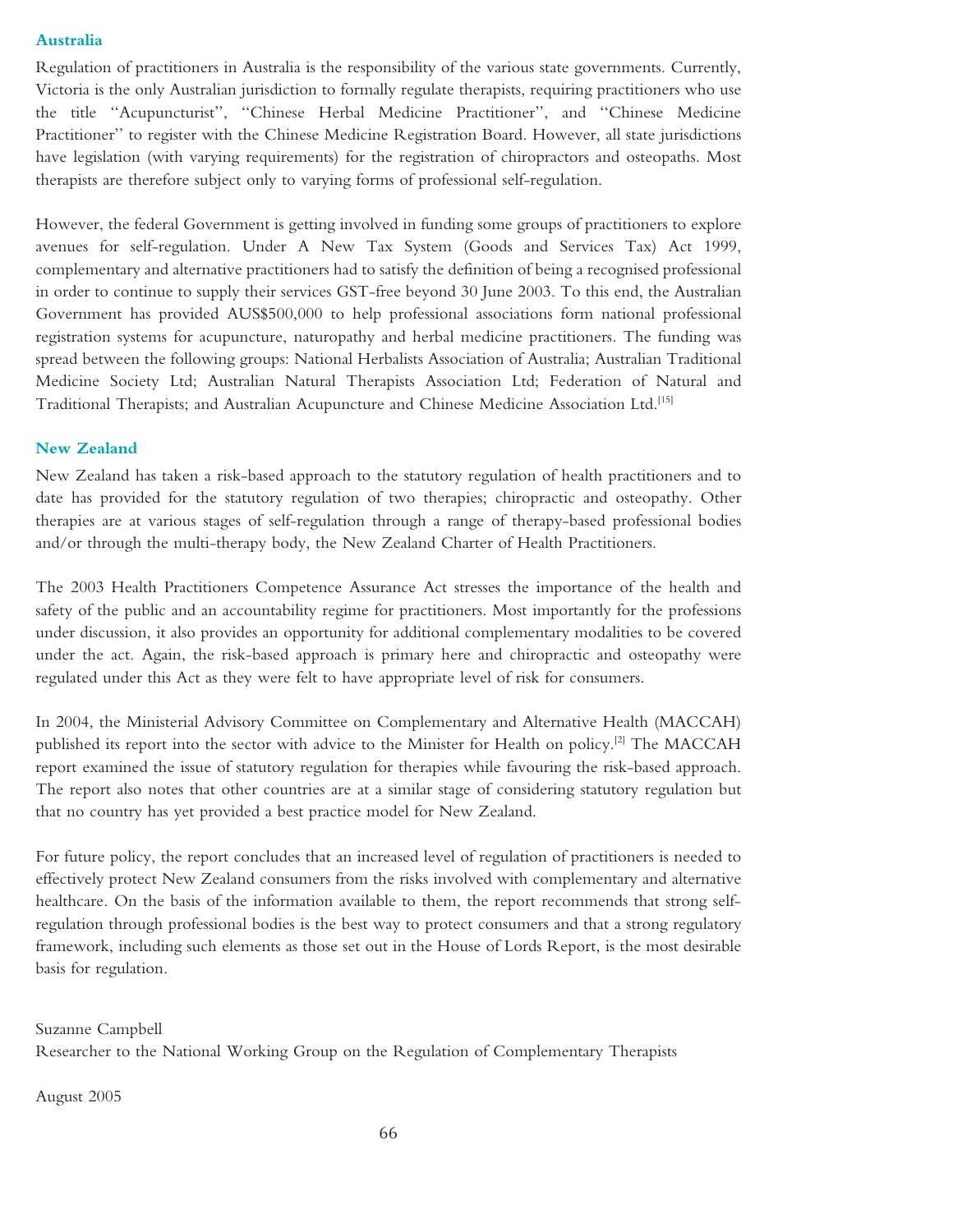## Australia

Regulation of practitioners in Australia is the responsibility of the various state governments. Currently, Victoria is the only Australian jurisdiction to formally regulate therapists, requiring practitioners who use the title ''Acupuncturist'', ''Chinese Herbal Medicine Practitioner'', and ''Chinese Medicine Practitioner'' to register with the Chinese Medicine Registration Board. However, all state jurisdictions have legislation (with varying requirements) for the registration of chiropractors and osteopaths. Most therapists are therefore subject only to varying forms of professional self-regulation.

However, the federal Government is getting involved in funding some groups of practitioners to explore avenues for self-regulation. Under A New Tax System (Goods and Services Tax) Act 1999, complementary and alternative practitioners had to satisfy the definition of being a recognised professional in order to continue to supply their services GST-free beyond 30 June 2003. To this end, the Australian Government has provided AUS$500,000 to help professional associations form national professional registration systems for acupuncture, naturopathy and herbal medicine practitioners. The funding was spread between the following groups: National Herbalists Association of Australia; Australian Traditional Medicine Society Ltd; Australian Natural Therapists Association Ltd; Federation of Natural and Traditional Therapists; and Australian Acupuncture and Chinese Medicine Association Ltd.[15]

## New Zealand

New Zealand has taken a risk-based approach to the statutory regulation of health practitioners and to date has provided for the statutory regulation of two therapies; chiropractic and osteopathy. Other therapies are at various stages of self-regulation through a range of therapy-based professional bodies and/or through the multi-therapy body, the New Zealand Charter of Health Practitioners.

The 2003 Health Practitioners Competence Assurance Act stresses the importance of the health and safety of the public and an accountability regime for practitioners. Most importantly for the professions under discussion, it also provides an opportunity for additional complementary modalities to be covered under the act. Again, the risk-based approach is primary here and chiropractic and osteopathy were regulated under this Act as they were felt to have appropriate level of risk for consumers.

In 2004, the Ministerial Advisory Committee on Complementary and Alternative Health (MACCAH) published its report into the sector with advice to the Minister for Health on policy.[2] The MACCAH report examined the issue of statutory regulation for therapies while favouring the risk-based approach. The report also notes that other countries are at a similar stage of considering statutory regulation but that no country has yet provided a best practice model for New Zealand.

For future policy, the report concludes that an increased level of regulation of practitioners is needed to effectively protect New Zealand consumers from the risks involved with complementary and alternative healthcare. On the basis of the information available to them, the report recommends that strong self-regulation through professional bodies is the best way to protect consumers and that a strong regulatory framework, including such elements as those set out in the House of Lords Report, is the most desirable basis for regulation.

Suzanne Campbell
Researcher to the National Working Group on the Regulation of Complementary Therapists

August 2005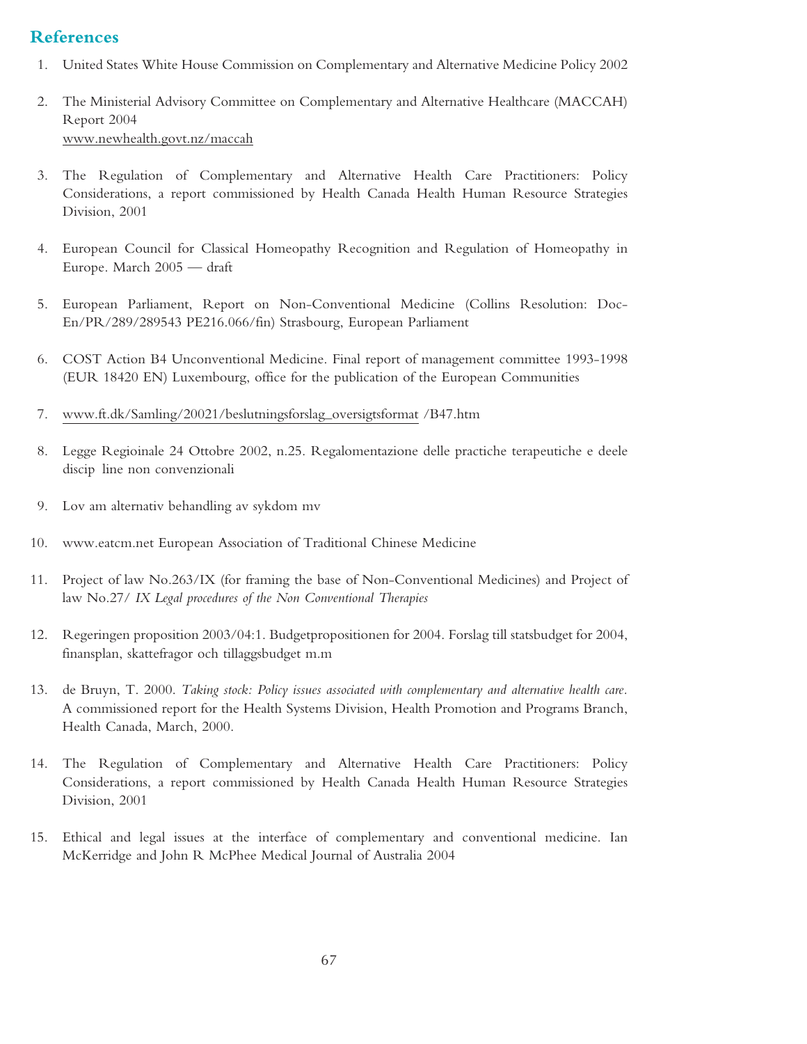## References

1. United States White House Commission on Complementary and Alternative Medicine Policy 2002

2. The Ministerial Advisory Committee on Complementary and Alternative Healthcare (MACCAH) Report 2004
   www.newhealth.govt.nz/maccah

3. The Regulation of Complementary and Alternative Health Care Practitioners: Policy Considerations, a report commissioned by Health Canada Health Human Resource Strategies Division, 2001

4. European Council for Classical Homeopathy Recognition and Regulation of Homeopathy in Europe. March 2005 — draft

5. European Parliament, Report on Non-Conventional Medicine (Collins Resolution: Doc-En/PR/289/289543 PE216.066/fin) Strasbourg, European Parliament

6. COST Action B4 Unconventional Medicine. Final report of management committee 1993-1998 (EUR 18420 EN) Luxembourg, office for the publication of the European Communities

7. www.ft.dk/Samling/20021/beslutningsforslag_oversigtsformat /B47.htm

8. Legge Regioinale 24 Ottobre 2002, n.25. Regalomentazione delle practiche terapeutiche e deele discip line non convenzionali

9. Lov am alternativ behandling av sykdom mv

10. www.eatcm.net European Association of Traditional Chinese Medicine

11. Project of law No.263/IX (for framing the base of Non-Conventional Medicines) and Project of law No.27/ *IX Legal procedures of the Non Conventional Therapies*

12. Regeringen proposition 2003/04:1. Budgetpropositionen for 2004. Forslag till statsbudget for 2004, finansplan, skattefragor och tillaggsbudget m.m

13. de Bruyn, T. 2000. *Taking stock: Policy issues associated with complementary and alternative health care.* A commissioned report for the Health Systems Division, Health Promotion and Programs Branch, Health Canada, March, 2000.

14. The Regulation of Complementary and Alternative Health Care Practitioners: Policy Considerations, a report commissioned by Health Canada Health Human Resource Strategies Division, 2001

15. Ethical and legal issues at the interface of complementary and conventional medicine. Ian McKerridge and John R McPhee Medical Journal of Australia 2004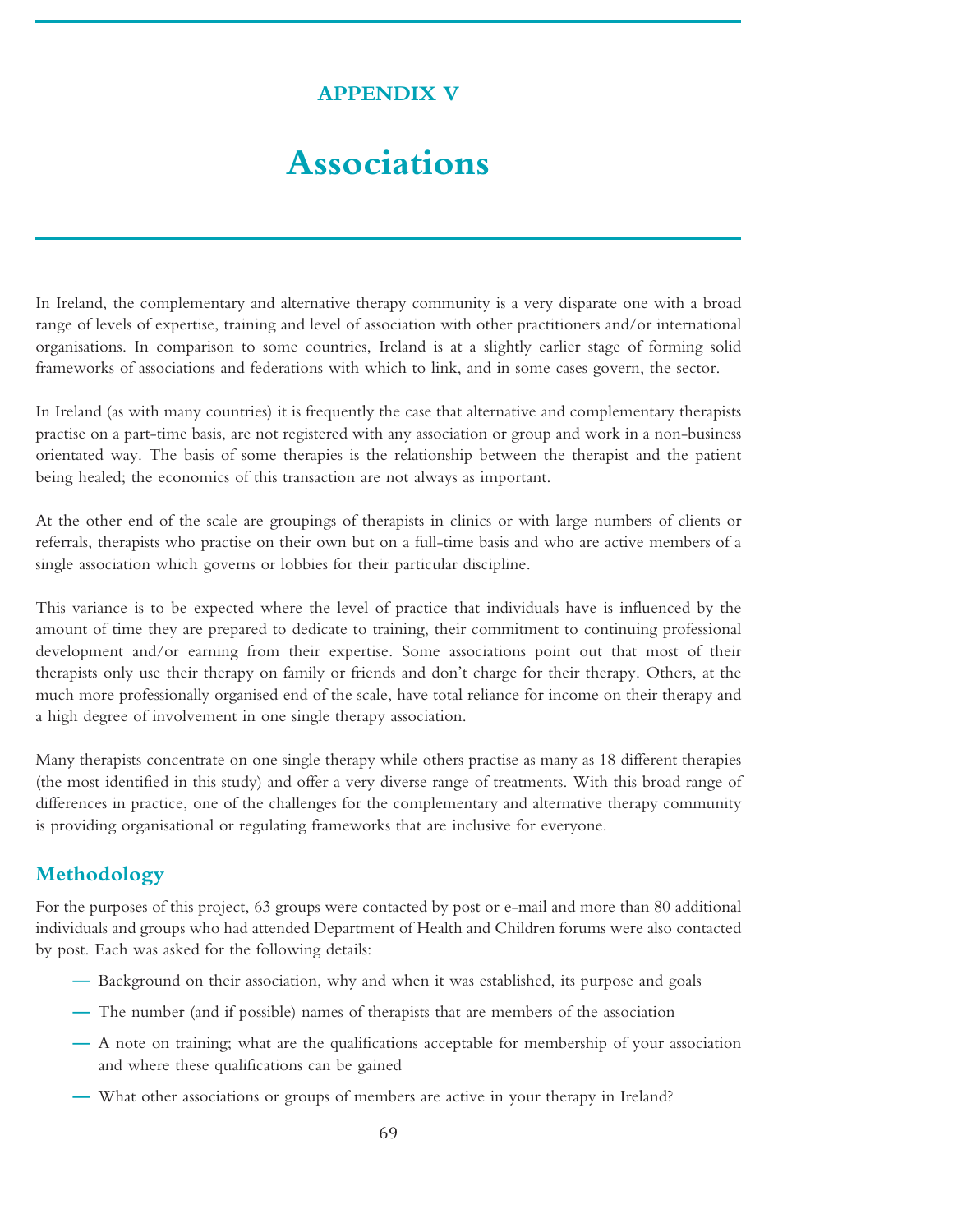APPENDIX V

# Associations

In Ireland, the complementary and alternative therapy community is a very disparate one with a broad range of levels of expertise, training and level of association with other practitioners and/or international organisations. In comparison to some countries, Ireland is at a slightly earlier stage of forming solid frameworks of associations and federations with which to link, and in some cases govern, the sector.

In Ireland (as with many countries) it is frequently the case that alternative and complementary therapists practise on a part-time basis, are not registered with any association or group and work in a non-business orientated way. The basis of some therapies is the relationship between the therapist and the patient being healed; the economics of this transaction are not always as important.

At the other end of the scale are groupings of therapists in clinics or with large numbers of clients or referrals, therapists who practise on their own but on a full-time basis and who are active members of a single association which governs or lobbies for their particular discipline.

This variance is to be expected where the level of practice that individuals have is influenced by the amount of time they are prepared to dedicate to training, their commitment to continuing professional development and/or earning from their expertise. Some associations point out that most of their therapists only use their therapy on family or friends and don't charge for their therapy. Others, at the much more professionally organised end of the scale, have total reliance for income on their therapy and a high degree of involvement in one single therapy association.

Many therapists concentrate on one single therapy while others practise as many as 18 different therapies (the most identified in this study) and offer a very diverse range of treatments. With this broad range of differences in practice, one of the challenges for the complementary and alternative therapy community is providing organisational or regulating frameworks that are inclusive for everyone.

## Methodology

For the purposes of this project, 63 groups were contacted by post or e-mail and more than 80 additional individuals and groups who had attended Department of Health and Children forums were also contacted by post. Each was asked for the following details:

- Background on their association, why and when it was established, its purpose and goals
- The number (and if possible) names of therapists that are members of the association
- A note on training; what are the qualifications acceptable for membership of your association and where these qualifications can be gained
- What other associations or groups of members are active in your therapy in Ireland?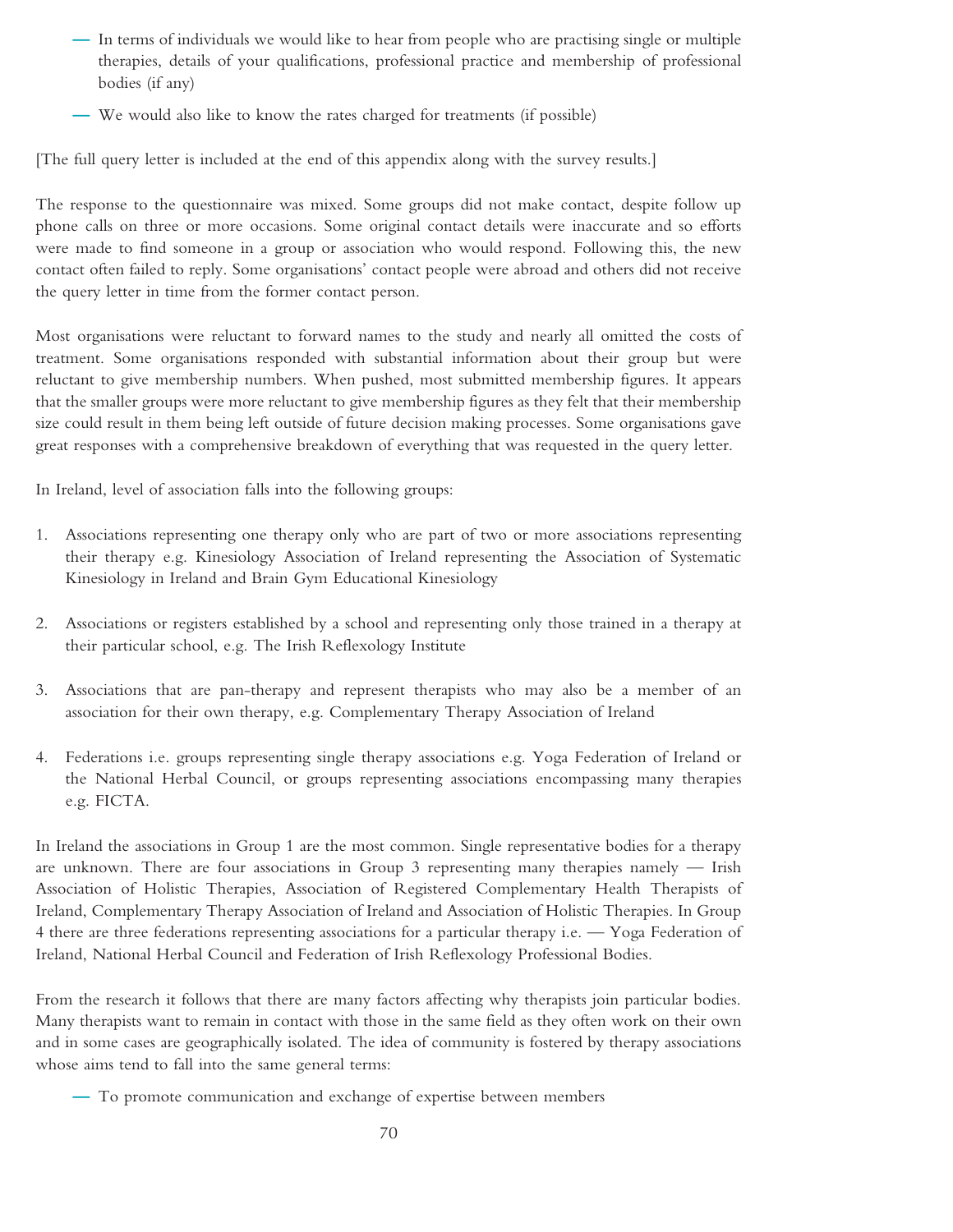- In terms of individuals we would like to hear from people who are practising single or multiple therapies, details of your qualifications, professional practice and membership of professional bodies (if any)
- We would also like to know the rates charged for treatments (if possible)

[The full query letter is included at the end of this appendix along with the survey results.]

The response to the questionnaire was mixed. Some groups did not make contact, despite follow up phone calls on three or more occasions. Some original contact details were inaccurate and so efforts were made to find someone in a group or association who would respond. Following this, the new contact often failed to reply. Some organisations' contact people were abroad and others did not receive the query letter in time from the former contact person.

Most organisations were reluctant to forward names to the study and nearly all omitted the costs of treatment. Some organisations responded with substantial information about their group but were reluctant to give membership numbers. When pushed, most submitted membership figures. It appears that the smaller groups were more reluctant to give membership figures as they felt that their membership size could result in them being left outside of future decision making processes. Some organisations gave great responses with a comprehensive breakdown of everything that was requested in the query letter.

In Ireland, level of association falls into the following groups:

1. Associations representing one therapy only who are part of two or more associations representing their therapy e.g. Kinesiology Association of Ireland representing the Association of Systematic Kinesiology in Ireland and Brain Gym Educational Kinesiology

2. Associations or registers established by a school and representing only those trained in a therapy at their particular school, e.g. The Irish Reflexology Institute

3. Associations that are pan-therapy and represent therapists who may also be a member of an association for their own therapy, e.g. Complementary Therapy Association of Ireland

4. Federations i.e. groups representing single therapy associations e.g. Yoga Federation of Ireland or the National Herbal Council, or groups representing associations encompassing many therapies e.g. FICTA.

In Ireland the associations in Group 1 are the most common. Single representative bodies for a therapy are unknown. There are four associations in Group 3 representing many therapies namely — Irish Association of Holistic Therapies, Association of Registered Complementary Health Therapists of Ireland, Complementary Therapy Association of Ireland and Association of Holistic Therapies. In Group 4 there are three federations representing associations for a particular therapy i.e. — Yoga Federation of Ireland, National Herbal Council and Federation of Irish Reflexology Professional Bodies.

From the research it follows that there are many factors affecting why therapists join particular bodies. Many therapists want to remain in contact with those in the same field as they often work on their own and in some cases are geographically isolated. The idea of community is fostered by therapy associations whose aims tend to fall into the same general terms:

- To promote communication and exchange of expertise between members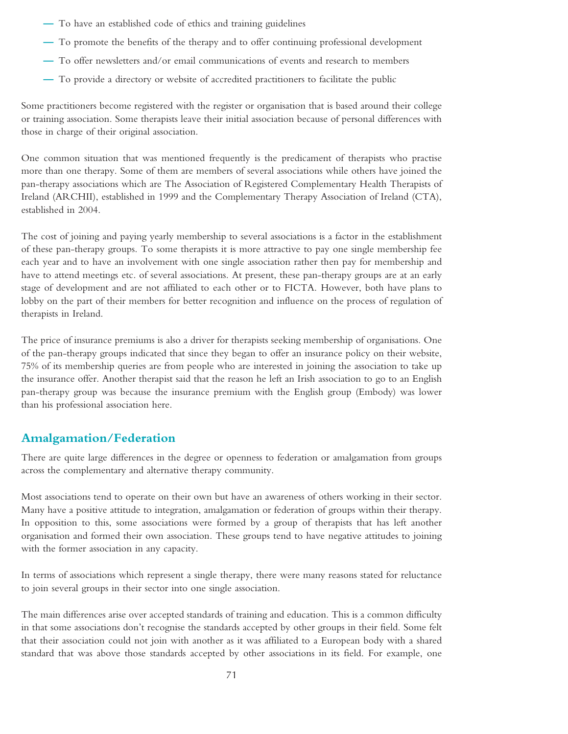- To have an established code of ethics and training guidelines
- To promote the benefits of the therapy and to offer continuing professional development
- To offer newsletters and/or email communications of events and research to members
- To provide a directory or website of accredited practitioners to facilitate the public

Some practitioners become registered with the register or organisation that is based around their college or training association. Some therapists leave their initial association because of personal differences with those in charge of their original association.

One common situation that was mentioned frequently is the predicament of therapists who practise more than one therapy. Some of them are members of several associations while others have joined the pan-therapy associations which are The Association of Registered Complementary Health Therapists of Ireland (ARCHII), established in 1999 and the Complementary Therapy Association of Ireland (CTA), established in 2004.

The cost of joining and paying yearly membership to several associations is a factor in the establishment of these pan-therapy groups. To some therapists it is more attractive to pay one single membership fee each year and to have an involvement with one single association rather then pay for membership and have to attend meetings etc. of several associations. At present, these pan-therapy groups are at an early stage of development and are not affiliated to each other or to FICTA. However, both have plans to lobby on the part of their members for better recognition and influence on the process of regulation of therapists in Ireland.

The price of insurance premiums is also a driver for therapists seeking membership of organisations. One of the pan-therapy groups indicated that since they began to offer an insurance policy on their website, 75% of its membership queries are from people who are interested in joining the association to take up the insurance offer. Another therapist said that the reason he left an Irish association to go to an English pan-therapy group was because the insurance premium with the English group (Embody) was lower than his professional association here.

## Amalgamation/Federation

There are quite large differences in the degree or openness to federation or amalgamation from groups across the complementary and alternative therapy community.

Most associations tend to operate on their own but have an awareness of others working in their sector. Many have a positive attitude to integration, amalgamation or federation of groups within their therapy. In opposition to this, some associations were formed by a group of therapists that has left another organisation and formed their own association. These groups tend to have negative attitudes to joining with the former association in any capacity.

In terms of associations which represent a single therapy, there were many reasons stated for reluctance to join several groups in their sector into one single association.

The main differences arise over accepted standards of training and education. This is a common difficulty in that some associations don't recognise the standards accepted by other groups in their field. Some felt that their association could not join with another as it was affiliated to a European body with a shared standard that was above those standards accepted by other associations in its field. For example, one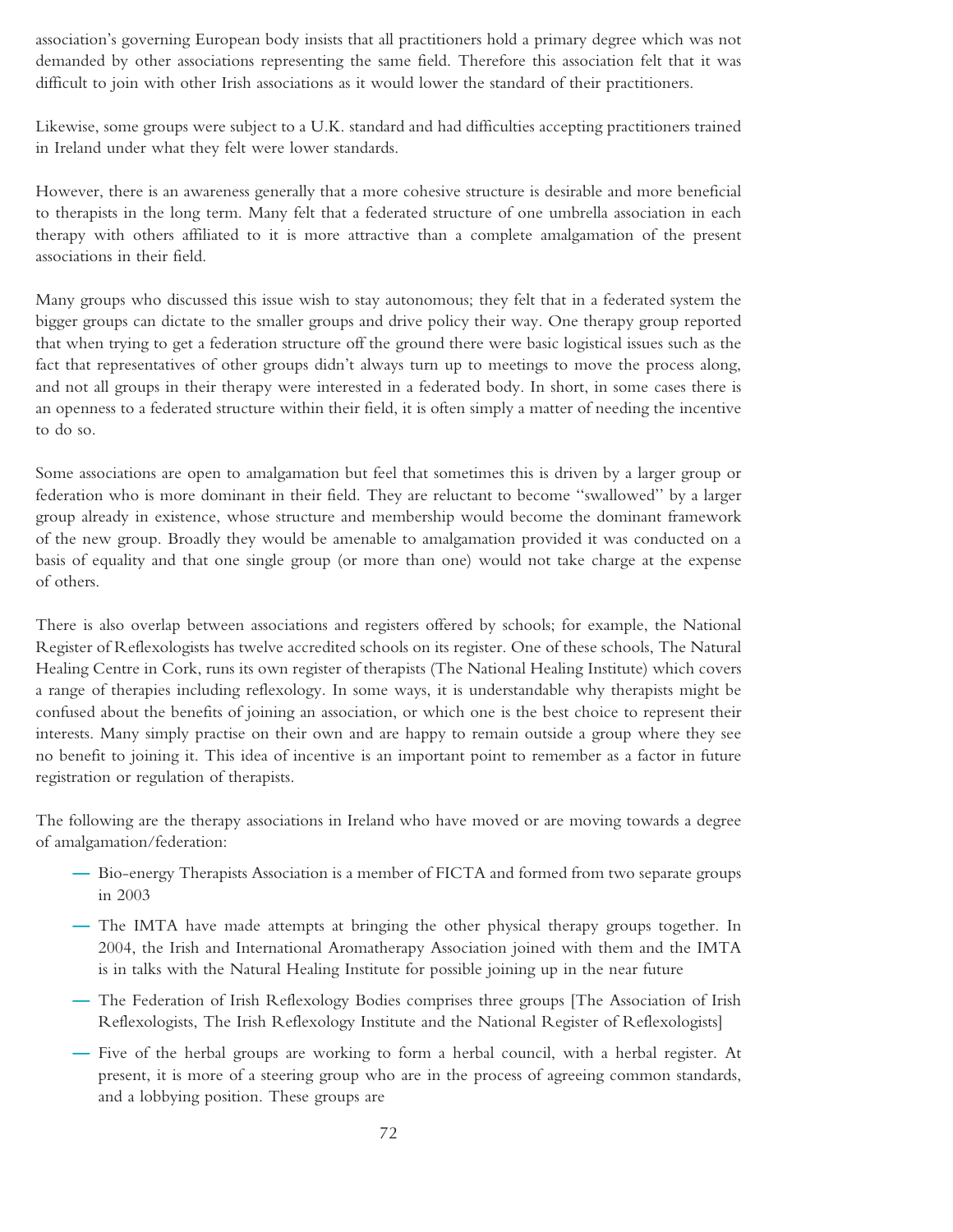association's governing European body insists that all practitioners hold a primary degree which was not demanded by other associations representing the same field. Therefore this association felt that it was difficult to join with other Irish associations as it would lower the standard of their practitioners.

Likewise, some groups were subject to a U.K. standard and had difficulties accepting practitioners trained in Ireland under what they felt were lower standards.

However, there is an awareness generally that a more cohesive structure is desirable and more beneficial to therapists in the long term. Many felt that a federated structure of one umbrella association in each therapy with others affiliated to it is more attractive than a complete amalgamation of the present associations in their field.

Many groups who discussed this issue wish to stay autonomous; they felt that in a federated system the bigger groups can dictate to the smaller groups and drive policy their way. One therapy group reported that when trying to get a federation structure off the ground there were basic logistical issues such as the fact that representatives of other groups didn't always turn up to meetings to move the process along, and not all groups in their therapy were interested in a federated body. In short, in some cases there is an openness to a federated structure within their field, it is often simply a matter of needing the incentive to do so.

Some associations are open to amalgamation but feel that sometimes this is driven by a larger group or federation who is more dominant in their field. They are reluctant to become "swallowed" by a larger group already in existence, whose structure and membership would become the dominant framework of the new group. Broadly they would be amenable to amalgamation provided it was conducted on a basis of equality and that one single group (or more than one) would not take charge at the expense of others.

There is also overlap between associations and registers offered by schools; for example, the National Register of Reflexologists has twelve accredited schools on its register. One of these schools, The Natural Healing Centre in Cork, runs its own register of therapists (The National Healing Institute) which covers a range of therapies including reflexology. In some ways, it is understandable why therapists might be confused about the benefits of joining an association, or which one is the best choice to represent their interests. Many simply practise on their own and are happy to remain outside a group where they see no benefit to joining it. This idea of incentive is an important point to remember as a factor in future registration or regulation of therapists.

The following are the therapy associations in Ireland who have moved or are moving towards a degree of amalgamation/federation:

- Bio-energy Therapists Association is a member of FICTA and formed from two separate groups in 2003
- The IMTA have made attempts at bringing the other physical therapy groups together. In 2004, the Irish and International Aromatherapy Association joined with them and the IMTA is in talks with the Natural Healing Institute for possible joining up in the near future
- The Federation of Irish Reflexology Bodies comprises three groups [The Association of Irish Reflexologists, The Irish Reflexology Institute and the National Register of Reflexologists]
- Five of the herbal groups are working to form a herbal council, with a herbal register. At present, it is more of a steering group who are in the process of agreeing common standards, and a lobbying position. These groups are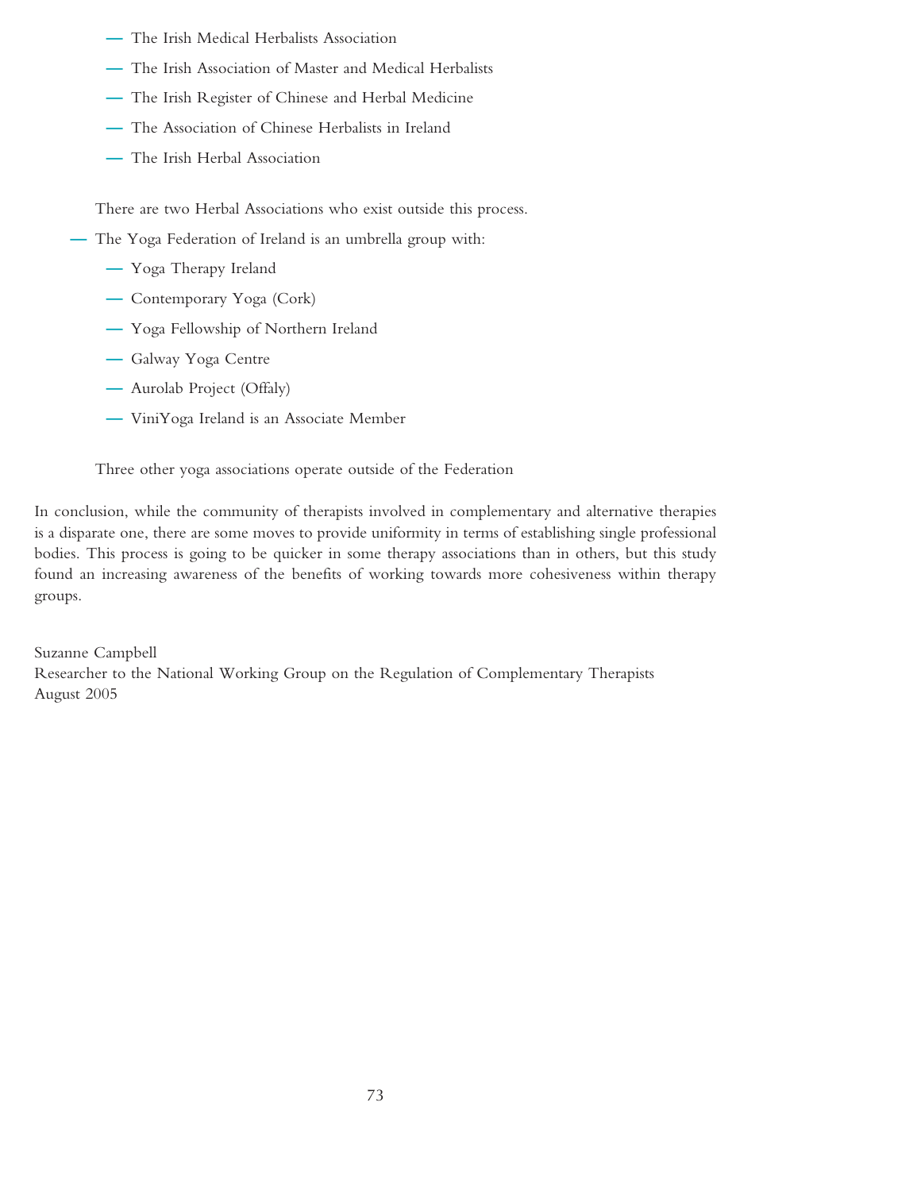- The Irish Medical Herbalists Association
  - The Irish Association of Master and Medical Herbalists
  - The Irish Register of Chinese and Herbal Medicine
  - The Association of Chinese Herbalists in Ireland
  - The Irish Herbal Association

  There are two Herbal Associations who exist outside this process.

- The Yoga Federation of Ireland is an umbrella group with:
  - Yoga Therapy Ireland
  - Contemporary Yoga (Cork)
  - Yoga Fellowship of Northern Ireland
  - Galway Yoga Centre
  - Aurolab Project (Offaly)
  - ViniYoga Ireland is an Associate Member

  Three other yoga associations operate outside of the Federation

In conclusion, while the community of therapists involved in complementary and alternative therapies is a disparate one, there are some moves to provide uniformity in terms of establishing single professional bodies. This process is going to be quicker in some therapy associations than in others, but this study found an increasing awareness of the benefits of working towards more cohesiveness within therapy groups.

Suzanne Campbell
Researcher to the National Working Group on the Regulation of Complementary Therapists
August 2005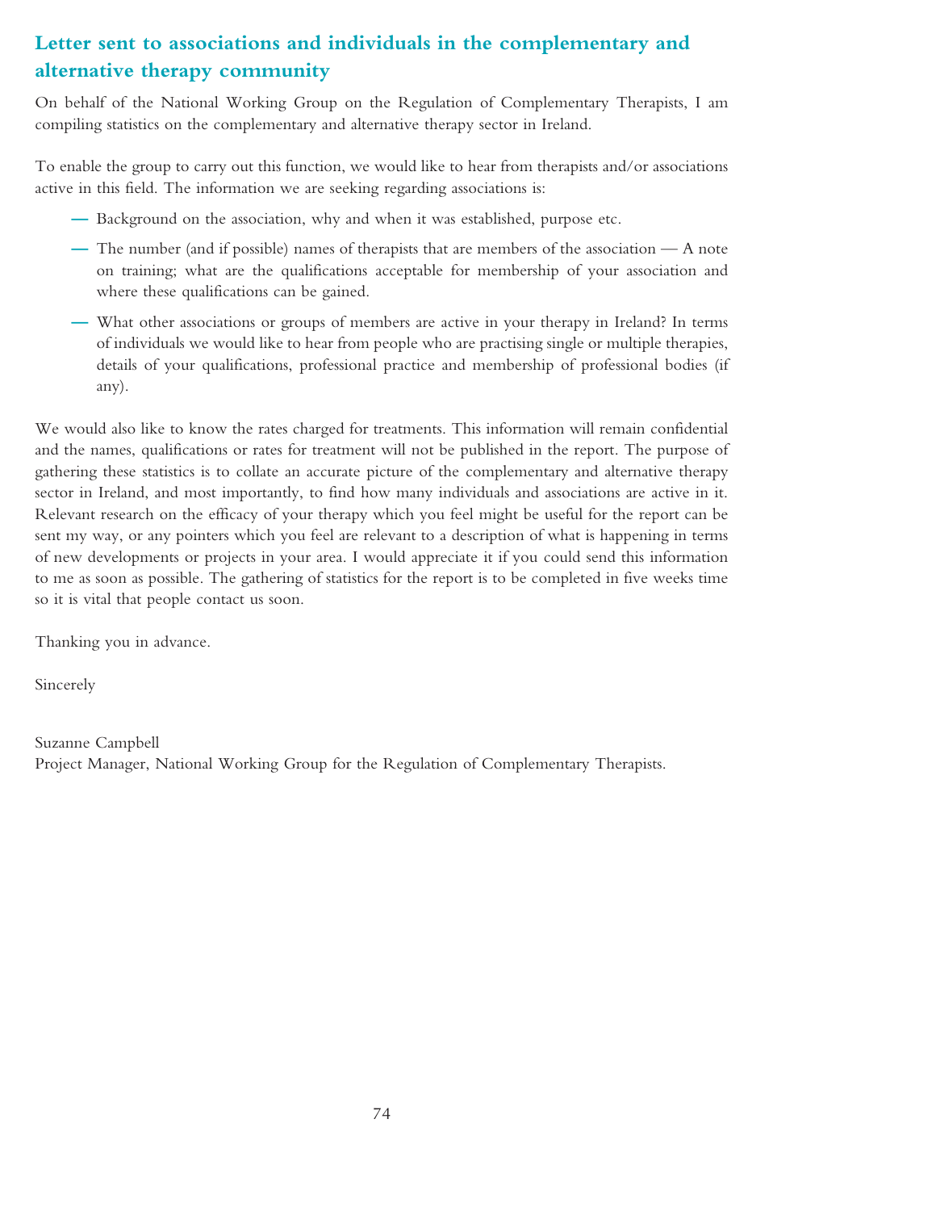## Letter sent to associations and individuals in the complementary and alternative therapy community

On behalf of the National Working Group on the Regulation of Complementary Therapists, I am compiling statistics on the complementary and alternative therapy sector in Ireland.

To enable the group to carry out this function, we would like to hear from therapists and/or associations active in this field. The information we are seeking regarding associations is:

- Background on the association, why and when it was established, purpose etc.
- The number (and if possible) names of therapists that are members of the association — A note on training; what are the qualifications acceptable for membership of your association and where these qualifications can be gained.
- What other associations or groups of members are active in your therapy in Ireland? In terms of individuals we would like to hear from people who are practising single or multiple therapies, details of your qualifications, professional practice and membership of professional bodies (if any).

We would also like to know the rates charged for treatments. This information will remain confidential and the names, qualifications or rates for treatment will not be published in the report. The purpose of gathering these statistics is to collate an accurate picture of the complementary and alternative therapy sector in Ireland, and most importantly, to find how many individuals and associations are active in it. Relevant research on the efficacy of your therapy which you feel might be useful for the report can be sent my way, or any pointers which you feel are relevant to a description of what is happening in terms of new developments or projects in your area. I would appreciate it if you could send this information to me as soon as possible. The gathering of statistics for the report is to be completed in five weeks time so it is vital that people contact us soon.

Thanking you in advance.

Sincerely

Suzanne Campbell
Project Manager, National Working Group for the Regulation of Complementary Therapists.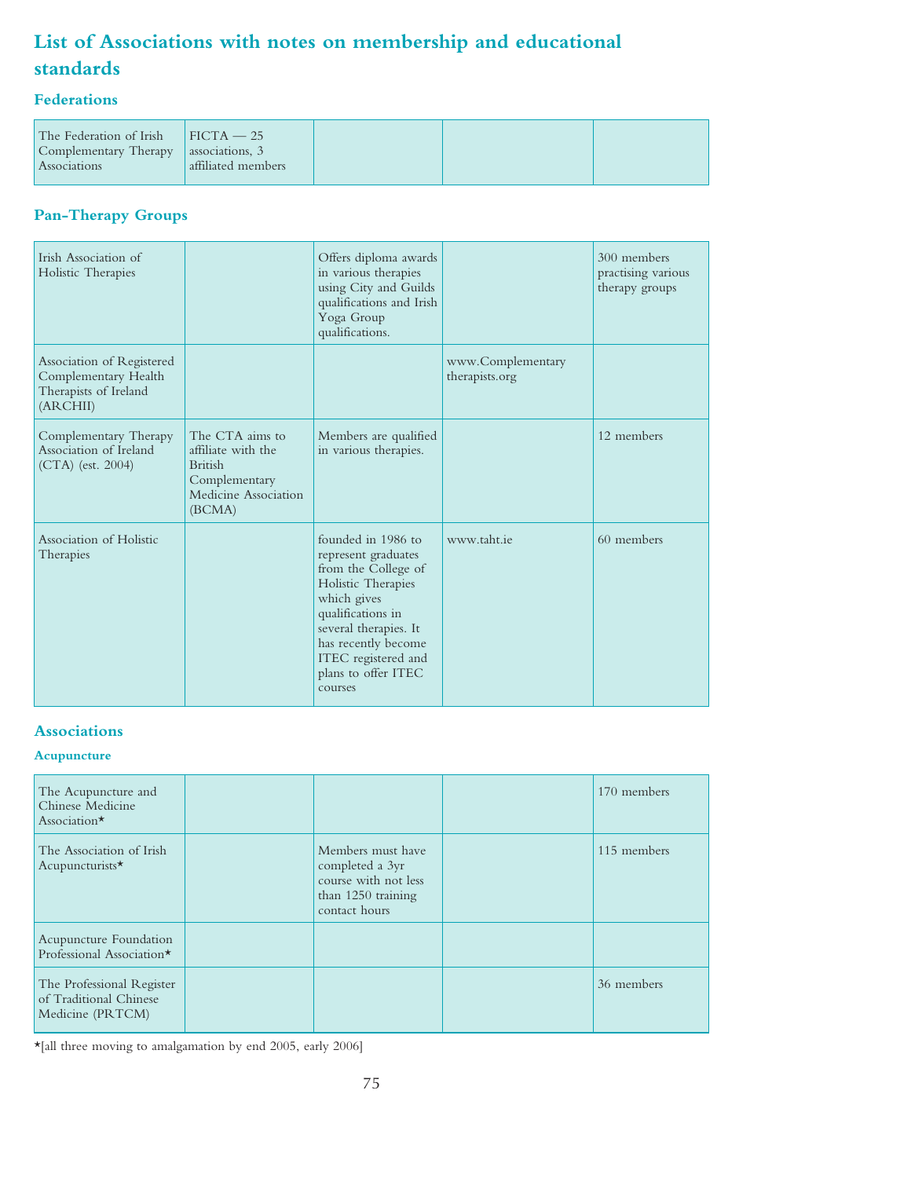## List of Associations with notes on membership and educational standards

### Federations

| | | | | |
|---|---|---|---|---|
| The Federation of Irish Complementary Therapy Associations | FICTA — 25 associations, 3 affiliated members | | | |

### Pan-Therapy Groups

| | | | | |
|---|---|---|---|---|
| Irish Association of Holistic Therapies | | Offers diploma awards in various therapies using City and Guilds qualifications and Irish Yoga Group qualifications. | | 300 members practising various therapy groups |
| Association of Registered Complementary Health Therapists of Ireland (ARCHII) | | | www.Complementary therapists.org | |
| Complementary Therapy Association of Ireland (CTA) (est. 2004) | The CTA aims to affiliate with the British Complementary Medicine Association (BCMA) | Members are qualified in various therapies. | | 12 members |
| Association of Holistic Therapies | | founded in 1986 to represent graduates from the College of Holistic Therapies which gives qualifications in several therapies. It has recently become ITEC registered and plans to offer ITEC courses | www.taht.ie | 60 members |

### Associations

#### Acupuncture

| | | | | |
|---|---|---|---|---|
| The Acupuncture and Chinese Medicine Association* | | | | 170 members |
| The Association of Irish Acupuncturists* | | Members must have completed a 3yr course with not less than 1250 training contact hours | | 115 members |
| Acupuncture Foundation Professional Association* | | | | |
| The Professional Register of Traditional Chinese Medicine (PRTCM) | | | | 36 members |

*[all three moving to amalgamation by end 2005, early 2006]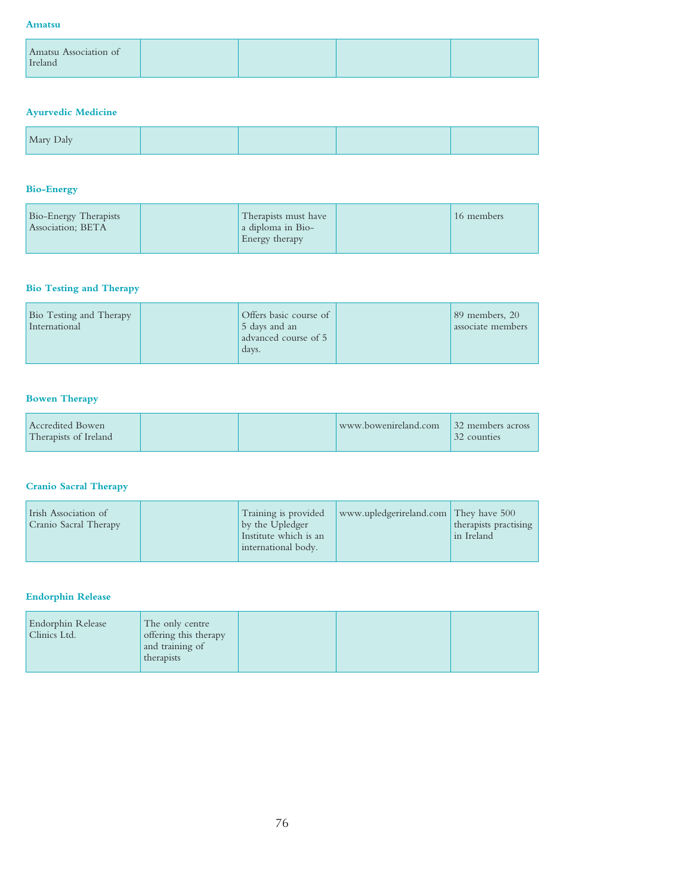**Amatsu**

| | | | | |
|---|---|---|---|---|
| Amatsu Association of Ireland | | | | |

**Ayurvedic Medicine**

| | | | | |
|---|---|---|---|---|
| Mary Daly | | | | |

**Bio-Energy**

| | | | | |
|---|---|---|---|---|
| Bio-Energy Therapists Association; BETA | | Therapists must have a diploma in Bio-Energy therapy | | 16 members |

**Bio Testing and Therapy**

| | | | | |
|---|---|---|---|---|
| Bio Testing and Therapy International | | Offers basic course of 5 days and an advanced course of 5 days. | | 89 members, 20 associate members |

**Bowen Therapy**

| | | | | |
|---|---|---|---|---|
| Accredited Bowen Therapists of Ireland | | | www.bowenireland.com | 32 members across 32 counties |

**Cranio Sacral Therapy**

| | | | | |
|---|---|---|---|---|
| Irish Association of Cranio Sacral Therapy | | Training is provided by the Upledger Institute which is an international body. | www.upledgerireland.com | They have 500 therapists practising in Ireland |

**Endorphin Release**

| | | | | |
|---|---|---|---|---|
| Endorphin Release Clinics Ltd. | The only centre offering this therapy and training of therapists | | | |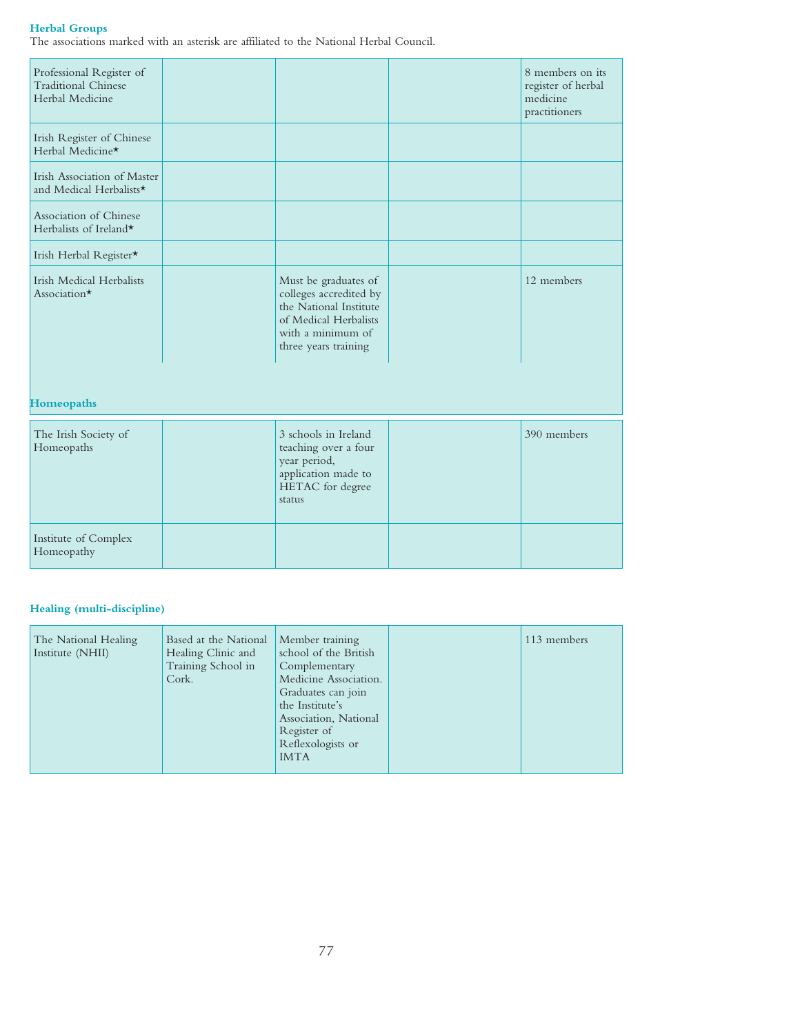### Herbal Groups

The associations marked with an asterisk are affiliated to the National Herbal Council.

| | | | | |
|---|---|---|---|---|
| Professional Register of Traditional Chinese Herbal Medicine | | | | 8 members on its register of herbal medicine practitioners |
| Irish Register of Chinese Herbal Medicine* | | | | |
| Irish Association of Master and Medical Herbalists* | | | | |
| Association of Chinese Herbalists of Ireland* | | | | |
| Irish Herbal Register* | | | | |
| Irish Medical Herbalists Association* | | Must be graduates of colleges accredited by the National Institute of Medical Herbalists with a minimum of three years training | | 12 members |

### Homeopaths

| | | | | |
|---|---|---|---|---|
| The Irish Society of Homeopaths | | 3 schools in Ireland teaching over a four year period, application made to HETAC for degree status | | 390 members |
| Institute of Complex Homeopathy | | | | |

### Healing (multi-discipline)

| | | | | |
|---|---|---|---|---|
| The National Healing Institute (NHII) | Based at the National Healing Clinic and Training School in Cork. | Member training school of the British Complementary Medicine Association. Graduates can join the Institute's Association, National Register of Reflexologists or IMTA | | 113 members |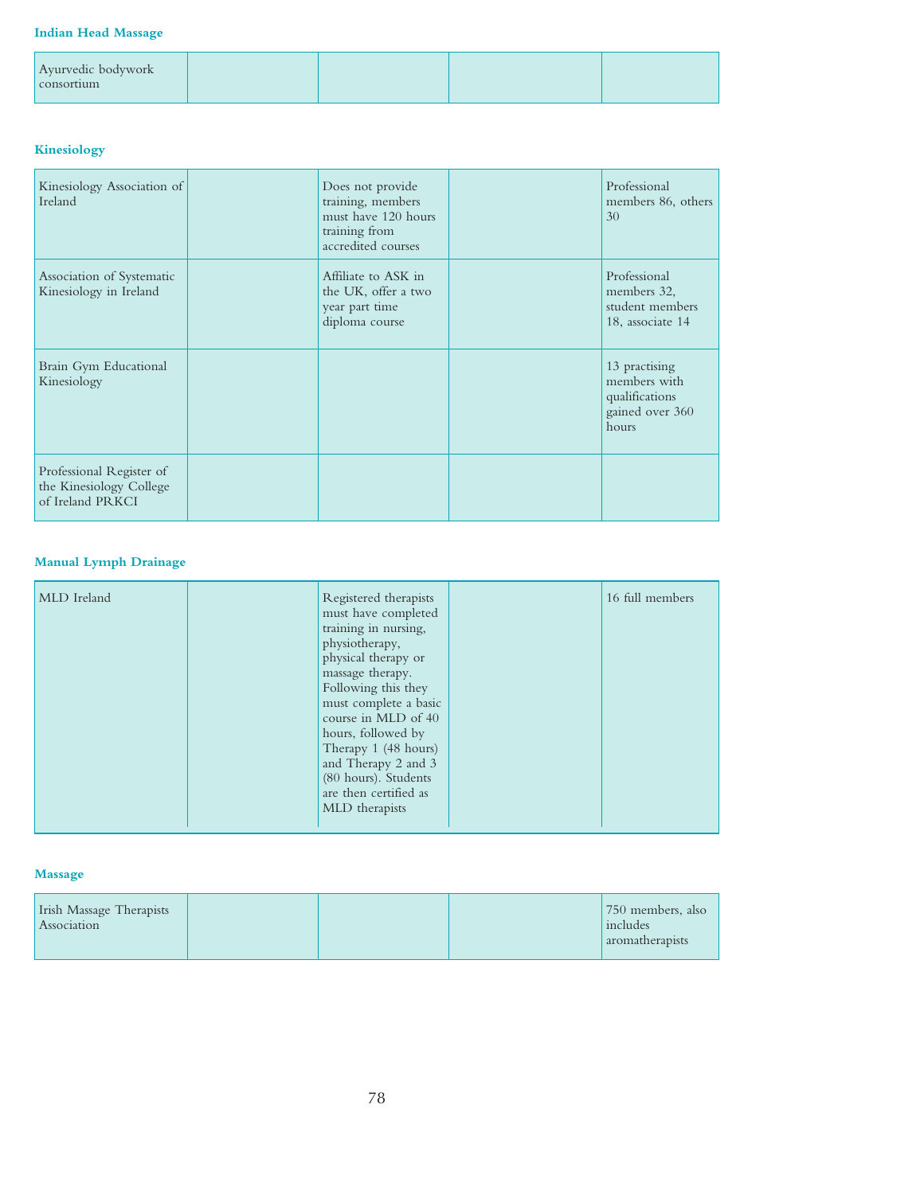### Indian Head Massage

| | | | | |
|---|---|---|---|---|
| Ayurvedic bodywork consortium | | | | |

### Kinesiology

| | | | | |
|---|---|---|---|---|
| Kinesiology Association of Ireland | | Does not provide training, members must have 120 hours training from accredited courses | | Professional members 86, others 30 |
| Association of Systematic Kinesiology in Ireland | | Affiliate to ASK in the UK, offer a two year part time diploma course | | Professional members 32, student members 18, associate 14 |
| Brain Gym Educational Kinesiology | | | | 13 practising members with qualifications gained over 360 hours |
| Professional Register of the Kinesiology College of Ireland PRKCI | | | | |

### Manual Lymph Drainage

| | | | | |
|---|---|---|---|---|
| MLD Ireland | | Registered therapists must have completed training in nursing, physiotherapy, physical therapy or massage therapy. Following this they must complete a basic course in MLD of 40 hours, followed by Therapy 1 (48 hours) and Therapy 2 and 3 (80 hours). Students are then certified as MLD therapists | | 16 full members |

### Massage

| | | | | |
|---|---|---|---|---|
| Irish Massage Therapists Association | | | | 750 members, also includes aromatherapists |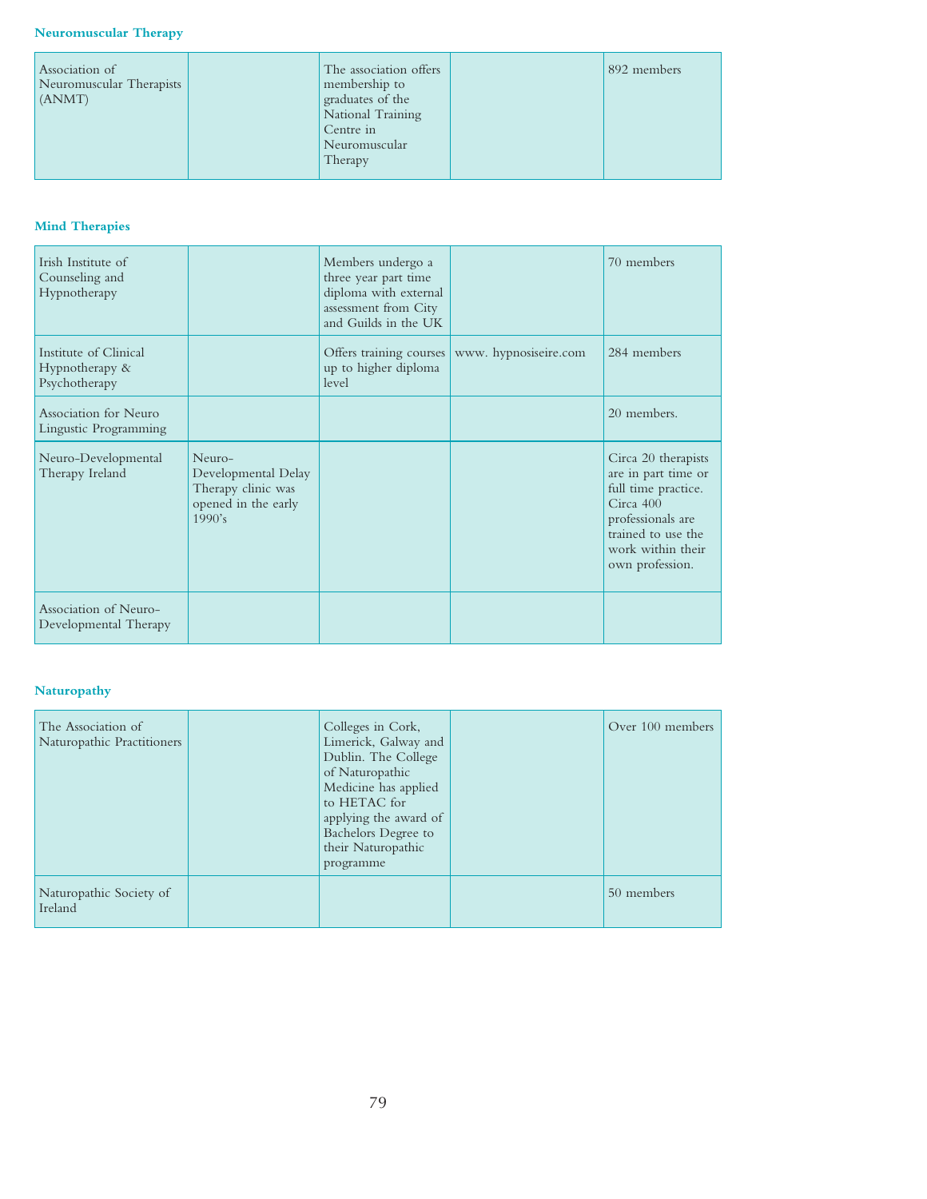### Neuromuscular Therapy

| | | | | |
|---|---|---|---|---|
| Association of Neuromuscular Therapists (ANMT) | | The association offers membership to graduates of the National Training Centre in Neuromuscular Therapy | | 892 members |

### Mind Therapies

| | | | | |
|---|---|---|---|---|
| Irish Institute of Counseling and Hypnotherapy | | Members undergo a three year part time diploma with external assessment from City and Guilds in the UK | | 70 members |
| Institute of Clinical Hypnotherapy & Psychotherapy | | Offers training courses up to higher diploma level | www. hypnosiseire.com | 284 members |
| Association for Neuro Lingustic Programming | | | | 20 members. |
| Neuro-Developmental Therapy Ireland | Neuro-Developmental Delay Therapy clinic was opened in the early 1990's | | | Circa 20 therapists are in part time or full time practice. Circa 400 professionals are trained to use the work within their own profession. |
| Association of Neuro-Developmental Therapy | | | | |

### Naturopathy

| | | | | |
|---|---|---|---|---|
| The Association of Naturopathic Practitioners | | Colleges in Cork, Limerick, Galway and Dublin. The College of Naturopathic Medicine has applied to HETAC for applying the award of Bachelors Degree to their Naturopathic programme | | Over 100 members |
| Naturopathic Society of Ireland | | | | 50 members |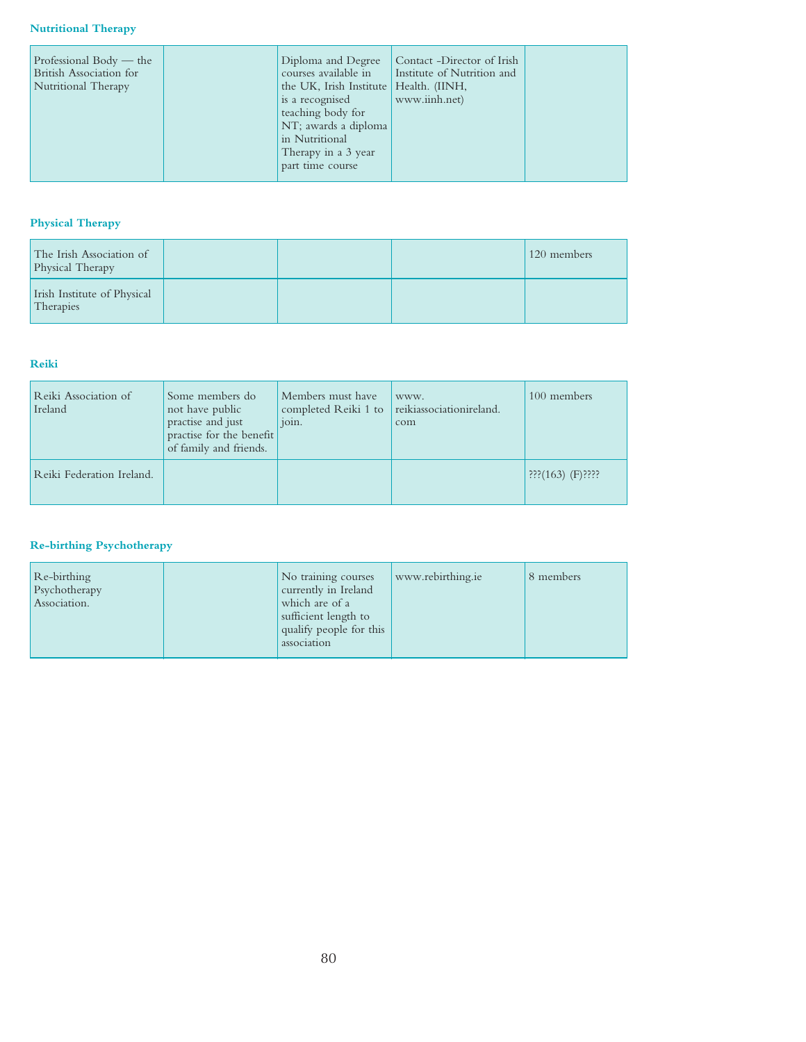### Nutritional Therapy

| | | | | |
|---|---|---|---|---|
| Professional Body — the British Association for Nutritional Therapy | | Diploma and Degree courses available in the UK, Irish Institute is a recognised teaching body for NT; awards a diploma in Nutritional Therapy in a 3 year part time course | Contact -Director of Irish Institute of Nutrition and Health. (IINH, www.iinh.net) | |

### Physical Therapy

| | | | | |
|---|---|---|---|---|
| The Irish Association of Physical Therapy | | | | 120 members |
| Irish Institute of Physical Therapies | | | | |

### Reiki

| | | | | |
|---|---|---|---|---|
| Reiki Association of Ireland | Some members do not have public practise and just practise for the benefit of family and friends. | Members must have completed Reiki 1 to join. | www. reikiassociationireland. com | 100 members |
| Reiki Federation Ireland. | | | | ???(163) (F)???? |

### Re-birthing Psychotherapy

| | | | | |
|---|---|---|---|---|
| Re-birthing Psychotherapy Association. | | No training courses currently in Ireland which are of a sufficient length to qualify people for this association | www.rebirthing.ie | 8 members |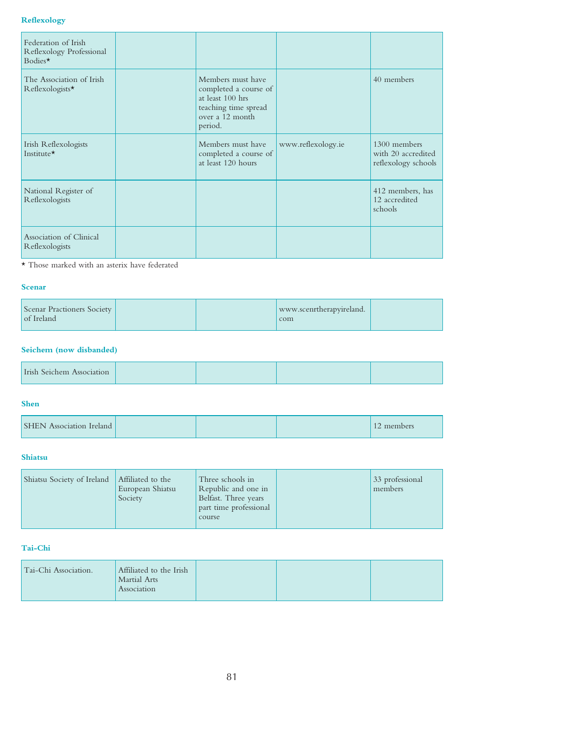### Reflexology

| | | | | |
|---|---|---|---|---|
| Federation of Irish Reflexology Professional Bodies* | | | | |
| The Association of Irish Reflexologists* | | Members must have completed a course of at least 100 hrs teaching time spread over a 12 month period. | | 40 members |
| Irish Reflexologists Institute* | | Members must have completed a course of at least 120 hours | www.reflexology.ie | 1300 members with 20 accredited reflexology schools |
| National Register of Reflexologists | | | | 412 members, has 12 accredited schools |
| Association of Clinical Reflexologists | | | | |

* Those marked with an asterix have federated

### Scenar

| | | | | |
|---|---|---|---|---|
| Scenar Practioners Society of Ireland | | | www.scenrtherapyireland.com | |

### Seichem (now disbanded)

| | | | | |
|---|---|---|---|---|
| Irish Seichem Association | | | | |

### Shen

| | | | | |
|---|---|---|---|---|
| SHEN Association Ireland | | | | 12 members |

### Shiatsu

| | | | | |
|---|---|---|---|---|
| Shiatsu Society of Ireland | Affiliated to the European Shiatsu Society | Three schools in Republic and one in Belfast. Three years part time professional course | | 33 professional members |

### Tai-Chi

| | | | | |
|---|---|---|---|---|
| Tai-Chi Association. | Affiliated to the Irish Martial Arts Association | | | |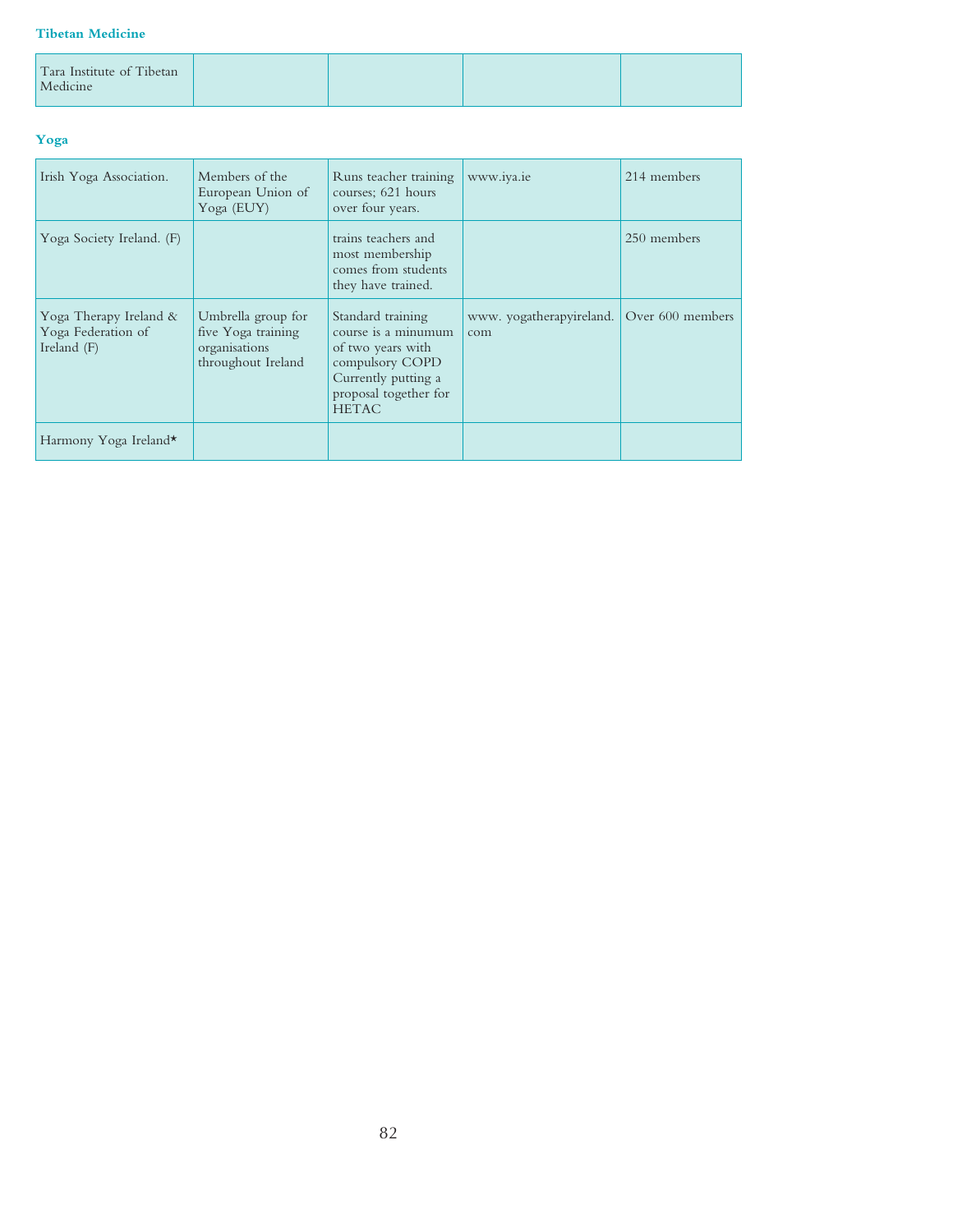### Tibetan Medicine

| | | | | |
|---|---|---|---|---|
| Tara Institute of Tibetan Medicine | | | | |

### Yoga

| | | | | |
|---|---|---|---|---|
| Irish Yoga Association. | Members of the European Union of Yoga (EUY) | Runs teacher training courses; 621 hours over four years. | www.iya.ie | 214 members |
| Yoga Society Ireland. (F) | | trains teachers and most membership comes from students they have trained. | | 250 members |
| Yoga Therapy Ireland & Yoga Federation of Ireland (F) | Umbrella group for five Yoga training organisations throughout Ireland | Standard training course is a minumum of two years with compulsory COPD Currently putting a proposal together for HETAC | www. yogatherapyireland. com | Over 600 members |
| Harmony Yoga Ireland* | | | | |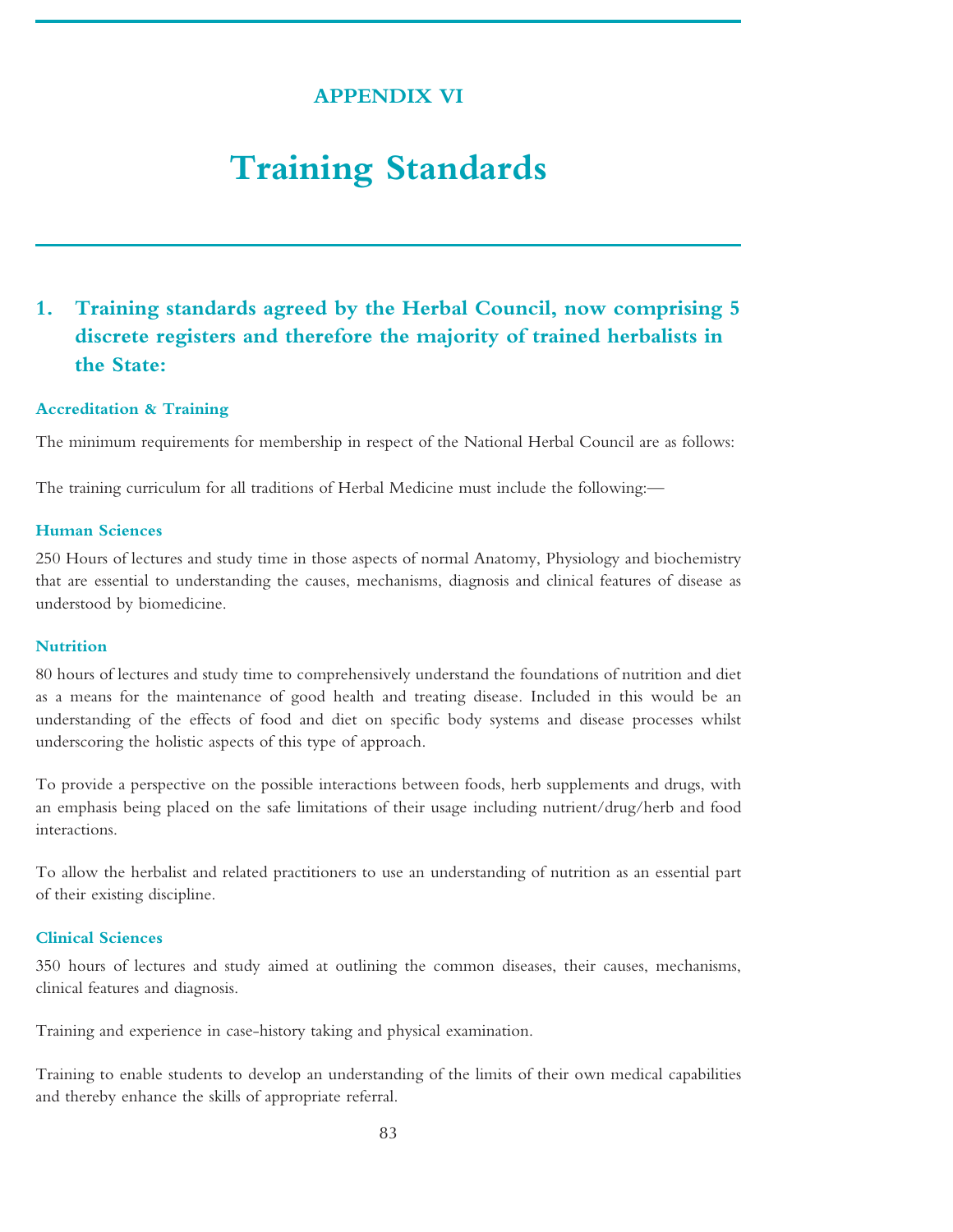# APPENDIX VI

# Training Standards

## 1. Training standards agreed by the Herbal Council, now comprising 5 discrete registers and therefore the majority of trained herbalists in the State:

### Accreditation & Training

The minimum requirements for membership in respect of the National Herbal Council are as follows:

The training curriculum for all traditions of Herbal Medicine must include the following:—

### Human Sciences

250 Hours of lectures and study time in those aspects of normal Anatomy, Physiology and biochemistry that are essential to understanding the causes, mechanisms, diagnosis and clinical features of disease as understood by biomedicine.

### Nutrition

80 hours of lectures and study time to comprehensively understand the foundations of nutrition and diet as a means for the maintenance of good health and treating disease. Included in this would be an understanding of the effects of food and diet on specific body systems and disease processes whilst underscoring the holistic aspects of this type of approach.

To provide a perspective on the possible interactions between foods, herb supplements and drugs, with an emphasis being placed on the safe limitations of their usage including nutrient/drug/herb and food interactions.

To allow the herbalist and related practitioners to use an understanding of nutrition as an essential part of their existing discipline.

### Clinical Sciences

350 hours of lectures and study aimed at outlining the common diseases, their causes, mechanisms, clinical features and diagnosis.

Training and experience in case-history taking and physical examination.

Training to enable students to develop an understanding of the limits of their own medical capabilities and thereby enhance the skills of appropriate referral.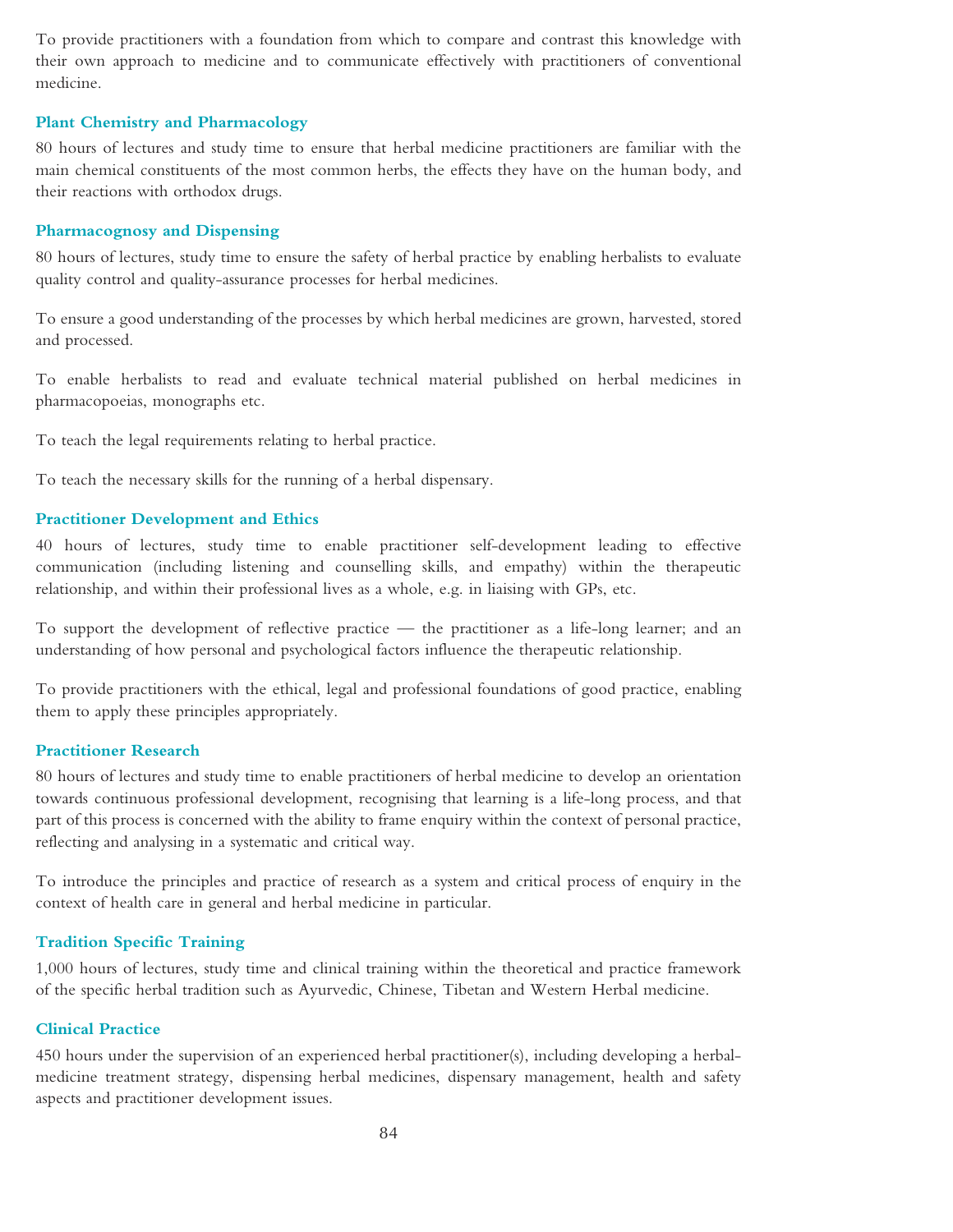To provide practitioners with a foundation from which to compare and contrast this knowledge with their own approach to medicine and to communicate effectively with practitioners of conventional medicine.

### Plant Chemistry and Pharmacology

80 hours of lectures and study time to ensure that herbal medicine practitioners are familiar with the main chemical constituents of the most common herbs, the effects they have on the human body, and their reactions with orthodox drugs.

### Pharmacognosy and Dispensing

80 hours of lectures, study time to ensure the safety of herbal practice by enabling herbalists to evaluate quality control and quality-assurance processes for herbal medicines.

To ensure a good understanding of the processes by which herbal medicines are grown, harvested, stored and processed.

To enable herbalists to read and evaluate technical material published on herbal medicines in pharmacopoeias, monographs etc.

To teach the legal requirements relating to herbal practice.

To teach the necessary skills for the running of a herbal dispensary.

### Practitioner Development and Ethics

40 hours of lectures, study time to enable practitioner self-development leading to effective communication (including listening and counselling skills, and empathy) within the therapeutic relationship, and within their professional lives as a whole, e.g. in liaising with GPs, etc.

To support the development of reflective practice — the practitioner as a life-long learner; and an understanding of how personal and psychological factors influence the therapeutic relationship.

To provide practitioners with the ethical, legal and professional foundations of good practice, enabling them to apply these principles appropriately.

### Practitioner Research

80 hours of lectures and study time to enable practitioners of herbal medicine to develop an orientation towards continuous professional development, recognising that learning is a life-long process, and that part of this process is concerned with the ability to frame enquiry within the context of personal practice, reflecting and analysing in a systematic and critical way.

To introduce the principles and practice of research as a system and critical process of enquiry in the context of health care in general and herbal medicine in particular.

### Tradition Specific Training

1,000 hours of lectures, study time and clinical training within the theoretical and practice framework of the specific herbal tradition such as Ayurvedic, Chinese, Tibetan and Western Herbal medicine.

### Clinical Practice

450 hours under the supervision of an experienced herbal practitioner(s), including developing a herbal-medicine treatment strategy, dispensing herbal medicines, dispensary management, health and safety aspects and practitioner development issues.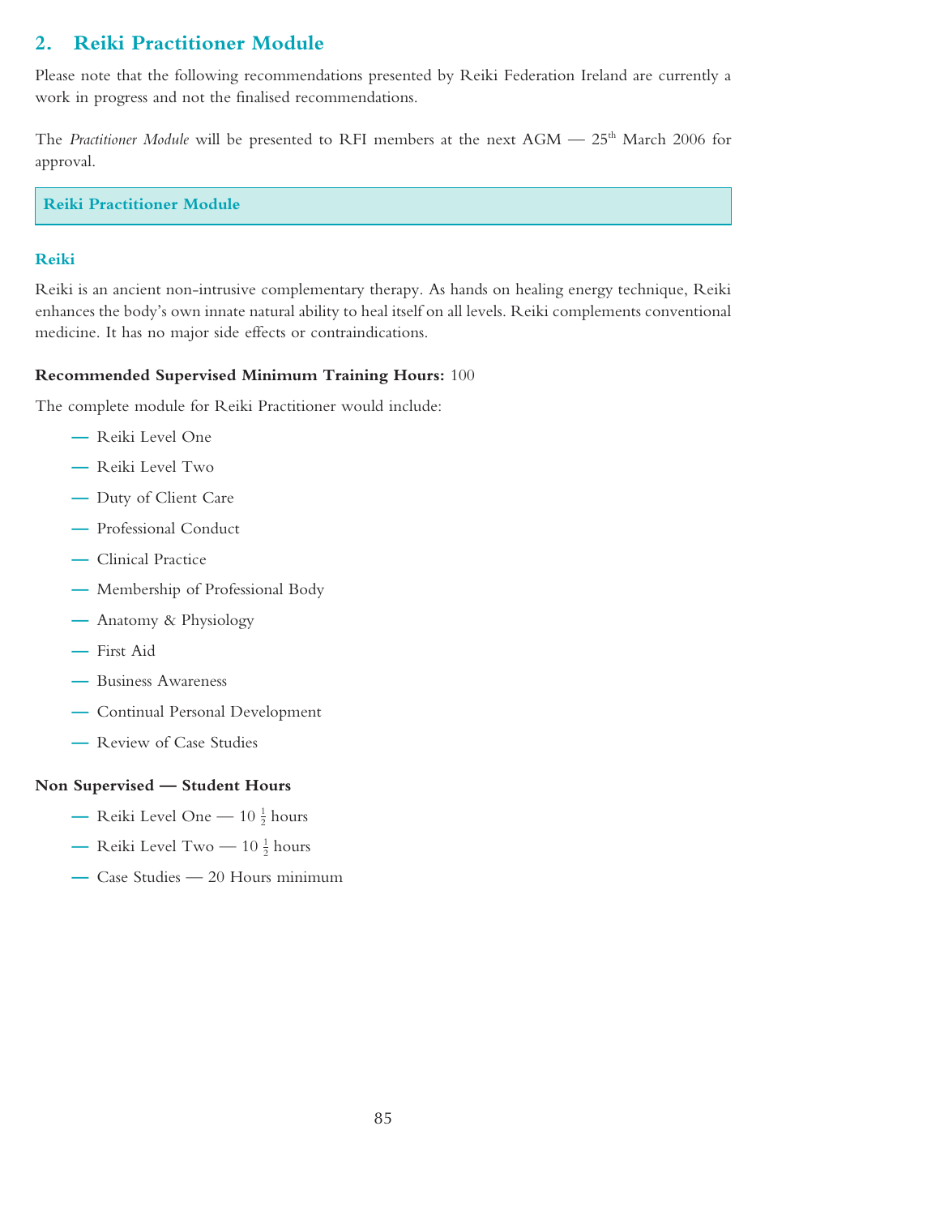## 2. Reiki Practitioner Module

Please note that the following recommendations presented by Reiki Federation Ireland are currently a work in progress and not the finalised recommendations.

The *Practitioner Module* will be presented to RFI members at the next AGM — 25th March 2006 for approval.

**Reiki Practitioner Module**

### Reiki

Reiki is an ancient non-intrusive complementary therapy. As hands on healing energy technique, Reiki enhances the body's own innate natural ability to heal itself on all levels. Reiki complements conventional medicine. It has no major side effects or contraindications.

**Recommended Supervised Minimum Training Hours:** 100

The complete module for Reiki Practitioner would include:

- Reiki Level One
- Reiki Level Two
- Duty of Client Care
- Professional Conduct
- Clinical Practice
- Membership of Professional Body
- Anatomy & Physiology
- First Aid
- Business Awareness
- Continual Personal Development
- Review of Case Studies

**Non Supervised — Student Hours**

- Reiki Level One — 10 ½ hours
- Reiki Level Two — 10 ½ hours
- Case Studies — 20 Hours minimum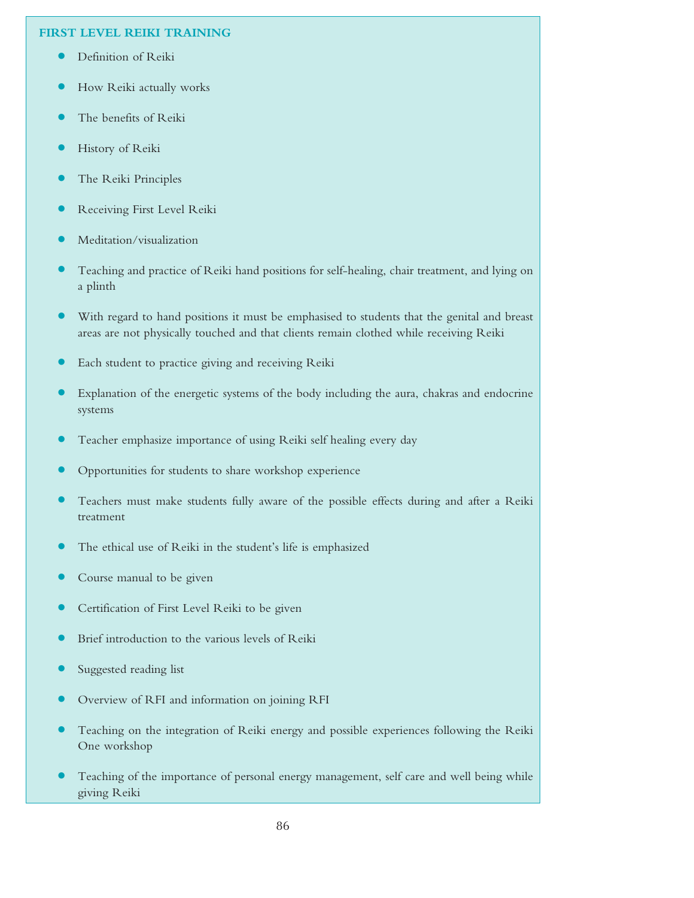### FIRST LEVEL REIKI TRAINING

- Definition of Reiki
- How Reiki actually works
- The benefits of Reiki
- History of Reiki
- The Reiki Principles
- Receiving First Level Reiki
- Meditation/visualization
- Teaching and practice of Reiki hand positions for self-healing, chair treatment, and lying on a plinth
- With regard to hand positions it must be emphasised to students that the genital and breast areas are not physically touched and that clients remain clothed while receiving Reiki
- Each student to practice giving and receiving Reiki
- Explanation of the energetic systems of the body including the aura, chakras and endocrine systems
- Teacher emphasize importance of using Reiki self healing every day
- Opportunities for students to share workshop experience
- Teachers must make students fully aware of the possible effects during and after a Reiki treatment
- The ethical use of Reiki in the student's life is emphasized
- Course manual to be given
- Certification of First Level Reiki to be given
- Brief introduction to the various levels of Reiki
- Suggested reading list
- Overview of RFI and information on joining RFI
- Teaching on the integration of Reiki energy and possible experiences following the Reiki One workshop
- Teaching of the importance of personal energy management, self care and well being while giving Reiki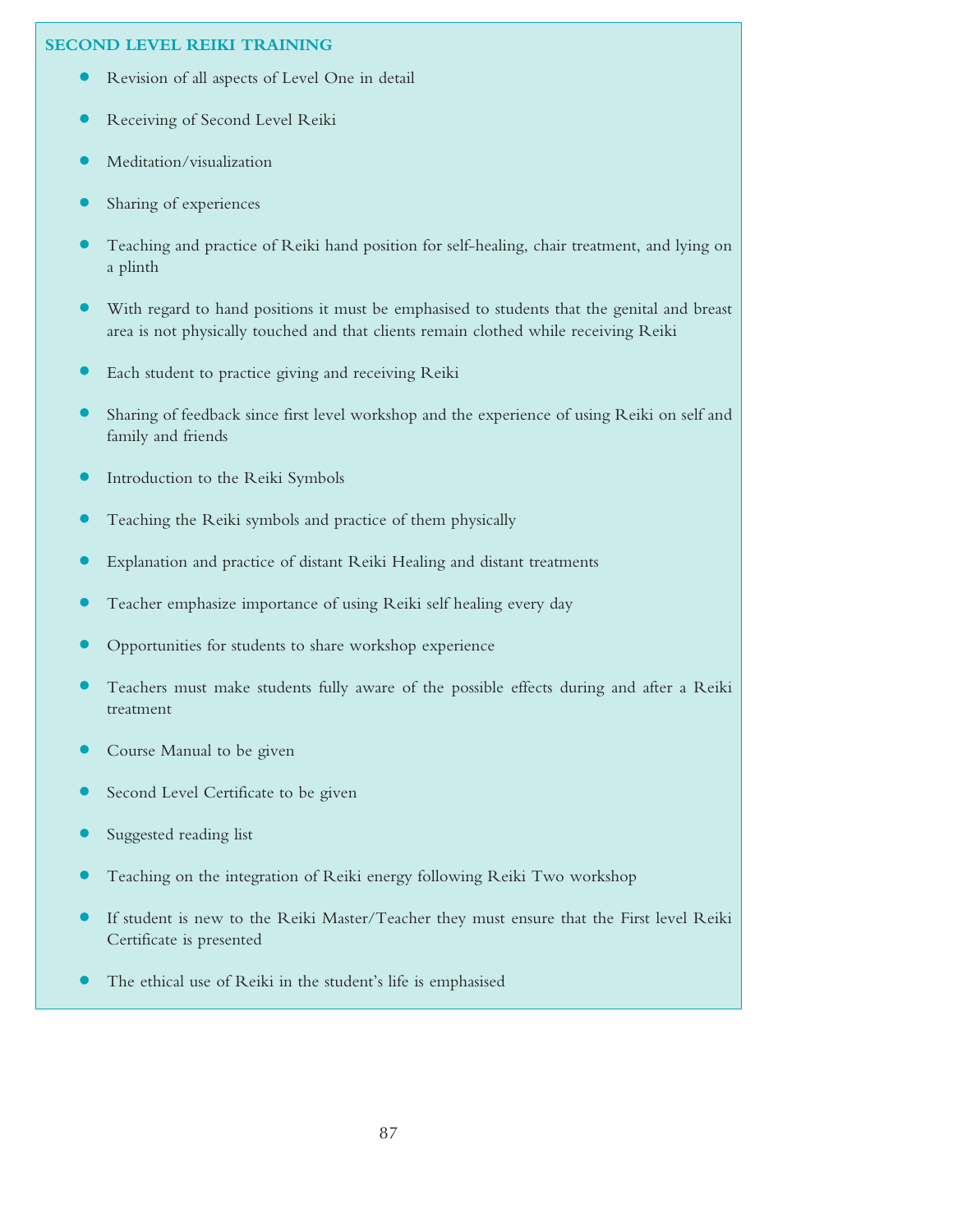## SECOND LEVEL REIKI TRAINING

- Revision of all aspects of Level One in detail
- Receiving of Second Level Reiki
- Meditation/visualization
- Sharing of experiences
- Teaching and practice of Reiki hand position for self-healing, chair treatment, and lying on a plinth
- With regard to hand positions it must be emphasised to students that the genital and breast area is not physically touched and that clients remain clothed while receiving Reiki
- Each student to practice giving and receiving Reiki
- Sharing of feedback since first level workshop and the experience of using Reiki on self and family and friends
- Introduction to the Reiki Symbols
- Teaching the Reiki symbols and practice of them physically
- Explanation and practice of distant Reiki Healing and distant treatments
- Teacher emphasize importance of using Reiki self healing every day
- Opportunities for students to share workshop experience
- Teachers must make students fully aware of the possible effects during and after a Reiki treatment
- Course Manual to be given
- Second Level Certificate to be given
- Suggested reading list
- Teaching on the integration of Reiki energy following Reiki Two workshop
- If student is new to the Reiki Master/Teacher they must ensure that the First level Reiki Certificate is presented
- The ethical use of Reiki in the student's life is emphasised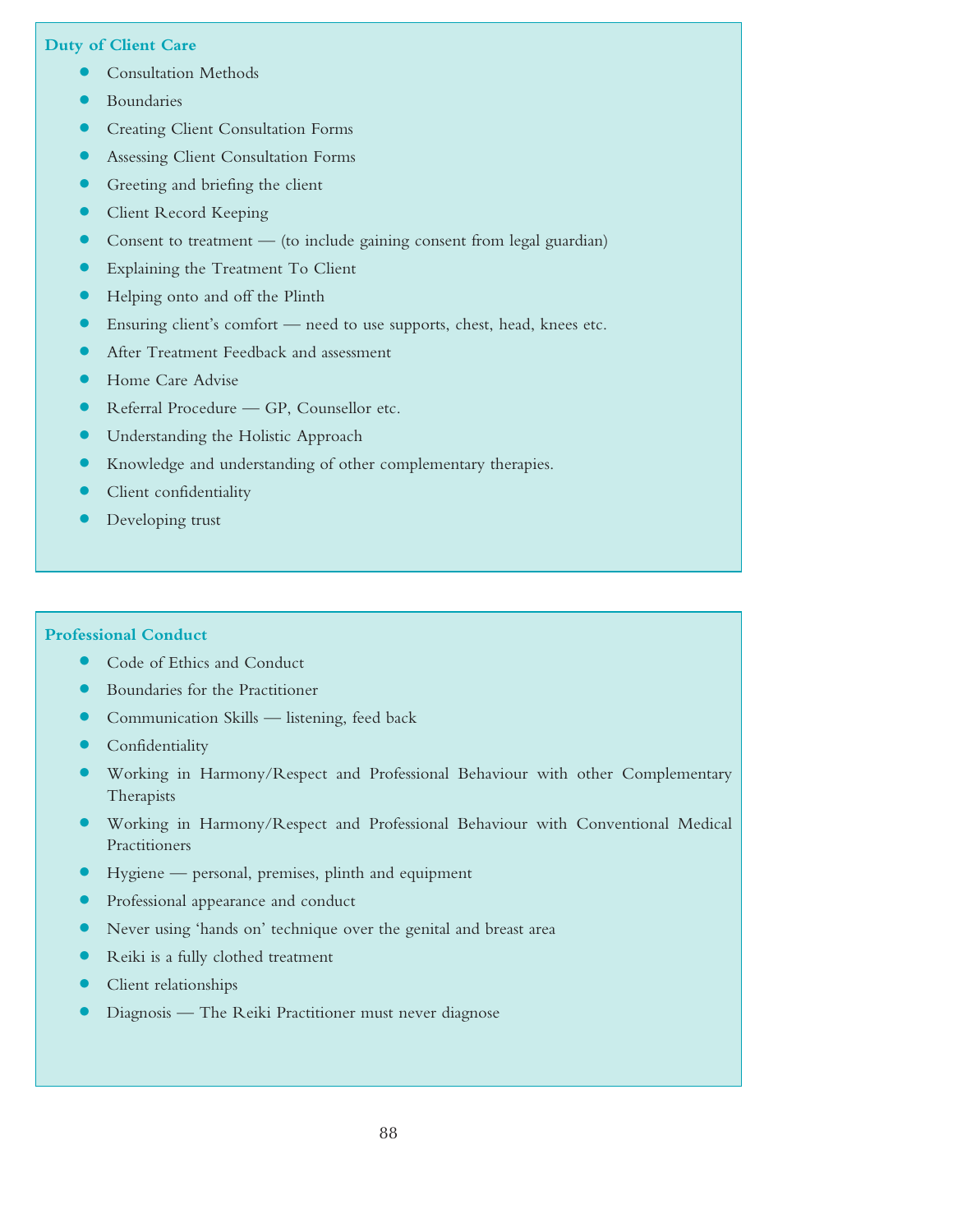**Duty of Client Care**

- Consultation Methods
- Boundaries
- Creating Client Consultation Forms
- Assessing Client Consultation Forms
- Greeting and briefing the client
- Client Record Keeping
- Consent to treatment — (to include gaining consent from legal guardian)
- Explaining the Treatment To Client
- Helping onto and off the Plinth
- Ensuring client's comfort — need to use supports, chest, head, knees etc.
- After Treatment Feedback and assessment
- Home Care Advise
- Referral Procedure — GP, Counsellor etc.
- Understanding the Holistic Approach
- Knowledge and understanding of other complementary therapies.
- Client confidentiality
- Developing trust

**Professional Conduct**

- Code of Ethics and Conduct
- Boundaries for the Practitioner
- Communication Skills — listening, feed back
- Confidentiality
- Working in Harmony/Respect and Professional Behaviour with other Complementary Therapists
- Working in Harmony/Respect and Professional Behaviour with Conventional Medical Practitioners
- Hygiene — personal, premises, plinth and equipment
- Professional appearance and conduct
- Never using 'hands on' technique over the genital and breast area
- Reiki is a fully clothed treatment
- Client relationships
- Diagnosis — The Reiki Practitioner must never diagnose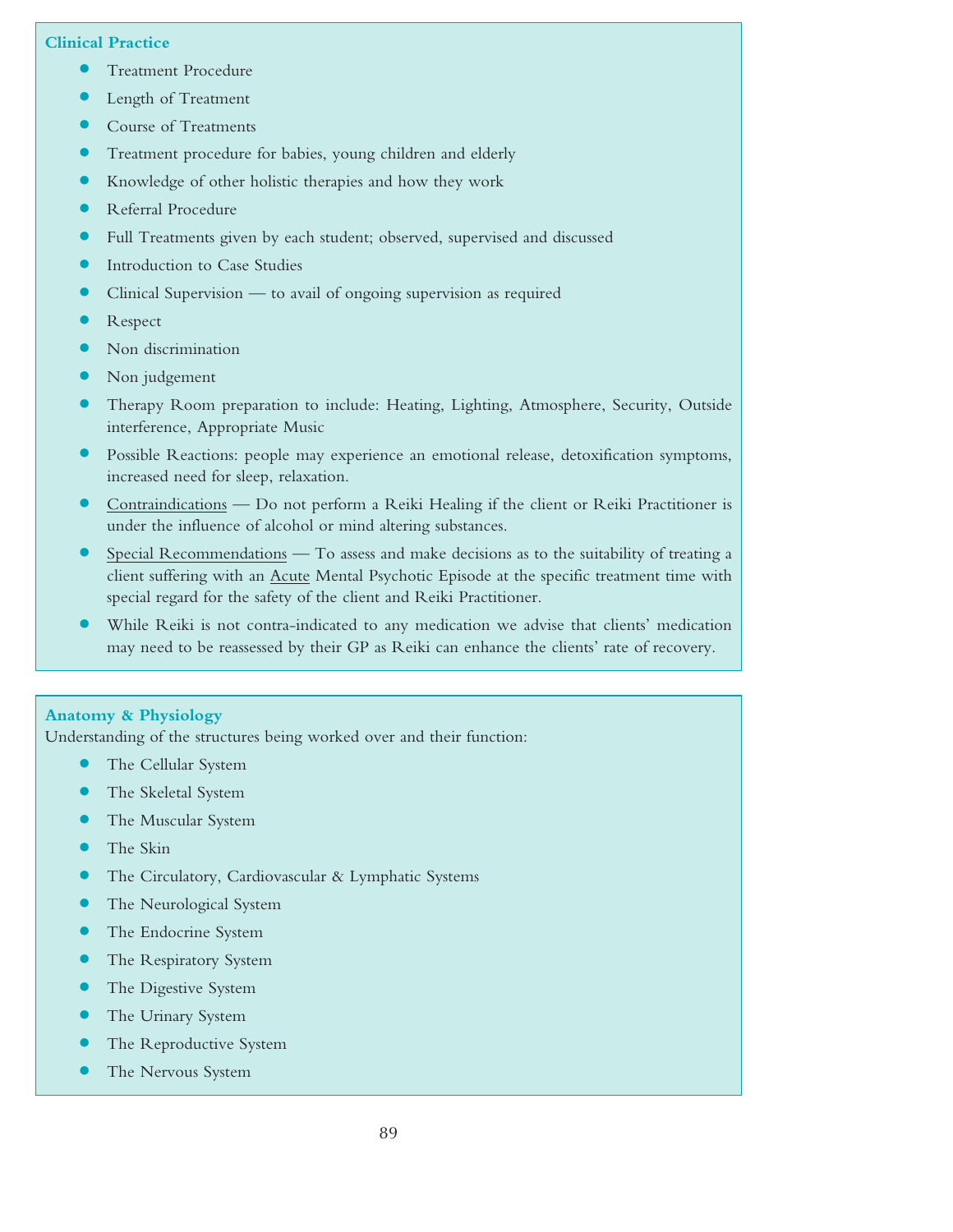### Clinical Practice

- Treatment Procedure
- Length of Treatment
- Course of Treatments
- Treatment procedure for babies, young children and elderly
- Knowledge of other holistic therapies and how they work
- Referral Procedure
- Full Treatments given by each student; observed, supervised and discussed
- Introduction to Case Studies
- Clinical Supervision — to avail of ongoing supervision as required
- Respect
- Non discrimination
- Non judgement
- Therapy Room preparation to include: Heating, Lighting, Atmosphere, Security, Outside interference, Appropriate Music
- Possible Reactions: people may experience an emotional release, detoxification symptoms, increased need for sleep, relaxation.
- <u>Contraindications</u> — Do not perform a Reiki Healing if the client or Reiki Practitioner is under the influence of alcohol or mind altering substances.
- <u>Special Recommendations</u> — To assess and make decisions as to the suitability of treating a client suffering with an <u>Acute</u> Mental Psychotic Episode at the specific treatment time with special regard for the safety of the client and Reiki Practitioner.
- While Reiki is not contra-indicated to any medication we advise that clients' medication may need to be reassessed by their GP as Reiki can enhance the clients' rate of recovery.

### Anatomy & Physiology

Understanding of the structures being worked over and their function:

- The Cellular System
- The Skeletal System
- The Muscular System
- The Skin
- The Circulatory, Cardiovascular & Lymphatic Systems
- The Neurological System
- The Endocrine System
- The Respiratory System
- The Digestive System
- The Urinary System
- The Reproductive System
- The Nervous System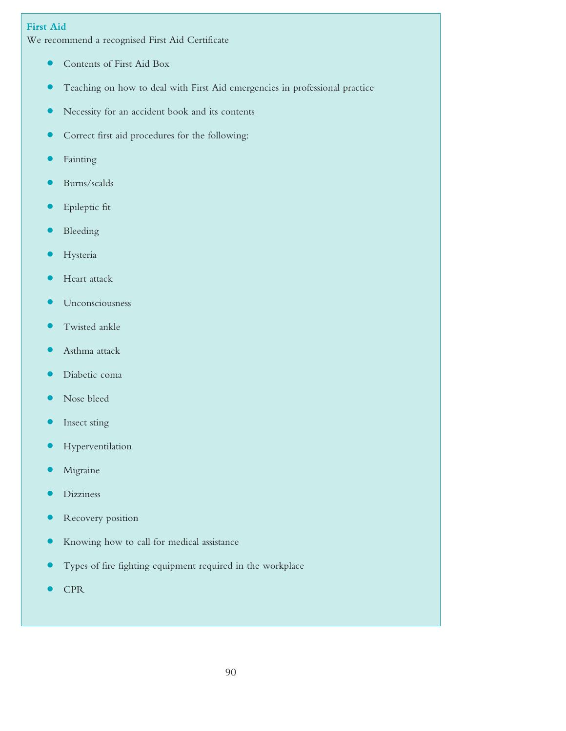**First Aid**

We recommend a recognised First Aid Certificate

- Contents of First Aid Box
- Teaching on how to deal with First Aid emergencies in professional practice
- Necessity for an accident book and its contents
- Correct first aid procedures for the following:
- Fainting
- Burns/scalds
- Epileptic fit
- Bleeding
- Hysteria
- Heart attack
- Unconsciousness
- Twisted ankle
- Asthma attack
- Diabetic coma
- Nose bleed
- Insect sting
- Hyperventilation
- Migraine
- Dizziness
- Recovery position
- Knowing how to call for medical assistance
- Types of fire fighting equipment required in the workplace
- CPR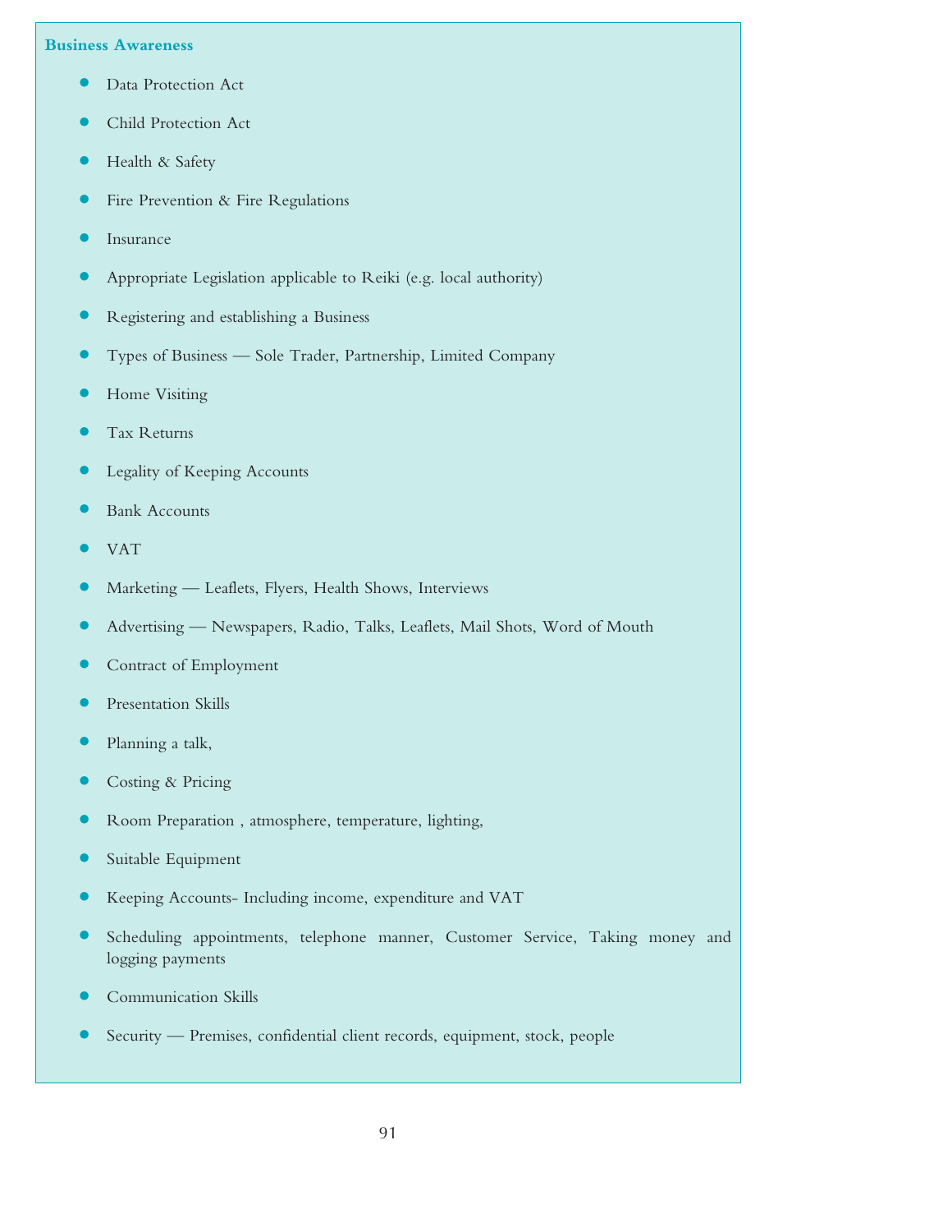**Business Awareness**

- Data Protection Act
- Child Protection Act
- Health & Safety
- Fire Prevention & Fire Regulations
- Insurance
- Appropriate Legislation applicable to Reiki (e.g. local authority)
- Registering and establishing a Business
- Types of Business — Sole Trader, Partnership, Limited Company
- Home Visiting
- Tax Returns
- Legality of Keeping Accounts
- Bank Accounts
- VAT
- Marketing — Leaflets, Flyers, Health Shows, Interviews
- Advertising — Newspapers, Radio, Talks, Leaflets, Mail Shots, Word of Mouth
- Contract of Employment
- Presentation Skills
- Planning a talk,
- Costing & Pricing
- Room Preparation , atmosphere, temperature, lighting,
- Suitable Equipment
- Keeping Accounts- Including income, expenditure and VAT
- Scheduling appointments, telephone manner, Customer Service, Taking money and logging payments
- Communication Skills
- Security — Premises, confidential client records, equipment, stock, people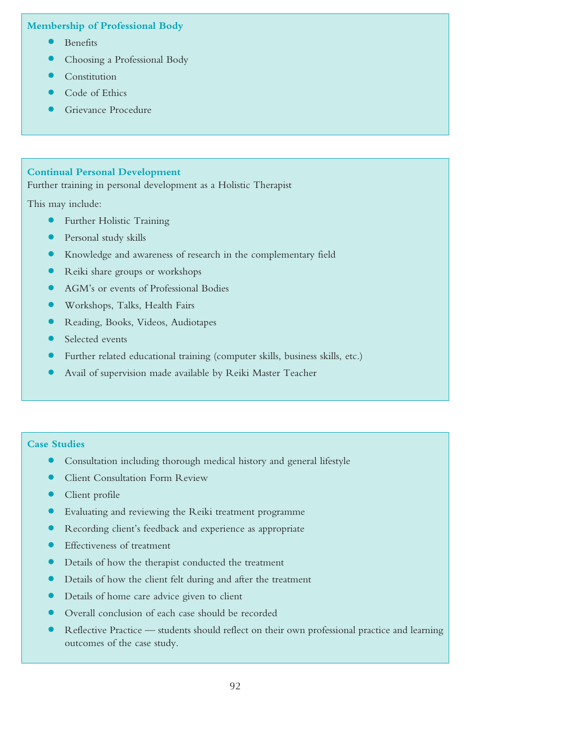### Membership of Professional Body

- Benefits
- Choosing a Professional Body
- Constitution
- Code of Ethics
- Grievance Procedure

### Continual Personal Development

Further training in personal development as a Holistic Therapist

This may include:

- Further Holistic Training
- Personal study skills
- Knowledge and awareness of research in the complementary field
- Reiki share groups or workshops
- AGM's or events of Professional Bodies
- Workshops, Talks, Health Fairs
- Reading, Books, Videos, Audiotapes
- Selected events
- Further related educational training (computer skills, business skills, etc.)
- Avail of supervision made available by Reiki Master Teacher

### Case Studies

- Consultation including thorough medical history and general lifestyle
- Client Consultation Form Review
- Client profile
- Evaluating and reviewing the Reiki treatment programme
- Recording client's feedback and experience as appropriate
- Effectiveness of treatment
- Details of how the therapist conducted the treatment
- Details of how the client felt during and after the treatment
- Details of home care advice given to client
- Overall conclusion of each case should be recorded
- Reflective Practice — students should reflect on their own professional practice and learning outcomes of the case study.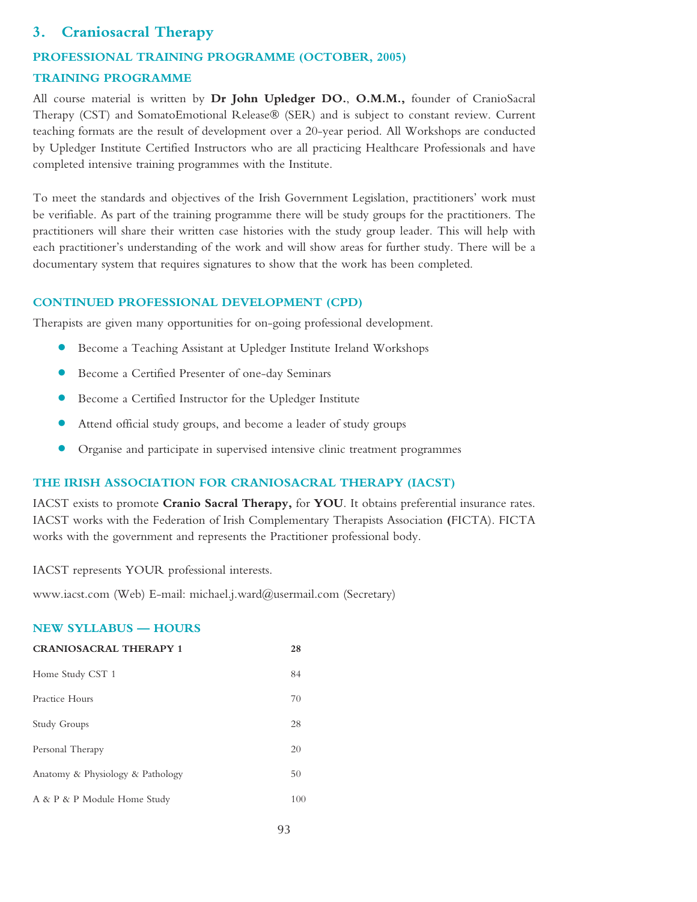## 3. Craniosacral Therapy

### PROFESSIONAL TRAINING PROGRAMME (OCTOBER, 2005)

### TRAINING PROGRAMME

All course material is written by **Dr John Upledger DO.**, **O.M.M.,** founder of CranioSacral Therapy (CST) and SomatoEmotional Release® (SER) and is subject to constant review. Current teaching formats are the result of development over a 20-year period. All Workshops are conducted by Upledger Institute Certified Instructors who are all practicing Healthcare Professionals and have completed intensive training programmes with the Institute.

To meet the standards and objectives of the Irish Government Legislation, practitioners' work must be verifiable. As part of the training programme there will be study groups for the practitioners. The practitioners will share their written case histories with the study group leader. This will help with each practitioner's understanding of the work and will show areas for further study. There will be a documentary system that requires signatures to show that the work has been completed.

### CONTINUED PROFESSIONAL DEVELOPMENT (CPD)

Therapists are given many opportunities for on-going professional development.

- Become a Teaching Assistant at Upledger Institute Ireland Workshops
- Become a Certified Presenter of one-day Seminars
- Become a Certified Instructor for the Upledger Institute
- Attend official study groups, and become a leader of study groups
- Organise and participate in supervised intensive clinic treatment programmes

### THE IRISH ASSOCIATION FOR CRANIOSACRAL THERAPY (IACST)

IACST exists to promote **Cranio Sacral Therapy,** for **YOU**. It obtains preferential insurance rates. IACST works with the Federation of Irish Complementary Therapists Association **(**FICTA). FICTA works with the government and represents the Practitioner professional body.

IACST represents YOUR professional interests.

www.iacst.com (Web) E-mail: michael.j.ward@usermail.com (Secretary)

### NEW SYLLABUS — HOURS

| **CRANIOSACRAL THERAPY 1** | **28** |
|---|---|
| Home Study CST 1 | 84 |
| Practice Hours | 70 |
| Study Groups | 28 |
| Personal Therapy | 20 |
| Anatomy & Physiology & Pathology | 50 |
| A & P & P Module Home Study | 100 |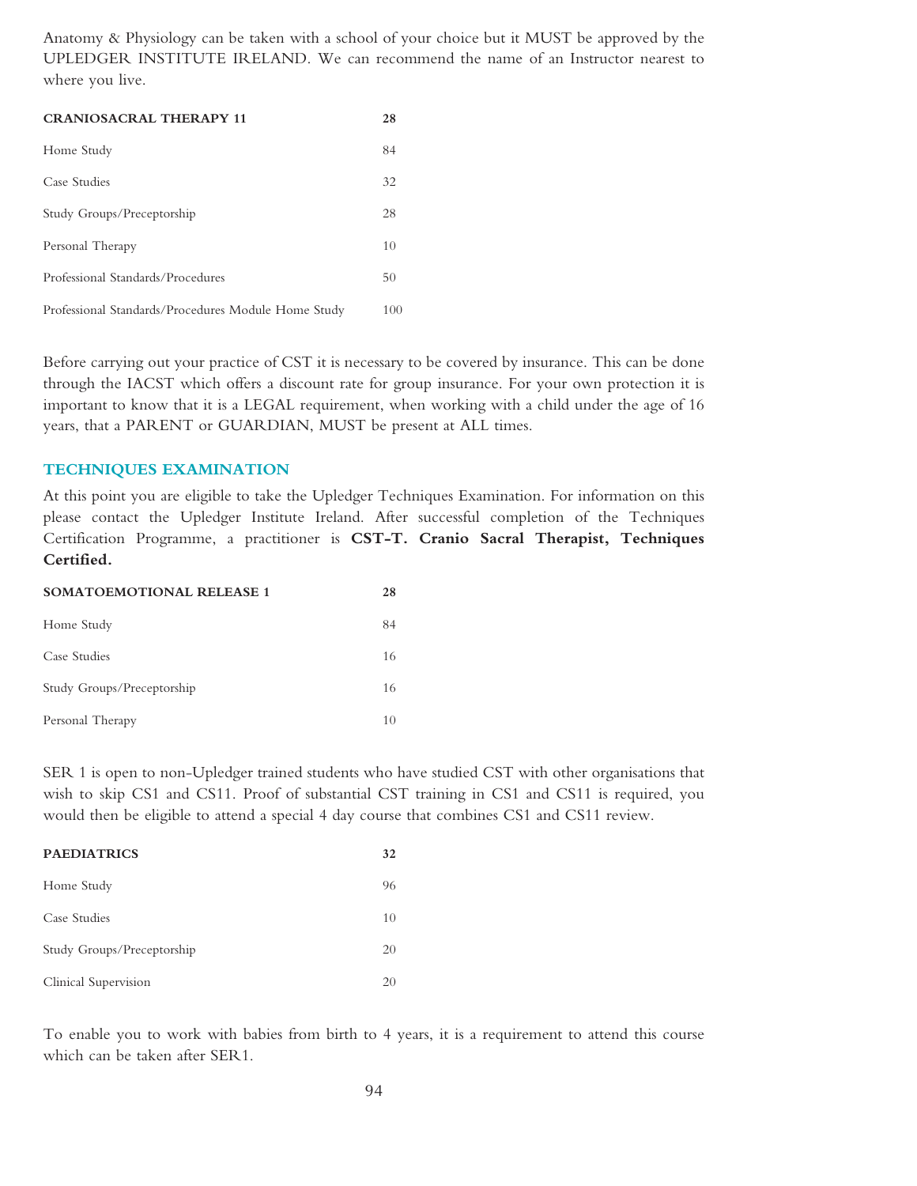Anatomy & Physiology can be taken with a school of your choice but it MUST be approved by the UPLEDGER INSTITUTE IRELAND. We can recommend the name of an Instructor nearest to where you live.

| **CRANIOSACRAL THERAPY 11** | **28** |
|---|---|
| Home Study | 84 |
| Case Studies | 32 |
| Study Groups/Preceptorship | 28 |
| Personal Therapy | 10 |
| Professional Standards/Procedures | 50 |
| Professional Standards/Procedures Module Home Study | 100 |

Before carrying out your practice of CST it is necessary to be covered by insurance. This can be done through the IACST which offers a discount rate for group insurance. For your own protection it is important to know that it is a LEGAL requirement, when working with a child under the age of 16 years, that a PARENT or GUARDIAN, MUST be present at ALL times.

## TECHNIQUES EXAMINATION

At this point you are eligible to take the Upledger Techniques Examination. For information on this please contact the Upledger Institute Ireland. After successful completion of the Techniques Certification Programme, a practitioner is **CST-T. Cranio Sacral Therapist, Techniques Certified.**

| **SOMATOEMOTIONAL RELEASE 1** | **28** |
|---|---|
| Home Study | 84 |
| Case Studies | 16 |
| Study Groups/Preceptorship | 16 |
| Personal Therapy | 10 |

SER 1 is open to non-Upledger trained students who have studied CST with other organisations that wish to skip CS1 and CS11. Proof of substantial CST training in CS1 and CS11 is required, you would then be eligible to attend a special 4 day course that combines CS1 and CS11 review.

| **PAEDIATRICS** | **32** |
|---|---|
| Home Study | 96 |
| Case Studies | 10 |
| Study Groups/Preceptorship | 20 |
| Clinical Supervision | 20 |

To enable you to work with babies from birth to 4 years, it is a requirement to attend this course which can be taken after SER1.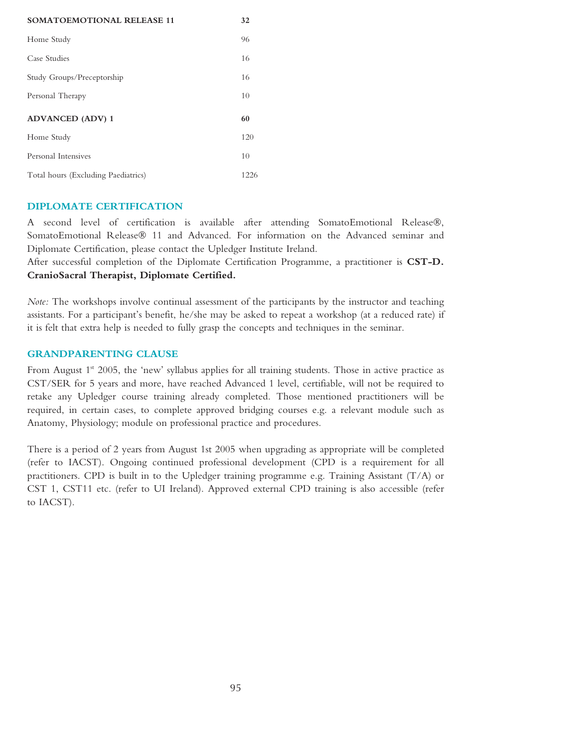| | |
|---|---|
| **SOMATOEMOTIONAL RELEASE 11** | **32** |
| Home Study | 96 |
| Case Studies | 16 |
| Study Groups/Preceptorship | 16 |
| Personal Therapy | 10 |
| **ADVANCED (ADV) 1** | **60** |
| Home Study | 120 |
| Personal Intensives | 10 |
| Total hours (Excluding Paediatrics) | 1226 |

## DIPLOMATE CERTIFICATION

A second level of certification is available after attending SomatoEmotional Release®, SomatoEmotional Release® 11 and Advanced. For information on the Advanced seminar and Diplomate Certification, please contact the Upledger Institute Ireland.
After successful completion of the Diplomate Certification Programme, a practitioner is **CST-D. CranioSacral Therapist, Diplomate Certified.**

*Note:* The workshops involve continual assessment of the participants by the instructor and teaching assistants. For a participant's benefit, he/she may be asked to repeat a workshop (at a reduced rate) if it is felt that extra help is needed to fully grasp the concepts and techniques in the seminar.

## GRANDPARENTING CLAUSE

From August 1st 2005, the 'new' syllabus applies for all training students. Those in active practice as CST/SER for 5 years and more, have reached Advanced 1 level, certifiable, will not be required to retake any Upledger course training already completed. Those mentioned practitioners will be required, in certain cases, to complete approved bridging courses e.g. a relevant module such as Anatomy, Physiology; module on professional practice and procedures.

There is a period of 2 years from August 1st 2005 when upgrading as appropriate will be completed (refer to IACST). Ongoing continued professional development (CPD is a requirement for all practitioners. CPD is built in to the Upledger training programme e.g. Training Assistant (T/A) or CST 1, CST11 etc. (refer to UI Ireland). Approved external CPD training is also accessible (refer to IACST).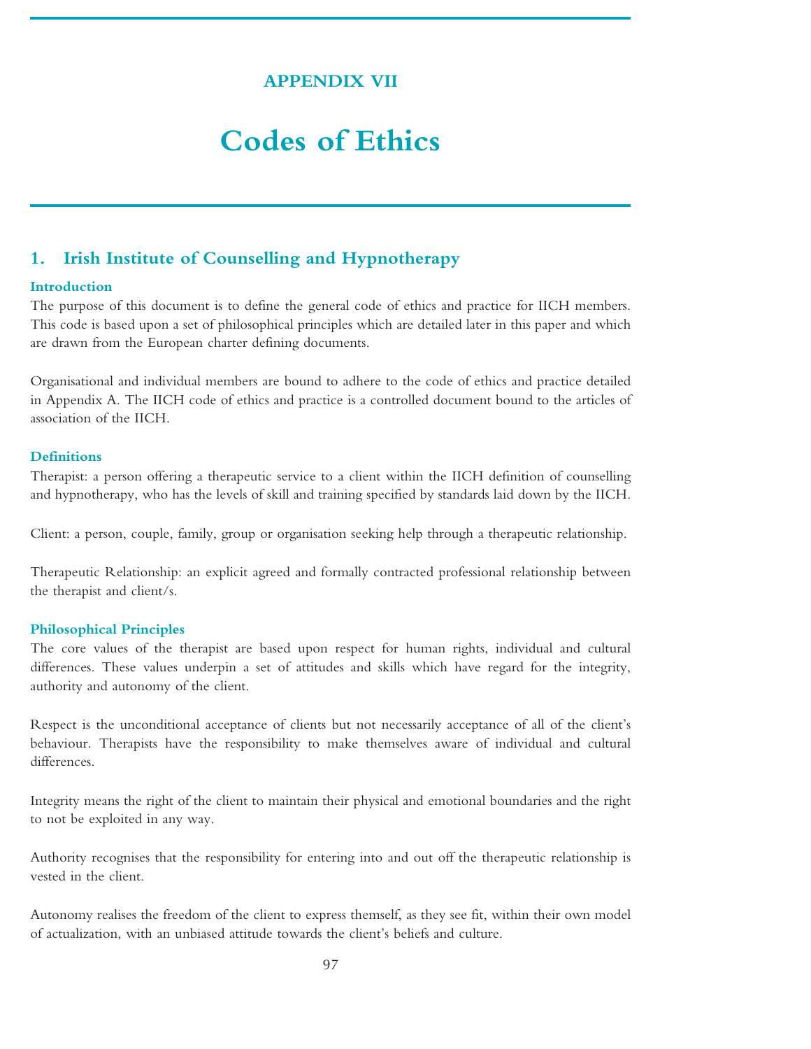## APPENDIX VII

# Codes of Ethics

## 1. Irish Institute of Counselling and Hypnotherapy

### Introduction

The purpose of this document is to define the general code of ethics and practice for IICH members. This code is based upon a set of philosophical principles which are detailed later in this paper and which are drawn from the European charter defining documents.

Organisational and individual members are bound to adhere to the code of ethics and practice detailed in Appendix A. The IICH code of ethics and practice is a controlled document bound to the articles of association of the IICH.

### Definitions

Therapist: a person offering a therapeutic service to a client within the IICH definition of counselling and hypnotherapy, who has the levels of skill and training specified by standards laid down by the IICH.

Client: a person, couple, family, group or organisation seeking help through a therapeutic relationship.

Therapeutic Relationship: an explicit agreed and formally contracted professional relationship between the therapist and client/s.

### Philosophical Principles

The core values of the therapist are based upon respect for human rights, individual and cultural differences. These values underpin a set of attitudes and skills which have regard for the integrity, authority and autonomy of the client.

Respect is the unconditional acceptance of clients but not necessarily acceptance of all of the client's behaviour. Therapists have the responsibility to make themselves aware of individual and cultural differences.

Integrity means the right of the client to maintain their physical and emotional boundaries and the right to not be exploited in any way.

Authority recognises that the responsibility for entering into and out off the therapeutic relationship is vested in the client.

Autonomy realises the freedom of the client to express themself, as they see fit, within their own model of actualization, with an unbiased attitude towards the client's beliefs and culture.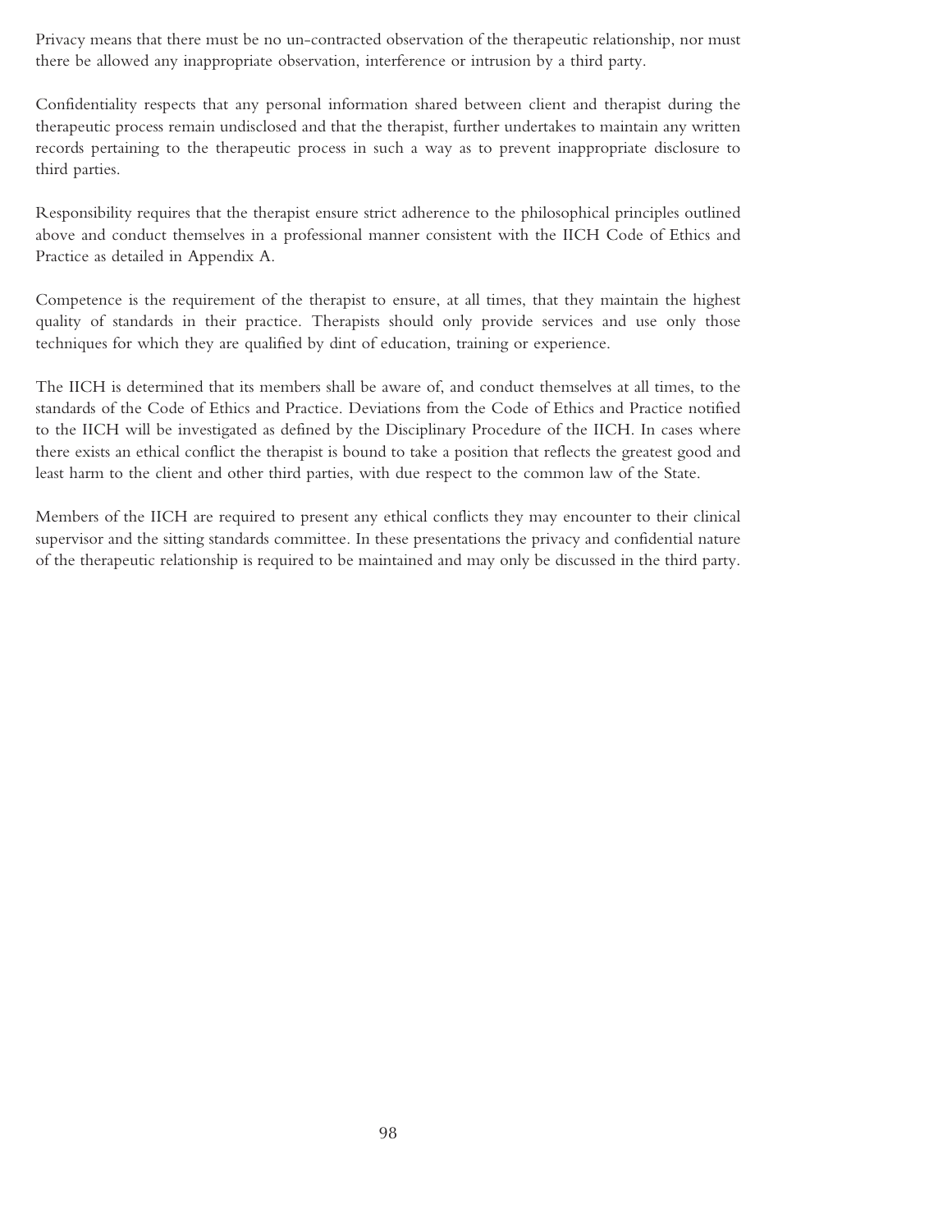Privacy means that there must be no un-contracted observation of the therapeutic relationship, nor must there be allowed any inappropriate observation, interference or intrusion by a third party.

Confidentiality respects that any personal information shared between client and therapist during the therapeutic process remain undisclosed and that the therapist, further undertakes to maintain any written records pertaining to the therapeutic process in such a way as to prevent inappropriate disclosure to third parties.

Responsibility requires that the therapist ensure strict adherence to the philosophical principles outlined above and conduct themselves in a professional manner consistent with the IICH Code of Ethics and Practice as detailed in Appendix A.

Competence is the requirement of the therapist to ensure, at all times, that they maintain the highest quality of standards in their practice. Therapists should only provide services and use only those techniques for which they are qualified by dint of education, training or experience.

The IICH is determined that its members shall be aware of, and conduct themselves at all times, to the standards of the Code of Ethics and Practice. Deviations from the Code of Ethics and Practice notified to the IICH will be investigated as defined by the Disciplinary Procedure of the IICH. In cases where there exists an ethical conflict the therapist is bound to take a position that reflects the greatest good and least harm to the client and other third parties, with due respect to the common law of the State.

Members of the IICH are required to present any ethical conflicts they may encounter to their clinical supervisor and the sitting standards committee. In these presentations the privacy and confidential nature of the therapeutic relationship is required to be maintained and may only be discussed in the third party.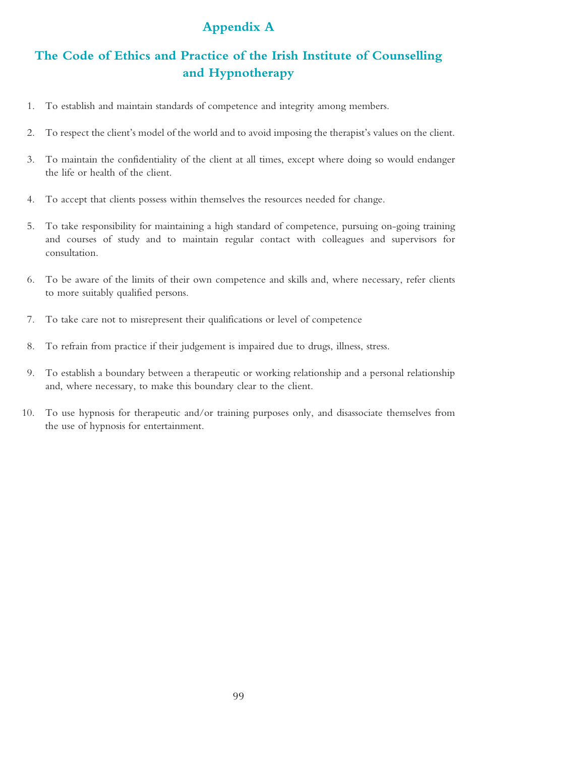# Appendix A

## The Code of Ethics and Practice of the Irish Institute of Counselling and Hypnotherapy

1. To establish and maintain standards of competence and integrity among members.

2. To respect the client's model of the world and to avoid imposing the therapist's values on the client.

3. To maintain the confidentiality of the client at all times, except where doing so would endanger the life or health of the client.

4. To accept that clients possess within themselves the resources needed for change.

5. To take responsibility for maintaining a high standard of competence, pursuing on-going training and courses of study and to maintain regular contact with colleagues and supervisors for consultation.

6. To be aware of the limits of their own competence and skills and, where necessary, refer clients to more suitably qualified persons.

7. To take care not to misrepresent their qualifications or level of competence

8. To refrain from practice if their judgement is impaired due to drugs, illness, stress.

9. To establish a boundary between a therapeutic or working relationship and a personal relationship and, where necessary, to make this boundary clear to the client.

10. To use hypnosis for therapeutic and/or training purposes only, and disassociate themselves from the use of hypnosis for entertainment.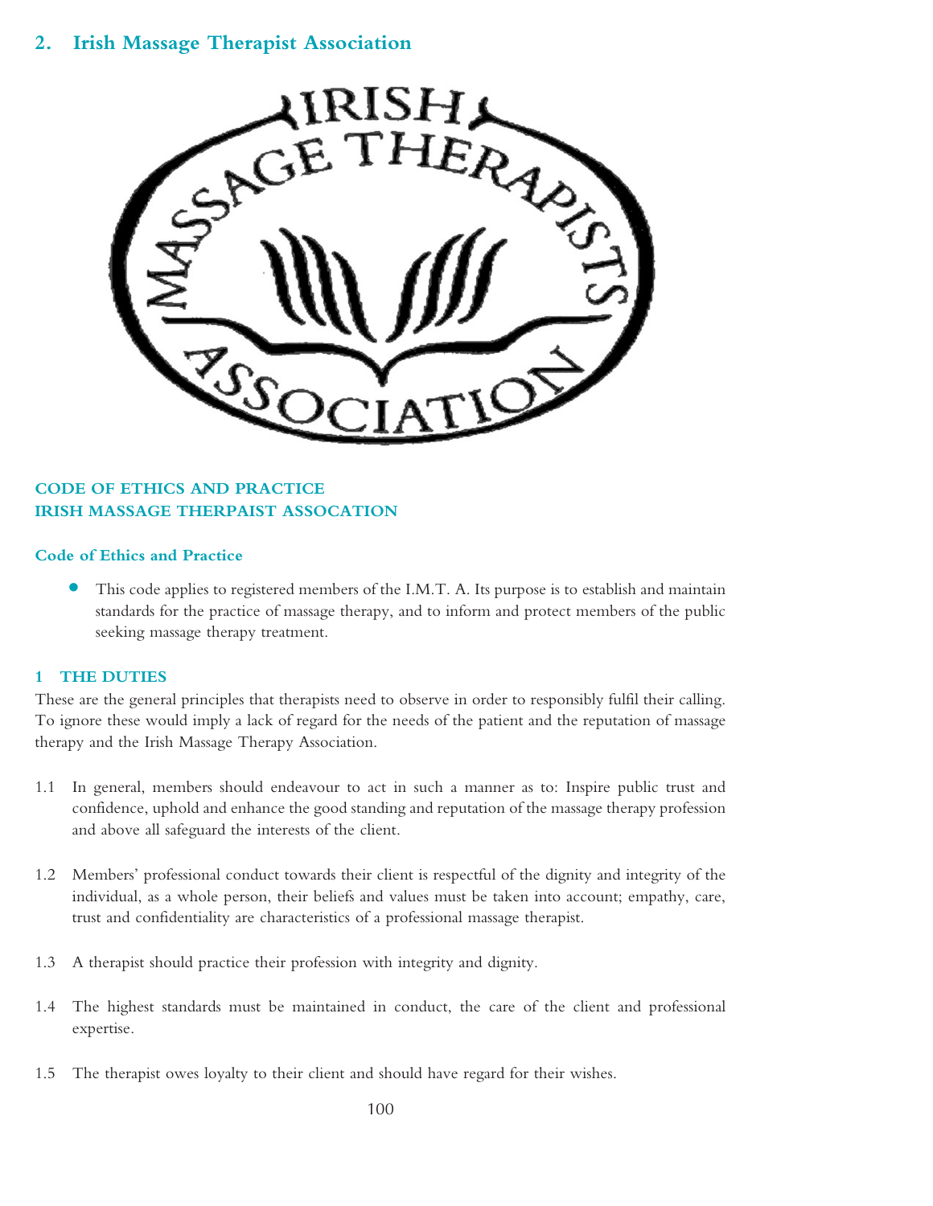## 2. Irish Massage Therapist Association

**CODE OF ETHICS AND PRACTICE**
**IRISH MASSAGE THERPAIST ASSOCATION**

### Code of Ethics and Practice

- This code applies to registered members of the I.M.T. A. Its purpose is to establish and maintain standards for the practice of massage therapy, and to inform and protect members of the public seeking massage therapy treatment.

### 1 THE DUTIES

These are the general principles that therapists need to observe in order to responsibly fulfil their calling. To ignore these would imply a lack of regard for the needs of the patient and the reputation of massage therapy and the Irish Massage Therapy Association.

1.1 In general, members should endeavour to act in such a manner as to: Inspire public trust and confidence, uphold and enhance the good standing and reputation of the massage therapy profession and above all safeguard the interests of the client.

1.2 Members' professional conduct towards their client is respectful of the dignity and integrity of the individual, as a whole person, their beliefs and values must be taken into account; empathy, care, trust and confidentiality are characteristics of a professional massage therapist.

1.3 A therapist should practice their profession with integrity and dignity.

1.4 The highest standards must be maintained in conduct, the care of the client and professional expertise.

1.5 The therapist owes loyalty to their client and should have regard for their wishes.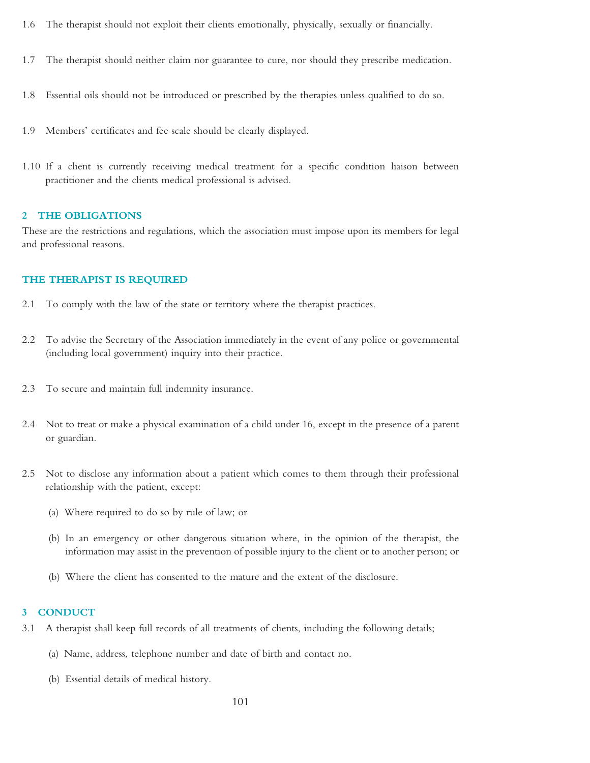1.6 The therapist should not exploit their clients emotionally, physically, sexually or financially.

1.7 The therapist should neither claim nor guarantee to cure, nor should they prescribe medication.

1.8 Essential oils should not be introduced or prescribed by the therapies unless qualified to do so.

1.9 Members' certificates and fee scale should be clearly displayed.

1.10 If a client is currently receiving medical treatment for a specific condition liaison between practitioner and the clients medical professional is advised.

## 2 THE OBLIGATIONS

These are the restrictions and regulations, which the association must impose upon its members for legal and professional reasons.

### THE THERAPIST IS REQUIRED

2.1 To comply with the law of the state or territory where the therapist practices.

2.2 To advise the Secretary of the Association immediately in the event of any police or governmental (including local government) inquiry into their practice.

2.3 To secure and maintain full indemnity insurance.

2.4 Not to treat or make a physical examination of a child under 16, except in the presence of a parent or guardian.

2.5 Not to disclose any information about a patient which comes to them through their professional relationship with the patient, except:

(a) Where required to do so by rule of law; or

(b) In an emergency or other dangerous situation where, in the opinion of the therapist, the information may assist in the prevention of possible injury to the client or to another person; or

(b) Where the client has consented to the mature and the extent of the disclosure.

## 3 CONDUCT

3.1 A therapist shall keep full records of all treatments of clients, including the following details;

(a) Name, address, telephone number and date of birth and contact no.

(b) Essential details of medical history.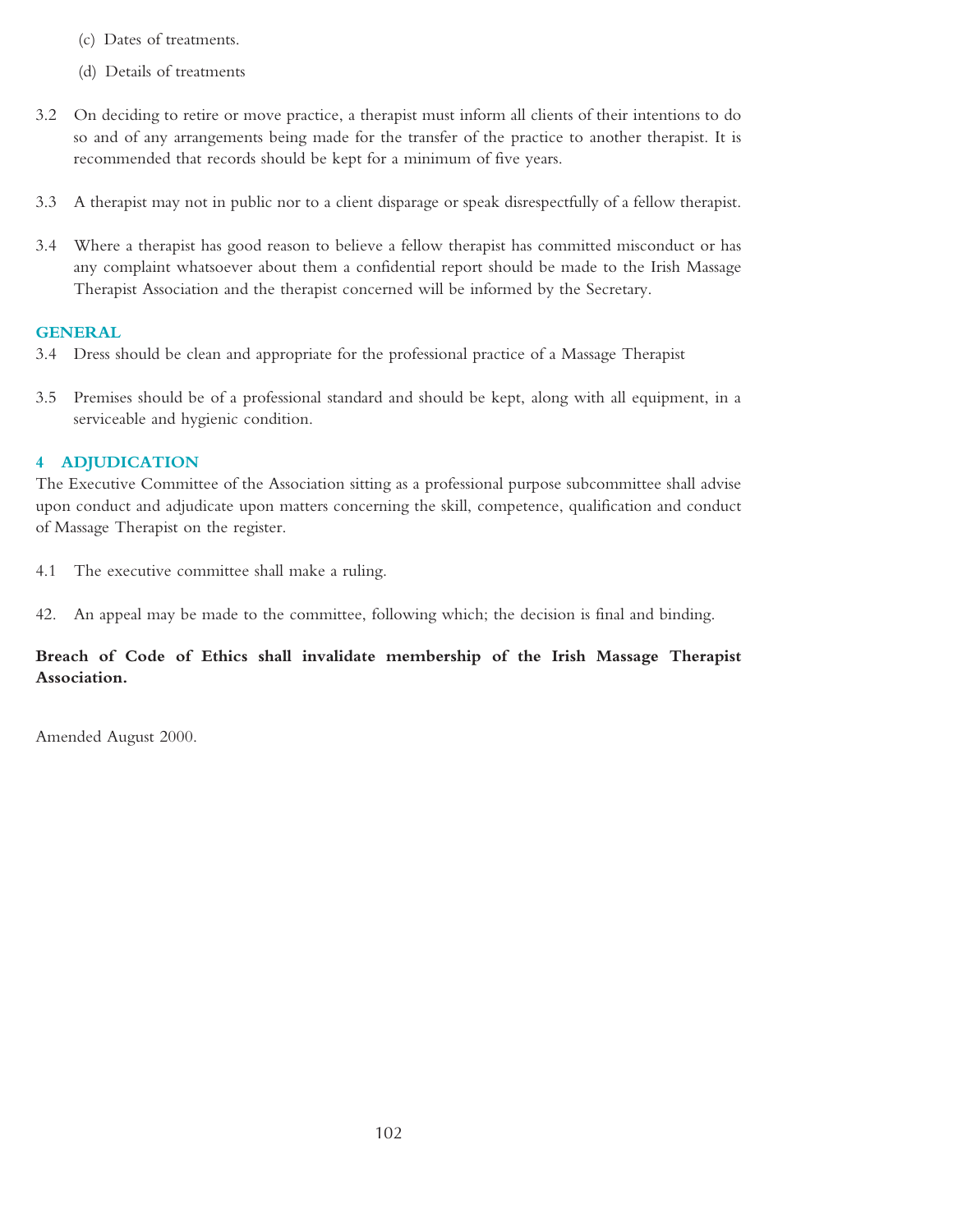(c) Dates of treatments.

(d) Details of treatments

3.2 On deciding to retire or move practice, a therapist must inform all clients of their intentions to do so and of any arrangements being made for the transfer of the practice to another therapist. It is recommended that records should be kept for a minimum of five years.

3.3 A therapist may not in public nor to a client disparage or speak disrespectfully of a fellow therapist.

3.4 Where a therapist has good reason to believe a fellow therapist has committed misconduct or has any complaint whatsoever about them a confidential report should be made to the Irish Massage Therapist Association and the therapist concerned will be informed by the Secretary.

## GENERAL

3.4 Dress should be clean and appropriate for the professional practice of a Massage Therapist

3.5 Premises should be of a professional standard and should be kept, along with all equipment, in a serviceable and hygienic condition.

## 4 ADJUDICATION

The Executive Committee of the Association sitting as a professional purpose subcommittee shall advise upon conduct and adjudicate upon matters concerning the skill, competence, qualification and conduct of Massage Therapist on the register.

4.1 The executive committee shall make a ruling.

42. An appeal may be made to the committee, following which; the decision is final and binding.

**Breach of Code of Ethics shall invalidate membership of the Irish Massage Therapist Association.**

Amended August 2000.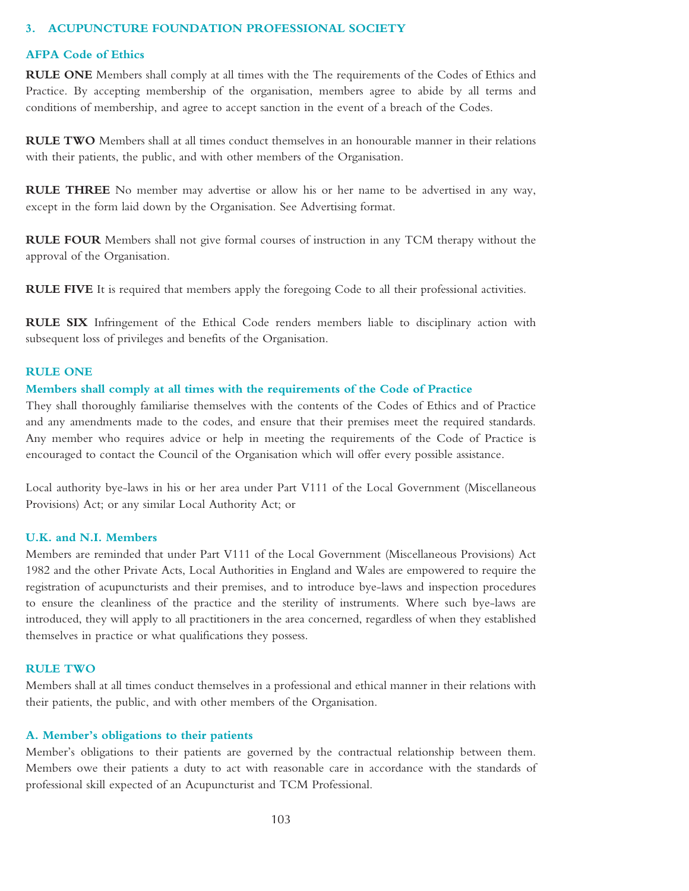## 3. ACUPUNCTURE FOUNDATION PROFESSIONAL SOCIETY

### AFPA Code of Ethics

**RULE ONE** Members shall comply at all times with the The requirements of the Codes of Ethics and Practice. By accepting membership of the organisation, members agree to abide by all terms and conditions of membership, and agree to accept sanction in the event of a breach of the Codes.

**RULE TWO** Members shall at all times conduct themselves in an honourable manner in their relations with their patients, the public, and with other members of the Organisation.

**RULE THREE** No member may advertise or allow his or her name to be advertised in any way, except in the form laid down by the Organisation. See Advertising format.

**RULE FOUR** Members shall not give formal courses of instruction in any TCM therapy without the approval of the Organisation.

**RULE FIVE** It is required that members apply the foregoing Code to all their professional activities.

**RULE SIX** Infringement of the Ethical Code renders members liable to disciplinary action with subsequent loss of privileges and benefits of the Organisation.

### RULE ONE

#### Members shall comply at all times with the requirements of the Code of Practice

They shall thoroughly familiarise themselves with the contents of the Codes of Ethics and of Practice and any amendments made to the codes, and ensure that their premises meet the required standards. Any member who requires advice or help in meeting the requirements of the Code of Practice is encouraged to contact the Council of the Organisation which will offer every possible assistance.

Local authority bye-laws in his or her area under Part V111 of the Local Government (Miscellaneous Provisions) Act; or any similar Local Authority Act; or

### U.K. and N.I. Members

Members are reminded that under Part V111 of the Local Government (Miscellaneous Provisions) Act 1982 and the other Private Acts, Local Authorities in England and Wales are empowered to require the registration of acupuncturists and their premises, and to introduce bye-laws and inspection procedures to ensure the cleanliness of the practice and the sterility of instruments. Where such bye-laws are introduced, they will apply to all practitioners in the area concerned, regardless of when they established themselves in practice or what qualifications they possess.

### RULE TWO

Members shall at all times conduct themselves in a professional and ethical manner in their relations with their patients, the public, and with other members of the Organisation.

#### A. Member's obligations to their patients

Member's obligations to their patients are governed by the contractual relationship between them. Members owe their patients a duty to act with reasonable care in accordance with the standards of professional skill expected of an Acupuncturist and TCM Professional.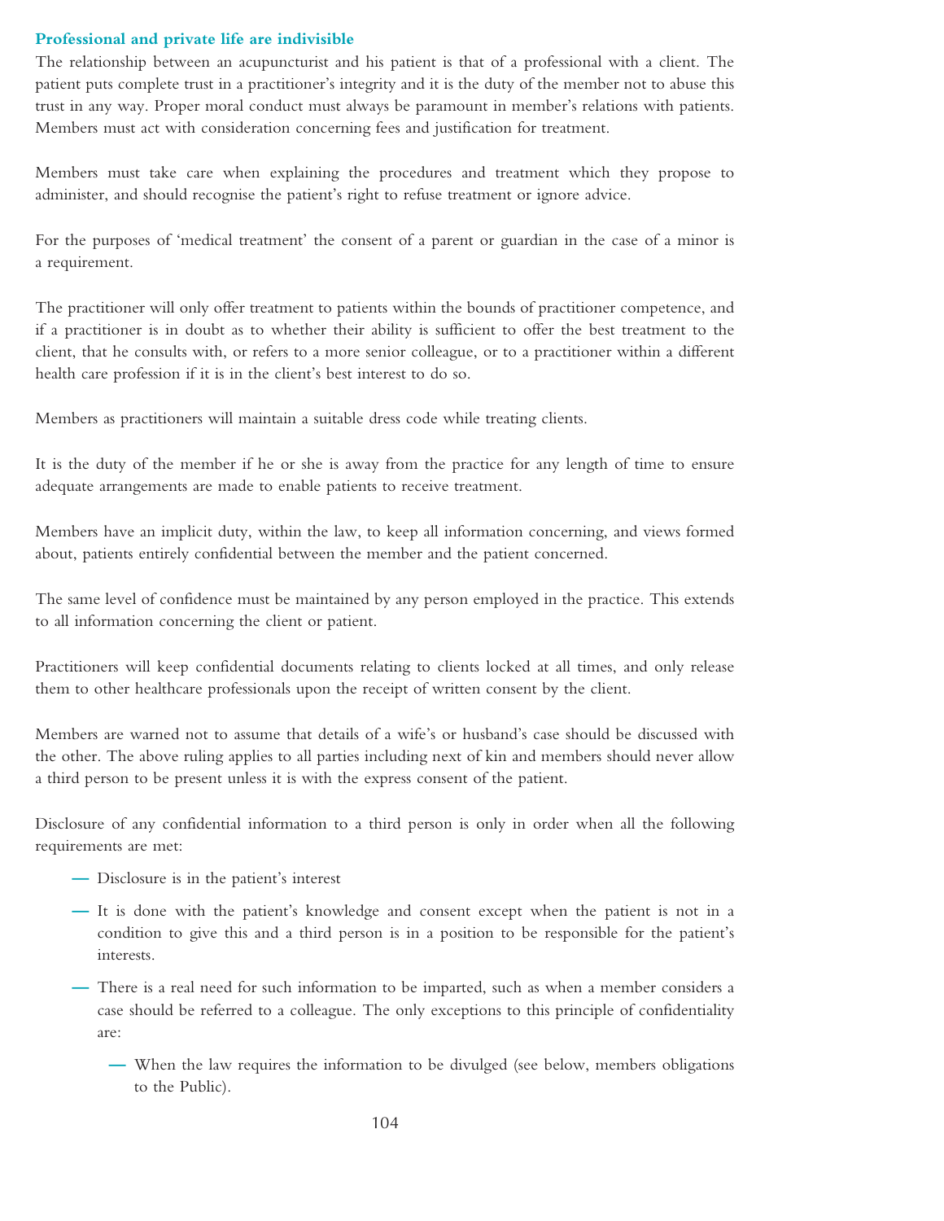### Professional and private life are indivisible

The relationship between an acupuncturist and his patient is that of a professional with a client. The patient puts complete trust in a practitioner's integrity and it is the duty of the member not to abuse this trust in any way. Proper moral conduct must always be paramount in member's relations with patients. Members must act with consideration concerning fees and justification for treatment.

Members must take care when explaining the procedures and treatment which they propose to administer, and should recognise the patient's right to refuse treatment or ignore advice.

For the purposes of 'medical treatment' the consent of a parent or guardian in the case of a minor is a requirement.

The practitioner will only offer treatment to patients within the bounds of practitioner competence, and if a practitioner is in doubt as to whether their ability is sufficient to offer the best treatment to the client, that he consults with, or refers to a more senior colleague, or to a practitioner within a different health care profession if it is in the client's best interest to do so.

Members as practitioners will maintain a suitable dress code while treating clients.

It is the duty of the member if he or she is away from the practice for any length of time to ensure adequate arrangements are made to enable patients to receive treatment.

Members have an implicit duty, within the law, to keep all information concerning, and views formed about, patients entirely confidential between the member and the patient concerned.

The same level of confidence must be maintained by any person employed in the practice. This extends to all information concerning the client or patient.

Practitioners will keep confidential documents relating to clients locked at all times, and only release them to other healthcare professionals upon the receipt of written consent by the client.

Members are warned not to assume that details of a wife's or husband's case should be discussed with the other. The above ruling applies to all parties including next of kin and members should never allow a third person to be present unless it is with the express consent of the patient.

Disclosure of any confidential information to a third person is only in order when all the following requirements are met:

- Disclosure is in the patient's interest
- It is done with the patient's knowledge and consent except when the patient is not in a condition to give this and a third person is in a position to be responsible for the patient's interests.
- There is a real need for such information to be imparted, such as when a member considers a case should be referred to a colleague. The only exceptions to this principle of confidentiality are:
  - When the law requires the information to be divulged (see below, members obligations to the Public).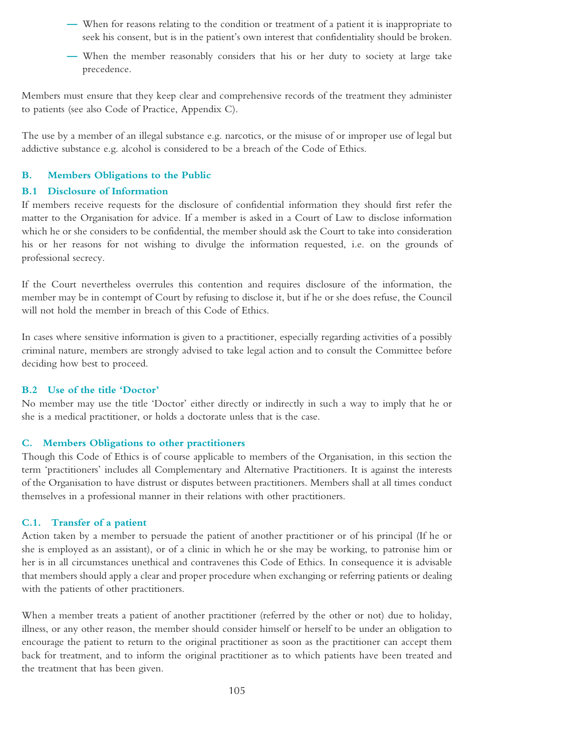- When for reasons relating to the condition or treatment of a patient it is inappropriate to seek his consent, but is in the patient's own interest that confidentiality should be broken.
- When the member reasonably considers that his or her duty to society at large take precedence.

Members must ensure that they keep clear and comprehensive records of the treatment they administer to patients (see also Code of Practice, Appendix C).

The use by a member of an illegal substance e.g. narcotics, or the misuse of or improper use of legal but addictive substance e.g. alcohol is considered to be a breach of the Code of Ethics.

## B. Members Obligations to the Public

### B.1 Disclosure of Information

If members receive requests for the disclosure of confidential information they should first refer the matter to the Organisation for advice. If a member is asked in a Court of Law to disclose information which he or she considers to be confidential, the member should ask the Court to take into consideration his or her reasons for not wishing to divulge the information requested, i.e. on the grounds of professional secrecy.

If the Court nevertheless overrules this contention and requires disclosure of the information, the member may be in contempt of Court by refusing to disclose it, but if he or she does refuse, the Council will not hold the member in breach of this Code of Ethics.

In cases where sensitive information is given to a practitioner, especially regarding activities of a possibly criminal nature, members are strongly advised to take legal action and to consult the Committee before deciding how best to proceed.

### B.2 Use of the title 'Doctor'

No member may use the title 'Doctor' either directly or indirectly in such a way to imply that he or she is a medical practitioner, or holds a doctorate unless that is the case.

## C. Members Obligations to other practitioners

Though this Code of Ethics is of course applicable to members of the Organisation, in this section the term 'practitioners' includes all Complementary and Alternative Practitioners. It is against the interests of the Organisation to have distrust or disputes between practitioners. Members shall at all times conduct themselves in a professional manner in their relations with other practitioners.

### C.1. Transfer of a patient

Action taken by a member to persuade the patient of another practitioner or of his principal (If he or she is employed as an assistant), or of a clinic in which he or she may be working, to patronise him or her is in all circumstances unethical and contravenes this Code of Ethics. In consequence it is advisable that members should apply a clear and proper procedure when exchanging or referring patients or dealing with the patients of other practitioners.

When a member treats a patient of another practitioner (referred by the other or not) due to holiday, illness, or any other reason, the member should consider himself or herself to be under an obligation to encourage the patient to return to the original practitioner as soon as the practitioner can accept them back for treatment, and to inform the original practitioner as to which patients have been treated and the treatment that has been given.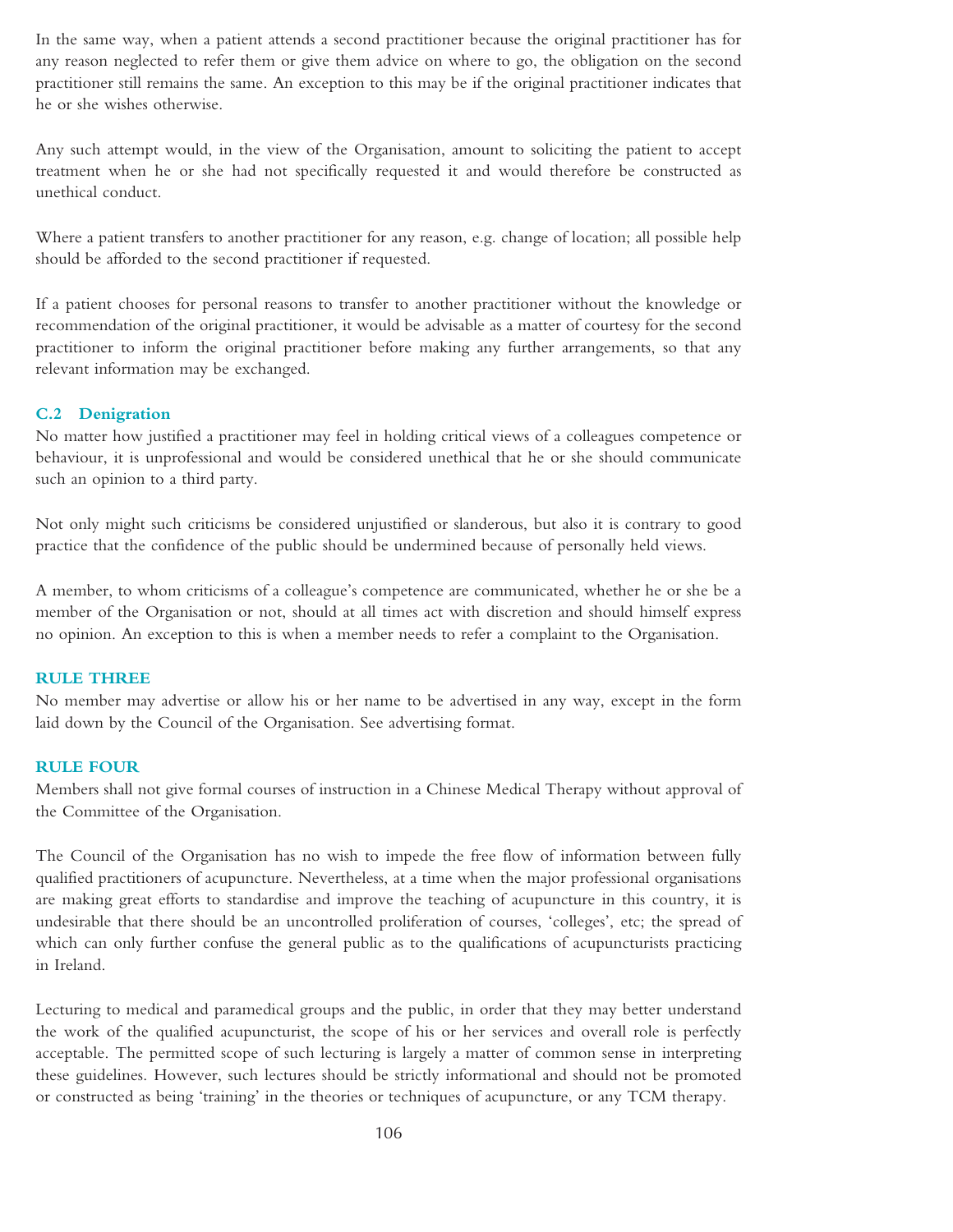In the same way, when a patient attends a second practitioner because the original practitioner has for any reason neglected to refer them or give them advice on where to go, the obligation on the second practitioner still remains the same. An exception to this may be if the original practitioner indicates that he or she wishes otherwise.

Any such attempt would, in the view of the Organisation, amount to soliciting the patient to accept treatment when he or she had not specifically requested it and would therefore be constructed as unethical conduct.

Where a patient transfers to another practitioner for any reason, e.g. change of location; all possible help should be afforded to the second practitioner if requested.

If a patient chooses for personal reasons to transfer to another practitioner without the knowledge or recommendation of the original practitioner, it would be advisable as a matter of courtesy for the second practitioner to inform the original practitioner before making any further arrangements, so that any relevant information may be exchanged.

### C.2 Denigration

No matter how justified a practitioner may feel in holding critical views of a colleagues competence or behaviour, it is unprofessional and would be considered unethical that he or she should communicate such an opinion to a third party.

Not only might such criticisms be considered unjustified or slanderous, but also it is contrary to good practice that the confidence of the public should be undermined because of personally held views.

A member, to whom criticisms of a colleague's competence are communicated, whether he or she be a member of the Organisation or not, should at all times act with discretion and should himself express no opinion. An exception to this is when a member needs to refer a complaint to the Organisation.

### RULE THREE

No member may advertise or allow his or her name to be advertised in any way, except in the form laid down by the Council of the Organisation. See advertising format.

### RULE FOUR

Members shall not give formal courses of instruction in a Chinese Medical Therapy without approval of the Committee of the Organisation.

The Council of the Organisation has no wish to impede the free flow of information between fully qualified practitioners of acupuncture. Nevertheless, at a time when the major professional organisations are making great efforts to standardise and improve the teaching of acupuncture in this country, it is undesirable that there should be an uncontrolled proliferation of courses, 'colleges', etc; the spread of which can only further confuse the general public as to the qualifications of acupuncturists practicing in Ireland.

Lecturing to medical and paramedical groups and the public, in order that they may better understand the work of the qualified acupuncturist, the scope of his or her services and overall role is perfectly acceptable. The permitted scope of such lecturing is largely a matter of common sense in interpreting these guidelines. However, such lectures should be strictly informational and should not be promoted or constructed as being 'training' in the theories or techniques of acupuncture, or any TCM therapy.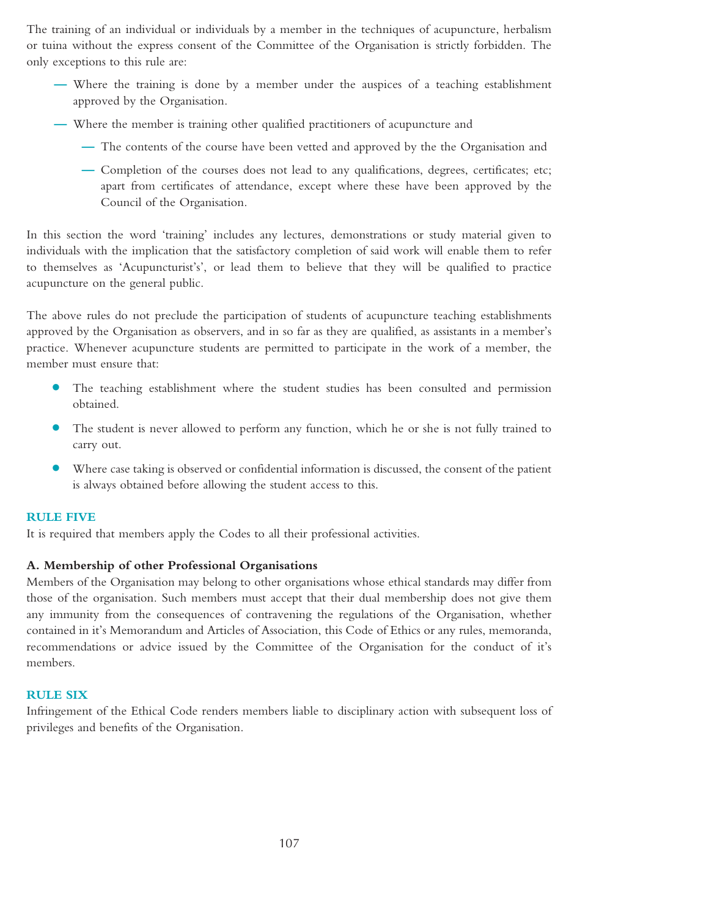The training of an individual or individuals by a member in the techniques of acupuncture, herbalism or tuina without the express consent of the Committee of the Organisation is strictly forbidden. The only exceptions to this rule are:

- — Where the training is done by a member under the auspices of a teaching establishment approved by the Organisation.
- — Where the member is training other qualified practitioners of acupuncture and
  - — The contents of the course have been vetted and approved by the the Organisation and
  - — Completion of the courses does not lead to any qualifications, degrees, certificates; etc; apart from certificates of attendance, except where these have been approved by the Council of the Organisation.

In this section the word 'training' includes any lectures, demonstrations or study material given to individuals with the implication that the satisfactory completion of said work will enable them to refer to themselves as 'Acupuncturist's', or lead them to believe that they will be qualified to practice acupuncture on the general public.

The above rules do not preclude the participation of students of acupuncture teaching establishments approved by the Organisation as observers, and in so far as they are qualified, as assistants in a member's practice. Whenever acupuncture students are permitted to participate in the work of a member, the member must ensure that:

- The teaching establishment where the student studies has been consulted and permission obtained.
- The student is never allowed to perform any function, which he or she is not fully trained to carry out.
- Where case taking is observed or confidential information is discussed, the consent of the patient is always obtained before allowing the student access to this.

**RULE FIVE**

It is required that members apply the Codes to all their professional activities.

**A. Membership of other Professional Organisations**

Members of the Organisation may belong to other organisations whose ethical standards may differ from those of the organisation. Such members must accept that their dual membership does not give them any immunity from the consequences of contravening the regulations of the Organisation, whether contained in it's Memorandum and Articles of Association, this Code of Ethics or any rules, memoranda, recommendations or advice issued by the Committee of the Organisation for the conduct of it's members.

**RULE SIX**

Infringement of the Ethical Code renders members liable to disciplinary action with subsequent loss of privileges and benefits of the Organisation.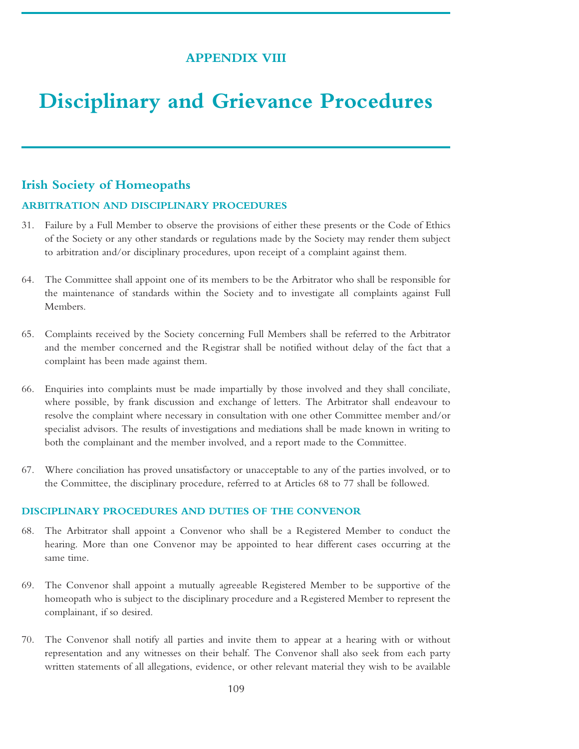# APPENDIX VIII

# Disciplinary and Grievance Procedures

## Irish Society of Homeopaths

### ARBITRATION AND DISCIPLINARY PROCEDURES

31. Failure by a Full Member to observe the provisions of either these presents or the Code of Ethics of the Society or any other standards or regulations made by the Society may render them subject to arbitration and/or disciplinary procedures, upon receipt of a complaint against them.

64. The Committee shall appoint one of its members to be the Arbitrator who shall be responsible for the maintenance of standards within the Society and to investigate all complaints against Full Members.

65. Complaints received by the Society concerning Full Members shall be referred to the Arbitrator and the member concerned and the Registrar shall be notified without delay of the fact that a complaint has been made against them.

66. Enquiries into complaints must be made impartially by those involved and they shall conciliate, where possible, by frank discussion and exchange of letters. The Arbitrator shall endeavour to resolve the complaint where necessary in consultation with one other Committee member and/or specialist advisors. The results of investigations and mediations shall be made known in writing to both the complainant and the member involved, and a report made to the Committee.

67. Where conciliation has proved unsatisfactory or unacceptable to any of the parties involved, or to the Committee, the disciplinary procedure, referred to at Articles 68 to 77 shall be followed.

### DISCIPLINARY PROCEDURES AND DUTIES OF THE CONVENOR

68. The Arbitrator shall appoint a Convenor who shall be a Registered Member to conduct the hearing. More than one Convenor may be appointed to hear different cases occurring at the same time.

69. The Convenor shall appoint a mutually agreeable Registered Member to be supportive of the homeopath who is subject to the disciplinary procedure and a Registered Member to represent the complainant, if so desired.

70. The Convenor shall notify all parties and invite them to appear at a hearing with or without representation and any witnesses on their behalf. The Convenor shall also seek from each party written statements of all allegations, evidence, or other relevant material they wish to be available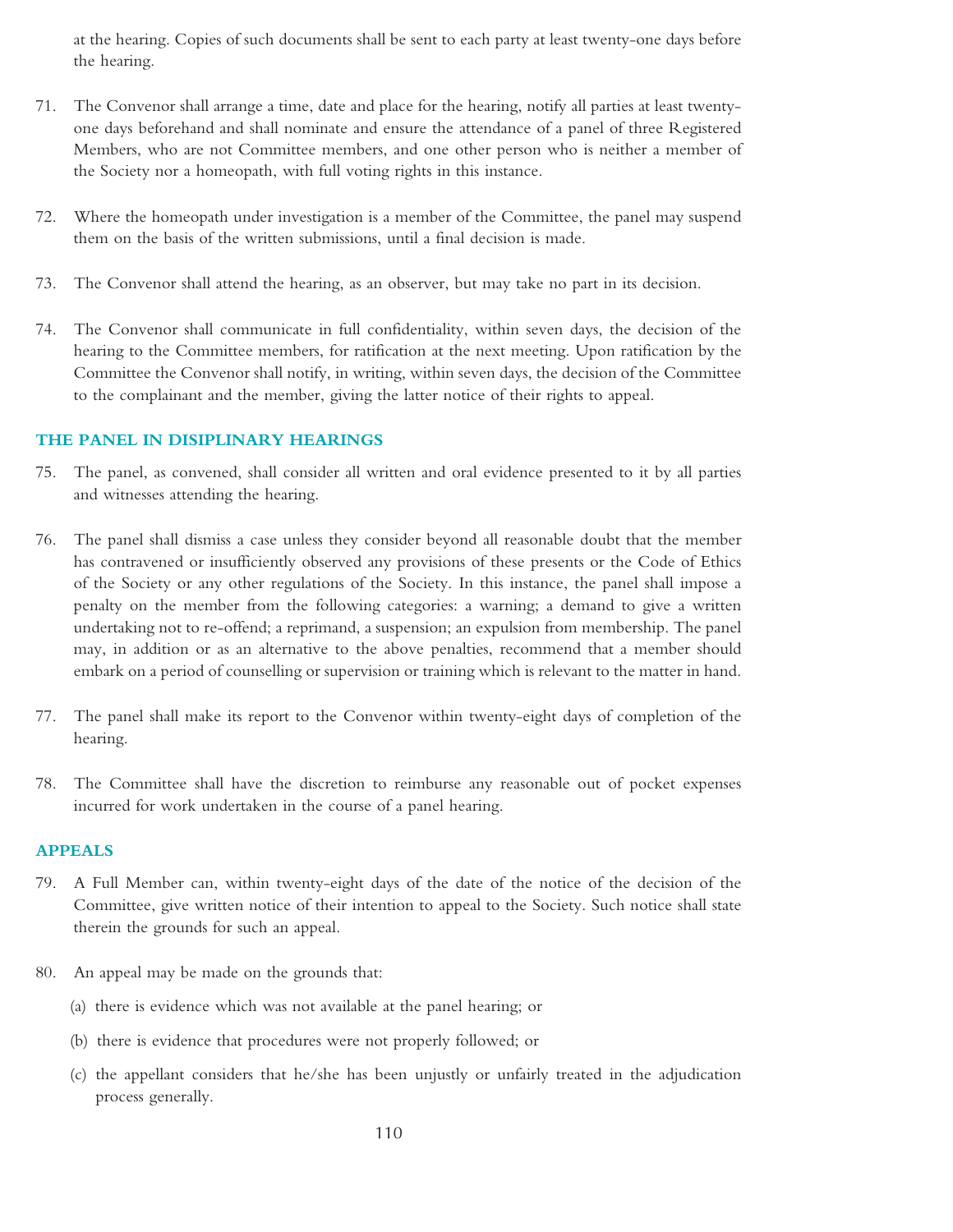at the hearing. Copies of such documents shall be sent to each party at least twenty-one days before the hearing.

71. The Convenor shall arrange a time, date and place for the hearing, notify all parties at least twenty-one days beforehand and shall nominate and ensure the attendance of a panel of three Registered Members, who are not Committee members, and one other person who is neither a member of the Society nor a homeopath, with full voting rights in this instance.

72. Where the homeopath under investigation is a member of the Committee, the panel may suspend them on the basis of the written submissions, until a final decision is made.

73. The Convenor shall attend the hearing, as an observer, but may take no part in its decision.

74. The Convenor shall communicate in full confidentiality, within seven days, the decision of the hearing to the Committee members, for ratification at the next meeting. Upon ratification by the Committee the Convenor shall notify, in writing, within seven days, the decision of the Committee to the complainant and the member, giving the latter notice of their rights to appeal.

## THE PANEL IN DISIPLINARY HEARINGS

75. The panel, as convened, shall consider all written and oral evidence presented to it by all parties and witnesses attending the hearing.

76. The panel shall dismiss a case unless they consider beyond all reasonable doubt that the member has contravened or insufficiently observed any provisions of these presents or the Code of Ethics of the Society or any other regulations of the Society. In this instance, the panel shall impose a penalty on the member from the following categories: a warning; a demand to give a written undertaking not to re-offend; a reprimand, a suspension; an expulsion from membership. The panel may, in addition or as an alternative to the above penalties, recommend that a member should embark on a period of counselling or supervision or training which is relevant to the matter in hand.

77. The panel shall make its report to the Convenor within twenty-eight days of completion of the hearing.

78. The Committee shall have the discretion to reimburse any reasonable out of pocket expenses incurred for work undertaken in the course of a panel hearing.

## APPEALS

79. A Full Member can, within twenty-eight days of the date of the notice of the decision of the Committee, give written notice of their intention to appeal to the Society. Such notice shall state therein the grounds for such an appeal.

80. An appeal may be made on the grounds that:

   (a) there is evidence which was not available at the panel hearing; or

   (b) there is evidence that procedures were not properly followed; or

   (c) the appellant considers that he/she has been unjustly or unfairly treated in the adjudication process generally.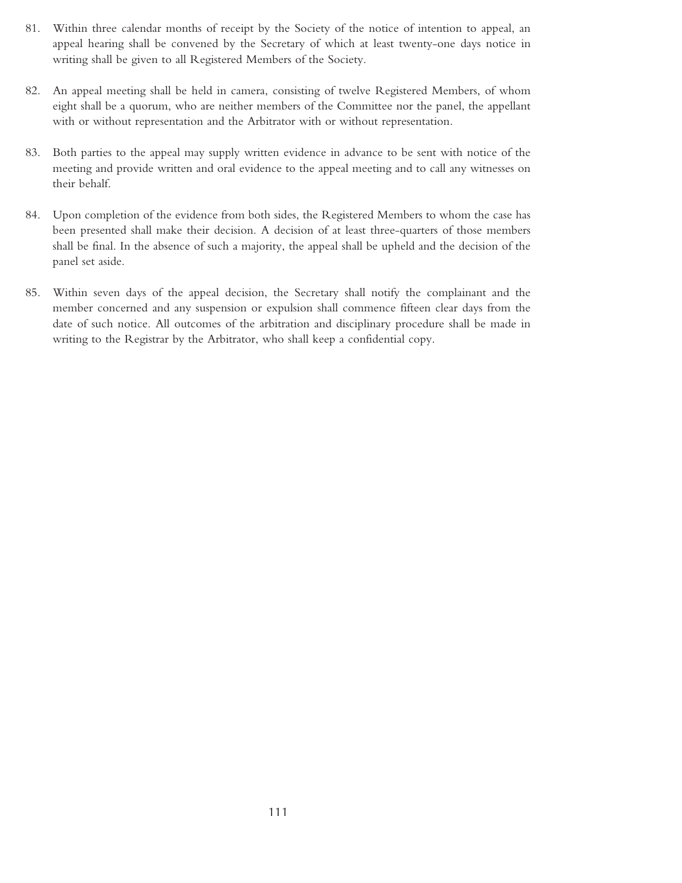81. Within three calendar months of receipt by the Society of the notice of intention to appeal, an appeal hearing shall be convened by the Secretary of which at least twenty-one days notice in writing shall be given to all Registered Members of the Society.

82. An appeal meeting shall be held in camera, consisting of twelve Registered Members, of whom eight shall be a quorum, who are neither members of the Committee nor the panel, the appellant with or without representation and the Arbitrator with or without representation.

83. Both parties to the appeal may supply written evidence in advance to be sent with notice of the meeting and provide written and oral evidence to the appeal meeting and to call any witnesses on their behalf.

84. Upon completion of the evidence from both sides, the Registered Members to whom the case has been presented shall make their decision. A decision of at least three-quarters of those members shall be final. In the absence of such a majority, the appeal shall be upheld and the decision of the panel set aside.

85. Within seven days of the appeal decision, the Secretary shall notify the complainant and the member concerned and any suspension or expulsion shall commence fifteen clear days from the date of such notice. All outcomes of the arbitration and disciplinary procedure shall be made in writing to the Registrar by the Arbitrator, who shall keep a confidential copy.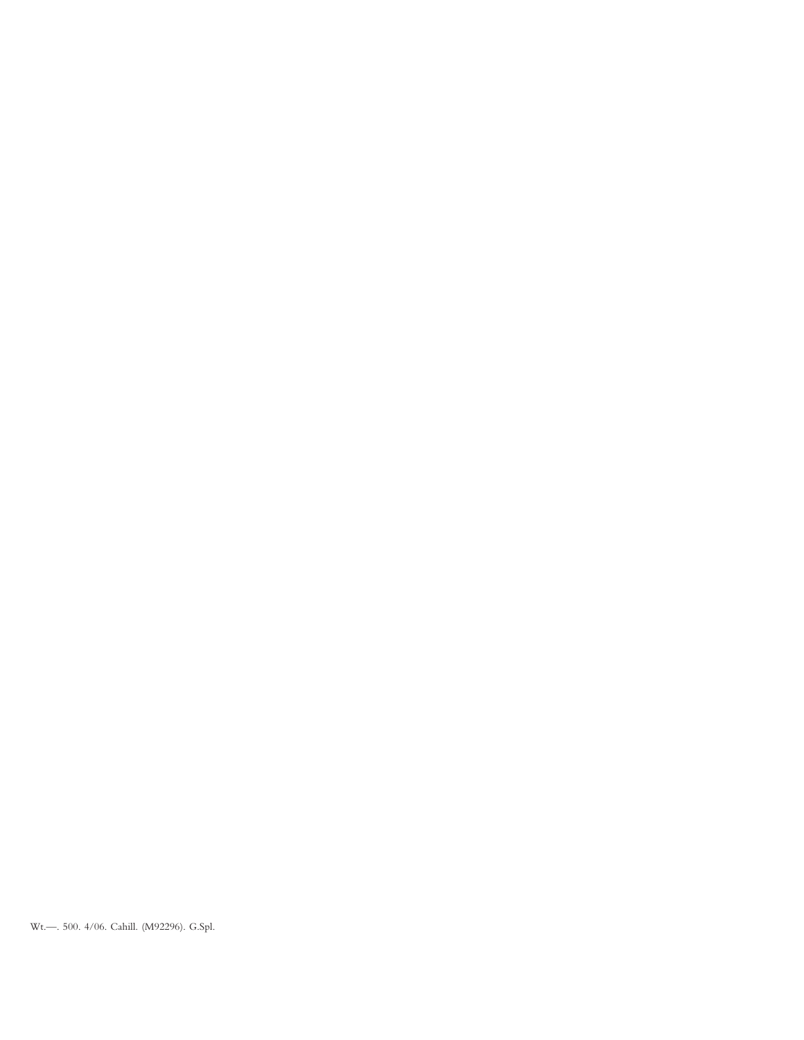Wt.—. 500. 4/06. Cahill. (M92296). G.Spl.